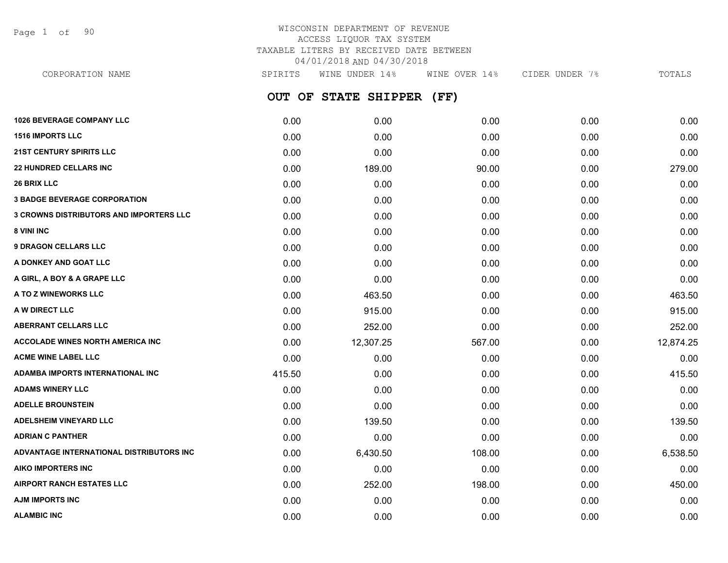WISCONSIN DEPARTMENT OF REVENUE
ACCESS LIQUOR TAX SYSTEM
TAXABLE LITERS BY RECEIVED DATE BETWEEN
04/01/2018 AND 04/30/2018

## OUT OF STATE SHIPPER (FF)

| CORPORATION NAME | SPIRITS | WINE UNDER 14% | WINE OVER 14% | CIDER UNDER 7% | TOTALS |
|---|---|---|---|---|---|
| **1026 BEVERAGE COMPANY LLC** | 0.00 | 0.00 | 0.00 | 0.00 | 0.00 |
| **1516 IMPORTS LLC** | 0.00 | 0.00 | 0.00 | 0.00 | 0.00 |
| **21ST CENTURY SPIRITS LLC** | 0.00 | 0.00 | 0.00 | 0.00 | 0.00 |
| **22 HUNDRED CELLARS INC** | 0.00 | 189.00 | 90.00 | 0.00 | 279.00 |
| **26 BRIX LLC** | 0.00 | 0.00 | 0.00 | 0.00 | 0.00 |
| **3 BADGE BEVERAGE CORPORATION** | 0.00 | 0.00 | 0.00 | 0.00 | 0.00 |
| **3 CROWNS DISTRIBUTORS AND IMPORTERS LLC** | 0.00 | 0.00 | 0.00 | 0.00 | 0.00 |
| **8 VINI INC** | 0.00 | 0.00 | 0.00 | 0.00 | 0.00 |
| **9 DRAGON CELLARS LLC** | 0.00 | 0.00 | 0.00 | 0.00 | 0.00 |
| **A DONKEY AND GOAT LLC** | 0.00 | 0.00 | 0.00 | 0.00 | 0.00 |
| **A GIRL, A BOY & A GRAPE LLC** | 0.00 | 0.00 | 0.00 | 0.00 | 0.00 |
| **A TO Z WINEWORKS LLC** | 0.00 | 463.50 | 0.00 | 0.00 | 463.50 |
| **A W DIRECT LLC** | 0.00 | 915.00 | 0.00 | 0.00 | 915.00 |
| **ABERRANT CELLARS LLC** | 0.00 | 252.00 | 0.00 | 0.00 | 252.00 |
| **ACCOLADE WINES NORTH AMERICA INC** | 0.00 | 12,307.25 | 567.00 | 0.00 | 12,874.25 |
| **ACME WINE LABEL LLC** | 0.00 | 0.00 | 0.00 | 0.00 | 0.00 |
| **ADAMBA IMPORTS INTERNATIONAL INC** | 415.50 | 0.00 | 0.00 | 0.00 | 415.50 |
| **ADAMS WINERY LLC** | 0.00 | 0.00 | 0.00 | 0.00 | 0.00 |
| **ADELLE BROUNSTEIN** | 0.00 | 0.00 | 0.00 | 0.00 | 0.00 |
| **ADELSHEIM VINEYARD LLC** | 0.00 | 139.50 | 0.00 | 0.00 | 139.50 |
| **ADRIAN C PANTHER** | 0.00 | 0.00 | 0.00 | 0.00 | 0.00 |
| **ADVANTAGE INTERNATIONAL DISTRIBUTORS INC** | 0.00 | 6,430.50 | 108.00 | 0.00 | 6,538.50 |
| **AIKO IMPORTERS INC** | 0.00 | 0.00 | 0.00 | 0.00 | 0.00 |
| **AIRPORT RANCH ESTATES LLC** | 0.00 | 252.00 | 198.00 | 0.00 | 450.00 |
| **AJM IMPORTS INC** | 0.00 | 0.00 | 0.00 | 0.00 | 0.00 |
| **ALAMBIC INC** | 0.00 | 0.00 | 0.00 | 0.00 | 0.00 |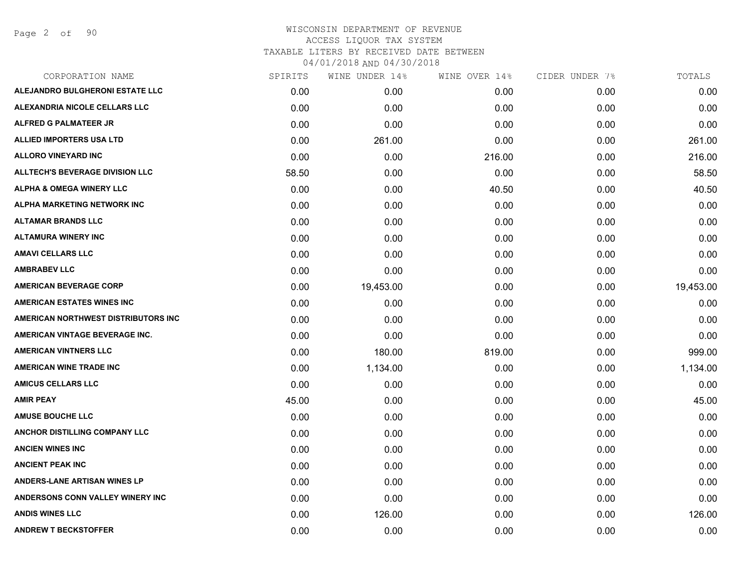WISCONSIN DEPARTMENT OF REVENUE
ACCESS LIQUOR TAX SYSTEM
TAXABLE LITERS BY RECEIVED DATE BETWEEN
04/01/2018 AND 04/30/2018

| CORPORATION NAME | SPIRITS | WINE UNDER 14% | WINE OVER 14% | CIDER UNDER 7% | TOTALS |
|---|---|---|---|---|---|
| ALEJANDRO BULGHERONI ESTATE LLC | 0.00 | 0.00 | 0.00 | 0.00 | 0.00 |
| ALEXANDRIA NICOLE CELLARS LLC | 0.00 | 0.00 | 0.00 | 0.00 | 0.00 |
| ALFRED G PALMATEER JR | 0.00 | 0.00 | 0.00 | 0.00 | 0.00 |
| ALLIED IMPORTERS USA LTD | 0.00 | 261.00 | 0.00 | 0.00 | 261.00 |
| ALLORO VINEYARD INC | 0.00 | 0.00 | 216.00 | 0.00 | 216.00 |
| ALLTECH'S BEVERAGE DIVISION LLC | 58.50 | 0.00 | 0.00 | 0.00 | 58.50 |
| ALPHA & OMEGA WINERY LLC | 0.00 | 0.00 | 40.50 | 0.00 | 40.50 |
| ALPHA MARKETING NETWORK INC | 0.00 | 0.00 | 0.00 | 0.00 | 0.00 |
| ALTAMAR BRANDS LLC | 0.00 | 0.00 | 0.00 | 0.00 | 0.00 |
| ALTAMURA WINERY INC | 0.00 | 0.00 | 0.00 | 0.00 | 0.00 |
| AMAVI CELLARS LLC | 0.00 | 0.00 | 0.00 | 0.00 | 0.00 |
| AMBRABEV LLC | 0.00 | 0.00 | 0.00 | 0.00 | 0.00 |
| AMERICAN BEVERAGE CORP | 0.00 | 19,453.00 | 0.00 | 0.00 | 19,453.00 |
| AMERICAN ESTATES WINES INC | 0.00 | 0.00 | 0.00 | 0.00 | 0.00 |
| AMERICAN NORTHWEST DISTRIBUTORS INC | 0.00 | 0.00 | 0.00 | 0.00 | 0.00 |
| AMERICAN VINTAGE BEVERAGE INC. | 0.00 | 0.00 | 0.00 | 0.00 | 0.00 |
| AMERICAN VINTNERS LLC | 0.00 | 180.00 | 819.00 | 0.00 | 999.00 |
| AMERICAN WINE TRADE INC | 0.00 | 1,134.00 | 0.00 | 0.00 | 1,134.00 |
| AMICUS CELLARS LLC | 0.00 | 0.00 | 0.00 | 0.00 | 0.00 |
| AMIR PEAY | 45.00 | 0.00 | 0.00 | 0.00 | 45.00 |
| AMUSE BOUCHE LLC | 0.00 | 0.00 | 0.00 | 0.00 | 0.00 |
| ANCHOR DISTILLING COMPANY LLC | 0.00 | 0.00 | 0.00 | 0.00 | 0.00 |
| ANCIEN WINES INC | 0.00 | 0.00 | 0.00 | 0.00 | 0.00 |
| ANCIENT PEAK INC | 0.00 | 0.00 | 0.00 | 0.00 | 0.00 |
| ANDERS-LANE ARTISAN WINES LP | 0.00 | 0.00 | 0.00 | 0.00 | 0.00 |
| ANDERSONS CONN VALLEY WINERY INC | 0.00 | 0.00 | 0.00 | 0.00 | 0.00 |
| ANDIS WINES LLC | 0.00 | 126.00 | 0.00 | 0.00 | 126.00 |
| ANDREW T BECKSTOFFER | 0.00 | 0.00 | 0.00 | 0.00 | 0.00 |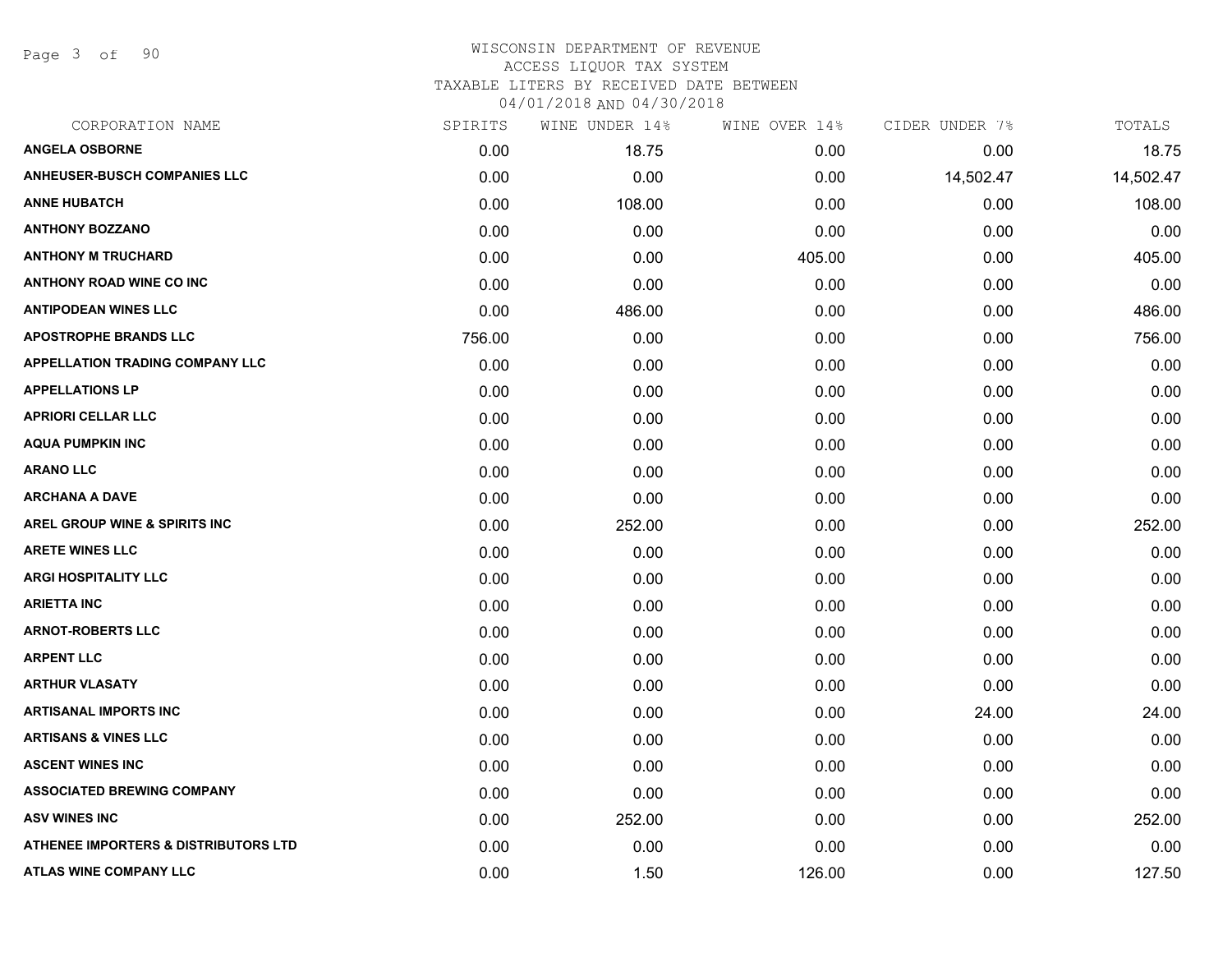# WISCONSIN DEPARTMENT OF REVENUE
## ACCESS LIQUOR TAX SYSTEM
### TAXABLE LITERS BY RECEIVED DATE BETWEEN 04/01/2018 AND 04/30/2018

| CORPORATION NAME | SPIRITS | WINE UNDER 14% | WINE OVER 14% | CIDER UNDER 7% | TOTALS |
|---|---|---|---|---|---|
| ANGELA OSBORNE | 0.00 | 18.75 | 0.00 | 0.00 | 18.75 |
| ANHEUSER-BUSCH COMPANIES LLC | 0.00 | 0.00 | 0.00 | 14,502.47 | 14,502.47 |
| ANNE HUBATCH | 0.00 | 108.00 | 0.00 | 0.00 | 108.00 |
| ANTHONY BOZZANO | 0.00 | 0.00 | 0.00 | 0.00 | 0.00 |
| ANTHONY M TRUCHARD | 0.00 | 0.00 | 405.00 | 0.00 | 405.00 |
| ANTHONY ROAD WINE CO INC | 0.00 | 0.00 | 0.00 | 0.00 | 0.00 |
| ANTIPODEAN WINES LLC | 0.00 | 486.00 | 0.00 | 0.00 | 486.00 |
| APOSTROPHE BRANDS LLC | 756.00 | 0.00 | 0.00 | 0.00 | 756.00 |
| APPELLATION TRADING COMPANY LLC | 0.00 | 0.00 | 0.00 | 0.00 | 0.00 |
| APPELLATIONS LP | 0.00 | 0.00 | 0.00 | 0.00 | 0.00 |
| APRIORI CELLAR LLC | 0.00 | 0.00 | 0.00 | 0.00 | 0.00 |
| AQUA PUMPKIN INC | 0.00 | 0.00 | 0.00 | 0.00 | 0.00 |
| ARANO LLC | 0.00 | 0.00 | 0.00 | 0.00 | 0.00 |
| ARCHANA A DAVE | 0.00 | 0.00 | 0.00 | 0.00 | 0.00 |
| AREL GROUP WINE & SPIRITS INC | 0.00 | 252.00 | 0.00 | 0.00 | 252.00 |
| ARETE WINES LLC | 0.00 | 0.00 | 0.00 | 0.00 | 0.00 |
| ARGI HOSPITALITY LLC | 0.00 | 0.00 | 0.00 | 0.00 | 0.00 |
| ARIETTA INC | 0.00 | 0.00 | 0.00 | 0.00 | 0.00 |
| ARNOT-ROBERTS LLC | 0.00 | 0.00 | 0.00 | 0.00 | 0.00 |
| ARPENT LLC | 0.00 | 0.00 | 0.00 | 0.00 | 0.00 |
| ARTHUR VLASATY | 0.00 | 0.00 | 0.00 | 0.00 | 0.00 |
| ARTISANAL IMPORTS INC | 0.00 | 0.00 | 0.00 | 24.00 | 24.00 |
| ARTISANS & VINES LLC | 0.00 | 0.00 | 0.00 | 0.00 | 0.00 |
| ASCENT WINES INC | 0.00 | 0.00 | 0.00 | 0.00 | 0.00 |
| ASSOCIATED BREWING COMPANY | 0.00 | 0.00 | 0.00 | 0.00 | 0.00 |
| ASV WINES INC | 0.00 | 252.00 | 0.00 | 0.00 | 252.00 |
| ATHENEE IMPORTERS & DISTRIBUTORS LTD | 0.00 | 0.00 | 0.00 | 0.00 | 0.00 |
| ATLAS WINE COMPANY LLC | 0.00 | 1.50 | 126.00 | 0.00 | 127.50 |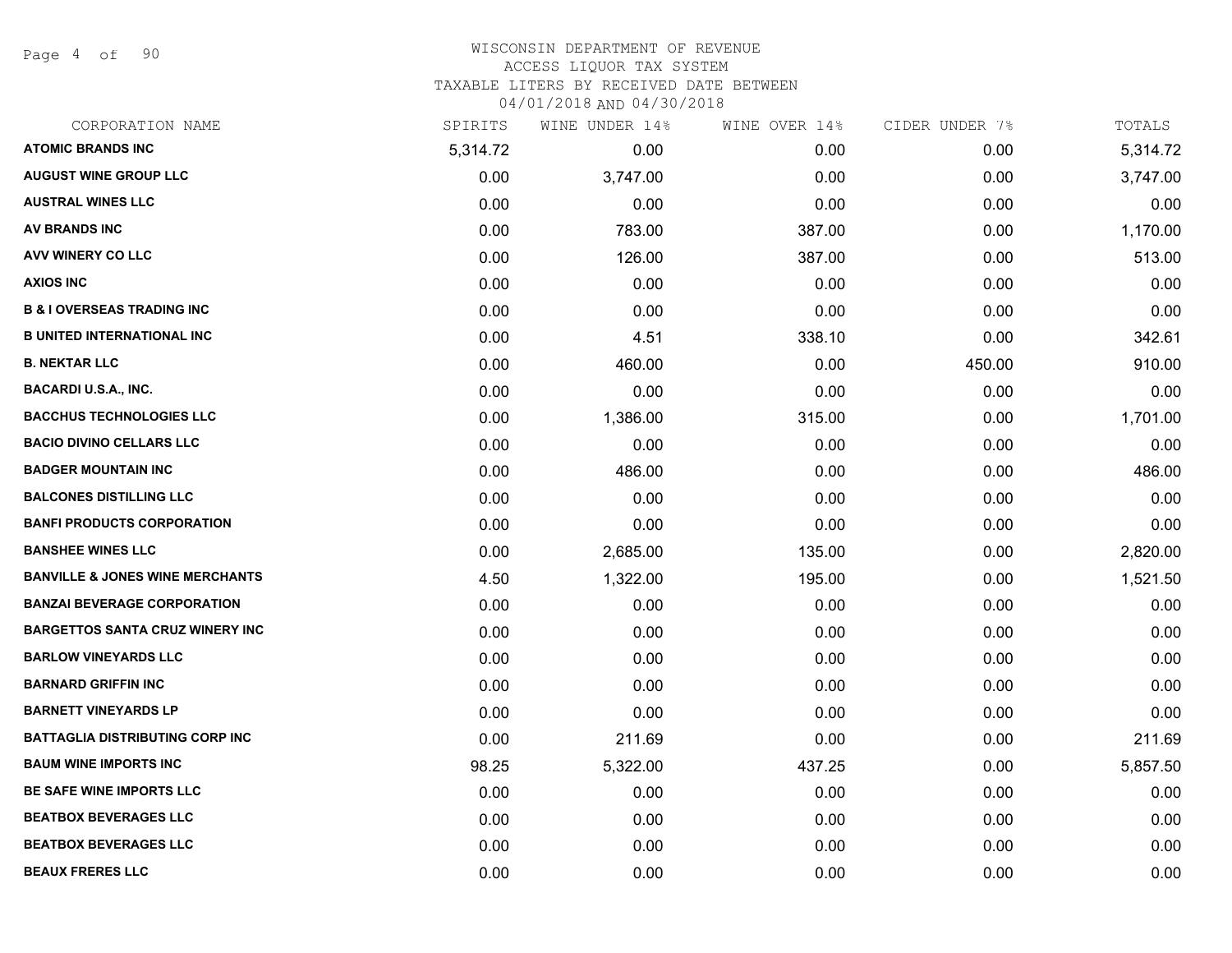WISCONSIN DEPARTMENT OF REVENUE
ACCESS LIQUOR TAX SYSTEM
TAXABLE LITERS BY RECEIVED DATE BETWEEN
04/01/2018 AND 04/30/2018

| CORPORATION NAME | SPIRITS | WINE UNDER 14% | WINE OVER 14% | CIDER UNDER 7% | TOTALS |
|---|---|---|---|---|---|
| ATOMIC BRANDS INC | 5,314.72 | 0.00 | 0.00 | 0.00 | 5,314.72 |
| AUGUST WINE GROUP LLC | 0.00 | 3,747.00 | 0.00 | 0.00 | 3,747.00 |
| AUSTRAL WINES LLC | 0.00 | 0.00 | 0.00 | 0.00 | 0.00 |
| AV BRANDS INC | 0.00 | 783.00 | 387.00 | 0.00 | 1,170.00 |
| AVV WINERY CO LLC | 0.00 | 126.00 | 387.00 | 0.00 | 513.00 |
| AXIOS INC | 0.00 | 0.00 | 0.00 | 0.00 | 0.00 |
| B & I OVERSEAS TRADING INC | 0.00 | 0.00 | 0.00 | 0.00 | 0.00 |
| B UNITED INTERNATIONAL INC | 0.00 | 4.51 | 338.10 | 0.00 | 342.61 |
| B. NEKTAR LLC | 0.00 | 460.00 | 0.00 | 450.00 | 910.00 |
| BACARDI U.S.A., INC. | 0.00 | 0.00 | 0.00 | 0.00 | 0.00 |
| BACCHUS TECHNOLOGIES LLC | 0.00 | 1,386.00 | 315.00 | 0.00 | 1,701.00 |
| BACIO DIVINO CELLARS LLC | 0.00 | 0.00 | 0.00 | 0.00 | 0.00 |
| BADGER MOUNTAIN INC | 0.00 | 486.00 | 0.00 | 0.00 | 486.00 |
| BALCONES DISTILLING LLC | 0.00 | 0.00 | 0.00 | 0.00 | 0.00 |
| BANFI PRODUCTS CORPORATION | 0.00 | 0.00 | 0.00 | 0.00 | 0.00 |
| BANSHEE WINES LLC | 0.00 | 2,685.00 | 135.00 | 0.00 | 2,820.00 |
| BANVILLE & JONES WINE MERCHANTS | 4.50 | 1,322.00 | 195.00 | 0.00 | 1,521.50 |
| BANZAI BEVERAGE CORPORATION | 0.00 | 0.00 | 0.00 | 0.00 | 0.00 |
| BARGETTOS SANTA CRUZ WINERY INC | 0.00 | 0.00 | 0.00 | 0.00 | 0.00 |
| BARLOW VINEYARDS LLC | 0.00 | 0.00 | 0.00 | 0.00 | 0.00 |
| BARNARD GRIFFIN INC | 0.00 | 0.00 | 0.00 | 0.00 | 0.00 |
| BARNETT VINEYARDS LP | 0.00 | 0.00 | 0.00 | 0.00 | 0.00 |
| BATTAGLIA DISTRIBUTING CORP INC | 0.00 | 211.69 | 0.00 | 0.00 | 211.69 |
| BAUM WINE IMPORTS INC | 98.25 | 5,322.00 | 437.25 | 0.00 | 5,857.50 |
| BE SAFE WINE IMPORTS LLC | 0.00 | 0.00 | 0.00 | 0.00 | 0.00 |
| BEATBOX BEVERAGES LLC | 0.00 | 0.00 | 0.00 | 0.00 | 0.00 |
| BEATBOX BEVERAGES LLC | 0.00 | 0.00 | 0.00 | 0.00 | 0.00 |
| BEAUX FRERES LLC | 0.00 | 0.00 | 0.00 | 0.00 | 0.00 |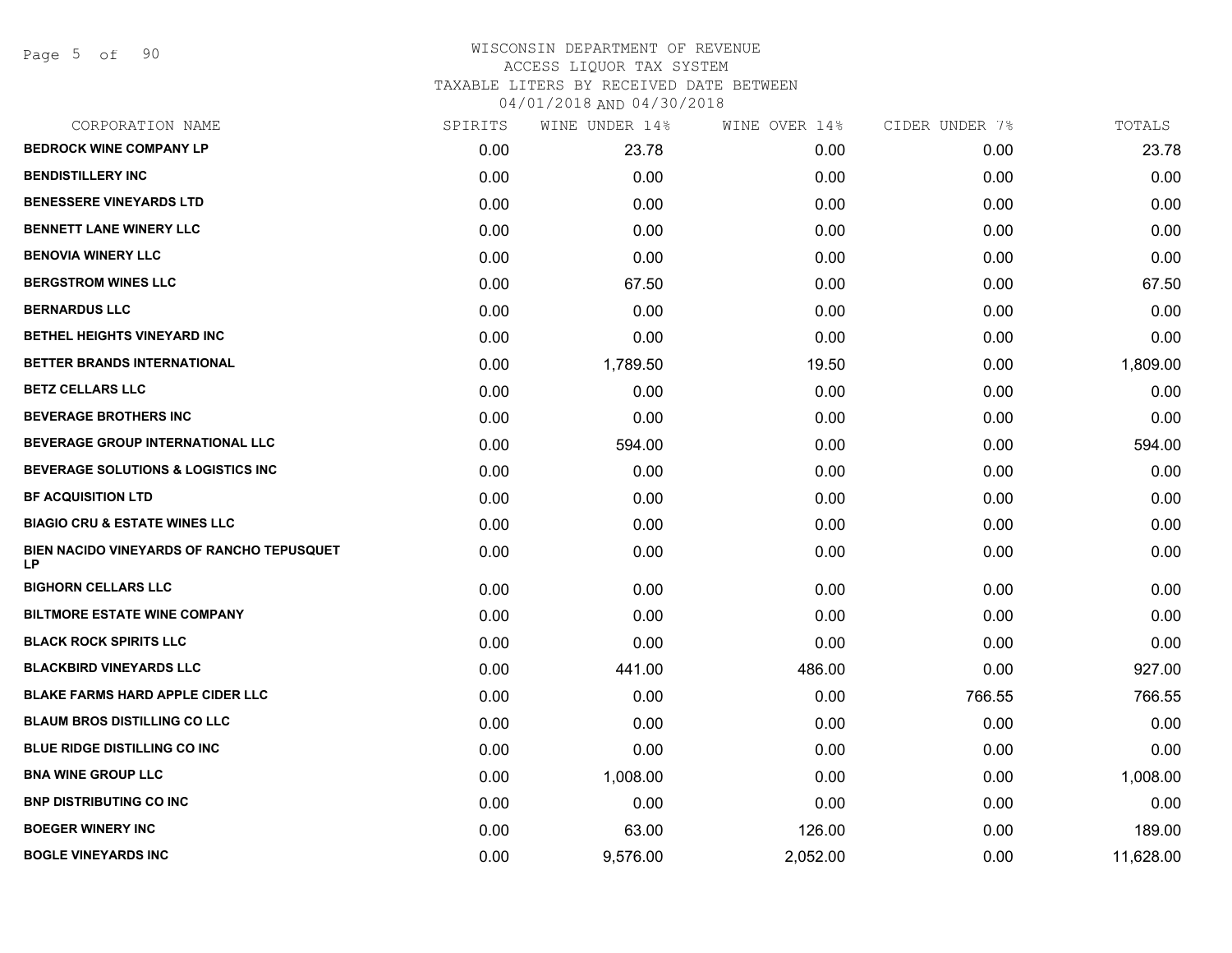WISCONSIN DEPARTMENT OF REVENUE
ACCESS LIQUOR TAX SYSTEM
TAXABLE LITERS BY RECEIVED DATE BETWEEN
04/01/2018 AND 04/30/2018

| CORPORATION NAME | SPIRITS | WINE UNDER 14% | WINE OVER 14% | CIDER UNDER 7% | TOTALS |
|---|---|---|---|---|---|
| BEDROCK WINE COMPANY LP | 0.00 | 23.78 | 0.00 | 0.00 | 23.78 |
| BENDISTILLERY INC | 0.00 | 0.00 | 0.00 | 0.00 | 0.00 |
| BENESSERE VINEYARDS LTD | 0.00 | 0.00 | 0.00 | 0.00 | 0.00 |
| BENNETT LANE WINERY LLC | 0.00 | 0.00 | 0.00 | 0.00 | 0.00 |
| BENOVIA WINERY LLC | 0.00 | 0.00 | 0.00 | 0.00 | 0.00 |
| BERGSTROM WINES LLC | 0.00 | 67.50 | 0.00 | 0.00 | 67.50 |
| BERNARDUS LLC | 0.00 | 0.00 | 0.00 | 0.00 | 0.00 |
| BETHEL HEIGHTS VINEYARD INC | 0.00 | 0.00 | 0.00 | 0.00 | 0.00 |
| BETTER BRANDS INTERNATIONAL | 0.00 | 1,789.50 | 19.50 | 0.00 | 1,809.00 |
| BETZ CELLARS LLC | 0.00 | 0.00 | 0.00 | 0.00 | 0.00 |
| BEVERAGE BROTHERS INC | 0.00 | 0.00 | 0.00 | 0.00 | 0.00 |
| BEVERAGE GROUP INTERNATIONAL LLC | 0.00 | 594.00 | 0.00 | 0.00 | 594.00 |
| BEVERAGE SOLUTIONS & LOGISTICS INC | 0.00 | 0.00 | 0.00 | 0.00 | 0.00 |
| BF ACQUISITION LTD | 0.00 | 0.00 | 0.00 | 0.00 | 0.00 |
| BIAGIO CRU & ESTATE WINES LLC | 0.00 | 0.00 | 0.00 | 0.00 | 0.00 |
| BIEN NACIDO VINEYARDS OF RANCHO TEPUSQUET LP | 0.00 | 0.00 | 0.00 | 0.00 | 0.00 |
| BIGHORN CELLARS LLC | 0.00 | 0.00 | 0.00 | 0.00 | 0.00 |
| BILTMORE ESTATE WINE COMPANY | 0.00 | 0.00 | 0.00 | 0.00 | 0.00 |
| BLACK ROCK SPIRITS LLC | 0.00 | 0.00 | 0.00 | 0.00 | 0.00 |
| BLACKBIRD VINEYARDS LLC | 0.00 | 441.00 | 486.00 | 0.00 | 927.00 |
| BLAKE FARMS HARD APPLE CIDER LLC | 0.00 | 0.00 | 0.00 | 766.55 | 766.55 |
| BLAUM BROS DISTILLING CO LLC | 0.00 | 0.00 | 0.00 | 0.00 | 0.00 |
| BLUE RIDGE DISTILLING CO INC | 0.00 | 0.00 | 0.00 | 0.00 | 0.00 |
| BNA WINE GROUP LLC | 0.00 | 1,008.00 | 0.00 | 0.00 | 1,008.00 |
| BNP DISTRIBUTING CO INC | 0.00 | 0.00 | 0.00 | 0.00 | 0.00 |
| BOEGER WINERY INC | 0.00 | 63.00 | 126.00 | 0.00 | 189.00 |
| BOGLE VINEYARDS INC | 0.00 | 9,576.00 | 2,052.00 | 0.00 | 11,628.00 |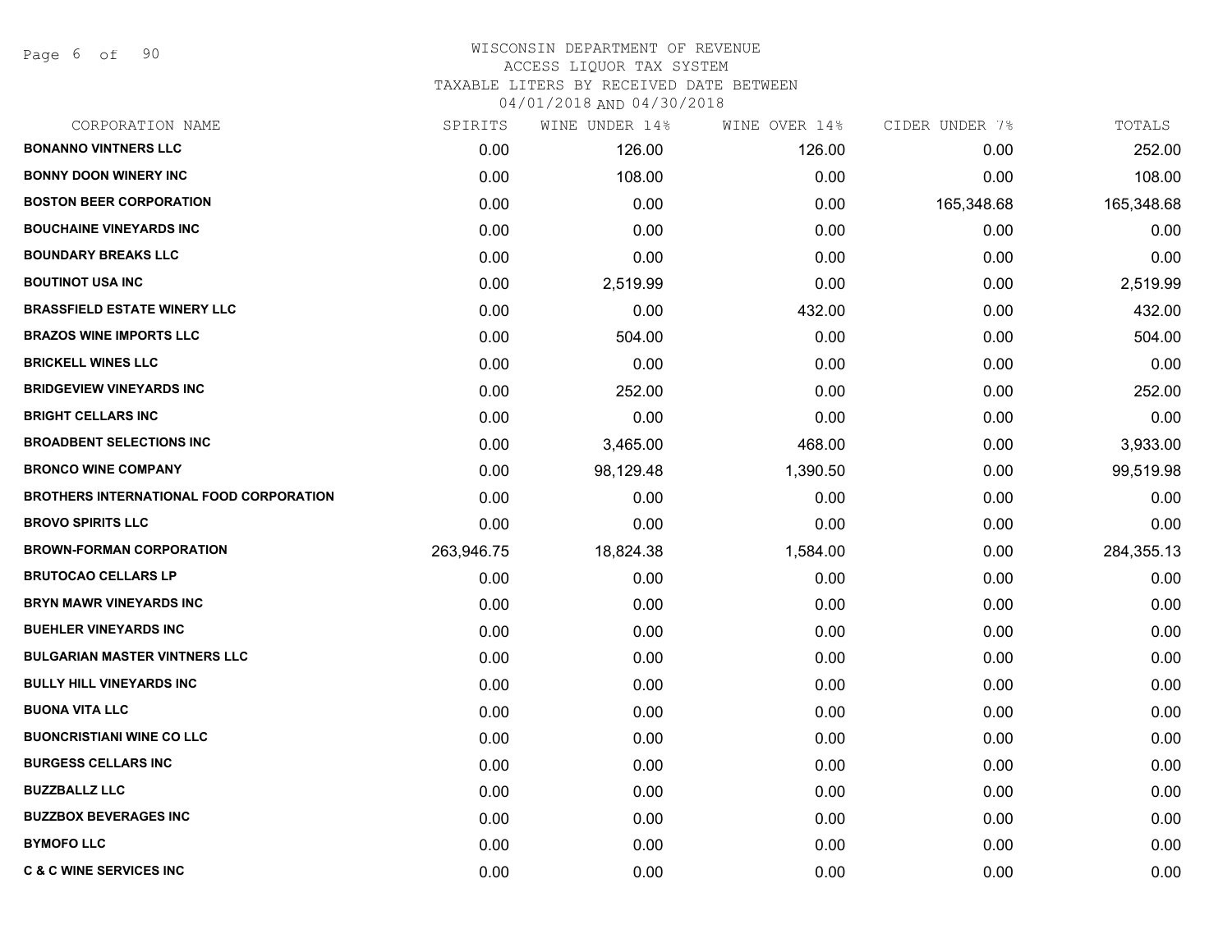# WISCONSIN DEPARTMENT OF REVENUE
## ACCESS LIQUOR TAX SYSTEM
### TAXABLE LITERS BY RECEIVED DATE BETWEEN 04/01/2018 AND 04/30/2018

| CORPORATION NAME | SPIRITS | WINE UNDER 14% | WINE OVER 14% | CIDER UNDER 7% | TOTALS |
|---|---|---|---|---|---|
| **BONANNO VINTNERS LLC** | 0.00 | 126.00 | 126.00 | 0.00 | 252.00 |
| **BONNY DOON WINERY INC** | 0.00 | 108.00 | 0.00 | 0.00 | 108.00 |
| **BOSTON BEER CORPORATION** | 0.00 | 0.00 | 0.00 | 165,348.68 | 165,348.68 |
| **BOUCHAINE VINEYARDS INC** | 0.00 | 0.00 | 0.00 | 0.00 | 0.00 |
| **BOUNDARY BREAKS LLC** | 0.00 | 0.00 | 0.00 | 0.00 | 0.00 |
| **BOUTINOT USA INC** | 0.00 | 2,519.99 | 0.00 | 0.00 | 2,519.99 |
| **BRASSFIELD ESTATE WINERY LLC** | 0.00 | 0.00 | 432.00 | 0.00 | 432.00 |
| **BRAZOS WINE IMPORTS LLC** | 0.00 | 504.00 | 0.00 | 0.00 | 504.00 |
| **BRICKELL WINES LLC** | 0.00 | 0.00 | 0.00 | 0.00 | 0.00 |
| **BRIDGEVIEW VINEYARDS INC** | 0.00 | 252.00 | 0.00 | 0.00 | 252.00 |
| **BRIGHT CELLARS INC** | 0.00 | 0.00 | 0.00 | 0.00 | 0.00 |
| **BROADBENT SELECTIONS INC** | 0.00 | 3,465.00 | 468.00 | 0.00 | 3,933.00 |
| **BRONCO WINE COMPANY** | 0.00 | 98,129.48 | 1,390.50 | 0.00 | 99,519.98 |
| **BROTHERS INTERNATIONAL FOOD CORPORATION** | 0.00 | 0.00 | 0.00 | 0.00 | 0.00 |
| **BROVO SPIRITS LLC** | 0.00 | 0.00 | 0.00 | 0.00 | 0.00 |
| **BROWN-FORMAN CORPORATION** | 263,946.75 | 18,824.38 | 1,584.00 | 0.00 | 284,355.13 |
| **BRUTOCAO CELLARS LP** | 0.00 | 0.00 | 0.00 | 0.00 | 0.00 |
| **BRYN MAWR VINEYARDS INC** | 0.00 | 0.00 | 0.00 | 0.00 | 0.00 |
| **BUEHLER VINEYARDS INC** | 0.00 | 0.00 | 0.00 | 0.00 | 0.00 |
| **BULGARIAN MASTER VINTNERS LLC** | 0.00 | 0.00 | 0.00 | 0.00 | 0.00 |
| **BULLY HILL VINEYARDS INC** | 0.00 | 0.00 | 0.00 | 0.00 | 0.00 |
| **BUONA VITA LLC** | 0.00 | 0.00 | 0.00 | 0.00 | 0.00 |
| **BUONCRISTIANI WINE CO LLC** | 0.00 | 0.00 | 0.00 | 0.00 | 0.00 |
| **BURGESS CELLARS INC** | 0.00 | 0.00 | 0.00 | 0.00 | 0.00 |
| **BUZZBALLZ LLC** | 0.00 | 0.00 | 0.00 | 0.00 | 0.00 |
| **BUZZBOX BEVERAGES INC** | 0.00 | 0.00 | 0.00 | 0.00 | 0.00 |
| **BYMOFO LLC** | 0.00 | 0.00 | 0.00 | 0.00 | 0.00 |
| **C & C WINE SERVICES INC** | 0.00 | 0.00 | 0.00 | 0.00 | 0.00 |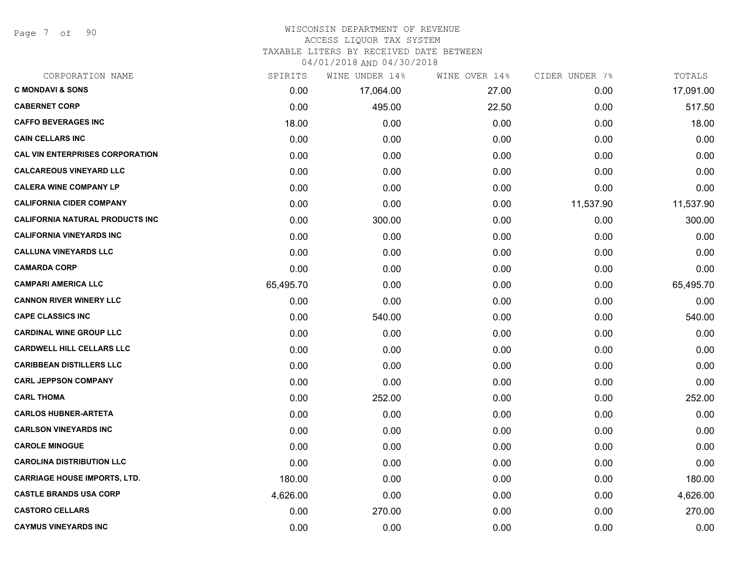WISCONSIN DEPARTMENT OF REVENUE
ACCESS LIQUOR TAX SYSTEM
TAXABLE LITERS BY RECEIVED DATE BETWEEN
04/01/2018 AND 04/30/2018

| CORPORATION NAME | SPIRITS | WINE UNDER 14% | WINE OVER 14% | CIDER UNDER 7% | TOTALS |
|---|---|---|---|---|---|
| **C MONDAVI & SONS** | 0.00 | 17,064.00 | 27.00 | 0.00 | 17,091.00 |
| **CABERNET CORP** | 0.00 | 495.00 | 22.50 | 0.00 | 517.50 |
| **CAFFO BEVERAGES INC** | 18.00 | 0.00 | 0.00 | 0.00 | 18.00 |
| **CAIN CELLARS INC** | 0.00 | 0.00 | 0.00 | 0.00 | 0.00 |
| **CAL VIN ENTERPRISES CORPORATION** | 0.00 | 0.00 | 0.00 | 0.00 | 0.00 |
| **CALCAREOUS VINEYARD LLC** | 0.00 | 0.00 | 0.00 | 0.00 | 0.00 |
| **CALERA WINE COMPANY LP** | 0.00 | 0.00 | 0.00 | 0.00 | 0.00 |
| **CALIFORNIA CIDER COMPANY** | 0.00 | 0.00 | 0.00 | 11,537.90 | 11,537.90 |
| **CALIFORNIA NATURAL PRODUCTS INC** | 0.00 | 300.00 | 0.00 | 0.00 | 300.00 |
| **CALIFORNIA VINEYARDS INC** | 0.00 | 0.00 | 0.00 | 0.00 | 0.00 |
| **CALLUNA VINEYARDS LLC** | 0.00 | 0.00 | 0.00 | 0.00 | 0.00 |
| **CAMARDA CORP** | 0.00 | 0.00 | 0.00 | 0.00 | 0.00 |
| **CAMPARI AMERICA LLC** | 65,495.70 | 0.00 | 0.00 | 0.00 | 65,495.70 |
| **CANNON RIVER WINERY LLC** | 0.00 | 0.00 | 0.00 | 0.00 | 0.00 |
| **CAPE CLASSICS INC** | 0.00 | 540.00 | 0.00 | 0.00 | 540.00 |
| **CARDINAL WINE GROUP LLC** | 0.00 | 0.00 | 0.00 | 0.00 | 0.00 |
| **CARDWELL HILL CELLARS LLC** | 0.00 | 0.00 | 0.00 | 0.00 | 0.00 |
| **CARIBBEAN DISTILLERS LLC** | 0.00 | 0.00 | 0.00 | 0.00 | 0.00 |
| **CARL JEPPSON COMPANY** | 0.00 | 0.00 | 0.00 | 0.00 | 0.00 |
| **CARL THOMA** | 0.00 | 252.00 | 0.00 | 0.00 | 252.00 |
| **CARLOS HUBNER-ARTETA** | 0.00 | 0.00 | 0.00 | 0.00 | 0.00 |
| **CARLSON VINEYARDS INC** | 0.00 | 0.00 | 0.00 | 0.00 | 0.00 |
| **CAROLE MINOGUE** | 0.00 | 0.00 | 0.00 | 0.00 | 0.00 |
| **CAROLINA DISTRIBUTION LLC** | 0.00 | 0.00 | 0.00 | 0.00 | 0.00 |
| **CARRIAGE HOUSE IMPORTS, LTD.** | 180.00 | 0.00 | 0.00 | 0.00 | 180.00 |
| **CASTLE BRANDS USA CORP** | 4,626.00 | 0.00 | 0.00 | 0.00 | 4,626.00 |
| **CASTORO CELLARS** | 0.00 | 270.00 | 0.00 | 0.00 | 270.00 |
| **CAYMUS VINEYARDS INC** | 0.00 | 0.00 | 0.00 | 0.00 | 0.00 |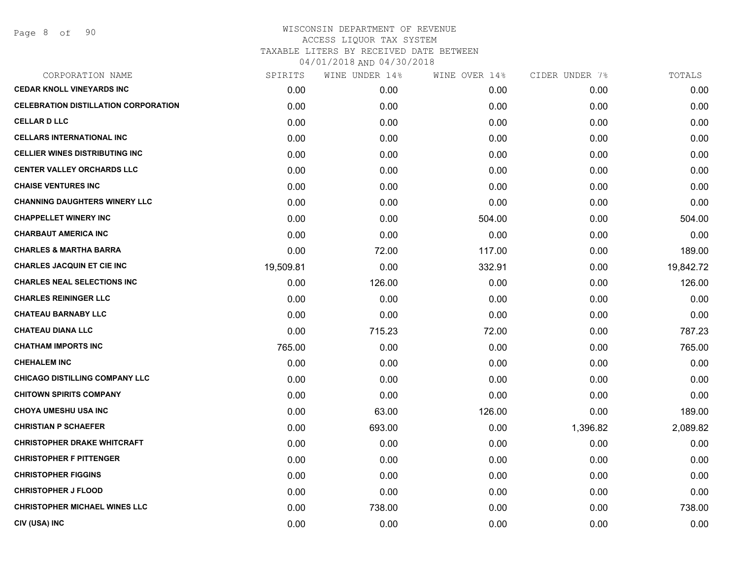WISCONSIN DEPARTMENT OF REVENUE
ACCESS LIQUOR TAX SYSTEM
TAXABLE LITERS BY RECEIVED DATE BETWEEN
04/01/2018 AND 04/30/2018

| CORPORATION NAME | SPIRITS | WINE UNDER 14% | WINE OVER 14% | CIDER UNDER 7% | TOTALS |
|---|---|---|---|---|---|
| CEDAR KNOLL VINEYARDS INC | 0.00 | 0.00 | 0.00 | 0.00 | 0.00 |
| CELEBRATION DISTILLATION CORPORATION | 0.00 | 0.00 | 0.00 | 0.00 | 0.00 |
| CELLAR D LLC | 0.00 | 0.00 | 0.00 | 0.00 | 0.00 |
| CELLARS INTERNATIONAL INC | 0.00 | 0.00 | 0.00 | 0.00 | 0.00 |
| CELLIER WINES DISTRIBUTING INC | 0.00 | 0.00 | 0.00 | 0.00 | 0.00 |
| CENTER VALLEY ORCHARDS LLC | 0.00 | 0.00 | 0.00 | 0.00 | 0.00 |
| CHAISE VENTURES INC | 0.00 | 0.00 | 0.00 | 0.00 | 0.00 |
| CHANNING DAUGHTERS WINERY LLC | 0.00 | 0.00 | 0.00 | 0.00 | 0.00 |
| CHAPPELLET WINERY INC | 0.00 | 0.00 | 504.00 | 0.00 | 504.00 |
| CHARBAUT AMERICA INC | 0.00 | 0.00 | 0.00 | 0.00 | 0.00 |
| CHARLES & MARTHA BARRA | 0.00 | 72.00 | 117.00 | 0.00 | 189.00 |
| CHARLES JACQUIN ET CIE INC | 19,509.81 | 0.00 | 332.91 | 0.00 | 19,842.72 |
| CHARLES NEAL SELECTIONS INC | 0.00 | 126.00 | 0.00 | 0.00 | 126.00 |
| CHARLES REININGER LLC | 0.00 | 0.00 | 0.00 | 0.00 | 0.00 |
| CHATEAU BARNABY LLC | 0.00 | 0.00 | 0.00 | 0.00 | 0.00 |
| CHATEAU DIANA LLC | 0.00 | 715.23 | 72.00 | 0.00 | 787.23 |
| CHATHAM IMPORTS INC | 765.00 | 0.00 | 0.00 | 0.00 | 765.00 |
| CHEHALEM INC | 0.00 | 0.00 | 0.00 | 0.00 | 0.00 |
| CHICAGO DISTILLING COMPANY LLC | 0.00 | 0.00 | 0.00 | 0.00 | 0.00 |
| CHITOWN SPIRITS COMPANY | 0.00 | 0.00 | 0.00 | 0.00 | 0.00 |
| CHOYA UMESHU USA INC | 0.00 | 63.00 | 126.00 | 0.00 | 189.00 |
| CHRISTIAN P SCHAEFER | 0.00 | 693.00 | 0.00 | 1,396.82 | 2,089.82 |
| CHRISTOPHER DRAKE WHITCRAFT | 0.00 | 0.00 | 0.00 | 0.00 | 0.00 |
| CHRISTOPHER F PITTENGER | 0.00 | 0.00 | 0.00 | 0.00 | 0.00 |
| CHRISTOPHER FIGGINS | 0.00 | 0.00 | 0.00 | 0.00 | 0.00 |
| CHRISTOPHER J FLOOD | 0.00 | 0.00 | 0.00 | 0.00 | 0.00 |
| CHRISTOPHER MICHAEL WINES LLC | 0.00 | 738.00 | 0.00 | 0.00 | 738.00 |
| CIV (USA) INC | 0.00 | 0.00 | 0.00 | 0.00 | 0.00 |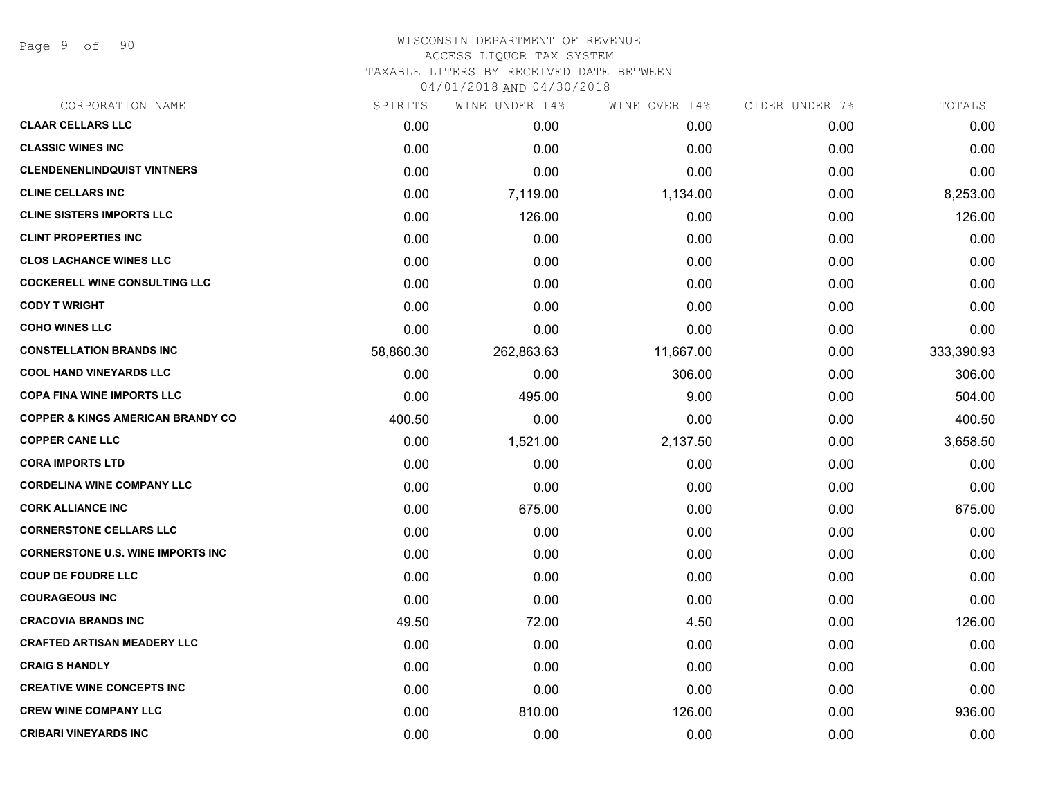# WISCONSIN DEPARTMENT OF REVENUE
## ACCESS LIQUOR TAX SYSTEM
### TAXABLE LITERS BY RECEIVED DATE BETWEEN 04/01/2018 AND 04/30/2018

| CORPORATION NAME | SPIRITS | WINE UNDER 14% | WINE OVER 14% | CIDER UNDER 7% | TOTALS |
|---|---|---|---|---|---|
| CLAAR CELLARS LLC | 0.00 | 0.00 | 0.00 | 0.00 | 0.00 |
| CLASSIC WINES INC | 0.00 | 0.00 | 0.00 | 0.00 | 0.00 |
| CLENDENENLINDQUIST VINTNERS | 0.00 | 0.00 | 0.00 | 0.00 | 0.00 |
| CLINE CELLARS INC | 0.00 | 7,119.00 | 1,134.00 | 0.00 | 8,253.00 |
| CLINE SISTERS IMPORTS LLC | 0.00 | 126.00 | 0.00 | 0.00 | 126.00 |
| CLINT PROPERTIES INC | 0.00 | 0.00 | 0.00 | 0.00 | 0.00 |
| CLOS LACHANCE WINES LLC | 0.00 | 0.00 | 0.00 | 0.00 | 0.00 |
| COCKERELL WINE CONSULTING LLC | 0.00 | 0.00 | 0.00 | 0.00 | 0.00 |
| CODY T WRIGHT | 0.00 | 0.00 | 0.00 | 0.00 | 0.00 |
| COHO WINES LLC | 0.00 | 0.00 | 0.00 | 0.00 | 0.00 |
| CONSTELLATION BRANDS INC | 58,860.30 | 262,863.63 | 11,667.00 | 0.00 | 333,390.93 |
| COOL HAND VINEYARDS LLC | 0.00 | 0.00 | 306.00 | 0.00 | 306.00 |
| COPA FINA WINE IMPORTS LLC | 0.00 | 495.00 | 9.00 | 0.00 | 504.00 |
| COPPER & KINGS AMERICAN BRANDY CO | 400.50 | 0.00 | 0.00 | 0.00 | 400.50 |
| COPPER CANE LLC | 0.00 | 1,521.00 | 2,137.50 | 0.00 | 3,658.50 |
| CORA IMPORTS LTD | 0.00 | 0.00 | 0.00 | 0.00 | 0.00 |
| CORDELINA WINE COMPANY LLC | 0.00 | 0.00 | 0.00 | 0.00 | 0.00 |
| CORK ALLIANCE INC | 0.00 | 675.00 | 0.00 | 0.00 | 675.00 |
| CORNERSTONE CELLARS LLC | 0.00 | 0.00 | 0.00 | 0.00 | 0.00 |
| CORNERSTONE U.S. WINE IMPORTS INC | 0.00 | 0.00 | 0.00 | 0.00 | 0.00 |
| COUP DE FOUDRE LLC | 0.00 | 0.00 | 0.00 | 0.00 | 0.00 |
| COURAGEOUS INC | 0.00 | 0.00 | 0.00 | 0.00 | 0.00 |
| CRACOVIA BRANDS INC | 49.50 | 72.00 | 4.50 | 0.00 | 126.00 |
| CRAFTED ARTISAN MEADERY LLC | 0.00 | 0.00 | 0.00 | 0.00 | 0.00 |
| CRAIG S HANDLY | 0.00 | 0.00 | 0.00 | 0.00 | 0.00 |
| CREATIVE WINE CONCEPTS INC | 0.00 | 0.00 | 0.00 | 0.00 | 0.00 |
| CREW WINE COMPANY LLC | 0.00 | 810.00 | 126.00 | 0.00 | 936.00 |
| CRIBARI VINEYARDS INC | 0.00 | 0.00 | 0.00 | 0.00 | 0.00 |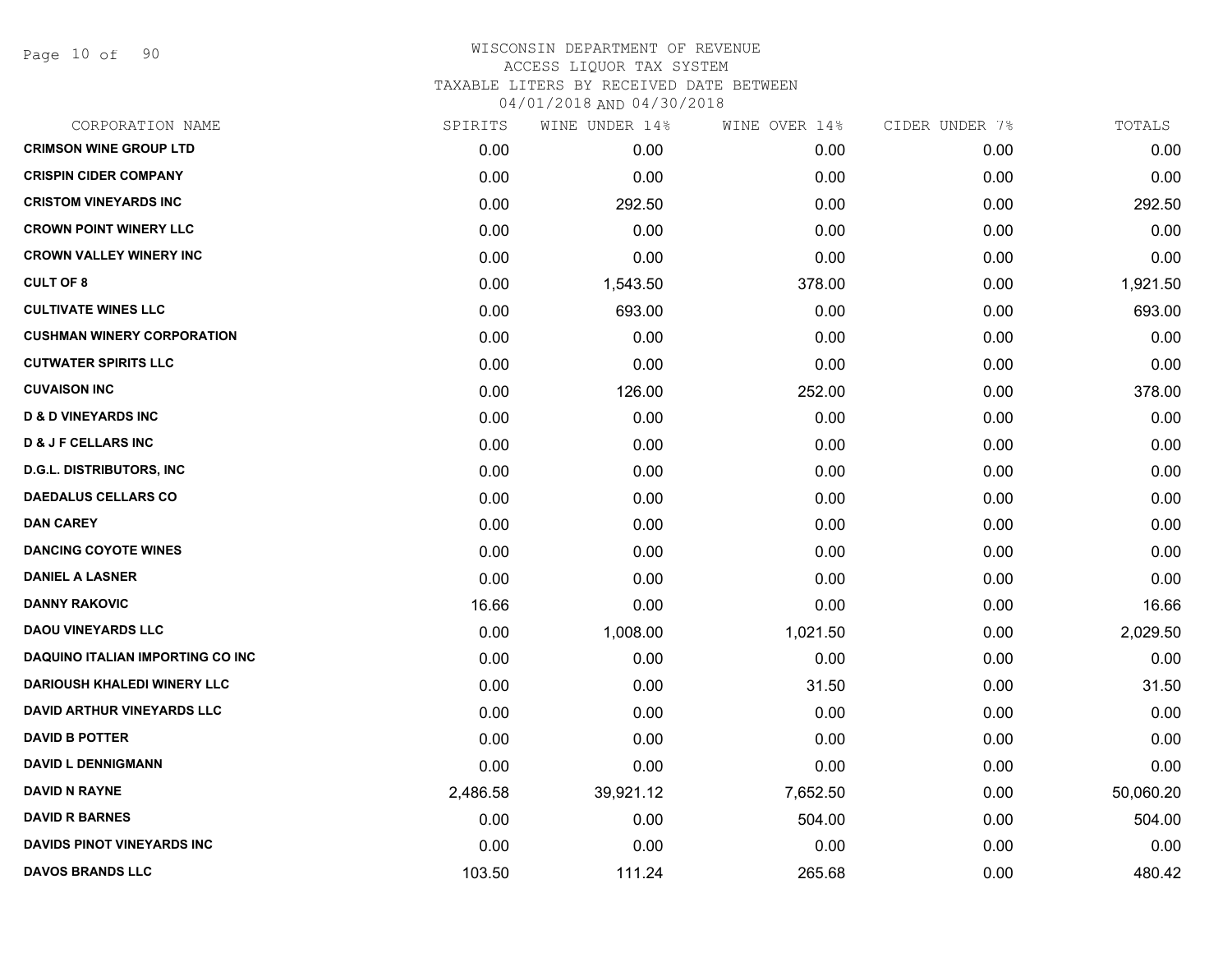# WISCONSIN DEPARTMENT OF REVENUE
## ACCESS LIQUOR TAX SYSTEM
## TAXABLE LITERS BY RECEIVED DATE BETWEEN 04/01/2018 AND 04/30/2018

| CORPORATION NAME | SPIRITS | WINE UNDER 14% | WINE OVER 14% | CIDER UNDER 7% | TOTALS |
|---|---|---|---|---|---|
| CRIMSON WINE GROUP LTD | 0.00 | 0.00 | 0.00 | 0.00 | 0.00 |
| CRISPIN CIDER COMPANY | 0.00 | 0.00 | 0.00 | 0.00 | 0.00 |
| CRISTOM VINEYARDS INC | 0.00 | 292.50 | 0.00 | 0.00 | 292.50 |
| CROWN POINT WINERY LLC | 0.00 | 0.00 | 0.00 | 0.00 | 0.00 |
| CROWN VALLEY WINERY INC | 0.00 | 0.00 | 0.00 | 0.00 | 0.00 |
| CULT OF 8 | 0.00 | 1,543.50 | 378.00 | 0.00 | 1,921.50 |
| CULTIVATE WINES LLC | 0.00 | 693.00 | 0.00 | 0.00 | 693.00 |
| CUSHMAN WINERY CORPORATION | 0.00 | 0.00 | 0.00 | 0.00 | 0.00 |
| CUTWATER SPIRITS LLC | 0.00 | 0.00 | 0.00 | 0.00 | 0.00 |
| CUVAISON INC | 0.00 | 126.00 | 252.00 | 0.00 | 378.00 |
| D & D VINEYARDS INC | 0.00 | 0.00 | 0.00 | 0.00 | 0.00 |
| D & J F CELLARS INC | 0.00 | 0.00 | 0.00 | 0.00 | 0.00 |
| D.G.L. DISTRIBUTORS, INC | 0.00 | 0.00 | 0.00 | 0.00 | 0.00 |
| DAEDALUS CELLARS CO | 0.00 | 0.00 | 0.00 | 0.00 | 0.00 |
| DAN CAREY | 0.00 | 0.00 | 0.00 | 0.00 | 0.00 |
| DANCING COYOTE WINES | 0.00 | 0.00 | 0.00 | 0.00 | 0.00 |
| DANIEL A LASNER | 0.00 | 0.00 | 0.00 | 0.00 | 0.00 |
| DANNY RAKOVIC | 16.66 | 0.00 | 0.00 | 0.00 | 16.66 |
| DAOU VINEYARDS LLC | 0.00 | 1,008.00 | 1,021.50 | 0.00 | 2,029.50 |
| DAQUINO ITALIAN IMPORTING CO INC | 0.00 | 0.00 | 0.00 | 0.00 | 0.00 |
| DARIOUSH KHALEDI WINERY LLC | 0.00 | 0.00 | 31.50 | 0.00 | 31.50 |
| DAVID ARTHUR VINEYARDS LLC | 0.00 | 0.00 | 0.00 | 0.00 | 0.00 |
| DAVID B POTTER | 0.00 | 0.00 | 0.00 | 0.00 | 0.00 |
| DAVID L DENNIGMANN | 0.00 | 0.00 | 0.00 | 0.00 | 0.00 |
| DAVID N RAYNE | 2,486.58 | 39,921.12 | 7,652.50 | 0.00 | 50,060.20 |
| DAVID R BARNES | 0.00 | 0.00 | 504.00 | 0.00 | 504.00 |
| DAVIDS PINOT VINEYARDS INC | 0.00 | 0.00 | 0.00 | 0.00 | 0.00 |
| DAVOS BRANDS LLC | 103.50 | 111.24 | 265.68 | 0.00 | 480.42 |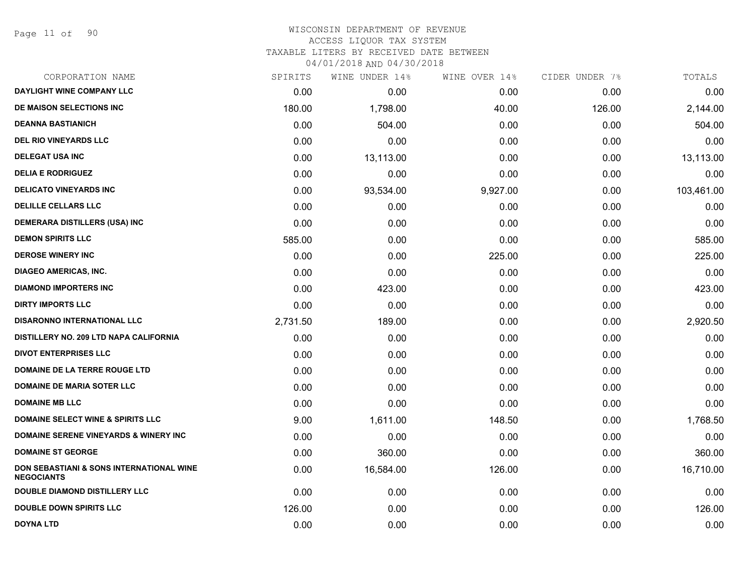# WISCONSIN DEPARTMENT OF REVENUE
ACCESS LIQUOR TAX SYSTEM
TAXABLE LITERS BY RECEIVED DATE BETWEEN
04/01/2018 AND 04/30/2018

| CORPORATION NAME | SPIRITS | WINE UNDER 14% | WINE OVER 14% | CIDER UNDER 7% | TOTALS |
|---|---|---|---|---|---|
| DAYLIGHT WINE COMPANY LLC | 0.00 | 0.00 | 0.00 | 0.00 | 0.00 |
| DE MAISON SELECTIONS INC | 180.00 | 1,798.00 | 40.00 | 126.00 | 2,144.00 |
| DEANNA BASTIANICH | 0.00 | 504.00 | 0.00 | 0.00 | 504.00 |
| DEL RIO VINEYARDS LLC | 0.00 | 0.00 | 0.00 | 0.00 | 0.00 |
| DELEGAT USA INC | 0.00 | 13,113.00 | 0.00 | 0.00 | 13,113.00 |
| DELIA E RODRIGUEZ | 0.00 | 0.00 | 0.00 | 0.00 | 0.00 |
| DELICATO VINEYARDS INC | 0.00 | 93,534.00 | 9,927.00 | 0.00 | 103,461.00 |
| DELILLE CELLARS LLC | 0.00 | 0.00 | 0.00 | 0.00 | 0.00 |
| DEMERARA DISTILLERS (USA) INC | 0.00 | 0.00 | 0.00 | 0.00 | 0.00 |
| DEMON SPIRITS LLC | 585.00 | 0.00 | 0.00 | 0.00 | 585.00 |
| DEROSE WINERY INC | 0.00 | 0.00 | 225.00 | 0.00 | 225.00 |
| DIAGEO AMERICAS, INC. | 0.00 | 0.00 | 0.00 | 0.00 | 0.00 |
| DIAMOND IMPORTERS INC | 0.00 | 423.00 | 0.00 | 0.00 | 423.00 |
| DIRTY IMPORTS LLC | 0.00 | 0.00 | 0.00 | 0.00 | 0.00 |
| DISARONNO INTERNATIONAL LLC | 2,731.50 | 189.00 | 0.00 | 0.00 | 2,920.50 |
| DISTILLERY NO. 209 LTD NAPA CALIFORNIA | 0.00 | 0.00 | 0.00 | 0.00 | 0.00 |
| DIVOT ENTERPRISES LLC | 0.00 | 0.00 | 0.00 | 0.00 | 0.00 |
| DOMAINE DE LA TERRE ROUGE LTD | 0.00 | 0.00 | 0.00 | 0.00 | 0.00 |
| DOMAINE DE MARIA SOTER LLC | 0.00 | 0.00 | 0.00 | 0.00 | 0.00 |
| DOMAINE MB LLC | 0.00 | 0.00 | 0.00 | 0.00 | 0.00 |
| DOMAINE SELECT WINE & SPIRITS LLC | 9.00 | 1,611.00 | 148.50 | 0.00 | 1,768.50 |
| DOMAINE SERENE VINEYARDS & WINERY INC | 0.00 | 0.00 | 0.00 | 0.00 | 0.00 |
| DOMAINE ST GEORGE | 0.00 | 360.00 | 0.00 | 0.00 | 360.00 |
| DON SEBASTIANI & SONS INTERNATIONAL WINE NEGOCIANTS | 0.00 | 16,584.00 | 126.00 | 0.00 | 16,710.00 |
| DOUBLE DIAMOND DISTILLERY LLC | 0.00 | 0.00 | 0.00 | 0.00 | 0.00 |
| DOUBLE DOWN SPIRITS LLC | 126.00 | 0.00 | 0.00 | 0.00 | 126.00 |
| DOYNA LTD | 0.00 | 0.00 | 0.00 | 0.00 | 0.00 |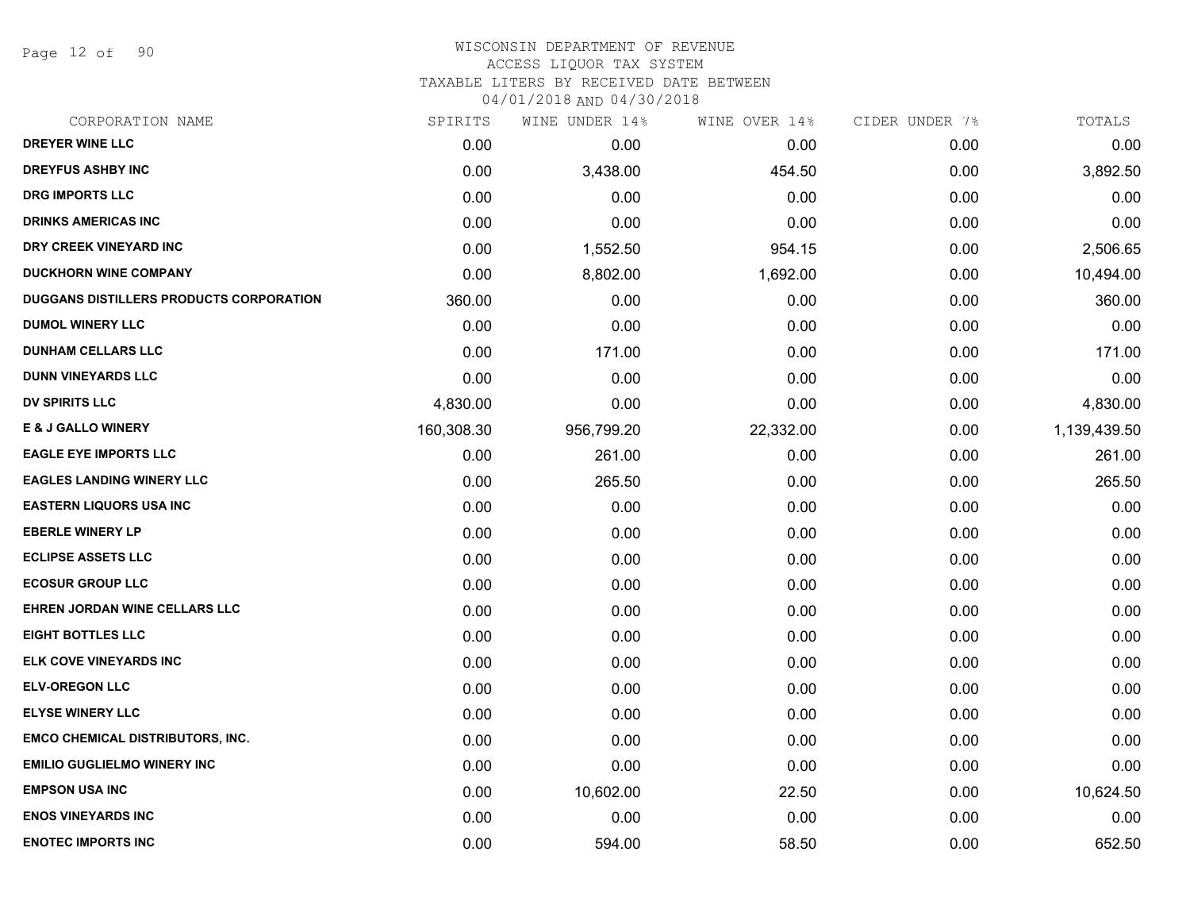# WISCONSIN DEPARTMENT OF REVENUE
ACCESS LIQUOR TAX SYSTEM
TAXABLE LITERS BY RECEIVED DATE BETWEEN
04/01/2018 AND 04/30/2018

| CORPORATION NAME | SPIRITS | WINE UNDER 14% | WINE OVER 14% | CIDER UNDER 7% | TOTALS |
|---|---|---|---|---|---|
| DREYER WINE LLC | 0.00 | 0.00 | 0.00 | 0.00 | 0.00 |
| DREYFUS ASHBY INC | 0.00 | 3,438.00 | 454.50 | 0.00 | 3,892.50 |
| DRG IMPORTS LLC | 0.00 | 0.00 | 0.00 | 0.00 | 0.00 |
| DRINKS AMERICAS INC | 0.00 | 0.00 | 0.00 | 0.00 | 0.00 |
| DRY CREEK VINEYARD INC | 0.00 | 1,552.50 | 954.15 | 0.00 | 2,506.65 |
| DUCKHORN WINE COMPANY | 0.00 | 8,802.00 | 1,692.00 | 0.00 | 10,494.00 |
| DUGGANS DISTILLERS PRODUCTS CORPORATION | 360.00 | 0.00 | 0.00 | 0.00 | 360.00 |
| DUMOL WINERY LLC | 0.00 | 0.00 | 0.00 | 0.00 | 0.00 |
| DUNHAM CELLARS LLC | 0.00 | 171.00 | 0.00 | 0.00 | 171.00 |
| DUNN VINEYARDS LLC | 0.00 | 0.00 | 0.00 | 0.00 | 0.00 |
| DV SPIRITS LLC | 4,830.00 | 0.00 | 0.00 | 0.00 | 4,830.00 |
| E & J GALLO WINERY | 160,308.30 | 956,799.20 | 22,332.00 | 0.00 | 1,139,439.50 |
| EAGLE EYE IMPORTS LLC | 0.00 | 261.00 | 0.00 | 0.00 | 261.00 |
| EAGLES LANDING WINERY LLC | 0.00 | 265.50 | 0.00 | 0.00 | 265.50 |
| EASTERN LIQUORS USA INC | 0.00 | 0.00 | 0.00 | 0.00 | 0.00 |
| EBERLE WINERY LP | 0.00 | 0.00 | 0.00 | 0.00 | 0.00 |
| ECLIPSE ASSETS LLC | 0.00 | 0.00 | 0.00 | 0.00 | 0.00 |
| ECOSUR GROUP LLC | 0.00 | 0.00 | 0.00 | 0.00 | 0.00 |
| EHREN JORDAN WINE CELLARS LLC | 0.00 | 0.00 | 0.00 | 0.00 | 0.00 |
| EIGHT BOTTLES LLC | 0.00 | 0.00 | 0.00 | 0.00 | 0.00 |
| ELK COVE VINEYARDS INC | 0.00 | 0.00 | 0.00 | 0.00 | 0.00 |
| ELV-OREGON LLC | 0.00 | 0.00 | 0.00 | 0.00 | 0.00 |
| ELYSE WINERY LLC | 0.00 | 0.00 | 0.00 | 0.00 | 0.00 |
| EMCO CHEMICAL DISTRIBUTORS, INC. | 0.00 | 0.00 | 0.00 | 0.00 | 0.00 |
| EMILIO GUGLIELMO WINERY INC | 0.00 | 0.00 | 0.00 | 0.00 | 0.00 |
| EMPSON USA INC | 0.00 | 10,602.00 | 22.50 | 0.00 | 10,624.50 |
| ENOS VINEYARDS INC | 0.00 | 0.00 | 0.00 | 0.00 | 0.00 |
| ENOTEC IMPORTS INC | 0.00 | 594.00 | 58.50 | 0.00 | 652.50 |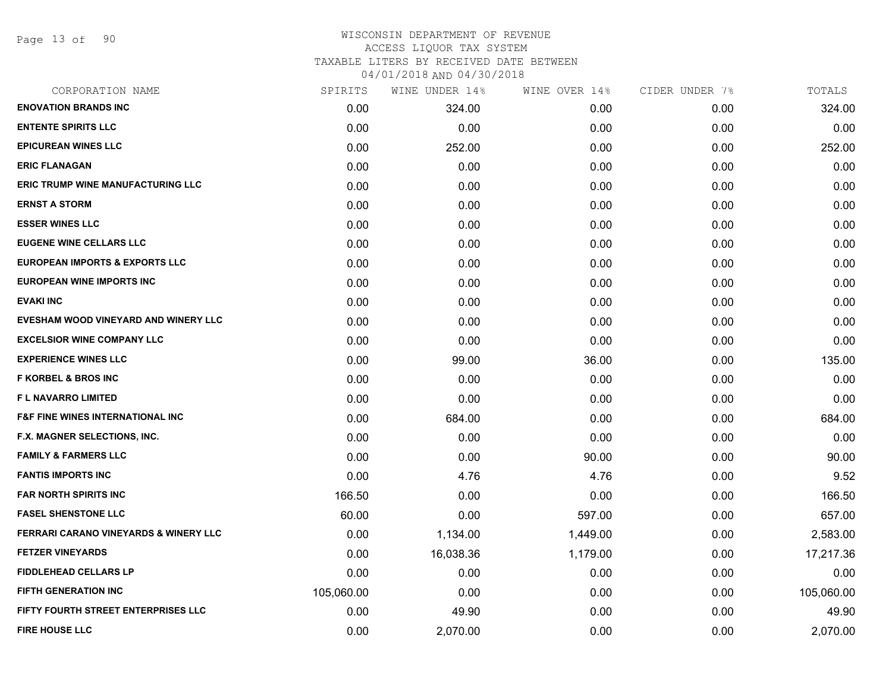# WISCONSIN DEPARTMENT OF REVENUE
## ACCESS LIQUOR TAX SYSTEM
### TAXABLE LITERS BY RECEIVED DATE BETWEEN 04/01/2018 AND 04/30/2018

| CORPORATION NAME | SPIRITS | WINE UNDER 14% | WINE OVER 14% | CIDER UNDER 7% | TOTALS |
|---|---|---|---|---|---|
| **ENOVATION BRANDS INC** | 0.00 | 324.00 | 0.00 | 0.00 | 324.00 |
| **ENTENTE SPIRITS LLC** | 0.00 | 0.00 | 0.00 | 0.00 | 0.00 |
| **EPICUREAN WINES LLC** | 0.00 | 252.00 | 0.00 | 0.00 | 252.00 |
| **ERIC FLANAGAN** | 0.00 | 0.00 | 0.00 | 0.00 | 0.00 |
| **ERIC TRUMP WINE MANUFACTURING LLC** | 0.00 | 0.00 | 0.00 | 0.00 | 0.00 |
| **ERNST A STORM** | 0.00 | 0.00 | 0.00 | 0.00 | 0.00 |
| **ESSER WINES LLC** | 0.00 | 0.00 | 0.00 | 0.00 | 0.00 |
| **EUGENE WINE CELLARS LLC** | 0.00 | 0.00 | 0.00 | 0.00 | 0.00 |
| **EUROPEAN IMPORTS & EXPORTS LLC** | 0.00 | 0.00 | 0.00 | 0.00 | 0.00 |
| **EUROPEAN WINE IMPORTS INC** | 0.00 | 0.00 | 0.00 | 0.00 | 0.00 |
| **EVAKI INC** | 0.00 | 0.00 | 0.00 | 0.00 | 0.00 |
| **EVESHAM WOOD VINEYARD AND WINERY LLC** | 0.00 | 0.00 | 0.00 | 0.00 | 0.00 |
| **EXCELSIOR WINE COMPANY LLC** | 0.00 | 0.00 | 0.00 | 0.00 | 0.00 |
| **EXPERIENCE WINES LLC** | 0.00 | 99.00 | 36.00 | 0.00 | 135.00 |
| **F KORBEL & BROS INC** | 0.00 | 0.00 | 0.00 | 0.00 | 0.00 |
| **F L NAVARRO LIMITED** | 0.00 | 0.00 | 0.00 | 0.00 | 0.00 |
| **F&F FINE WINES INTERNATIONAL INC** | 0.00 | 684.00 | 0.00 | 0.00 | 684.00 |
| **F.X. MAGNER SELECTIONS, INC.** | 0.00 | 0.00 | 0.00 | 0.00 | 0.00 |
| **FAMILY & FARMERS LLC** | 0.00 | 0.00 | 90.00 | 0.00 | 90.00 |
| **FANTIS IMPORTS INC** | 0.00 | 4.76 | 4.76 | 0.00 | 9.52 |
| **FAR NORTH SPIRITS INC** | 166.50 | 0.00 | 0.00 | 0.00 | 166.50 |
| **FASEL SHENSTONE LLC** | 60.00 | 0.00 | 597.00 | 0.00 | 657.00 |
| **FERRARI CARANO VINEYARDS & WINERY LLC** | 0.00 | 1,134.00 | 1,449.00 | 0.00 | 2,583.00 |
| **FETZER VINEYARDS** | 0.00 | 16,038.36 | 1,179.00 | 0.00 | 17,217.36 |
| **FIDDLEHEAD CELLARS LP** | 0.00 | 0.00 | 0.00 | 0.00 | 0.00 |
| **FIFTH GENERATION INC** | 105,060.00 | 0.00 | 0.00 | 0.00 | 105,060.00 |
| **FIFTY FOURTH STREET ENTERPRISES LLC** | 0.00 | 49.90 | 0.00 | 0.00 | 49.90 |
| **FIRE HOUSE LLC** | 0.00 | 2,070.00 | 0.00 | 0.00 | 2,070.00 |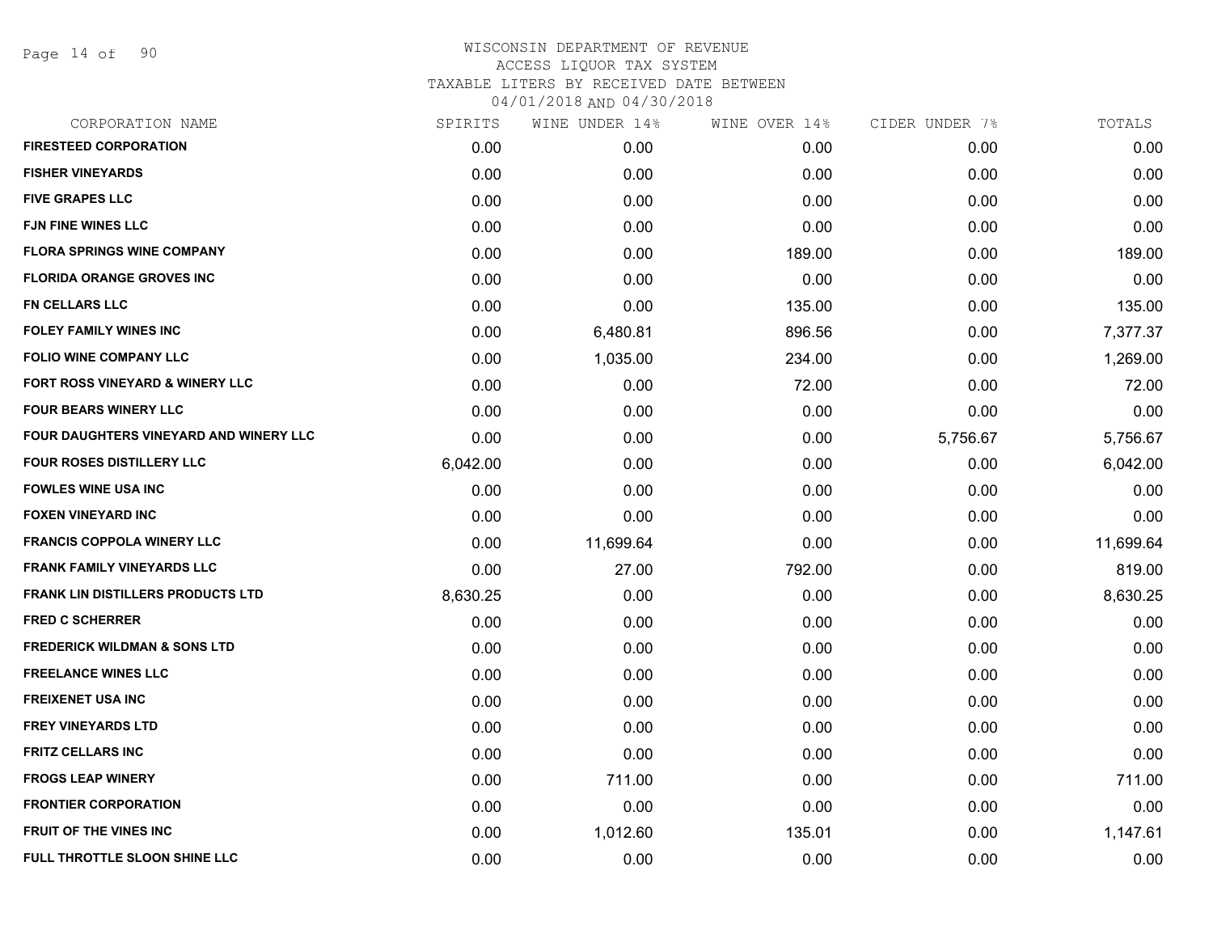WISCONSIN DEPARTMENT OF REVENUE
ACCESS LIQUOR TAX SYSTEM
TAXABLE LITERS BY RECEIVED DATE BETWEEN
04/01/2018 AND 04/30/2018

| CORPORATION NAME | SPIRITS | WINE UNDER 14% | WINE OVER 14% | CIDER UNDER 7% | TOTALS |
|---|---|---|---|---|---|
| FIRESTEED CORPORATION | 0.00 | 0.00 | 0.00 | 0.00 | 0.00 |
| FISHER VINEYARDS | 0.00 | 0.00 | 0.00 | 0.00 | 0.00 |
| FIVE GRAPES LLC | 0.00 | 0.00 | 0.00 | 0.00 | 0.00 |
| FJN FINE WINES LLC | 0.00 | 0.00 | 0.00 | 0.00 | 0.00 |
| FLORA SPRINGS WINE COMPANY | 0.00 | 0.00 | 189.00 | 0.00 | 189.00 |
| FLORIDA ORANGE GROVES INC | 0.00 | 0.00 | 0.00 | 0.00 | 0.00 |
| FN CELLARS LLC | 0.00 | 0.00 | 135.00 | 0.00 | 135.00 |
| FOLEY FAMILY WINES INC | 0.00 | 6,480.81 | 896.56 | 0.00 | 7,377.37 |
| FOLIO WINE COMPANY LLC | 0.00 | 1,035.00 | 234.00 | 0.00 | 1,269.00 |
| FORT ROSS VINEYARD & WINERY LLC | 0.00 | 0.00 | 72.00 | 0.00 | 72.00 |
| FOUR BEARS WINERY LLC | 0.00 | 0.00 | 0.00 | 0.00 | 0.00 |
| FOUR DAUGHTERS VINEYARD AND WINERY LLC | 0.00 | 0.00 | 0.00 | 5,756.67 | 5,756.67 |
| FOUR ROSES DISTILLERY LLC | 6,042.00 | 0.00 | 0.00 | 0.00 | 6,042.00 |
| FOWLES WINE USA INC | 0.00 | 0.00 | 0.00 | 0.00 | 0.00 |
| FOXEN VINEYARD INC | 0.00 | 0.00 | 0.00 | 0.00 | 0.00 |
| FRANCIS COPPOLA WINERY LLC | 0.00 | 11,699.64 | 0.00 | 0.00 | 11,699.64 |
| FRANK FAMILY VINEYARDS LLC | 0.00 | 27.00 | 792.00 | 0.00 | 819.00 |
| FRANK LIN DISTILLERS PRODUCTS LTD | 8,630.25 | 0.00 | 0.00 | 0.00 | 8,630.25 |
| FRED C SCHERRER | 0.00 | 0.00 | 0.00 | 0.00 | 0.00 |
| FREDERICK WILDMAN & SONS LTD | 0.00 | 0.00 | 0.00 | 0.00 | 0.00 |
| FREELANCE WINES LLC | 0.00 | 0.00 | 0.00 | 0.00 | 0.00 |
| FREIXENET USA INC | 0.00 | 0.00 | 0.00 | 0.00 | 0.00 |
| FREY VINEYARDS LTD | 0.00 | 0.00 | 0.00 | 0.00 | 0.00 |
| FRITZ CELLARS INC | 0.00 | 0.00 | 0.00 | 0.00 | 0.00 |
| FROGS LEAP WINERY | 0.00 | 711.00 | 0.00 | 0.00 | 711.00 |
| FRONTIER CORPORATION | 0.00 | 0.00 | 0.00 | 0.00 | 0.00 |
| FRUIT OF THE VINES INC | 0.00 | 1,012.60 | 135.01 | 0.00 | 1,147.61 |
| FULL THROTTLE SLOON SHINE LLC | 0.00 | 0.00 | 0.00 | 0.00 | 0.00 |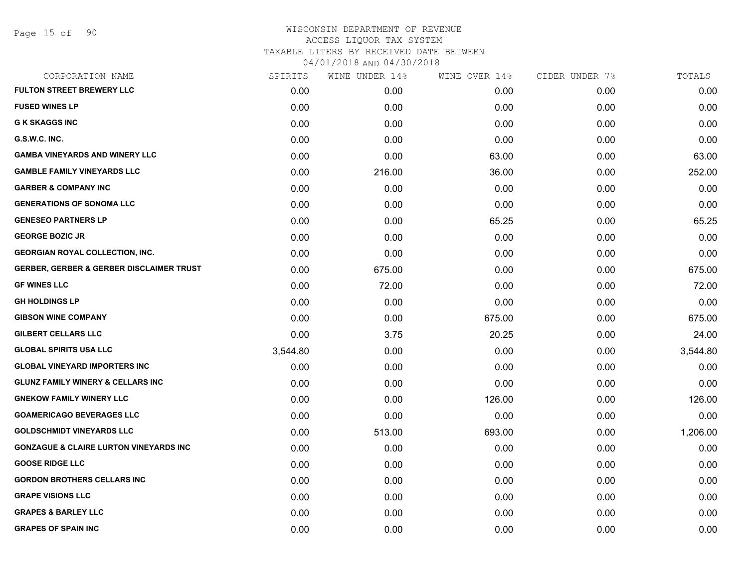WISCONSIN DEPARTMENT OF REVENUE
ACCESS LIQUOR TAX SYSTEM
TAXABLE LITERS BY RECEIVED DATE BETWEEN
04/01/2018 AND 04/30/2018

| CORPORATION NAME | SPIRITS | WINE UNDER 14% | WINE OVER 14% | CIDER UNDER 7% | TOTALS |
|---|---|---|---|---|---|
| FULTON STREET BREWERY LLC | 0.00 | 0.00 | 0.00 | 0.00 | 0.00 |
| FUSED WINES LP | 0.00 | 0.00 | 0.00 | 0.00 | 0.00 |
| G K SKAGGS INC | 0.00 | 0.00 | 0.00 | 0.00 | 0.00 |
| G.S.W.C. INC. | 0.00 | 0.00 | 0.00 | 0.00 | 0.00 |
| GAMBA VINEYARDS AND WINERY LLC | 0.00 | 0.00 | 63.00 | 0.00 | 63.00 |
| GAMBLE FAMILY VINEYARDS LLC | 0.00 | 216.00 | 36.00 | 0.00 | 252.00 |
| GARBER & COMPANY INC | 0.00 | 0.00 | 0.00 | 0.00 | 0.00 |
| GENERATIONS OF SONOMA LLC | 0.00 | 0.00 | 0.00 | 0.00 | 0.00 |
| GENESEO PARTNERS LP | 0.00 | 0.00 | 65.25 | 0.00 | 65.25 |
| GEORGE BOZIC JR | 0.00 | 0.00 | 0.00 | 0.00 | 0.00 |
| GEORGIAN ROYAL COLLECTION, INC. | 0.00 | 0.00 | 0.00 | 0.00 | 0.00 |
| GERBER, GERBER & GERBER DISCLAIMER TRUST | 0.00 | 675.00 | 0.00 | 0.00 | 675.00 |
| GF WINES LLC | 0.00 | 72.00 | 0.00 | 0.00 | 72.00 |
| GH HOLDINGS LP | 0.00 | 0.00 | 0.00 | 0.00 | 0.00 |
| GIBSON WINE COMPANY | 0.00 | 0.00 | 675.00 | 0.00 | 675.00 |
| GILBERT CELLARS LLC | 0.00 | 3.75 | 20.25 | 0.00 | 24.00 |
| GLOBAL SPIRITS USA LLC | 3,544.80 | 0.00 | 0.00 | 0.00 | 3,544.80 |
| GLOBAL VINEYARD IMPORTERS INC | 0.00 | 0.00 | 0.00 | 0.00 | 0.00 |
| GLUNZ FAMILY WINERY & CELLARS INC | 0.00 | 0.00 | 0.00 | 0.00 | 0.00 |
| GNEKOW FAMILY WINERY LLC | 0.00 | 0.00 | 126.00 | 0.00 | 126.00 |
| GOAMERICAGO BEVERAGES LLC | 0.00 | 0.00 | 0.00 | 0.00 | 0.00 |
| GOLDSCHMIDT VINEYARDS LLC | 0.00 | 513.00 | 693.00 | 0.00 | 1,206.00 |
| GONZAGUE & CLAIRE LURTON VINEYARDS INC | 0.00 | 0.00 | 0.00 | 0.00 | 0.00 |
| GOOSE RIDGE LLC | 0.00 | 0.00 | 0.00 | 0.00 | 0.00 |
| GORDON BROTHERS CELLARS INC | 0.00 | 0.00 | 0.00 | 0.00 | 0.00 |
| GRAPE VISIONS LLC | 0.00 | 0.00 | 0.00 | 0.00 | 0.00 |
| GRAPES & BARLEY LLC | 0.00 | 0.00 | 0.00 | 0.00 | 0.00 |
| GRAPES OF SPAIN INC | 0.00 | 0.00 | 0.00 | 0.00 | 0.00 |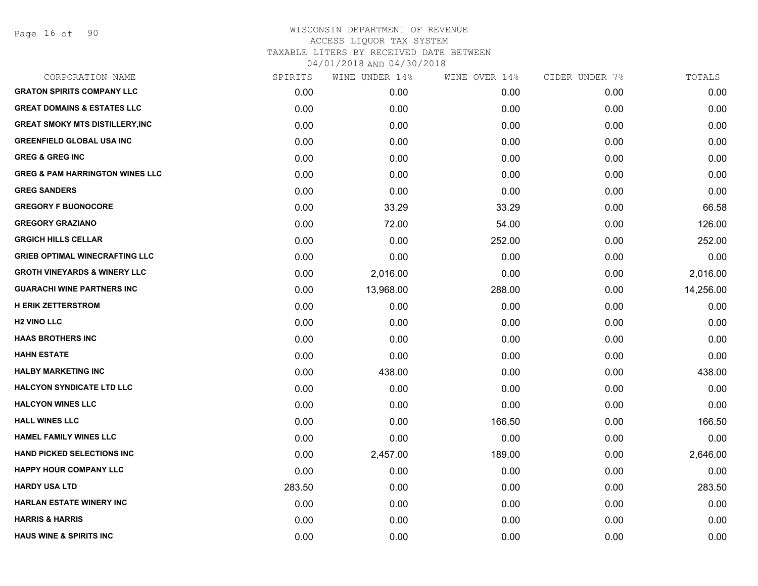# WISCONSIN DEPARTMENT OF REVENUE
ACCESS LIQUOR TAX SYSTEM
TAXABLE LITERS BY RECEIVED DATE BETWEEN
04/01/2018 AND 04/30/2018

| CORPORATION NAME | SPIRITS | WINE UNDER 14% | WINE OVER 14% | CIDER UNDER 7% | TOTALS |
|---|---|---|---|---|---|
| GRATON SPIRITS COMPANY LLC | 0.00 | 0.00 | 0.00 | 0.00 | 0.00 |
| GREAT DOMAINS & ESTATES LLC | 0.00 | 0.00 | 0.00 | 0.00 | 0.00 |
| GREAT SMOKY MTS DISTILLERY,INC | 0.00 | 0.00 | 0.00 | 0.00 | 0.00 |
| GREENFIELD GLOBAL USA INC | 0.00 | 0.00 | 0.00 | 0.00 | 0.00 |
| GREG & GREG INC | 0.00 | 0.00 | 0.00 | 0.00 | 0.00 |
| GREG & PAM HARRINGTON WINES LLC | 0.00 | 0.00 | 0.00 | 0.00 | 0.00 |
| GREG SANDERS | 0.00 | 0.00 | 0.00 | 0.00 | 0.00 |
| GREGORY F BUONOCORE | 0.00 | 33.29 | 33.29 | 0.00 | 66.58 |
| GREGORY GRAZIANO | 0.00 | 72.00 | 54.00 | 0.00 | 126.00 |
| GRGICH HILLS CELLAR | 0.00 | 0.00 | 252.00 | 0.00 | 252.00 |
| GRIEB OPTIMAL WINECRAFTING LLC | 0.00 | 0.00 | 0.00 | 0.00 | 0.00 |
| GROTH VINEYARDS & WINERY LLC | 0.00 | 2,016.00 | 0.00 | 0.00 | 2,016.00 |
| GUARACHI WINE PARTNERS INC | 0.00 | 13,968.00 | 288.00 | 0.00 | 14,256.00 |
| H ERIK ZETTERSTROM | 0.00 | 0.00 | 0.00 | 0.00 | 0.00 |
| H2 VINO LLC | 0.00 | 0.00 | 0.00 | 0.00 | 0.00 |
| HAAS BROTHERS INC | 0.00 | 0.00 | 0.00 | 0.00 | 0.00 |
| HAHN ESTATE | 0.00 | 0.00 | 0.00 | 0.00 | 0.00 |
| HALBY MARKETING INC | 0.00 | 438.00 | 0.00 | 0.00 | 438.00 |
| HALCYON SYNDICATE LTD LLC | 0.00 | 0.00 | 0.00 | 0.00 | 0.00 |
| HALCYON WINES LLC | 0.00 | 0.00 | 0.00 | 0.00 | 0.00 |
| HALL WINES LLC | 0.00 | 0.00 | 166.50 | 0.00 | 166.50 |
| HAMEL FAMILY WINES LLC | 0.00 | 0.00 | 0.00 | 0.00 | 0.00 |
| HAND PICKED SELECTIONS INC | 0.00 | 2,457.00 | 189.00 | 0.00 | 2,646.00 |
| HAPPY HOUR COMPANY LLC | 0.00 | 0.00 | 0.00 | 0.00 | 0.00 |
| HARDY USA LTD | 283.50 | 0.00 | 0.00 | 0.00 | 283.50 |
| HARLAN ESTATE WINERY INC | 0.00 | 0.00 | 0.00 | 0.00 | 0.00 |
| HARRIS & HARRIS | 0.00 | 0.00 | 0.00 | 0.00 | 0.00 |
| HAUS WINE & SPIRITS INC | 0.00 | 0.00 | 0.00 | 0.00 | 0.00 |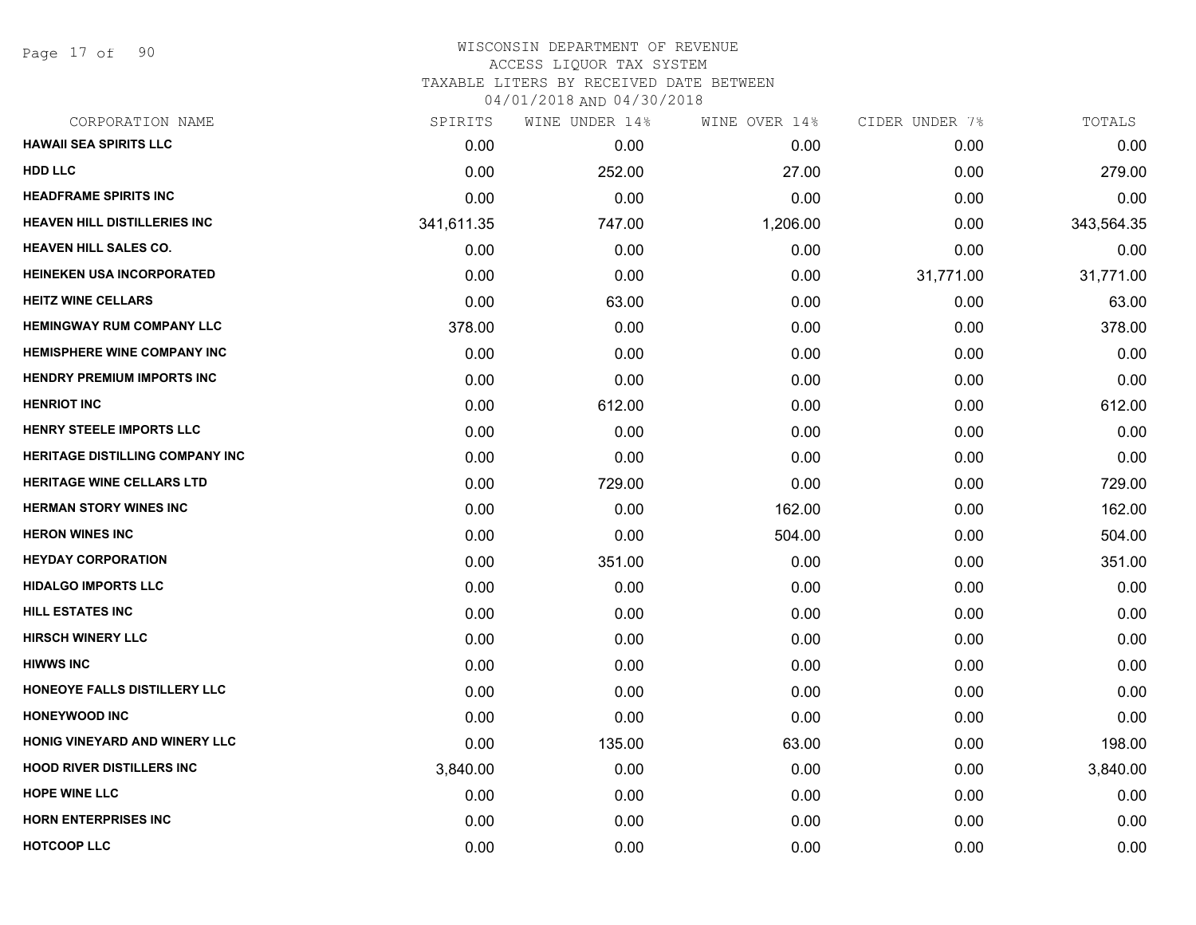# WISCONSIN DEPARTMENT OF REVENUE
## ACCESS LIQUOR TAX SYSTEM
### TAXABLE LITERS BY RECEIVED DATE BETWEEN 04/01/2018 AND 04/30/2018

| CORPORATION NAME | SPIRITS | WINE UNDER 14% | WINE OVER 14% | CIDER UNDER 7% | TOTALS |
|---|---|---|---|---|---|
| HAWAII SEA SPIRITS LLC | 0.00 | 0.00 | 0.00 | 0.00 | 0.00 |
| HDD LLC | 0.00 | 252.00 | 27.00 | 0.00 | 279.00 |
| HEADFRAME SPIRITS INC | 0.00 | 0.00 | 0.00 | 0.00 | 0.00 |
| HEAVEN HILL DISTILLERIES INC | 341,611.35 | 747.00 | 1,206.00 | 0.00 | 343,564.35 |
| HEAVEN HILL SALES CO. | 0.00 | 0.00 | 0.00 | 0.00 | 0.00 |
| HEINEKEN USA INCORPORATED | 0.00 | 0.00 | 0.00 | 31,771.00 | 31,771.00 |
| HEITZ WINE CELLARS | 0.00 | 63.00 | 0.00 | 0.00 | 63.00 |
| HEMINGWAY RUM COMPANY LLC | 378.00 | 0.00 | 0.00 | 0.00 | 378.00 |
| HEMISPHERE WINE COMPANY INC | 0.00 | 0.00 | 0.00 | 0.00 | 0.00 |
| HENDRY PREMIUM IMPORTS INC | 0.00 | 0.00 | 0.00 | 0.00 | 0.00 |
| HENRIOT INC | 0.00 | 612.00 | 0.00 | 0.00 | 612.00 |
| HENRY STEELE IMPORTS LLC | 0.00 | 0.00 | 0.00 | 0.00 | 0.00 |
| HERITAGE DISTILLING COMPANY INC | 0.00 | 0.00 | 0.00 | 0.00 | 0.00 |
| HERITAGE WINE CELLARS LTD | 0.00 | 729.00 | 0.00 | 0.00 | 729.00 |
| HERMAN STORY WINES INC | 0.00 | 0.00 | 162.00 | 0.00 | 162.00 |
| HERON WINES INC | 0.00 | 0.00 | 504.00 | 0.00 | 504.00 |
| HEYDAY CORPORATION | 0.00 | 351.00 | 0.00 | 0.00 | 351.00 |
| HIDALGO IMPORTS LLC | 0.00 | 0.00 | 0.00 | 0.00 | 0.00 |
| HILL ESTATES INC | 0.00 | 0.00 | 0.00 | 0.00 | 0.00 |
| HIRSCH WINERY LLC | 0.00 | 0.00 | 0.00 | 0.00 | 0.00 |
| HIWWS INC | 0.00 | 0.00 | 0.00 | 0.00 | 0.00 |
| HONEOYE FALLS DISTILLERY LLC | 0.00 | 0.00 | 0.00 | 0.00 | 0.00 |
| HONEYWOOD INC | 0.00 | 0.00 | 0.00 | 0.00 | 0.00 |
| HONIG VINEYARD AND WINERY LLC | 0.00 | 135.00 | 63.00 | 0.00 | 198.00 |
| HOOD RIVER DISTILLERS INC | 3,840.00 | 0.00 | 0.00 | 0.00 | 3,840.00 |
| HOPE WINE LLC | 0.00 | 0.00 | 0.00 | 0.00 | 0.00 |
| HORN ENTERPRISES INC | 0.00 | 0.00 | 0.00 | 0.00 | 0.00 |
| HOTCOOP LLC | 0.00 | 0.00 | 0.00 | 0.00 | 0.00 |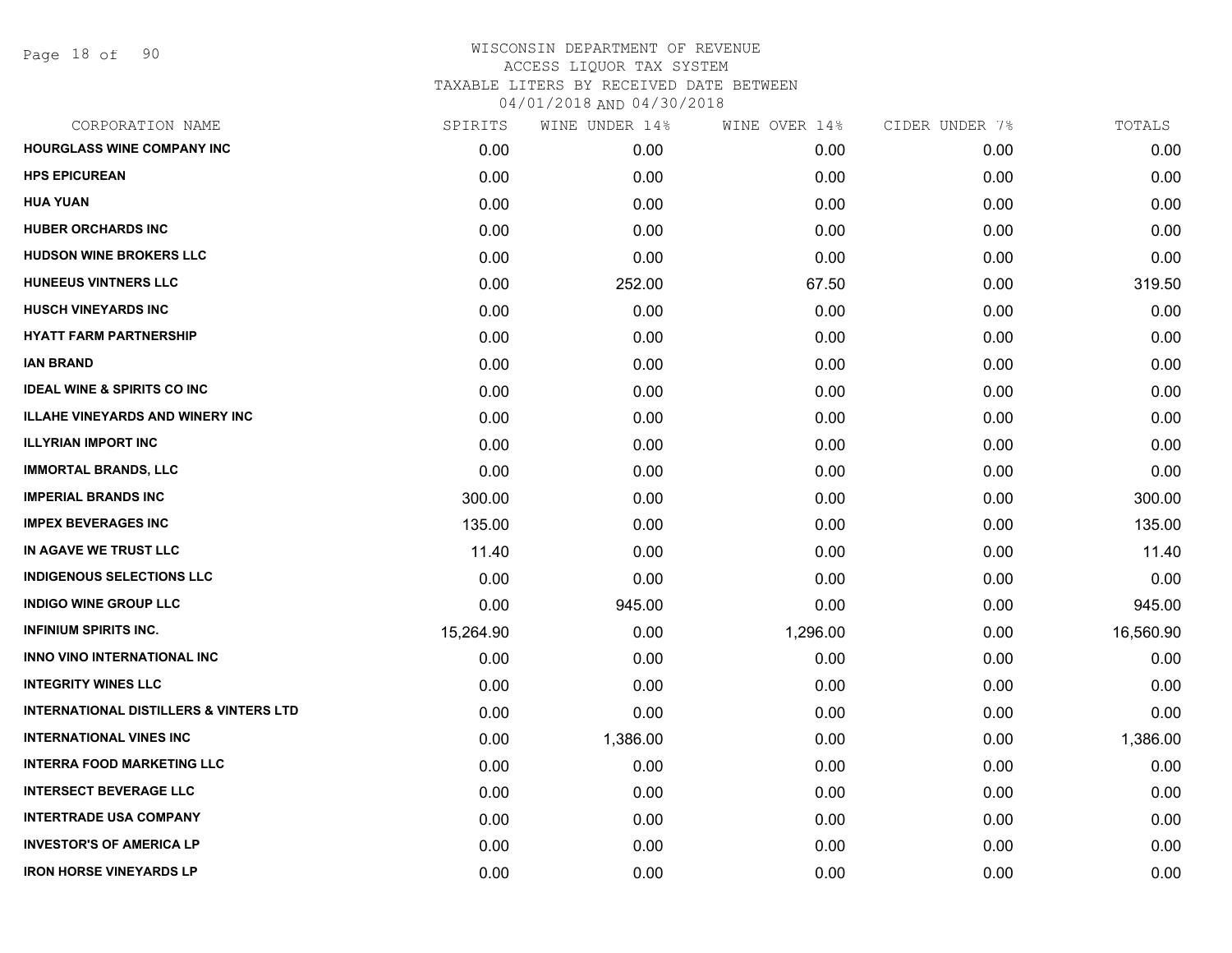# WISCONSIN DEPARTMENT OF REVENUE
## ACCESS LIQUOR TAX SYSTEM
## TAXABLE LITERS BY RECEIVED DATE BETWEEN 04/01/2018 AND 04/30/2018

| CORPORATION NAME | SPIRITS | WINE UNDER 14% | WINE OVER 14% | CIDER UNDER 7% | TOTALS |
|---|---|---|---|---|---|
| HOURGLASS WINE COMPANY INC | 0.00 | 0.00 | 0.00 | 0.00 | 0.00 |
| HPS EPICUREAN | 0.00 | 0.00 | 0.00 | 0.00 | 0.00 |
| HUA YUAN | 0.00 | 0.00 | 0.00 | 0.00 | 0.00 |
| HUBER ORCHARDS INC | 0.00 | 0.00 | 0.00 | 0.00 | 0.00 |
| HUDSON WINE BROKERS LLC | 0.00 | 0.00 | 0.00 | 0.00 | 0.00 |
| HUNEEUS VINTNERS LLC | 0.00 | 252.00 | 67.50 | 0.00 | 319.50 |
| HUSCH VINEYARDS INC | 0.00 | 0.00 | 0.00 | 0.00 | 0.00 |
| HYATT FARM PARTNERSHIP | 0.00 | 0.00 | 0.00 | 0.00 | 0.00 |
| IAN BRAND | 0.00 | 0.00 | 0.00 | 0.00 | 0.00 |
| IDEAL WINE & SPIRITS CO INC | 0.00 | 0.00 | 0.00 | 0.00 | 0.00 |
| ILLAHE VINEYARDS AND WINERY INC | 0.00 | 0.00 | 0.00 | 0.00 | 0.00 |
| ILLYRIAN IMPORT INC | 0.00 | 0.00 | 0.00 | 0.00 | 0.00 |
| IMMORTAL BRANDS, LLC | 0.00 | 0.00 | 0.00 | 0.00 | 0.00 |
| IMPERIAL BRANDS INC | 300.00 | 0.00 | 0.00 | 0.00 | 300.00 |
| IMPEX BEVERAGES INC | 135.00 | 0.00 | 0.00 | 0.00 | 135.00 |
| IN AGAVE WE TRUST LLC | 11.40 | 0.00 | 0.00 | 0.00 | 11.40 |
| INDIGENOUS SELECTIONS LLC | 0.00 | 0.00 | 0.00 | 0.00 | 0.00 |
| INDIGO WINE GROUP LLC | 0.00 | 945.00 | 0.00 | 0.00 | 945.00 |
| INFINIUM SPIRITS INC. | 15,264.90 | 0.00 | 1,296.00 | 0.00 | 16,560.90 |
| INNO VINO INTERNATIONAL INC | 0.00 | 0.00 | 0.00 | 0.00 | 0.00 |
| INTEGRITY WINES LLC | 0.00 | 0.00 | 0.00 | 0.00 | 0.00 |
| INTERNATIONAL DISTILLERS & VINTERS LTD | 0.00 | 0.00 | 0.00 | 0.00 | 0.00 |
| INTERNATIONAL VINES INC | 0.00 | 1,386.00 | 0.00 | 0.00 | 1,386.00 |
| INTERRA FOOD MARKETING LLC | 0.00 | 0.00 | 0.00 | 0.00 | 0.00 |
| INTERSECT BEVERAGE LLC | 0.00 | 0.00 | 0.00 | 0.00 | 0.00 |
| INTERTRADE USA COMPANY | 0.00 | 0.00 | 0.00 | 0.00 | 0.00 |
| INVESTOR'S OF AMERICA LP | 0.00 | 0.00 | 0.00 | 0.00 | 0.00 |
| IRON HORSE VINEYARDS LP | 0.00 | 0.00 | 0.00 | 0.00 | 0.00 |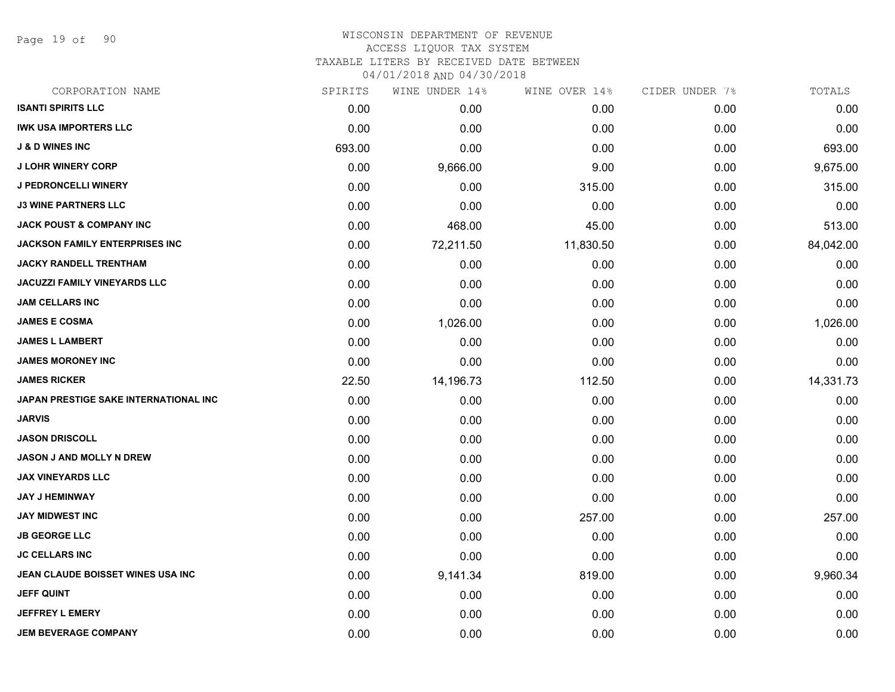WISCONSIN DEPARTMENT OF REVENUE
ACCESS LIQUOR TAX SYSTEM
TAXABLE LITERS BY RECEIVED DATE BETWEEN
04/01/2018 AND 04/30/2018

| CORPORATION NAME | SPIRITS | WINE UNDER 14% | WINE OVER 14% | CIDER UNDER 7% | TOTALS |
|---|---|---|---|---|---|
| ISANTI SPIRITS LLC | 0.00 | 0.00 | 0.00 | 0.00 | 0.00 |
| IWK USA IMPORTERS LLC | 0.00 | 0.00 | 0.00 | 0.00 | 0.00 |
| J & D WINES INC | 693.00 | 0.00 | 0.00 | 0.00 | 693.00 |
| J LOHR WINERY CORP | 0.00 | 9,666.00 | 9.00 | 0.00 | 9,675.00 |
| J PEDRONCELLI WINERY | 0.00 | 0.00 | 315.00 | 0.00 | 315.00 |
| J3 WINE PARTNERS LLC | 0.00 | 0.00 | 0.00 | 0.00 | 0.00 |
| JACK POUST & COMPANY INC | 0.00 | 468.00 | 45.00 | 0.00 | 513.00 |
| JACKSON FAMILY ENTERPRISES INC | 0.00 | 72,211.50 | 11,830.50 | 0.00 | 84,042.00 |
| JACKY RANDELL TRENTHAM | 0.00 | 0.00 | 0.00 | 0.00 | 0.00 |
| JACUZZI FAMILY VINEYARDS LLC | 0.00 | 0.00 | 0.00 | 0.00 | 0.00 |
| JAM CELLARS INC | 0.00 | 0.00 | 0.00 | 0.00 | 0.00 |
| JAMES E COSMA | 0.00 | 1,026.00 | 0.00 | 0.00 | 1,026.00 |
| JAMES L LAMBERT | 0.00 | 0.00 | 0.00 | 0.00 | 0.00 |
| JAMES MORONEY INC | 0.00 | 0.00 | 0.00 | 0.00 | 0.00 |
| JAMES RICKER | 22.50 | 14,196.73 | 112.50 | 0.00 | 14,331.73 |
| JAPAN PRESTIGE SAKE INTERNATIONAL INC | 0.00 | 0.00 | 0.00 | 0.00 | 0.00 |
| JARVIS | 0.00 | 0.00 | 0.00 | 0.00 | 0.00 |
| JASON DRISCOLL | 0.00 | 0.00 | 0.00 | 0.00 | 0.00 |
| JASON J AND MOLLY N DREW | 0.00 | 0.00 | 0.00 | 0.00 | 0.00 |
| JAX VINEYARDS LLC | 0.00 | 0.00 | 0.00 | 0.00 | 0.00 |
| JAY J HEMINWAY | 0.00 | 0.00 | 0.00 | 0.00 | 0.00 |
| JAY MIDWEST INC | 0.00 | 0.00 | 257.00 | 0.00 | 257.00 |
| JB GEORGE LLC | 0.00 | 0.00 | 0.00 | 0.00 | 0.00 |
| JC CELLARS INC | 0.00 | 0.00 | 0.00 | 0.00 | 0.00 |
| JEAN CLAUDE BOISSET WINES USA INC | 0.00 | 9,141.34 | 819.00 | 0.00 | 9,960.34 |
| JEFF QUINT | 0.00 | 0.00 | 0.00 | 0.00 | 0.00 |
| JEFFREY L EMERY | 0.00 | 0.00 | 0.00 | 0.00 | 0.00 |
| JEM BEVERAGE COMPANY | 0.00 | 0.00 | 0.00 | 0.00 | 0.00 |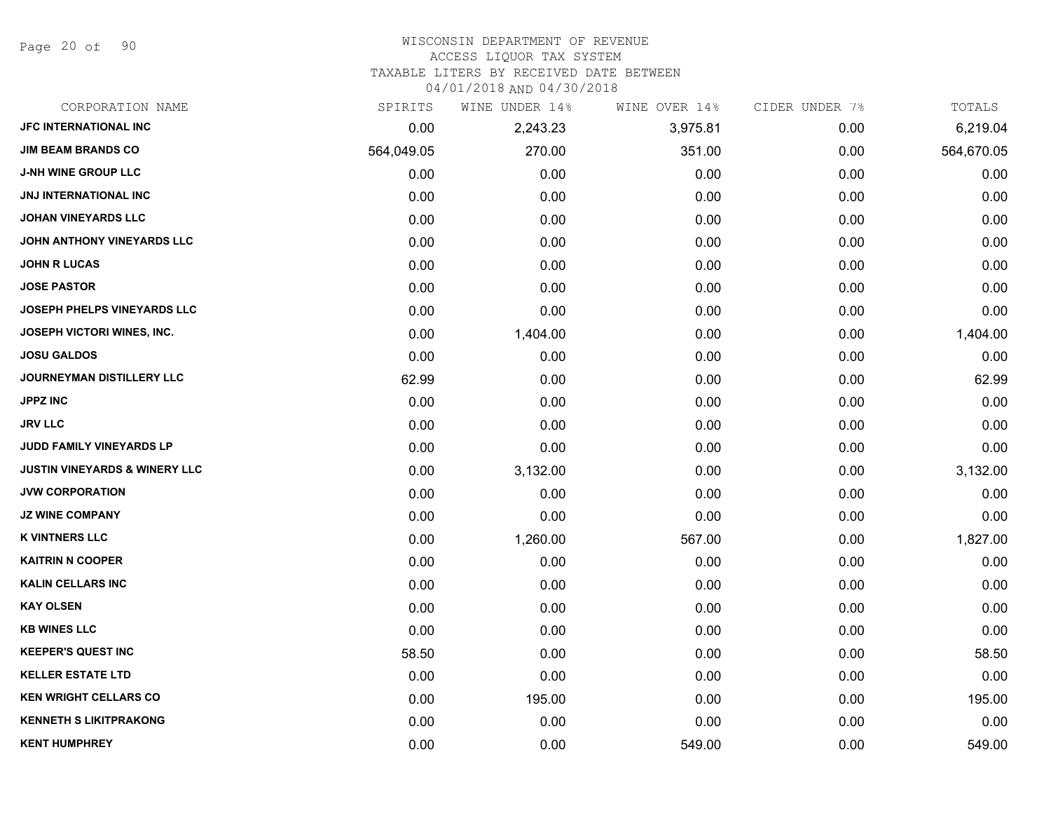# WISCONSIN DEPARTMENT OF REVENUE
## ACCESS LIQUOR TAX SYSTEM
### TAXABLE LITERS BY RECEIVED DATE BETWEEN 04/01/2018 AND 04/30/2018

| CORPORATION NAME | SPIRITS | WINE UNDER 14% | WINE OVER 14% | CIDER UNDER 7% | TOTALS |
|---|---|---|---|---|---|
| JFC INTERNATIONAL INC | 0.00 | 2,243.23 | 3,975.81 | 0.00 | 6,219.04 |
| JIM BEAM BRANDS CO | 564,049.05 | 270.00 | 351.00 | 0.00 | 564,670.05 |
| J-NH WINE GROUP LLC | 0.00 | 0.00 | 0.00 | 0.00 | 0.00 |
| JNJ INTERNATIONAL INC | 0.00 | 0.00 | 0.00 | 0.00 | 0.00 |
| JOHAN VINEYARDS LLC | 0.00 | 0.00 | 0.00 | 0.00 | 0.00 |
| JOHN ANTHONY VINEYARDS LLC | 0.00 | 0.00 | 0.00 | 0.00 | 0.00 |
| JOHN R LUCAS | 0.00 | 0.00 | 0.00 | 0.00 | 0.00 |
| JOSE PASTOR | 0.00 | 0.00 | 0.00 | 0.00 | 0.00 |
| JOSEPH PHELPS VINEYARDS LLC | 0.00 | 0.00 | 0.00 | 0.00 | 0.00 |
| JOSEPH VICTORI WINES, INC. | 0.00 | 1,404.00 | 0.00 | 0.00 | 1,404.00 |
| JOSU GALDOS | 0.00 | 0.00 | 0.00 | 0.00 | 0.00 |
| JOURNEYMAN DISTILLERY LLC | 62.99 | 0.00 | 0.00 | 0.00 | 62.99 |
| JPPZ INC | 0.00 | 0.00 | 0.00 | 0.00 | 0.00 |
| JRV LLC | 0.00 | 0.00 | 0.00 | 0.00 | 0.00 |
| JUDD FAMILY VINEYARDS LP | 0.00 | 0.00 | 0.00 | 0.00 | 0.00 |
| JUSTIN VINEYARDS & WINERY LLC | 0.00 | 3,132.00 | 0.00 | 0.00 | 3,132.00 |
| JVW CORPORATION | 0.00 | 0.00 | 0.00 | 0.00 | 0.00 |
| JZ WINE COMPANY | 0.00 | 0.00 | 0.00 | 0.00 | 0.00 |
| K VINTNERS LLC | 0.00 | 1,260.00 | 567.00 | 0.00 | 1,827.00 |
| KAITRIN N COOPER | 0.00 | 0.00 | 0.00 | 0.00 | 0.00 |
| KALIN CELLARS INC | 0.00 | 0.00 | 0.00 | 0.00 | 0.00 |
| KAY OLSEN | 0.00 | 0.00 | 0.00 | 0.00 | 0.00 |
| KB WINES LLC | 0.00 | 0.00 | 0.00 | 0.00 | 0.00 |
| KEEPER'S QUEST INC | 58.50 | 0.00 | 0.00 | 0.00 | 58.50 |
| KELLER ESTATE LTD | 0.00 | 0.00 | 0.00 | 0.00 | 0.00 |
| KEN WRIGHT CELLARS CO | 0.00 | 195.00 | 0.00 | 0.00 | 195.00 |
| KENNETH S LIKITPRAKONG | 0.00 | 0.00 | 0.00 | 0.00 | 0.00 |
| KENT HUMPHREY | 0.00 | 0.00 | 549.00 | 0.00 | 549.00 |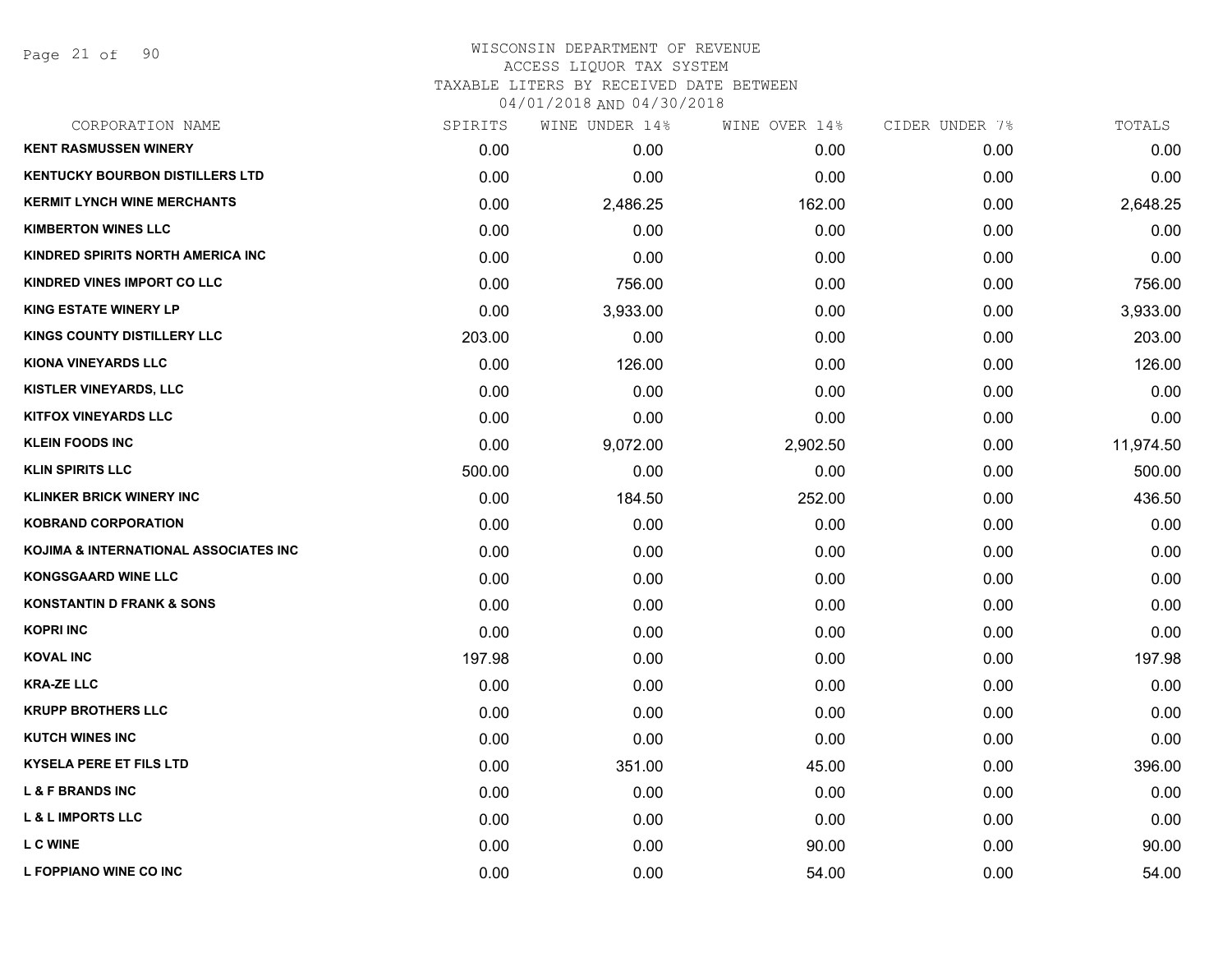WISCONSIN DEPARTMENT OF REVENUE
ACCESS LIQUOR TAX SYSTEM
TAXABLE LITERS BY RECEIVED DATE BETWEEN
04/01/2018 AND 04/30/2018

| CORPORATION NAME | SPIRITS | WINE UNDER 14% | WINE OVER 14% | CIDER UNDER 7% | TOTALS |
|---|---|---|---|---|---|
| KENT RASMUSSEN WINERY | 0.00 | 0.00 | 0.00 | 0.00 | 0.00 |
| KENTUCKY BOURBON DISTILLERS LTD | 0.00 | 0.00 | 0.00 | 0.00 | 0.00 |
| KERMIT LYNCH WINE MERCHANTS | 0.00 | 2,486.25 | 162.00 | 0.00 | 2,648.25 |
| KIMBERTON WINES LLC | 0.00 | 0.00 | 0.00 | 0.00 | 0.00 |
| KINDRED SPIRITS NORTH AMERICA INC | 0.00 | 0.00 | 0.00 | 0.00 | 0.00 |
| KINDRED VINES IMPORT CO LLC | 0.00 | 756.00 | 0.00 | 0.00 | 756.00 |
| KING ESTATE WINERY LP | 0.00 | 3,933.00 | 0.00 | 0.00 | 3,933.00 |
| KINGS COUNTY DISTILLERY LLC | 203.00 | 0.00 | 0.00 | 0.00 | 203.00 |
| KIONA VINEYARDS LLC | 0.00 | 126.00 | 0.00 | 0.00 | 126.00 |
| KISTLER VINEYARDS, LLC | 0.00 | 0.00 | 0.00 | 0.00 | 0.00 |
| KITFOX VINEYARDS LLC | 0.00 | 0.00 | 0.00 | 0.00 | 0.00 |
| KLEIN FOODS INC | 0.00 | 9,072.00 | 2,902.50 | 0.00 | 11,974.50 |
| KLIN SPIRITS LLC | 500.00 | 0.00 | 0.00 | 0.00 | 500.00 |
| KLINKER BRICK WINERY INC | 0.00 | 184.50 | 252.00 | 0.00 | 436.50 |
| KOBRAND CORPORATION | 0.00 | 0.00 | 0.00 | 0.00 | 0.00 |
| KOJIMA & INTERNATIONAL ASSOCIATES INC | 0.00 | 0.00 | 0.00 | 0.00 | 0.00 |
| KONGSGAARD WINE LLC | 0.00 | 0.00 | 0.00 | 0.00 | 0.00 |
| KONSTANTIN D FRANK & SONS | 0.00 | 0.00 | 0.00 | 0.00 | 0.00 |
| KOPRI INC | 0.00 | 0.00 | 0.00 | 0.00 | 0.00 |
| KOVAL INC | 197.98 | 0.00 | 0.00 | 0.00 | 197.98 |
| KRA-ZE LLC | 0.00 | 0.00 | 0.00 | 0.00 | 0.00 |
| KRUPP BROTHERS LLC | 0.00 | 0.00 | 0.00 | 0.00 | 0.00 |
| KUTCH WINES INC | 0.00 | 0.00 | 0.00 | 0.00 | 0.00 |
| KYSELA PERE ET FILS LTD | 0.00 | 351.00 | 45.00 | 0.00 | 396.00 |
| L & F BRANDS INC | 0.00 | 0.00 | 0.00 | 0.00 | 0.00 |
| L & L IMPORTS LLC | 0.00 | 0.00 | 0.00 | 0.00 | 0.00 |
| L C WINE | 0.00 | 0.00 | 90.00 | 0.00 | 90.00 |
| L FOPPIANO WINE CO INC | 0.00 | 0.00 | 54.00 | 0.00 | 54.00 |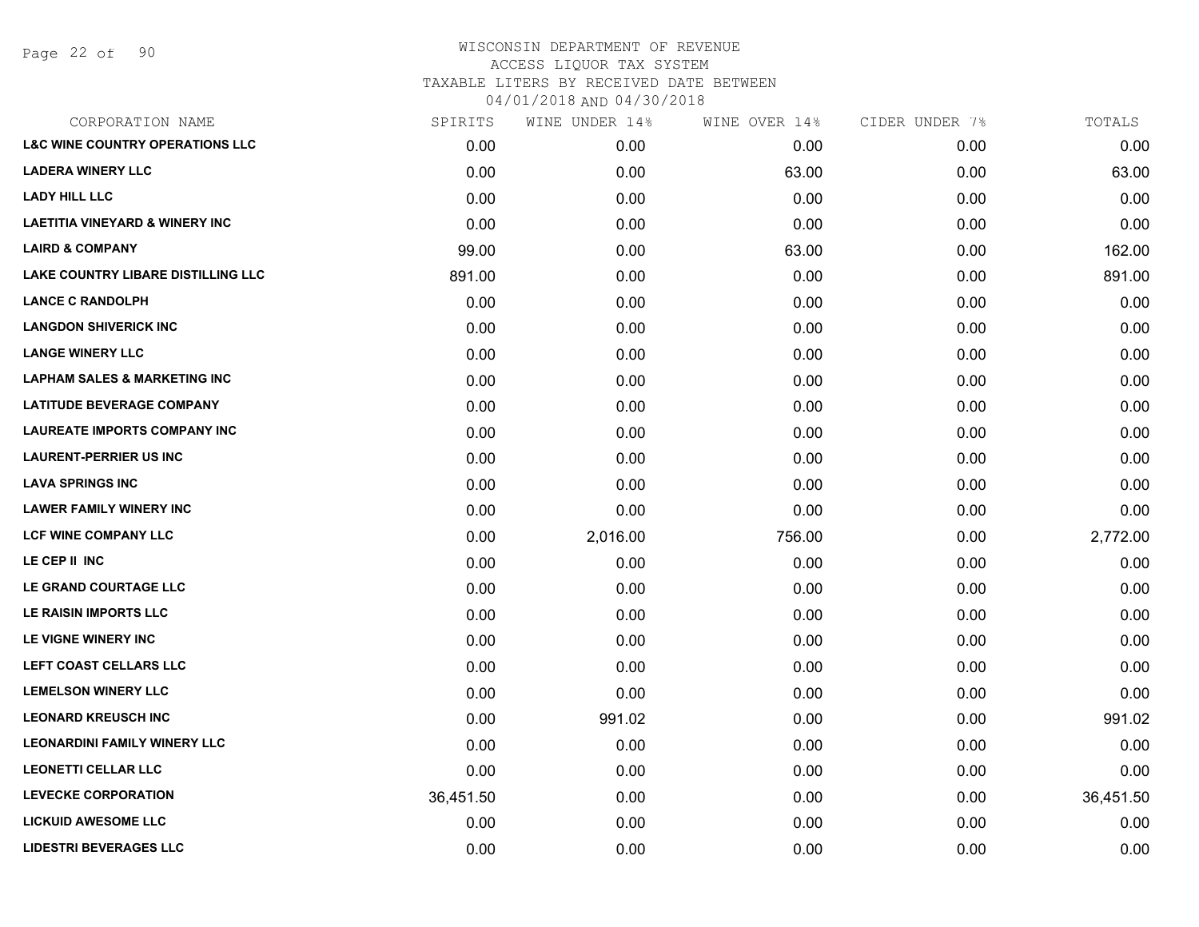WISCONSIN DEPARTMENT OF REVENUE
ACCESS LIQUOR TAX SYSTEM
TAXABLE LITERS BY RECEIVED DATE BETWEEN
04/01/2018 AND 04/30/2018

| CORPORATION NAME | SPIRITS | WINE UNDER 14% | WINE OVER 14% | CIDER UNDER 7% | TOTALS |
|---|---|---|---|---|---|
| L&C WINE COUNTRY OPERATIONS LLC | 0.00 | 0.00 | 0.00 | 0.00 | 0.00 |
| LADERA WINERY LLC | 0.00 | 0.00 | 63.00 | 0.00 | 63.00 |
| LADY HILL LLC | 0.00 | 0.00 | 0.00 | 0.00 | 0.00 |
| LAETITIA VINEYARD & WINERY INC | 0.00 | 0.00 | 0.00 | 0.00 | 0.00 |
| LAIRD & COMPANY | 99.00 | 0.00 | 63.00 | 0.00 | 162.00 |
| LAKE COUNTRY LIBARE DISTILLING LLC | 891.00 | 0.00 | 0.00 | 0.00 | 891.00 |
| LANCE C RANDOLPH | 0.00 | 0.00 | 0.00 | 0.00 | 0.00 |
| LANGDON SHIVERICK INC | 0.00 | 0.00 | 0.00 | 0.00 | 0.00 |
| LANGE WINERY LLC | 0.00 | 0.00 | 0.00 | 0.00 | 0.00 |
| LAPHAM SALES & MARKETING INC | 0.00 | 0.00 | 0.00 | 0.00 | 0.00 |
| LATITUDE BEVERAGE COMPANY | 0.00 | 0.00 | 0.00 | 0.00 | 0.00 |
| LAUREATE IMPORTS COMPANY INC | 0.00 | 0.00 | 0.00 | 0.00 | 0.00 |
| LAURENT-PERRIER US INC | 0.00 | 0.00 | 0.00 | 0.00 | 0.00 |
| LAVA SPRINGS INC | 0.00 | 0.00 | 0.00 | 0.00 | 0.00 |
| LAWER FAMILY WINERY INC | 0.00 | 0.00 | 0.00 | 0.00 | 0.00 |
| LCF WINE COMPANY LLC | 0.00 | 2,016.00 | 756.00 | 0.00 | 2,772.00 |
| LE CEP II INC | 0.00 | 0.00 | 0.00 | 0.00 | 0.00 |
| LE GRAND COURTAGE LLC | 0.00 | 0.00 | 0.00 | 0.00 | 0.00 |
| LE RAISIN IMPORTS LLC | 0.00 | 0.00 | 0.00 | 0.00 | 0.00 |
| LE VIGNE WINERY INC | 0.00 | 0.00 | 0.00 | 0.00 | 0.00 |
| LEFT COAST CELLARS LLC | 0.00 | 0.00 | 0.00 | 0.00 | 0.00 |
| LEMELSON WINERY LLC | 0.00 | 0.00 | 0.00 | 0.00 | 0.00 |
| LEONARD KREUSCH INC | 0.00 | 991.02 | 0.00 | 0.00 | 991.02 |
| LEONARDINI FAMILY WINERY LLC | 0.00 | 0.00 | 0.00 | 0.00 | 0.00 |
| LEONETTI CELLAR LLC | 0.00 | 0.00 | 0.00 | 0.00 | 0.00 |
| LEVECKE CORPORATION | 36,451.50 | 0.00 | 0.00 | 0.00 | 36,451.50 |
| LICKUID AWESOME LLC | 0.00 | 0.00 | 0.00 | 0.00 | 0.00 |
| LIDESTRI BEVERAGES LLC | 0.00 | 0.00 | 0.00 | 0.00 | 0.00 |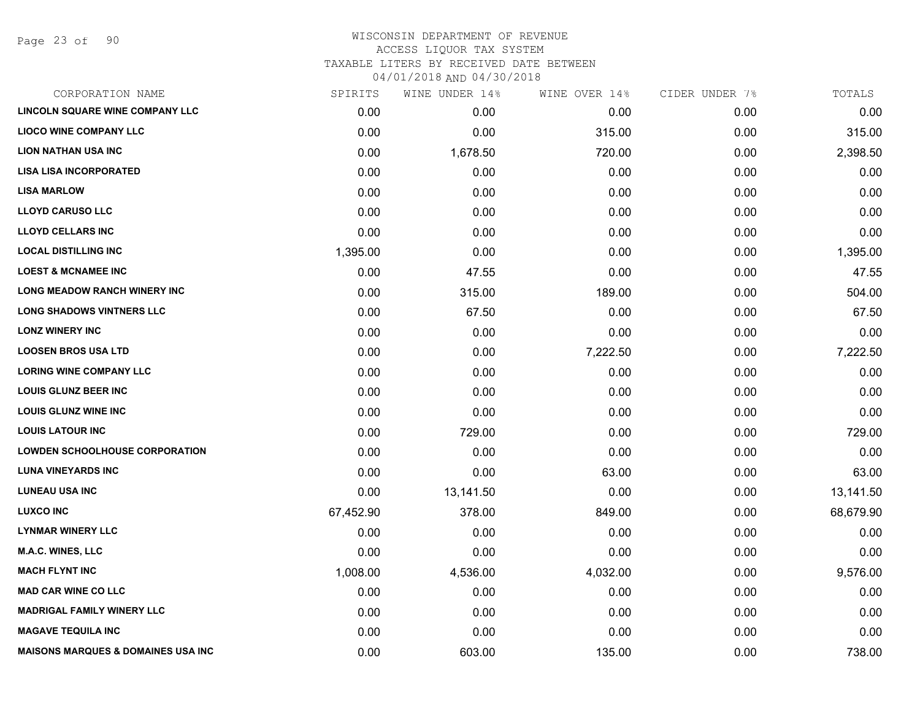WISCONSIN DEPARTMENT OF REVENUE
ACCESS LIQUOR TAX SYSTEM
TAXABLE LITERS BY RECEIVED DATE BETWEEN
04/01/2018 AND 04/30/2018

| CORPORATION NAME | SPIRITS | WINE UNDER 14% | WINE OVER 14% | CIDER UNDER 7% | TOTALS |
|---|---|---|---|---|---|
| LINCOLN SQUARE WINE COMPANY LLC | 0.00 | 0.00 | 0.00 | 0.00 | 0.00 |
| LIOCO WINE COMPANY LLC | 0.00 | 0.00 | 315.00 | 0.00 | 315.00 |
| LION NATHAN USA INC | 0.00 | 1,678.50 | 720.00 | 0.00 | 2,398.50 |
| LISA LISA INCORPORATED | 0.00 | 0.00 | 0.00 | 0.00 | 0.00 |
| LISA MARLOW | 0.00 | 0.00 | 0.00 | 0.00 | 0.00 |
| LLOYD CARUSO LLC | 0.00 | 0.00 | 0.00 | 0.00 | 0.00 |
| LLOYD CELLARS INC | 0.00 | 0.00 | 0.00 | 0.00 | 0.00 |
| LOCAL DISTILLING INC | 1,395.00 | 0.00 | 0.00 | 0.00 | 1,395.00 |
| LOEST & MCNAMEE INC | 0.00 | 47.55 | 0.00 | 0.00 | 47.55 |
| LONG MEADOW RANCH WINERY INC | 0.00 | 315.00 | 189.00 | 0.00 | 504.00 |
| LONG SHADOWS VINTNERS LLC | 0.00 | 67.50 | 0.00 | 0.00 | 67.50 |
| LONZ WINERY INC | 0.00 | 0.00 | 0.00 | 0.00 | 0.00 |
| LOOSEN BROS USA LTD | 0.00 | 0.00 | 7,222.50 | 0.00 | 7,222.50 |
| LORING WINE COMPANY LLC | 0.00 | 0.00 | 0.00 | 0.00 | 0.00 |
| LOUIS GLUNZ BEER INC | 0.00 | 0.00 | 0.00 | 0.00 | 0.00 |
| LOUIS GLUNZ WINE INC | 0.00 | 0.00 | 0.00 | 0.00 | 0.00 |
| LOUIS LATOUR INC | 0.00 | 729.00 | 0.00 | 0.00 | 729.00 |
| LOWDEN SCHOOLHOUSE CORPORATION | 0.00 | 0.00 | 0.00 | 0.00 | 0.00 |
| LUNA VINEYARDS INC | 0.00 | 0.00 | 63.00 | 0.00 | 63.00 |
| LUNEAU USA INC | 0.00 | 13,141.50 | 0.00 | 0.00 | 13,141.50 |
| LUXCO INC | 67,452.90 | 378.00 | 849.00 | 0.00 | 68,679.90 |
| LYNMAR WINERY LLC | 0.00 | 0.00 | 0.00 | 0.00 | 0.00 |
| M.A.C. WINES, LLC | 0.00 | 0.00 | 0.00 | 0.00 | 0.00 |
| MACH FLYNT INC | 1,008.00 | 4,536.00 | 4,032.00 | 0.00 | 9,576.00 |
| MAD CAR WINE CO LLC | 0.00 | 0.00 | 0.00 | 0.00 | 0.00 |
| MADRIGAL FAMILY WINERY LLC | 0.00 | 0.00 | 0.00 | 0.00 | 0.00 |
| MAGAVE TEQUILA INC | 0.00 | 0.00 | 0.00 | 0.00 | 0.00 |
| MAISONS MARQUES & DOMAINES USA INC | 0.00 | 603.00 | 135.00 | 0.00 | 738.00 |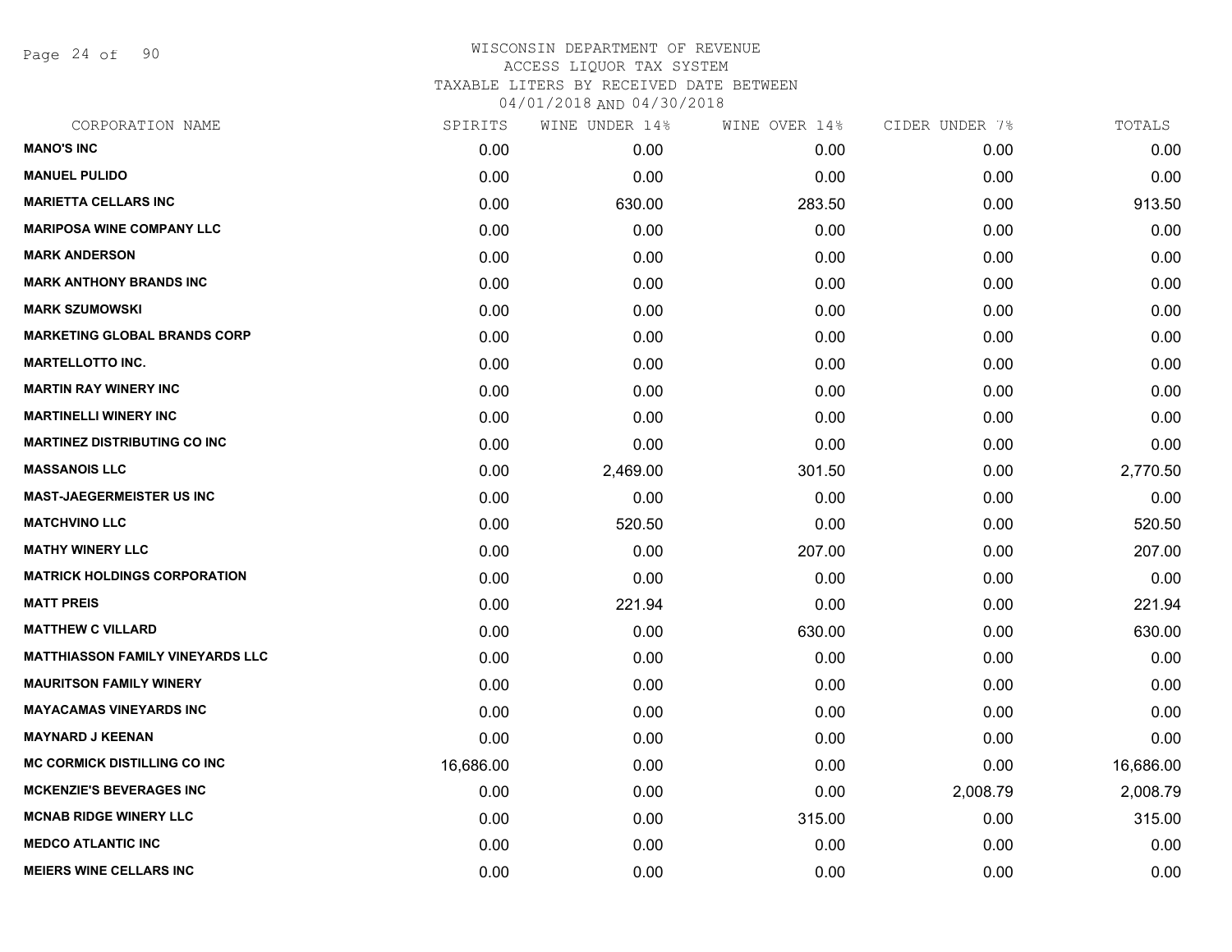# WISCONSIN DEPARTMENT OF REVENUE
## ACCESS LIQUOR TAX SYSTEM
### TAXABLE LITERS BY RECEIVED DATE BETWEEN 04/01/2018 AND 04/30/2018

| CORPORATION NAME | SPIRITS | WINE UNDER 14% | WINE OVER 14% | CIDER UNDER 7% | TOTALS |
|---|---|---|---|---|---|
| MANO'S INC | 0.00 | 0.00 | 0.00 | 0.00 | 0.00 |
| MANUEL PULIDO | 0.00 | 0.00 | 0.00 | 0.00 | 0.00 |
| MARIETTA CELLARS INC | 0.00 | 630.00 | 283.50 | 0.00 | 913.50 |
| MARIPOSA WINE COMPANY LLC | 0.00 | 0.00 | 0.00 | 0.00 | 0.00 |
| MARK ANDERSON | 0.00 | 0.00 | 0.00 | 0.00 | 0.00 |
| MARK ANTHONY BRANDS INC | 0.00 | 0.00 | 0.00 | 0.00 | 0.00 |
| MARK SZUMOWSKI | 0.00 | 0.00 | 0.00 | 0.00 | 0.00 |
| MARKETING GLOBAL BRANDS CORP | 0.00 | 0.00 | 0.00 | 0.00 | 0.00 |
| MARTELLOTTO INC. | 0.00 | 0.00 | 0.00 | 0.00 | 0.00 |
| MARTIN RAY WINERY INC | 0.00 | 0.00 | 0.00 | 0.00 | 0.00 |
| MARTINELLI WINERY INC | 0.00 | 0.00 | 0.00 | 0.00 | 0.00 |
| MARTINEZ DISTRIBUTING CO INC | 0.00 | 0.00 | 0.00 | 0.00 | 0.00 |
| MASSANOIS LLC | 0.00 | 2,469.00 | 301.50 | 0.00 | 2,770.50 |
| MAST-JAEGERMEISTER US INC | 0.00 | 0.00 | 0.00 | 0.00 | 0.00 |
| MATCHVINO LLC | 0.00 | 520.50 | 0.00 | 0.00 | 520.50 |
| MATHY WINERY LLC | 0.00 | 0.00 | 207.00 | 0.00 | 207.00 |
| MATRICK HOLDINGS CORPORATION | 0.00 | 0.00 | 0.00 | 0.00 | 0.00 |
| MATT PREIS | 0.00 | 221.94 | 0.00 | 0.00 | 221.94 |
| MATTHEW C VILLARD | 0.00 | 0.00 | 630.00 | 0.00 | 630.00 |
| MATTHIASSON FAMILY VINEYARDS LLC | 0.00 | 0.00 | 0.00 | 0.00 | 0.00 |
| MAURITSON FAMILY WINERY | 0.00 | 0.00 | 0.00 | 0.00 | 0.00 |
| MAYACAMAS VINEYARDS INC | 0.00 | 0.00 | 0.00 | 0.00 | 0.00 |
| MAYNARD J KEENAN | 0.00 | 0.00 | 0.00 | 0.00 | 0.00 |
| MC CORMICK DISTILLING CO INC | 16,686.00 | 0.00 | 0.00 | 0.00 | 16,686.00 |
| MCKENZIE'S BEVERAGES INC | 0.00 | 0.00 | 0.00 | 2,008.79 | 2,008.79 |
| MCNAB RIDGE WINERY LLC | 0.00 | 0.00 | 315.00 | 0.00 | 315.00 |
| MEDCO ATLANTIC INC | 0.00 | 0.00 | 0.00 | 0.00 | 0.00 |
| MEIERS WINE CELLARS INC | 0.00 | 0.00 | 0.00 | 0.00 | 0.00 |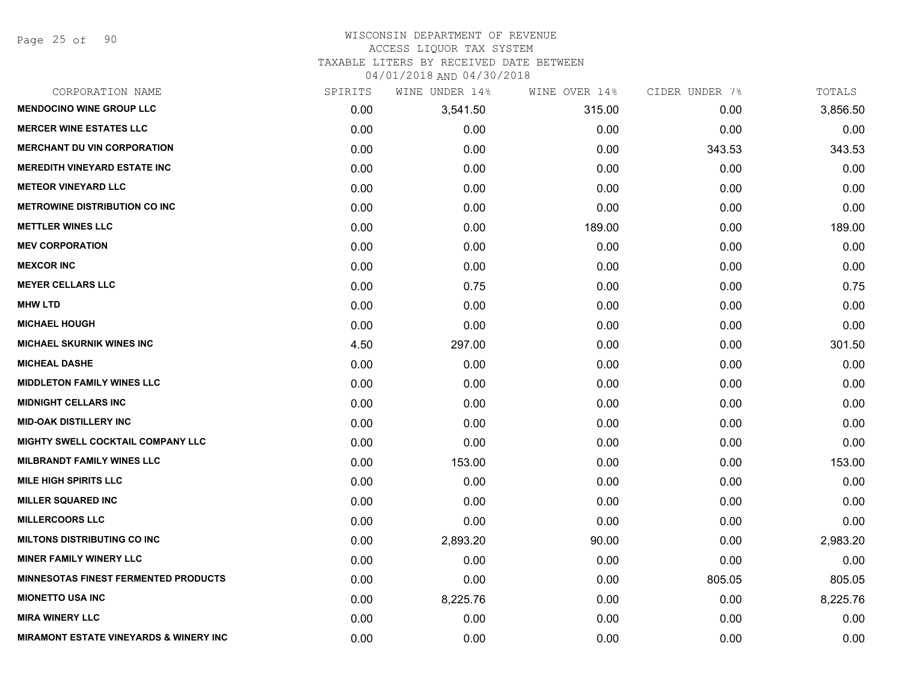# WISCONSIN DEPARTMENT OF REVENUE
## ACCESS LIQUOR TAX SYSTEM
### TAXABLE LITERS BY RECEIVED DATE BETWEEN 04/01/2018 AND 04/30/2018

| CORPORATION NAME | SPIRITS | WINE UNDER 14% | WINE OVER 14% | CIDER UNDER 7% | TOTALS |
|---|---|---|---|---|---|
| MENDOCINO WINE GROUP LLC | 0.00 | 3,541.50 | 315.00 | 0.00 | 3,856.50 |
| MERCER WINE ESTATES LLC | 0.00 | 0.00 | 0.00 | 0.00 | 0.00 |
| MERCHANT DU VIN CORPORATION | 0.00 | 0.00 | 0.00 | 343.53 | 343.53 |
| MEREDITH VINEYARD ESTATE INC | 0.00 | 0.00 | 0.00 | 0.00 | 0.00 |
| METEOR VINEYARD LLC | 0.00 | 0.00 | 0.00 | 0.00 | 0.00 |
| METROWINE DISTRIBUTION CO INC | 0.00 | 0.00 | 0.00 | 0.00 | 0.00 |
| METTLER WINES LLC | 0.00 | 0.00 | 189.00 | 0.00 | 189.00 |
| MEV CORPORATION | 0.00 | 0.00 | 0.00 | 0.00 | 0.00 |
| MEXCOR INC | 0.00 | 0.00 | 0.00 | 0.00 | 0.00 |
| MEYER CELLARS LLC | 0.00 | 0.75 | 0.00 | 0.00 | 0.75 |
| MHW LTD | 0.00 | 0.00 | 0.00 | 0.00 | 0.00 |
| MICHAEL HOUGH | 0.00 | 0.00 | 0.00 | 0.00 | 0.00 |
| MICHAEL SKURNIK WINES INC | 4.50 | 297.00 | 0.00 | 0.00 | 301.50 |
| MICHEAL DASHE | 0.00 | 0.00 | 0.00 | 0.00 | 0.00 |
| MIDDLETON FAMILY WINES LLC | 0.00 | 0.00 | 0.00 | 0.00 | 0.00 |
| MIDNIGHT CELLARS INC | 0.00 | 0.00 | 0.00 | 0.00 | 0.00 |
| MID-OAK DISTILLERY INC | 0.00 | 0.00 | 0.00 | 0.00 | 0.00 |
| MIGHTY SWELL COCKTAIL COMPANY LLC | 0.00 | 0.00 | 0.00 | 0.00 | 0.00 |
| MILBRANDT FAMILY WINES LLC | 0.00 | 153.00 | 0.00 | 0.00 | 153.00 |
| MILE HIGH SPIRITS LLC | 0.00 | 0.00 | 0.00 | 0.00 | 0.00 |
| MILLER SQUARED INC | 0.00 | 0.00 | 0.00 | 0.00 | 0.00 |
| MILLERCOORS LLC | 0.00 | 0.00 | 0.00 | 0.00 | 0.00 |
| MILTONS DISTRIBUTING CO INC | 0.00 | 2,893.20 | 90.00 | 0.00 | 2,983.20 |
| MINER FAMILY WINERY LLC | 0.00 | 0.00 | 0.00 | 0.00 | 0.00 |
| MINNESOTAS FINEST FERMENTED PRODUCTS | 0.00 | 0.00 | 0.00 | 805.05 | 805.05 |
| MIONETTO USA INC | 0.00 | 8,225.76 | 0.00 | 0.00 | 8,225.76 |
| MIRA WINERY LLC | 0.00 | 0.00 | 0.00 | 0.00 | 0.00 |
| MIRAMONT ESTATE VINEYARDS & WINERY INC | 0.00 | 0.00 | 0.00 | 0.00 | 0.00 |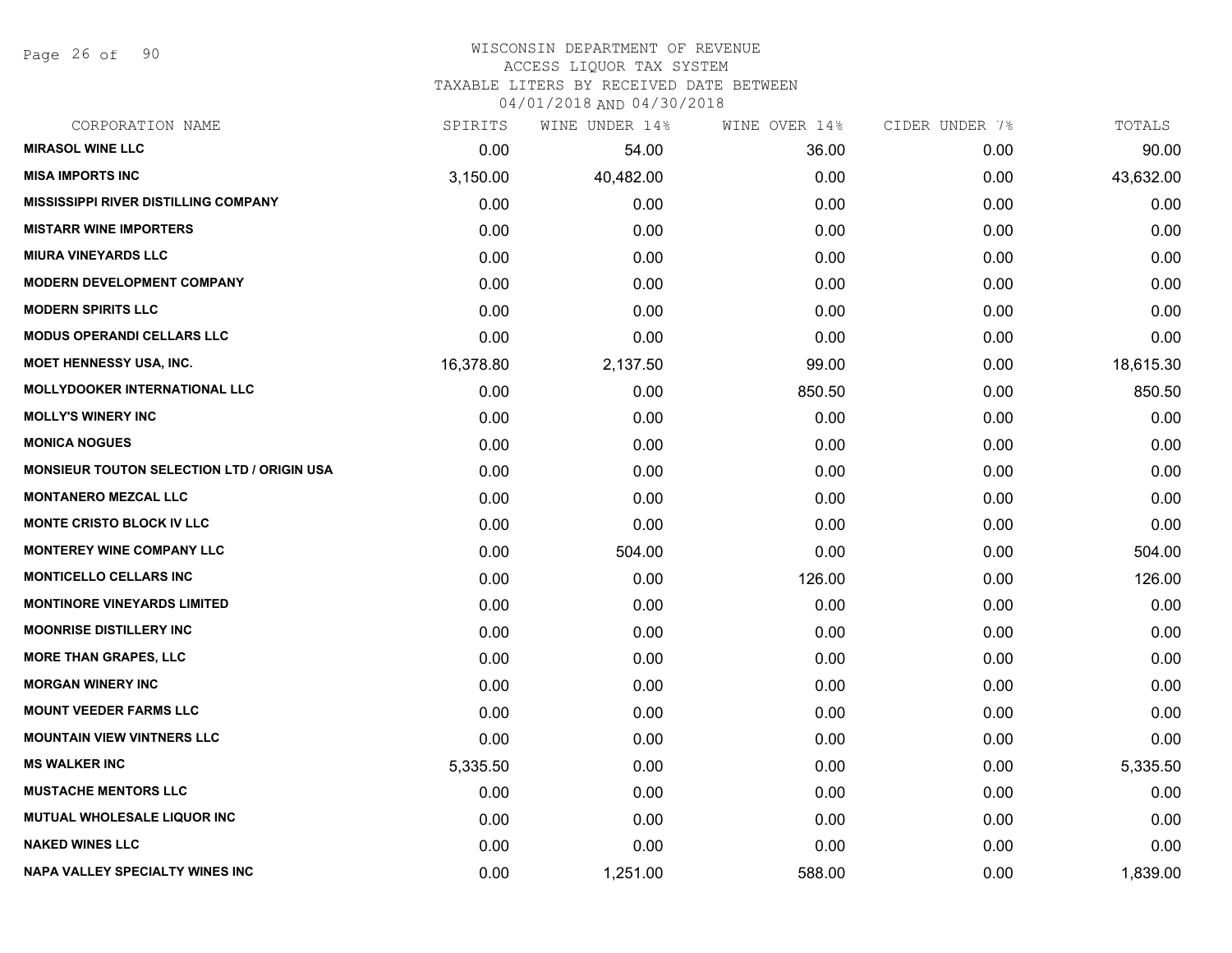# WISCONSIN DEPARTMENT OF REVENUE
## ACCESS LIQUOR TAX SYSTEM
### TAXABLE LITERS BY RECEIVED DATE BETWEEN 04/01/2018 AND 04/30/2018

| CORPORATION NAME | SPIRITS | WINE UNDER 14% | WINE OVER 14% | CIDER UNDER 7% | TOTALS |
|---|---|---|---|---|---|
| MIRASOL WINE LLC | 0.00 | 54.00 | 36.00 | 0.00 | 90.00 |
| MISA IMPORTS INC | 3,150.00 | 40,482.00 | 0.00 | 0.00 | 43,632.00 |
| MISSISSIPPI RIVER DISTILLING COMPANY | 0.00 | 0.00 | 0.00 | 0.00 | 0.00 |
| MISTARR WINE IMPORTERS | 0.00 | 0.00 | 0.00 | 0.00 | 0.00 |
| MIURA VINEYARDS LLC | 0.00 | 0.00 | 0.00 | 0.00 | 0.00 |
| MODERN DEVELOPMENT COMPANY | 0.00 | 0.00 | 0.00 | 0.00 | 0.00 |
| MODERN SPIRITS LLC | 0.00 | 0.00 | 0.00 | 0.00 | 0.00 |
| MODUS OPERANDI CELLARS LLC | 0.00 | 0.00 | 0.00 | 0.00 | 0.00 |
| MOET HENNESSY USA, INC. | 16,378.80 | 2,137.50 | 99.00 | 0.00 | 18,615.30 |
| MOLLYDOOKER INTERNATIONAL LLC | 0.00 | 0.00 | 850.50 | 0.00 | 850.50 |
| MOLLY'S WINERY INC | 0.00 | 0.00 | 0.00 | 0.00 | 0.00 |
| MONICA NOGUES | 0.00 | 0.00 | 0.00 | 0.00 | 0.00 |
| MONSIEUR TOUTON SELECTION LTD / ORIGIN USA | 0.00 | 0.00 | 0.00 | 0.00 | 0.00 |
| MONTANERO MEZCAL LLC | 0.00 | 0.00 | 0.00 | 0.00 | 0.00 |
| MONTE CRISTO BLOCK IV LLC | 0.00 | 0.00 | 0.00 | 0.00 | 0.00 |
| MONTEREY WINE COMPANY LLC | 0.00 | 504.00 | 0.00 | 0.00 | 504.00 |
| MONTICELLO CELLARS INC | 0.00 | 0.00 | 126.00 | 0.00 | 126.00 |
| MONTINORE VINEYARDS LIMITED | 0.00 | 0.00 | 0.00 | 0.00 | 0.00 |
| MOONRISE DISTILLERY INC | 0.00 | 0.00 | 0.00 | 0.00 | 0.00 |
| MORE THAN GRAPES, LLC | 0.00 | 0.00 | 0.00 | 0.00 | 0.00 |
| MORGAN WINERY INC | 0.00 | 0.00 | 0.00 | 0.00 | 0.00 |
| MOUNT VEEDER FARMS LLC | 0.00 | 0.00 | 0.00 | 0.00 | 0.00 |
| MOUNTAIN VIEW VINTNERS LLC | 0.00 | 0.00 | 0.00 | 0.00 | 0.00 |
| MS WALKER INC | 5,335.50 | 0.00 | 0.00 | 0.00 | 5,335.50 |
| MUSTACHE MENTORS LLC | 0.00 | 0.00 | 0.00 | 0.00 | 0.00 |
| MUTUAL WHOLESALE LIQUOR INC | 0.00 | 0.00 | 0.00 | 0.00 | 0.00 |
| NAKED WINES LLC | 0.00 | 0.00 | 0.00 | 0.00 | 0.00 |
| NAPA VALLEY SPECIALTY WINES INC | 0.00 | 1,251.00 | 588.00 | 0.00 | 1,839.00 |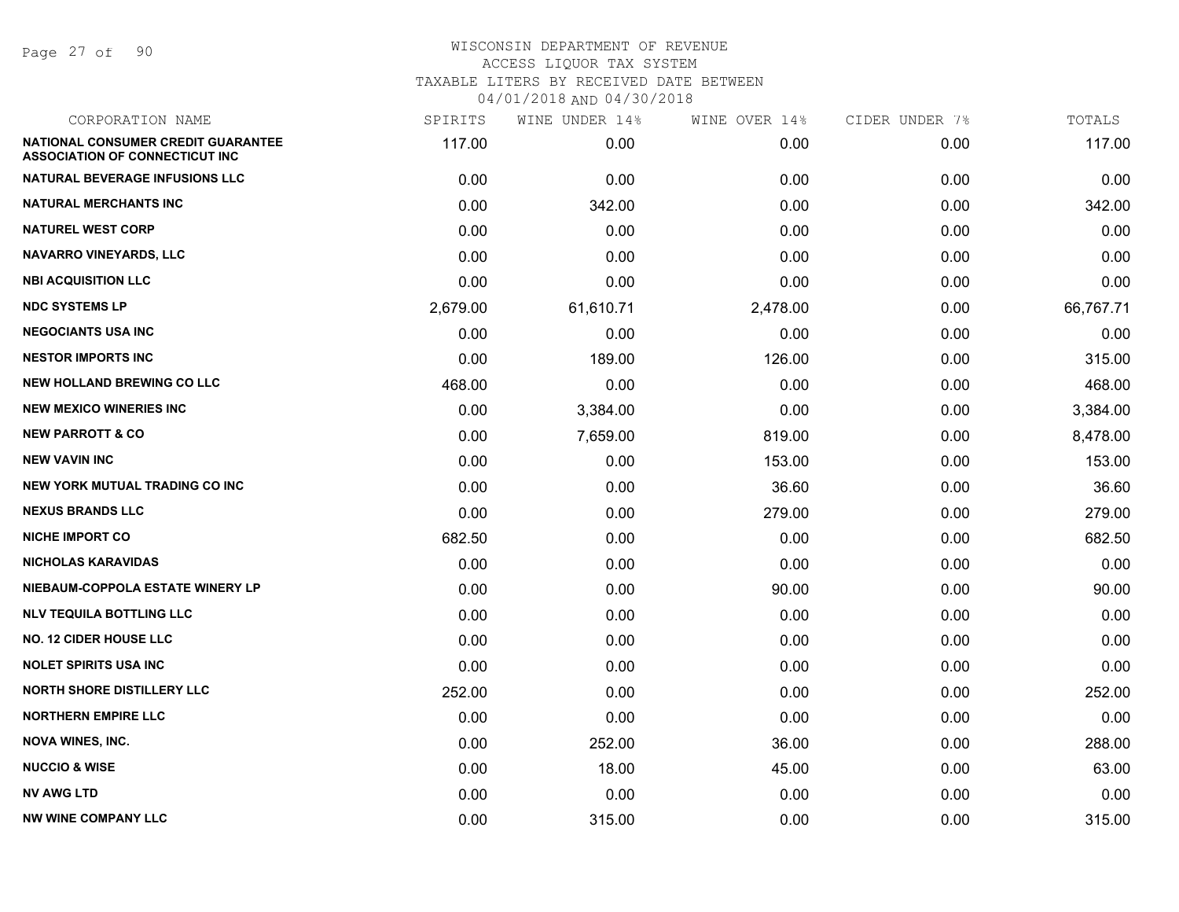# WISCONSIN DEPARTMENT OF REVENUE
ACCESS LIQUOR TAX SYSTEM
TAXABLE LITERS BY RECEIVED DATE BETWEEN
04/01/2018 AND 04/30/2018

| CORPORATION NAME | SPIRITS | WINE UNDER 14% | WINE OVER 14% | CIDER UNDER 7% | TOTALS |
|---|---|---|---|---|---|
| NATIONAL CONSUMER CREDIT GUARANTEE ASSOCIATION OF CONNECTICUT INC | 117.00 | 0.00 | 0.00 | 0.00 | 117.00 |
| NATURAL BEVERAGE INFUSIONS LLC | 0.00 | 0.00 | 0.00 | 0.00 | 0.00 |
| NATURAL MERCHANTS INC | 0.00 | 342.00 | 0.00 | 0.00 | 342.00 |
| NATUREL WEST CORP | 0.00 | 0.00 | 0.00 | 0.00 | 0.00 |
| NAVARRO VINEYARDS, LLC | 0.00 | 0.00 | 0.00 | 0.00 | 0.00 |
| NBI ACQUISITION LLC | 0.00 | 0.00 | 0.00 | 0.00 | 0.00 |
| NDC SYSTEMS LP | 2,679.00 | 61,610.71 | 2,478.00 | 0.00 | 66,767.71 |
| NEGOCIANTS USA INC | 0.00 | 0.00 | 0.00 | 0.00 | 0.00 |
| NESTOR IMPORTS INC | 0.00 | 189.00 | 126.00 | 0.00 | 315.00 |
| NEW HOLLAND BREWING CO LLC | 468.00 | 0.00 | 0.00 | 0.00 | 468.00 |
| NEW MEXICO WINERIES INC | 0.00 | 3,384.00 | 0.00 | 0.00 | 3,384.00 |
| NEW PARROTT & CO | 0.00 | 7,659.00 | 819.00 | 0.00 | 8,478.00 |
| NEW VAVIN INC | 0.00 | 0.00 | 153.00 | 0.00 | 153.00 |
| NEW YORK MUTUAL TRADING CO INC | 0.00 | 0.00 | 36.60 | 0.00 | 36.60 |
| NEXUS BRANDS LLC | 0.00 | 0.00 | 279.00 | 0.00 | 279.00 |
| NICHE IMPORT CO | 682.50 | 0.00 | 0.00 | 0.00 | 682.50 |
| NICHOLAS KARAVIDAS | 0.00 | 0.00 | 0.00 | 0.00 | 0.00 |
| NIEBAUM-COPPOLA ESTATE WINERY LP | 0.00 | 0.00 | 90.00 | 0.00 | 90.00 |
| NLV TEQUILA BOTTLING LLC | 0.00 | 0.00 | 0.00 | 0.00 | 0.00 |
| NO. 12 CIDER HOUSE LLC | 0.00 | 0.00 | 0.00 | 0.00 | 0.00 |
| NOLET SPIRITS USA INC | 0.00 | 0.00 | 0.00 | 0.00 | 0.00 |
| NORTH SHORE DISTILLERY LLC | 252.00 | 0.00 | 0.00 | 0.00 | 252.00 |
| NORTHERN EMPIRE LLC | 0.00 | 0.00 | 0.00 | 0.00 | 0.00 |
| NOVA WINES, INC. | 0.00 | 252.00 | 36.00 | 0.00 | 288.00 |
| NUCCIO & WISE | 0.00 | 18.00 | 45.00 | 0.00 | 63.00 |
| NV AWG LTD | 0.00 | 0.00 | 0.00 | 0.00 | 0.00 |
| NW WINE COMPANY LLC | 0.00 | 315.00 | 0.00 | 0.00 | 315.00 |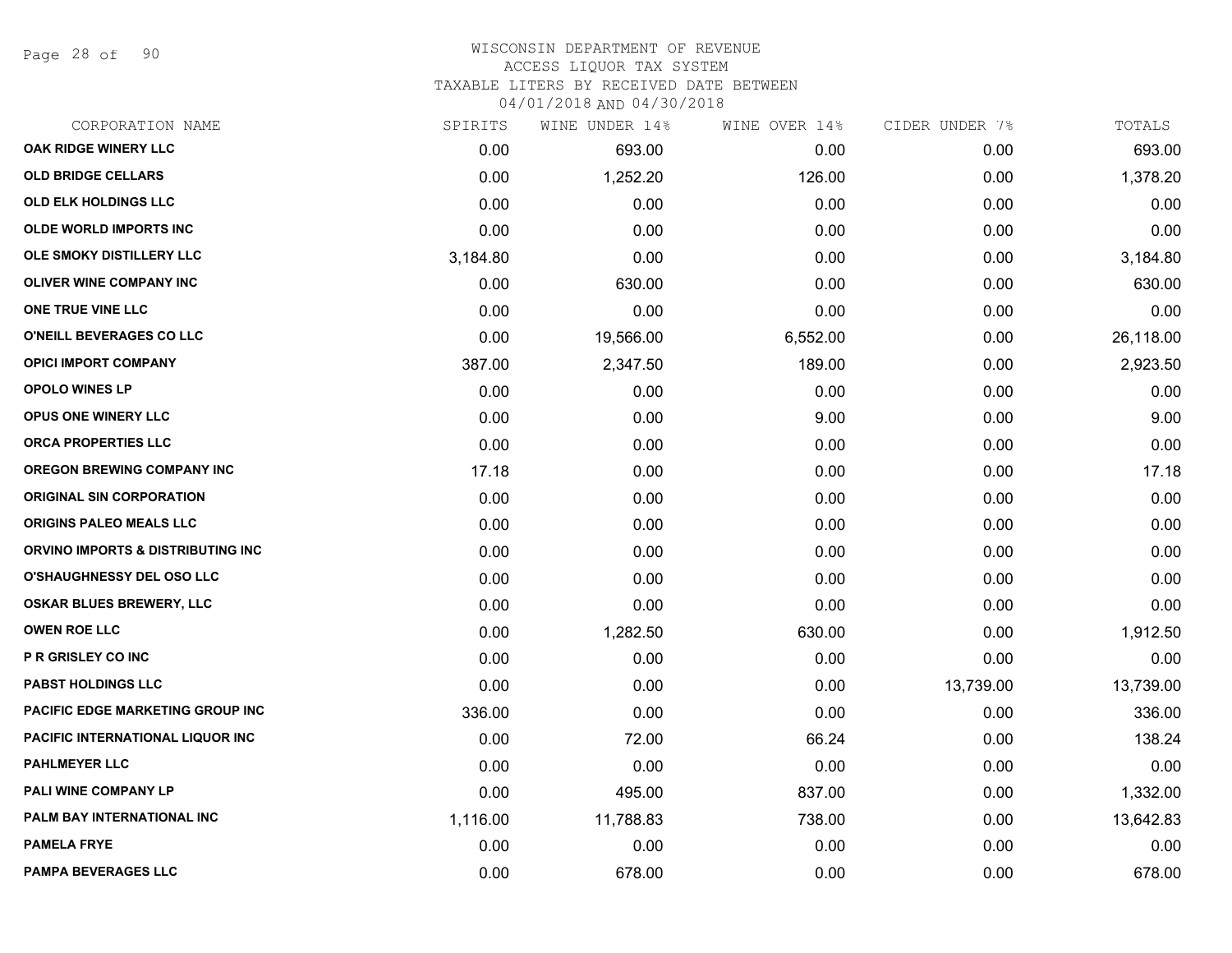WISCONSIN DEPARTMENT OF REVENUE
ACCESS LIQUOR TAX SYSTEM
TAXABLE LITERS BY RECEIVED DATE BETWEEN
04/01/2018 AND 04/30/2018

| CORPORATION NAME | SPIRITS | WINE UNDER 14% | WINE OVER 14% | CIDER UNDER 7% | TOTALS |
|---|---|---|---|---|---|
| OAK RIDGE WINERY LLC | 0.00 | 693.00 | 0.00 | 0.00 | 693.00 |
| OLD BRIDGE CELLARS | 0.00 | 1,252.20 | 126.00 | 0.00 | 1,378.20 |
| OLD ELK HOLDINGS LLC | 0.00 | 0.00 | 0.00 | 0.00 | 0.00 |
| OLDE WORLD IMPORTS INC | 0.00 | 0.00 | 0.00 | 0.00 | 0.00 |
| OLE SMOKY DISTILLERY LLC | 3,184.80 | 0.00 | 0.00 | 0.00 | 3,184.80 |
| OLIVER WINE COMPANY INC | 0.00 | 630.00 | 0.00 | 0.00 | 630.00 |
| ONE TRUE VINE LLC | 0.00 | 0.00 | 0.00 | 0.00 | 0.00 |
| O'NEILL BEVERAGES CO LLC | 0.00 | 19,566.00 | 6,552.00 | 0.00 | 26,118.00 |
| OPICI IMPORT COMPANY | 387.00 | 2,347.50 | 189.00 | 0.00 | 2,923.50 |
| OPOLO WINES LP | 0.00 | 0.00 | 0.00 | 0.00 | 0.00 |
| OPUS ONE WINERY LLC | 0.00 | 0.00 | 9.00 | 0.00 | 9.00 |
| ORCA PROPERTIES LLC | 0.00 | 0.00 | 0.00 | 0.00 | 0.00 |
| OREGON BREWING COMPANY INC | 17.18 | 0.00 | 0.00 | 0.00 | 17.18 |
| ORIGINAL SIN CORPORATION | 0.00 | 0.00 | 0.00 | 0.00 | 0.00 |
| ORIGINS PALEO MEALS LLC | 0.00 | 0.00 | 0.00 | 0.00 | 0.00 |
| ORVINO IMPORTS & DISTRIBUTING INC | 0.00 | 0.00 | 0.00 | 0.00 | 0.00 |
| O'SHAUGHNESSY DEL OSO LLC | 0.00 | 0.00 | 0.00 | 0.00 | 0.00 |
| OSKAR BLUES BREWERY, LLC | 0.00 | 0.00 | 0.00 | 0.00 | 0.00 |
| OWEN ROE LLC | 0.00 | 1,282.50 | 630.00 | 0.00 | 1,912.50 |
| P R GRISLEY CO INC | 0.00 | 0.00 | 0.00 | 0.00 | 0.00 |
| PABST HOLDINGS LLC | 0.00 | 0.00 | 0.00 | 13,739.00 | 13,739.00 |
| PACIFIC EDGE MARKETING GROUP INC | 336.00 | 0.00 | 0.00 | 0.00 | 336.00 |
| PACIFIC INTERNATIONAL LIQUOR INC | 0.00 | 72.00 | 66.24 | 0.00 | 138.24 |
| PAHLMEYER LLC | 0.00 | 0.00 | 0.00 | 0.00 | 0.00 |
| PALI WINE COMPANY LP | 0.00 | 495.00 | 837.00 | 0.00 | 1,332.00 |
| PALM BAY INTERNATIONAL INC | 1,116.00 | 11,788.83 | 738.00 | 0.00 | 13,642.83 |
| PAMELA FRYE | 0.00 | 0.00 | 0.00 | 0.00 | 0.00 |
| PAMPA BEVERAGES LLC | 0.00 | 678.00 | 0.00 | 0.00 | 678.00 |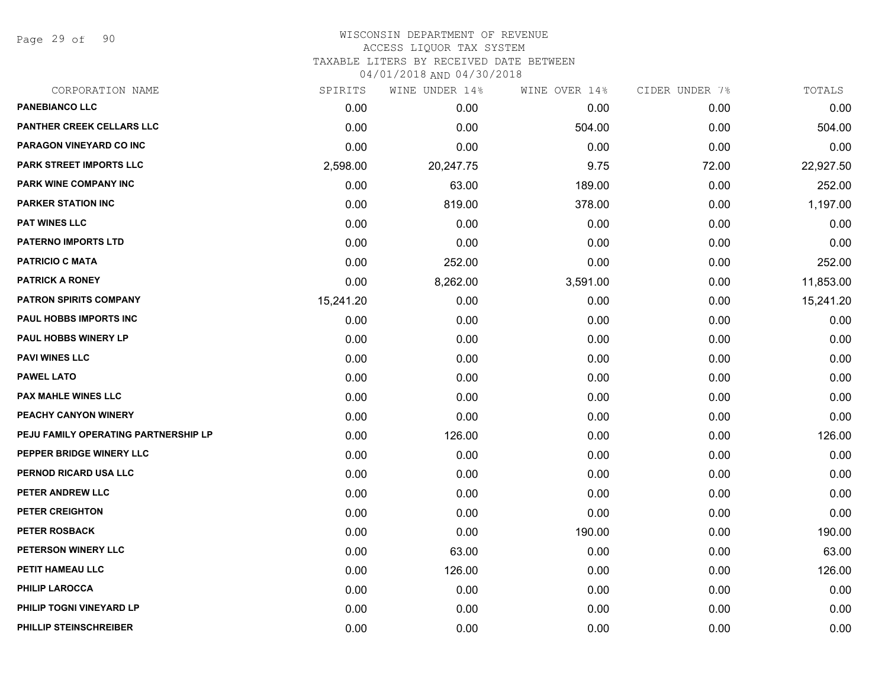# WISCONSIN DEPARTMENT OF REVENUE
## ACCESS LIQUOR TAX SYSTEM
### TAXABLE LITERS BY RECEIVED DATE BETWEEN 04/01/2018 AND 04/30/2018

| CORPORATION NAME | SPIRITS | WINE UNDER 14% | WINE OVER 14% | CIDER UNDER 7% | TOTALS |
|---|---|---|---|---|---|
| PANEBIANCO LLC | 0.00 | 0.00 | 0.00 | 0.00 | 0.00 |
| PANTHER CREEK CELLARS LLC | 0.00 | 0.00 | 504.00 | 0.00 | 504.00 |
| PARAGON VINEYARD CO INC | 0.00 | 0.00 | 0.00 | 0.00 | 0.00 |
| PARK STREET IMPORTS LLC | 2,598.00 | 20,247.75 | 9.75 | 72.00 | 22,927.50 |
| PARK WINE COMPANY INC | 0.00 | 63.00 | 189.00 | 0.00 | 252.00 |
| PARKER STATION INC | 0.00 | 819.00 | 378.00 | 0.00 | 1,197.00 |
| PAT WINES LLC | 0.00 | 0.00 | 0.00 | 0.00 | 0.00 |
| PATERNO IMPORTS LTD | 0.00 | 0.00 | 0.00 | 0.00 | 0.00 |
| PATRICIO C MATA | 0.00 | 252.00 | 0.00 | 0.00 | 252.00 |
| PATRICK A RONEY | 0.00 | 8,262.00 | 3,591.00 | 0.00 | 11,853.00 |
| PATRON SPIRITS COMPANY | 15,241.20 | 0.00 | 0.00 | 0.00 | 15,241.20 |
| PAUL HOBBS IMPORTS INC | 0.00 | 0.00 | 0.00 | 0.00 | 0.00 |
| PAUL HOBBS WINERY LP | 0.00 | 0.00 | 0.00 | 0.00 | 0.00 |
| PAVI WINES LLC | 0.00 | 0.00 | 0.00 | 0.00 | 0.00 |
| PAWEL LATO | 0.00 | 0.00 | 0.00 | 0.00 | 0.00 |
| PAX MAHLE WINES LLC | 0.00 | 0.00 | 0.00 | 0.00 | 0.00 |
| PEACHY CANYON WINERY | 0.00 | 0.00 | 0.00 | 0.00 | 0.00 |
| PEJU FAMILY OPERATING PARTNERSHIP LP | 0.00 | 126.00 | 0.00 | 0.00 | 126.00 |
| PEPPER BRIDGE WINERY LLC | 0.00 | 0.00 | 0.00 | 0.00 | 0.00 |
| PERNOD RICARD USA LLC | 0.00 | 0.00 | 0.00 | 0.00 | 0.00 |
| PETER ANDREW LLC | 0.00 | 0.00 | 0.00 | 0.00 | 0.00 |
| PETER CREIGHTON | 0.00 | 0.00 | 0.00 | 0.00 | 0.00 |
| PETER ROSBACK | 0.00 | 0.00 | 190.00 | 0.00 | 190.00 |
| PETERSON WINERY LLC | 0.00 | 63.00 | 0.00 | 0.00 | 63.00 |
| PETIT HAMEAU LLC | 0.00 | 126.00 | 0.00 | 0.00 | 126.00 |
| PHILIP LAROCCA | 0.00 | 0.00 | 0.00 | 0.00 | 0.00 |
| PHILIP TOGNI VINEYARD LP | 0.00 | 0.00 | 0.00 | 0.00 | 0.00 |
| PHILLIP STEINSCHREIBER | 0.00 | 0.00 | 0.00 | 0.00 | 0.00 |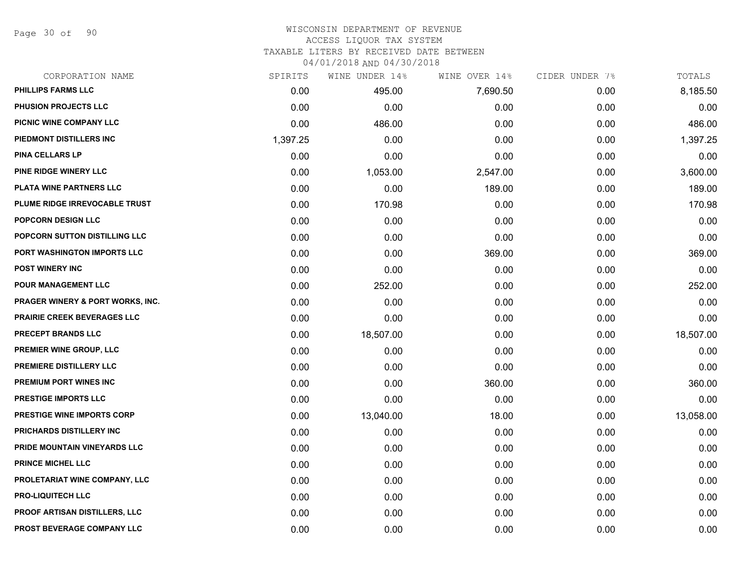# WISCONSIN DEPARTMENT OF REVENUE
## ACCESS LIQUOR TAX SYSTEM
### TAXABLE LITERS BY RECEIVED DATE BETWEEN 04/01/2018 AND 04/30/2018

| CORPORATION NAME | SPIRITS | WINE UNDER 14% | WINE OVER 14% | CIDER UNDER 7% | TOTALS |
|---|---|---|---|---|---|
| PHILLIPS FARMS LLC | 0.00 | 495.00 | 7,690.50 | 0.00 | 8,185.50 |
| PHUSION PROJECTS LLC | 0.00 | 0.00 | 0.00 | 0.00 | 0.00 |
| PICNIC WINE COMPANY LLC | 0.00 | 486.00 | 0.00 | 0.00 | 486.00 |
| PIEDMONT DISTILLERS INC | 1,397.25 | 0.00 | 0.00 | 0.00 | 1,397.25 |
| PINA CELLARS LP | 0.00 | 0.00 | 0.00 | 0.00 | 0.00 |
| PINE RIDGE WINERY LLC | 0.00 | 1,053.00 | 2,547.00 | 0.00 | 3,600.00 |
| PLATA WINE PARTNERS LLC | 0.00 | 0.00 | 189.00 | 0.00 | 189.00 |
| PLUME RIDGE IRREVOCABLE TRUST | 0.00 | 170.98 | 0.00 | 0.00 | 170.98 |
| POPCORN DESIGN LLC | 0.00 | 0.00 | 0.00 | 0.00 | 0.00 |
| POPCORN SUTTON DISTILLING LLC | 0.00 | 0.00 | 0.00 | 0.00 | 0.00 |
| PORT WASHINGTON IMPORTS LLC | 0.00 | 0.00 | 369.00 | 0.00 | 369.00 |
| POST WINERY INC | 0.00 | 0.00 | 0.00 | 0.00 | 0.00 |
| POUR MANAGEMENT LLC | 0.00 | 252.00 | 0.00 | 0.00 | 252.00 |
| PRAGER WINERY & PORT WORKS, INC. | 0.00 | 0.00 | 0.00 | 0.00 | 0.00 |
| PRAIRIE CREEK BEVERAGES LLC | 0.00 | 0.00 | 0.00 | 0.00 | 0.00 |
| PRECEPT BRANDS LLC | 0.00 | 18,507.00 | 0.00 | 0.00 | 18,507.00 |
| PREMIER WINE GROUP, LLC | 0.00 | 0.00 | 0.00 | 0.00 | 0.00 |
| PREMIERE DISTILLERY LLC | 0.00 | 0.00 | 0.00 | 0.00 | 0.00 |
| PREMIUM PORT WINES INC | 0.00 | 0.00 | 360.00 | 0.00 | 360.00 |
| PRESTIGE IMPORTS LLC | 0.00 | 0.00 | 0.00 | 0.00 | 0.00 |
| PRESTIGE WINE IMPORTS CORP | 0.00 | 13,040.00 | 18.00 | 0.00 | 13,058.00 |
| PRICHARDS DISTILLERY INC | 0.00 | 0.00 | 0.00 | 0.00 | 0.00 |
| PRIDE MOUNTAIN VINEYARDS LLC | 0.00 | 0.00 | 0.00 | 0.00 | 0.00 |
| PRINCE MICHEL LLC | 0.00 | 0.00 | 0.00 | 0.00 | 0.00 |
| PROLETARIAT WINE COMPANY, LLC | 0.00 | 0.00 | 0.00 | 0.00 | 0.00 |
| PRO-LIQUITECH LLC | 0.00 | 0.00 | 0.00 | 0.00 | 0.00 |
| PROOF ARTISAN DISTILLERS, LLC | 0.00 | 0.00 | 0.00 | 0.00 | 0.00 |
| PROST BEVERAGE COMPANY LLC | 0.00 | 0.00 | 0.00 | 0.00 | 0.00 |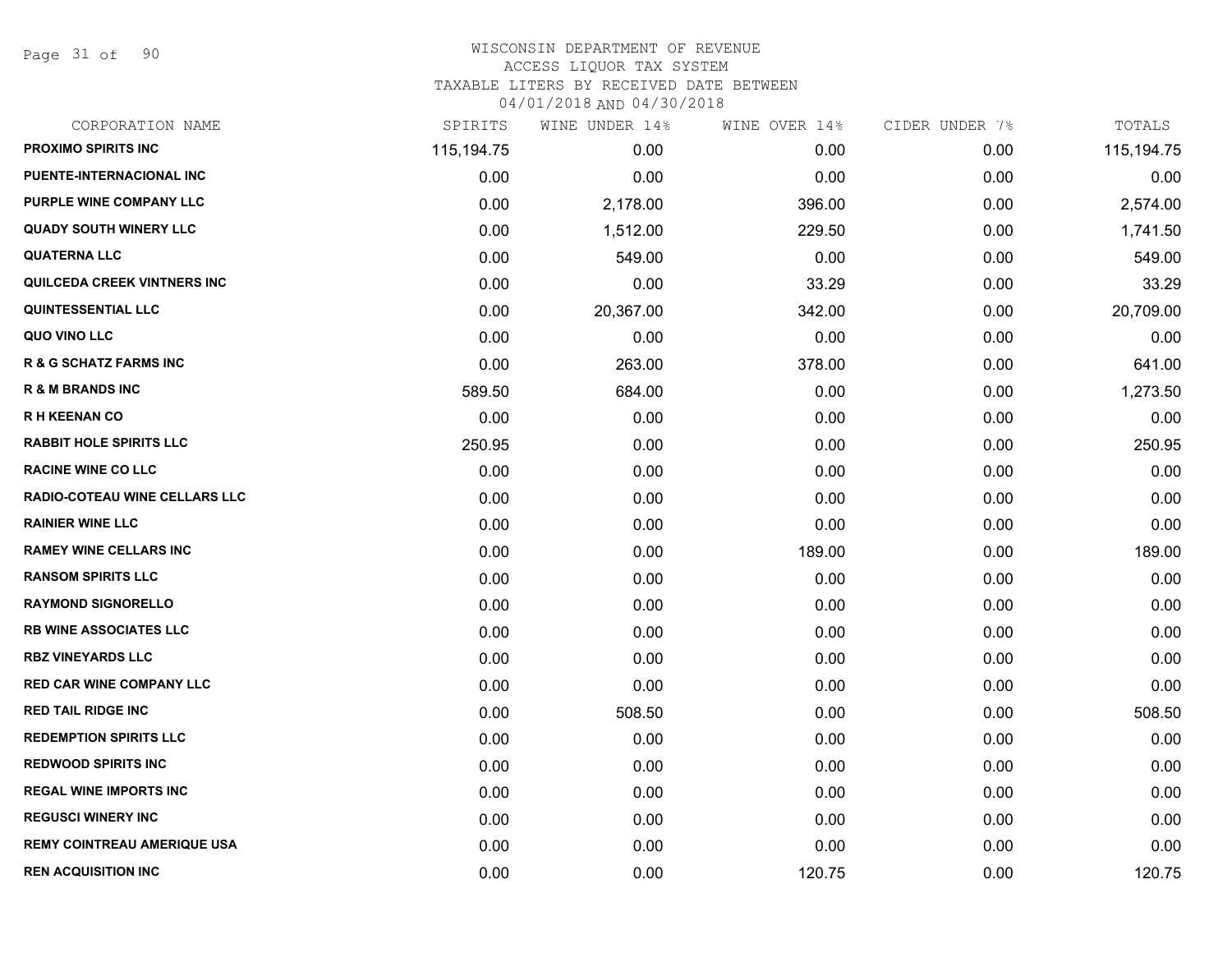WISCONSIN DEPARTMENT OF REVENUE
ACCESS LIQUOR TAX SYSTEM
TAXABLE LITERS BY RECEIVED DATE BETWEEN
04/01/2018 AND 04/30/2018

| CORPORATION NAME | SPIRITS | WINE UNDER 14% | WINE OVER 14% | CIDER UNDER 7% | TOTALS |
|---|---|---|---|---|---|
| PROXIMO SPIRITS INC | 115,194.75 | 0.00 | 0.00 | 0.00 | 115,194.75 |
| PUENTE-INTERNACIONAL INC | 0.00 | 0.00 | 0.00 | 0.00 | 0.00 |
| PURPLE WINE COMPANY LLC | 0.00 | 2,178.00 | 396.00 | 0.00 | 2,574.00 |
| QUADY SOUTH WINERY LLC | 0.00 | 1,512.00 | 229.50 | 0.00 | 1,741.50 |
| QUATERNA LLC | 0.00 | 549.00 | 0.00 | 0.00 | 549.00 |
| QUILCEDA CREEK VINTNERS INC | 0.00 | 0.00 | 33.29 | 0.00 | 33.29 |
| QUINTESSENTIAL LLC | 0.00 | 20,367.00 | 342.00 | 0.00 | 20,709.00 |
| QUO VINO LLC | 0.00 | 0.00 | 0.00 | 0.00 | 0.00 |
| R & G SCHATZ FARMS INC | 0.00 | 263.00 | 378.00 | 0.00 | 641.00 |
| R & M BRANDS INC | 589.50 | 684.00 | 0.00 | 0.00 | 1,273.50 |
| R H KEENAN CO | 0.00 | 0.00 | 0.00 | 0.00 | 0.00 |
| RABBIT HOLE SPIRITS LLC | 250.95 | 0.00 | 0.00 | 0.00 | 250.95 |
| RACINE WINE CO LLC | 0.00 | 0.00 | 0.00 | 0.00 | 0.00 |
| RADIO-COTEAU WINE CELLARS LLC | 0.00 | 0.00 | 0.00 | 0.00 | 0.00 |
| RAINIER WINE LLC | 0.00 | 0.00 | 0.00 | 0.00 | 0.00 |
| RAMEY WINE CELLARS INC | 0.00 | 0.00 | 189.00 | 0.00 | 189.00 |
| RANSOM SPIRITS LLC | 0.00 | 0.00 | 0.00 | 0.00 | 0.00 |
| RAYMOND SIGNORELLO | 0.00 | 0.00 | 0.00 | 0.00 | 0.00 |
| RB WINE ASSOCIATES LLC | 0.00 | 0.00 | 0.00 | 0.00 | 0.00 |
| RBZ VINEYARDS LLC | 0.00 | 0.00 | 0.00 | 0.00 | 0.00 |
| RED CAR WINE COMPANY LLC | 0.00 | 0.00 | 0.00 | 0.00 | 0.00 |
| RED TAIL RIDGE INC | 0.00 | 508.50 | 0.00 | 0.00 | 508.50 |
| REDEMPTION SPIRITS LLC | 0.00 | 0.00 | 0.00 | 0.00 | 0.00 |
| REDWOOD SPIRITS INC | 0.00 | 0.00 | 0.00 | 0.00 | 0.00 |
| REGAL WINE IMPORTS INC | 0.00 | 0.00 | 0.00 | 0.00 | 0.00 |
| REGUSCI WINERY INC | 0.00 | 0.00 | 0.00 | 0.00 | 0.00 |
| REMY COINTREAU AMERIQUE USA | 0.00 | 0.00 | 0.00 | 0.00 | 0.00 |
| REN ACQUISITION INC | 0.00 | 0.00 | 120.75 | 0.00 | 120.75 |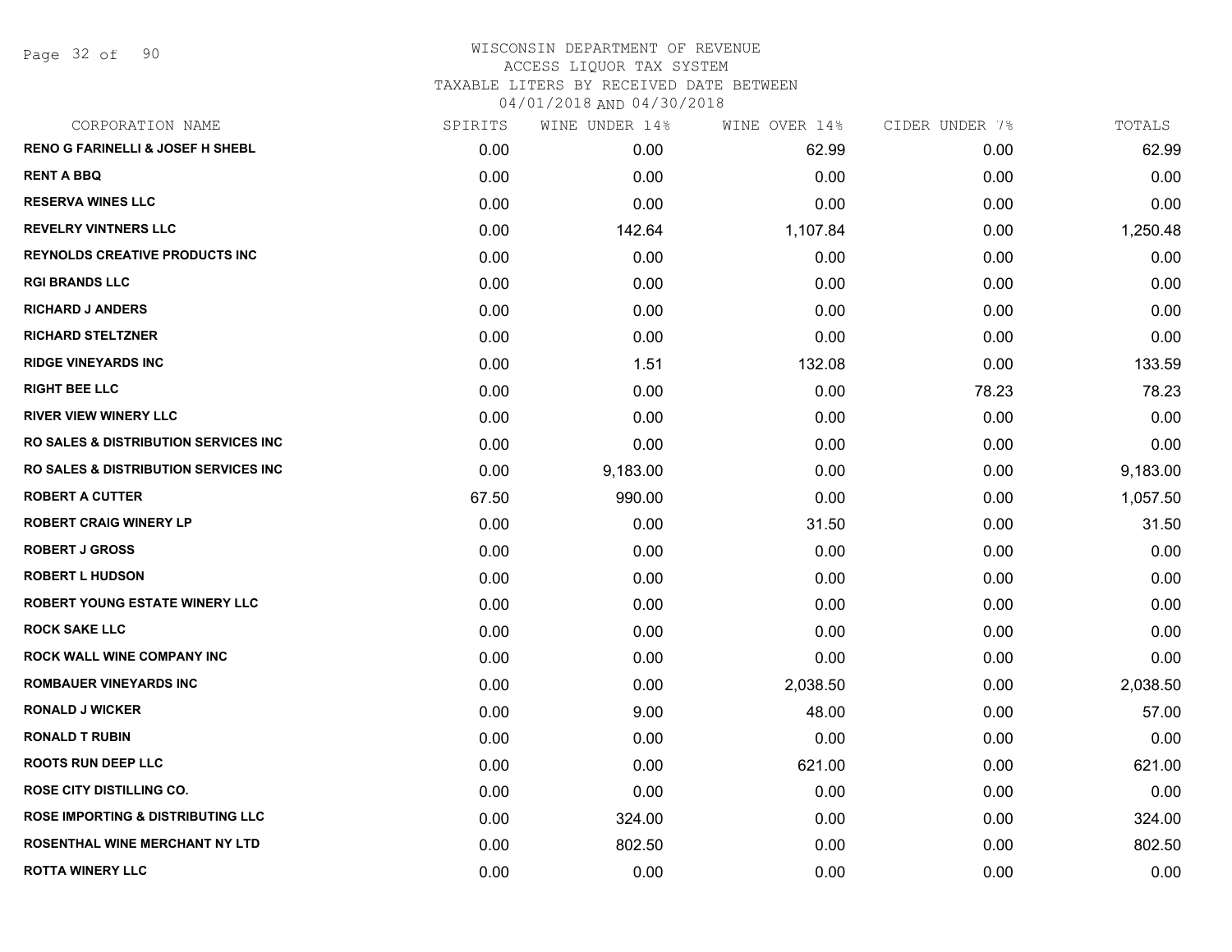WISCONSIN DEPARTMENT OF REVENUE
ACCESS LIQUOR TAX SYSTEM
TAXABLE LITERS BY RECEIVED DATE BETWEEN
04/01/2018 AND 04/30/2018

| CORPORATION NAME | SPIRITS | WINE UNDER 14% | WINE OVER 14% | CIDER UNDER 7% | TOTALS |
|---|---|---|---|---|---|
| RENO G FARINELLI & JOSEF H SHEBL | 0.00 | 0.00 | 62.99 | 0.00 | 62.99 |
| RENT A BBQ | 0.00 | 0.00 | 0.00 | 0.00 | 0.00 |
| RESERVA WINES LLC | 0.00 | 0.00 | 0.00 | 0.00 | 0.00 |
| REVELRY VINTNERS LLC | 0.00 | 142.64 | 1,107.84 | 0.00 | 1,250.48 |
| REYNOLDS CREATIVE PRODUCTS INC | 0.00 | 0.00 | 0.00 | 0.00 | 0.00 |
| RGI BRANDS LLC | 0.00 | 0.00 | 0.00 | 0.00 | 0.00 |
| RICHARD J ANDERS | 0.00 | 0.00 | 0.00 | 0.00 | 0.00 |
| RICHARD STELTZNER | 0.00 | 0.00 | 0.00 | 0.00 | 0.00 |
| RIDGE VINEYARDS INC | 0.00 | 1.51 | 132.08 | 0.00 | 133.59 |
| RIGHT BEE LLC | 0.00 | 0.00 | 0.00 | 78.23 | 78.23 |
| RIVER VIEW WINERY LLC | 0.00 | 0.00 | 0.00 | 0.00 | 0.00 |
| RO SALES & DISTRIBUTION SERVICES INC | 0.00 | 0.00 | 0.00 | 0.00 | 0.00 |
| RO SALES & DISTRIBUTION SERVICES INC | 0.00 | 9,183.00 | 0.00 | 0.00 | 9,183.00 |
| ROBERT A CUTTER | 67.50 | 990.00 | 0.00 | 0.00 | 1,057.50 |
| ROBERT CRAIG WINERY LP | 0.00 | 0.00 | 31.50 | 0.00 | 31.50 |
| ROBERT J GROSS | 0.00 | 0.00 | 0.00 | 0.00 | 0.00 |
| ROBERT L HUDSON | 0.00 | 0.00 | 0.00 | 0.00 | 0.00 |
| ROBERT YOUNG ESTATE WINERY LLC | 0.00 | 0.00 | 0.00 | 0.00 | 0.00 |
| ROCK SAKE LLC | 0.00 | 0.00 | 0.00 | 0.00 | 0.00 |
| ROCK WALL WINE COMPANY INC | 0.00 | 0.00 | 0.00 | 0.00 | 0.00 |
| ROMBAUER VINEYARDS INC | 0.00 | 0.00 | 2,038.50 | 0.00 | 2,038.50 |
| RONALD J WICKER | 0.00 | 9.00 | 48.00 | 0.00 | 57.00 |
| RONALD T RUBIN | 0.00 | 0.00 | 0.00 | 0.00 | 0.00 |
| ROOTS RUN DEEP LLC | 0.00 | 0.00 | 621.00 | 0.00 | 621.00 |
| ROSE CITY DISTILLING CO. | 0.00 | 0.00 | 0.00 | 0.00 | 0.00 |
| ROSE IMPORTING & DISTRIBUTING LLC | 0.00 | 324.00 | 0.00 | 0.00 | 324.00 |
| ROSENTHAL WINE MERCHANT NY LTD | 0.00 | 802.50 | 0.00 | 0.00 | 802.50 |
| ROTTA WINERY LLC | 0.00 | 0.00 | 0.00 | 0.00 | 0.00 |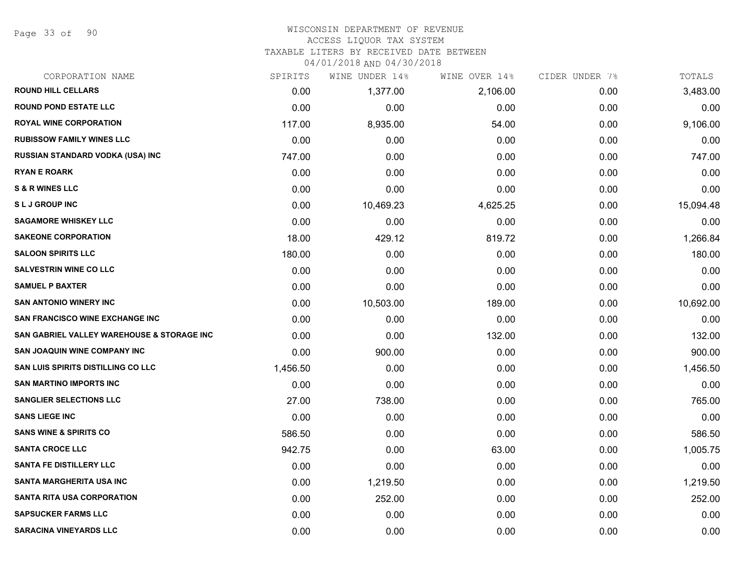# WISCONSIN DEPARTMENT OF REVENUE
## ACCESS LIQUOR TAX SYSTEM
## TAXABLE LITERS BY RECEIVED DATE BETWEEN 04/01/2018 AND 04/30/2018

| CORPORATION NAME | SPIRITS | WINE UNDER 14% | WINE OVER 14% | CIDER UNDER 7% | TOTALS |
|---|---|---|---|---|---|
| ROUND HILL CELLARS | 0.00 | 1,377.00 | 2,106.00 | 0.00 | 3,483.00 |
| ROUND POND ESTATE LLC | 0.00 | 0.00 | 0.00 | 0.00 | 0.00 |
| ROYAL WINE CORPORATION | 117.00 | 8,935.00 | 54.00 | 0.00 | 9,106.00 |
| RUBISSOW FAMILY WINES LLC | 0.00 | 0.00 | 0.00 | 0.00 | 0.00 |
| RUSSIAN STANDARD VODKA (USA) INC | 747.00 | 0.00 | 0.00 | 0.00 | 747.00 |
| RYAN E ROARK | 0.00 | 0.00 | 0.00 | 0.00 | 0.00 |
| S & R WINES LLC | 0.00 | 0.00 | 0.00 | 0.00 | 0.00 |
| S L J GROUP INC | 0.00 | 10,469.23 | 4,625.25 | 0.00 | 15,094.48 |
| SAGAMORE WHISKEY LLC | 0.00 | 0.00 | 0.00 | 0.00 | 0.00 |
| SAKEONE CORPORATION | 18.00 | 429.12 | 819.72 | 0.00 | 1,266.84 |
| SALOON SPIRITS LLC | 180.00 | 0.00 | 0.00 | 0.00 | 180.00 |
| SALVESTRIN WINE CO LLC | 0.00 | 0.00 | 0.00 | 0.00 | 0.00 |
| SAMUEL P BAXTER | 0.00 | 0.00 | 0.00 | 0.00 | 0.00 |
| SAN ANTONIO WINERY INC | 0.00 | 10,503.00 | 189.00 | 0.00 | 10,692.00 |
| SAN FRANCISCO WINE EXCHANGE INC | 0.00 | 0.00 | 0.00 | 0.00 | 0.00 |
| SAN GABRIEL VALLEY WAREHOUSE & STORAGE INC | 0.00 | 0.00 | 132.00 | 0.00 | 132.00 |
| SAN JOAQUIN WINE COMPANY INC | 0.00 | 900.00 | 0.00 | 0.00 | 900.00 |
| SAN LUIS SPIRITS DISTILLING CO LLC | 1,456.50 | 0.00 | 0.00 | 0.00 | 1,456.50 |
| SAN MARTINO IMPORTS INC | 0.00 | 0.00 | 0.00 | 0.00 | 0.00 |
| SANGLIER SELECTIONS LLC | 27.00 | 738.00 | 0.00 | 0.00 | 765.00 |
| SANS LIEGE INC | 0.00 | 0.00 | 0.00 | 0.00 | 0.00 |
| SANS WINE & SPIRITS CO | 586.50 | 0.00 | 0.00 | 0.00 | 586.50 |
| SANTA CROCE LLC | 942.75 | 0.00 | 63.00 | 0.00 | 1,005.75 |
| SANTA FE DISTILLERY LLC | 0.00 | 0.00 | 0.00 | 0.00 | 0.00 |
| SANTA MARGHERITA USA INC | 0.00 | 1,219.50 | 0.00 | 0.00 | 1,219.50 |
| SANTA RITA USA CORPORATION | 0.00 | 252.00 | 0.00 | 0.00 | 252.00 |
| SAPSUCKER FARMS LLC | 0.00 | 0.00 | 0.00 | 0.00 | 0.00 |
| SARACINA VINEYARDS LLC | 0.00 | 0.00 | 0.00 | 0.00 | 0.00 |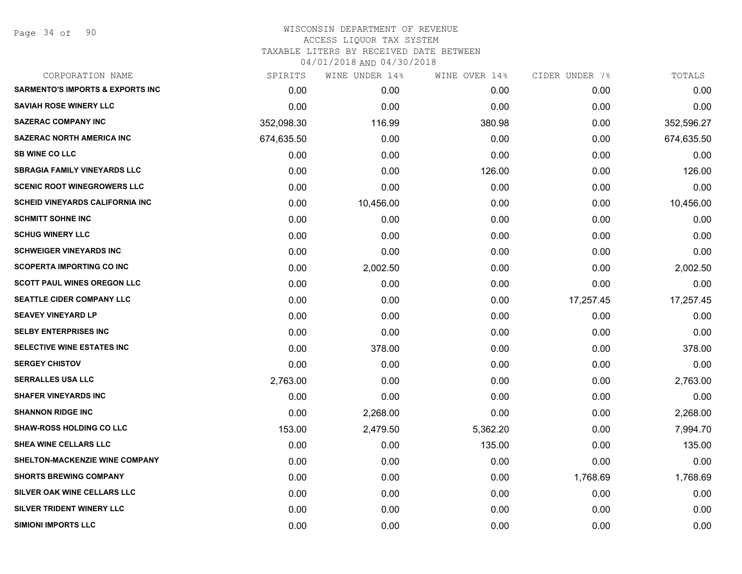WISCONSIN DEPARTMENT OF REVENUE
ACCESS LIQUOR TAX SYSTEM
TAXABLE LITERS BY RECEIVED DATE BETWEEN
04/01/2018 AND 04/30/2018

| CORPORATION NAME | SPIRITS | WINE UNDER 14% | WINE OVER 14% | CIDER UNDER 7% | TOTALS |
|---|---|---|---|---|---|
| SARMENTO'S IMPORTS & EXPORTS INC | 0.00 | 0.00 | 0.00 | 0.00 | 0.00 |
| SAVIAH ROSE WINERY LLC | 0.00 | 0.00 | 0.00 | 0.00 | 0.00 |
| SAZERAC COMPANY INC | 352,098.30 | 116.99 | 380.98 | 0.00 | 352,596.27 |
| SAZERAC NORTH AMERICA INC | 674,635.50 | 0.00 | 0.00 | 0.00 | 674,635.50 |
| SB WINE CO LLC | 0.00 | 0.00 | 0.00 | 0.00 | 0.00 |
| SBRAGIA FAMILY VINEYARDS LLC | 0.00 | 0.00 | 126.00 | 0.00 | 126.00 |
| SCENIC ROOT WINEGROWERS LLC | 0.00 | 0.00 | 0.00 | 0.00 | 0.00 |
| SCHEID VINEYARDS CALIFORNIA INC | 0.00 | 10,456.00 | 0.00 | 0.00 | 10,456.00 |
| SCHMITT SOHNE INC | 0.00 | 0.00 | 0.00 | 0.00 | 0.00 |
| SCHUG WINERY LLC | 0.00 | 0.00 | 0.00 | 0.00 | 0.00 |
| SCHWEIGER VINEYARDS INC | 0.00 | 0.00 | 0.00 | 0.00 | 0.00 |
| SCOPERTA IMPORTING CO INC | 0.00 | 2,002.50 | 0.00 | 0.00 | 2,002.50 |
| SCOTT PAUL WINES OREGON LLC | 0.00 | 0.00 | 0.00 | 0.00 | 0.00 |
| SEATTLE CIDER COMPANY LLC | 0.00 | 0.00 | 0.00 | 17,257.45 | 17,257.45 |
| SEAVEY VINEYARD LP | 0.00 | 0.00 | 0.00 | 0.00 | 0.00 |
| SELBY ENTERPRISES INC | 0.00 | 0.00 | 0.00 | 0.00 | 0.00 |
| SELECTIVE WINE ESTATES INC | 0.00 | 378.00 | 0.00 | 0.00 | 378.00 |
| SERGEY CHISTOV | 0.00 | 0.00 | 0.00 | 0.00 | 0.00 |
| SERRALLES USA LLC | 2,763.00 | 0.00 | 0.00 | 0.00 | 2,763.00 |
| SHAFER VINEYARDS INC | 0.00 | 0.00 | 0.00 | 0.00 | 0.00 |
| SHANNON RIDGE INC | 0.00 | 2,268.00 | 0.00 | 0.00 | 2,268.00 |
| SHAW-ROSS HOLDING CO LLC | 153.00 | 2,479.50 | 5,362.20 | 0.00 | 7,994.70 |
| SHEA WINE CELLARS LLC | 0.00 | 0.00 | 135.00 | 0.00 | 135.00 |
| SHELTON-MACKENZIE WINE COMPANY | 0.00 | 0.00 | 0.00 | 0.00 | 0.00 |
| SHORTS BREWING COMPANY | 0.00 | 0.00 | 0.00 | 1,768.69 | 1,768.69 |
| SILVER OAK WINE CELLARS LLC | 0.00 | 0.00 | 0.00 | 0.00 | 0.00 |
| SILVER TRIDENT WINERY LLC | 0.00 | 0.00 | 0.00 | 0.00 | 0.00 |
| SIMIONI IMPORTS LLC | 0.00 | 0.00 | 0.00 | 0.00 | 0.00 |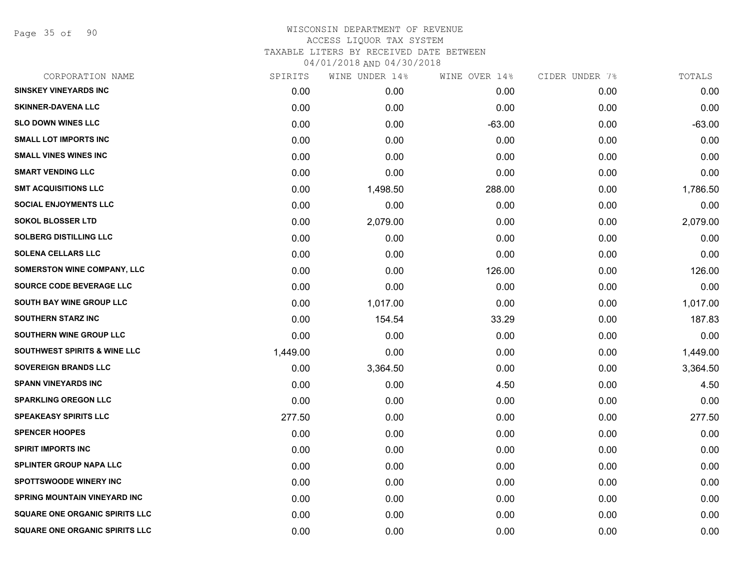# WISCONSIN DEPARTMENT OF REVENUE
ACCESS LIQUOR TAX SYSTEM
TAXABLE LITERS BY RECEIVED DATE BETWEEN
04/01/2018 AND 04/30/2018

| CORPORATION NAME | SPIRITS | WINE UNDER 14% | WINE OVER 14% | CIDER UNDER 7% | TOTALS |
|---|---|---|---|---|---|
| SINSKEY VINEYARDS INC | 0.00 | 0.00 | 0.00 | 0.00 | 0.00 |
| SKINNER-DAVENA LLC | 0.00 | 0.00 | 0.00 | 0.00 | 0.00 |
| SLO DOWN WINES LLC | 0.00 | 0.00 | -63.00 | 0.00 | -63.00 |
| SMALL LOT IMPORTS INC | 0.00 | 0.00 | 0.00 | 0.00 | 0.00 |
| SMALL VINES WINES INC | 0.00 | 0.00 | 0.00 | 0.00 | 0.00 |
| SMART VENDING LLC | 0.00 | 0.00 | 0.00 | 0.00 | 0.00 |
| SMT ACQUISITIONS LLC | 0.00 | 1,498.50 | 288.00 | 0.00 | 1,786.50 |
| SOCIAL ENJOYMENTS LLC | 0.00 | 0.00 | 0.00 | 0.00 | 0.00 |
| SOKOL BLOSSER LTD | 0.00 | 2,079.00 | 0.00 | 0.00 | 2,079.00 |
| SOLBERG DISTILLING LLC | 0.00 | 0.00 | 0.00 | 0.00 | 0.00 |
| SOLENA CELLARS LLC | 0.00 | 0.00 | 0.00 | 0.00 | 0.00 |
| SOMERSTON WINE COMPANY, LLC | 0.00 | 0.00 | 126.00 | 0.00 | 126.00 |
| SOURCE CODE BEVERAGE LLC | 0.00 | 0.00 | 0.00 | 0.00 | 0.00 |
| SOUTH BAY WINE GROUP LLC | 0.00 | 1,017.00 | 0.00 | 0.00 | 1,017.00 |
| SOUTHERN STARZ INC | 0.00 | 154.54 | 33.29 | 0.00 | 187.83 |
| SOUTHERN WINE GROUP LLC | 0.00 | 0.00 | 0.00 | 0.00 | 0.00 |
| SOUTHWEST SPIRITS & WINE LLC | 1,449.00 | 0.00 | 0.00 | 0.00 | 1,449.00 |
| SOVEREIGN BRANDS LLC | 0.00 | 3,364.50 | 0.00 | 0.00 | 3,364.50 |
| SPANN VINEYARDS INC | 0.00 | 0.00 | 4.50 | 0.00 | 4.50 |
| SPARKLING OREGON LLC | 0.00 | 0.00 | 0.00 | 0.00 | 0.00 |
| SPEAKEASY SPIRITS LLC | 277.50 | 0.00 | 0.00 | 0.00 | 277.50 |
| SPENCER HOOPES | 0.00 | 0.00 | 0.00 | 0.00 | 0.00 |
| SPIRIT IMPORTS INC | 0.00 | 0.00 | 0.00 | 0.00 | 0.00 |
| SPLINTER GROUP NAPA LLC | 0.00 | 0.00 | 0.00 | 0.00 | 0.00 |
| SPOTTSWOODE WINERY INC | 0.00 | 0.00 | 0.00 | 0.00 | 0.00 |
| SPRING MOUNTAIN VINEYARD INC | 0.00 | 0.00 | 0.00 | 0.00 | 0.00 |
| SQUARE ONE ORGANIC SPIRITS LLC | 0.00 | 0.00 | 0.00 | 0.00 | 0.00 |
| SQUARE ONE ORGANIC SPIRITS LLC | 0.00 | 0.00 | 0.00 | 0.00 | 0.00 |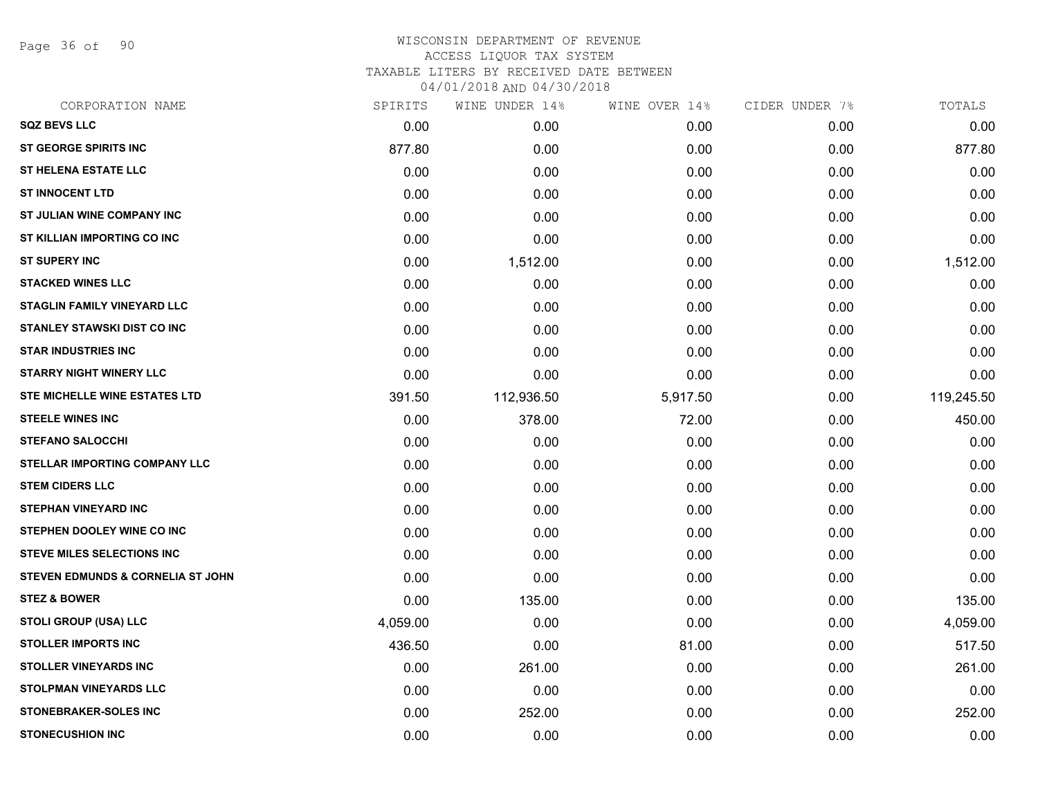# WISCONSIN DEPARTMENT OF REVENUE
## ACCESS LIQUOR TAX SYSTEM
### TAXABLE LITERS BY RECEIVED DATE BETWEEN 04/01/2018 AND 04/30/2018

| CORPORATION NAME | SPIRITS | WINE UNDER 14% | WINE OVER 14% | CIDER UNDER 7% | TOTALS |
|---|---|---|---|---|---|
| SQZ BEVS LLC | 0.00 | 0.00 | 0.00 | 0.00 | 0.00 |
| ST GEORGE SPIRITS INC | 877.80 | 0.00 | 0.00 | 0.00 | 877.80 |
| ST HELENA ESTATE LLC | 0.00 | 0.00 | 0.00 | 0.00 | 0.00 |
| ST INNOCENT LTD | 0.00 | 0.00 | 0.00 | 0.00 | 0.00 |
| ST JULIAN WINE COMPANY INC | 0.00 | 0.00 | 0.00 | 0.00 | 0.00 |
| ST KILLIAN IMPORTING CO INC | 0.00 | 0.00 | 0.00 | 0.00 | 0.00 |
| ST SUPERY INC | 0.00 | 1,512.00 | 0.00 | 0.00 | 1,512.00 |
| STACKED WINES LLC | 0.00 | 0.00 | 0.00 | 0.00 | 0.00 |
| STAGLIN FAMILY VINEYARD LLC | 0.00 | 0.00 | 0.00 | 0.00 | 0.00 |
| STANLEY STAWSKI DIST CO INC | 0.00 | 0.00 | 0.00 | 0.00 | 0.00 |
| STAR INDUSTRIES INC | 0.00 | 0.00 | 0.00 | 0.00 | 0.00 |
| STARRY NIGHT WINERY LLC | 0.00 | 0.00 | 0.00 | 0.00 | 0.00 |
| STE MICHELLE WINE ESTATES LTD | 391.50 | 112,936.50 | 5,917.50 | 0.00 | 119,245.50 |
| STEELE WINES INC | 0.00 | 378.00 | 72.00 | 0.00 | 450.00 |
| STEFANO SALOCCHI | 0.00 | 0.00 | 0.00 | 0.00 | 0.00 |
| STELLAR IMPORTING COMPANY LLC | 0.00 | 0.00 | 0.00 | 0.00 | 0.00 |
| STEM CIDERS LLC | 0.00 | 0.00 | 0.00 | 0.00 | 0.00 |
| STEPHAN VINEYARD INC | 0.00 | 0.00 | 0.00 | 0.00 | 0.00 |
| STEPHEN DOOLEY WINE CO INC | 0.00 | 0.00 | 0.00 | 0.00 | 0.00 |
| STEVE MILES SELECTIONS INC | 0.00 | 0.00 | 0.00 | 0.00 | 0.00 |
| STEVEN EDMUNDS & CORNELIA ST JOHN | 0.00 | 0.00 | 0.00 | 0.00 | 0.00 |
| STEZ & BOWER | 0.00 | 135.00 | 0.00 | 0.00 | 135.00 |
| STOLI GROUP (USA) LLC | 4,059.00 | 0.00 | 0.00 | 0.00 | 4,059.00 |
| STOLLER IMPORTS INC | 436.50 | 0.00 | 81.00 | 0.00 | 517.50 |
| STOLLER VINEYARDS INC | 0.00 | 261.00 | 0.00 | 0.00 | 261.00 |
| STOLPMAN VINEYARDS LLC | 0.00 | 0.00 | 0.00 | 0.00 | 0.00 |
| STONEBRAKER-SOLES INC | 0.00 | 252.00 | 0.00 | 0.00 | 252.00 |
| STONECUSHION INC | 0.00 | 0.00 | 0.00 | 0.00 | 0.00 |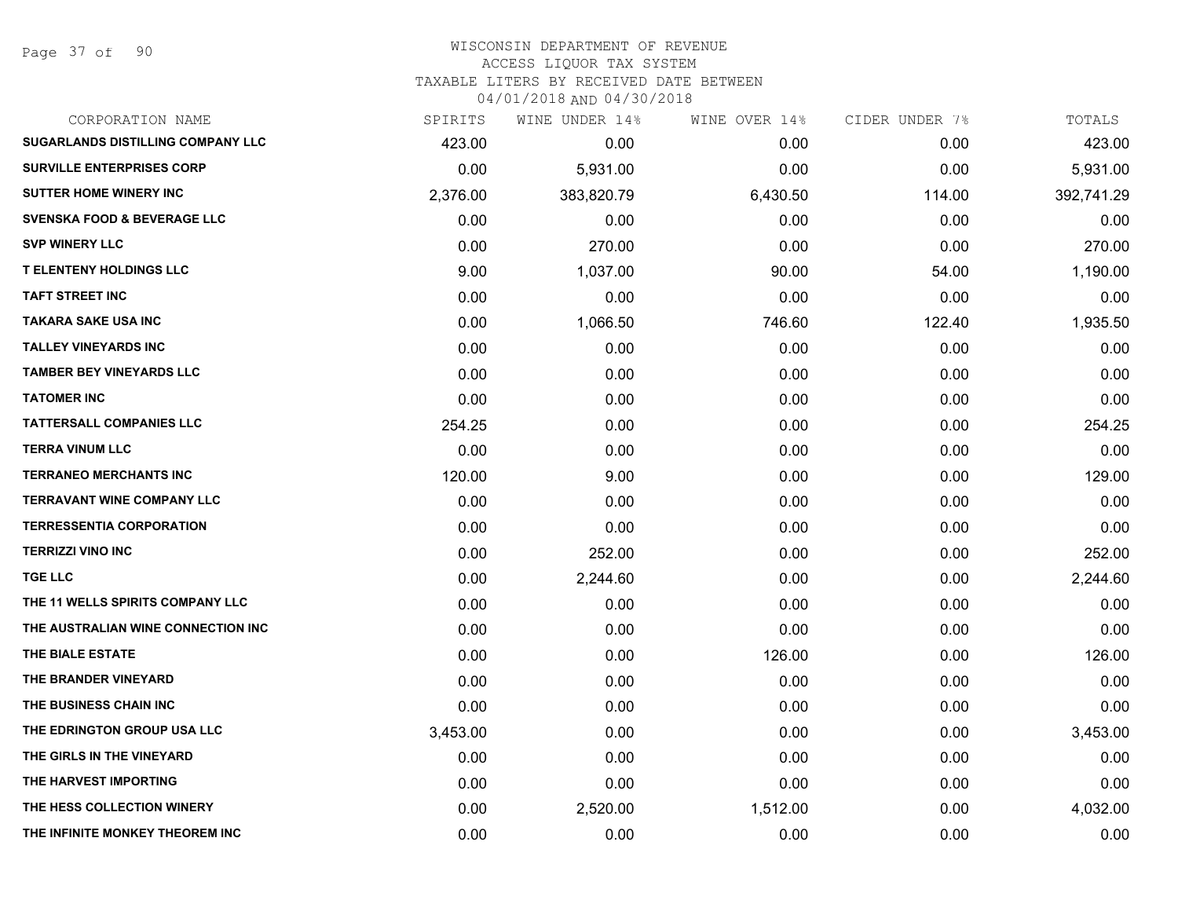# WISCONSIN DEPARTMENT OF REVENUE
## ACCESS LIQUOR TAX SYSTEM
### TAXABLE LITERS BY RECEIVED DATE BETWEEN 04/01/2018 AND 04/30/2018

| CORPORATION NAME | SPIRITS | WINE UNDER 14% | WINE OVER 14% | CIDER UNDER 7% | TOTALS |
|---|---|---|---|---|---|
| SUGARLANDS DISTILLING COMPANY LLC | 423.00 | 0.00 | 0.00 | 0.00 | 423.00 |
| SURVILLE ENTERPRISES CORP | 0.00 | 5,931.00 | 0.00 | 0.00 | 5,931.00 |
| SUTTER HOME WINERY INC | 2,376.00 | 383,820.79 | 6,430.50 | 114.00 | 392,741.29 |
| SVENSKA FOOD & BEVERAGE LLC | 0.00 | 0.00 | 0.00 | 0.00 | 0.00 |
| SVP WINERY LLC | 0.00 | 270.00 | 0.00 | 0.00 | 270.00 |
| T ELENTENY HOLDINGS LLC | 9.00 | 1,037.00 | 90.00 | 54.00 | 1,190.00 |
| TAFT STREET INC | 0.00 | 0.00 | 0.00 | 0.00 | 0.00 |
| TAKARA SAKE USA INC | 0.00 | 1,066.50 | 746.60 | 122.40 | 1,935.50 |
| TALLEY VINEYARDS INC | 0.00 | 0.00 | 0.00 | 0.00 | 0.00 |
| TAMBER BEY VINEYARDS LLC | 0.00 | 0.00 | 0.00 | 0.00 | 0.00 |
| TATOMER INC | 0.00 | 0.00 | 0.00 | 0.00 | 0.00 |
| TATTERSALL COMPANIES LLC | 254.25 | 0.00 | 0.00 | 0.00 | 254.25 |
| TERRA VINUM LLC | 0.00 | 0.00 | 0.00 | 0.00 | 0.00 |
| TERRANEO MERCHANTS INC | 120.00 | 9.00 | 0.00 | 0.00 | 129.00 |
| TERRAVANT WINE COMPANY LLC | 0.00 | 0.00 | 0.00 | 0.00 | 0.00 |
| TERRESSENTIA CORPORATION | 0.00 | 0.00 | 0.00 | 0.00 | 0.00 |
| TERRIZZI VINO INC | 0.00 | 252.00 | 0.00 | 0.00 | 252.00 |
| TGE LLC | 0.00 | 2,244.60 | 0.00 | 0.00 | 2,244.60 |
| THE 11 WELLS SPIRITS COMPANY LLC | 0.00 | 0.00 | 0.00 | 0.00 | 0.00 |
| THE AUSTRALIAN WINE CONNECTION INC | 0.00 | 0.00 | 0.00 | 0.00 | 0.00 |
| THE BIALE ESTATE | 0.00 | 0.00 | 126.00 | 0.00 | 126.00 |
| THE BRANDER VINEYARD | 0.00 | 0.00 | 0.00 | 0.00 | 0.00 |
| THE BUSINESS CHAIN INC | 0.00 | 0.00 | 0.00 | 0.00 | 0.00 |
| THE EDRINGTON GROUP USA LLC | 3,453.00 | 0.00 | 0.00 | 0.00 | 3,453.00 |
| THE GIRLS IN THE VINEYARD | 0.00 | 0.00 | 0.00 | 0.00 | 0.00 |
| THE HARVEST IMPORTING | 0.00 | 0.00 | 0.00 | 0.00 | 0.00 |
| THE HESS COLLECTION WINERY | 0.00 | 2,520.00 | 1,512.00 | 0.00 | 4,032.00 |
| THE INFINITE MONKEY THEOREM INC | 0.00 | 0.00 | 0.00 | 0.00 | 0.00 |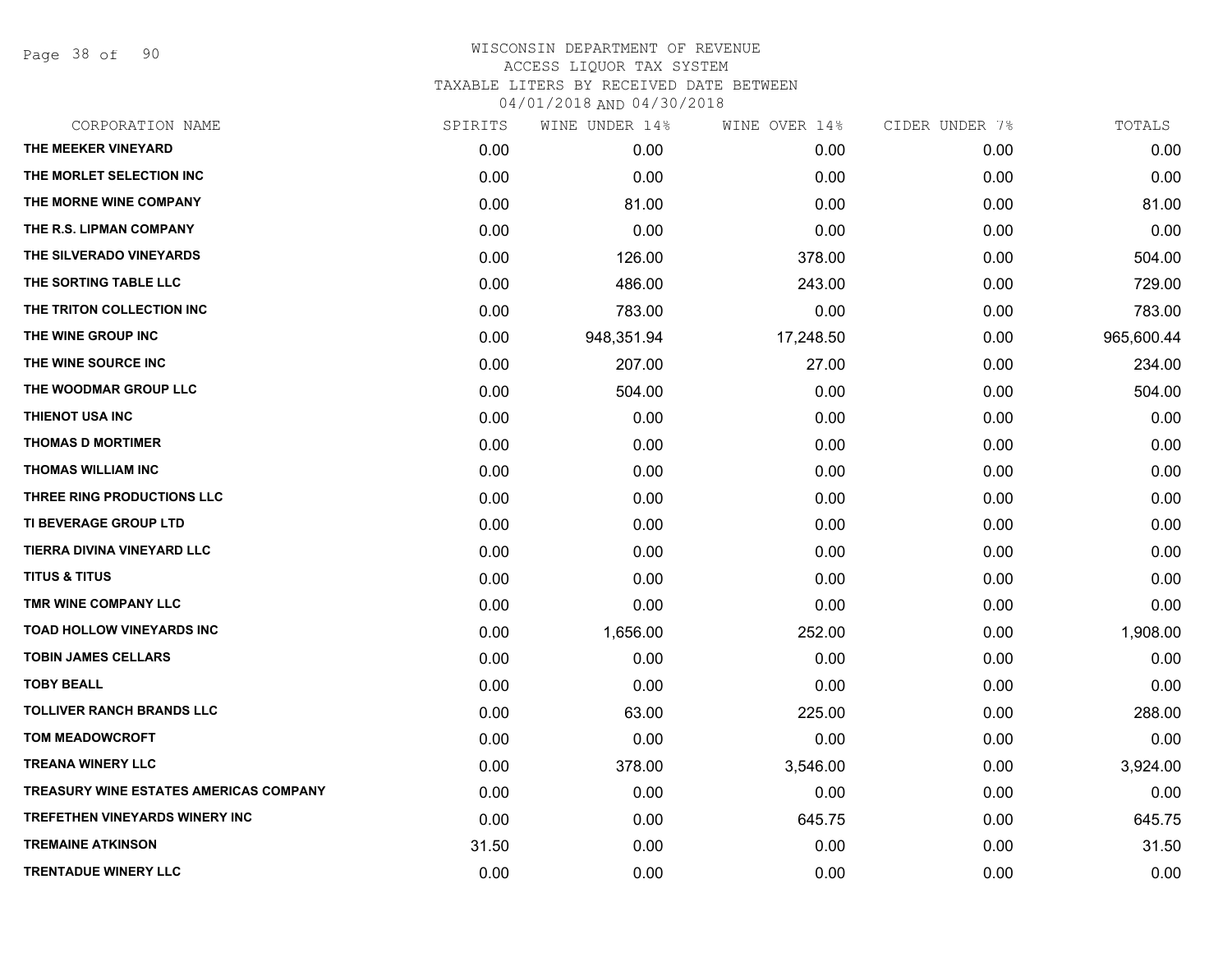# WISCONSIN DEPARTMENT OF REVENUE
## ACCESS LIQUOR TAX SYSTEM
### TAXABLE LITERS BY RECEIVED DATE BETWEEN 04/01/2018 AND 04/30/2018

| CORPORATION NAME | SPIRITS | WINE UNDER 14% | WINE OVER 14% | CIDER UNDER 7% | TOTALS |
|---|---|---|---|---|---|
| THE MEEKER VINEYARD | 0.00 | 0.00 | 0.00 | 0.00 | 0.00 |
| THE MORLET SELECTION INC | 0.00 | 0.00 | 0.00 | 0.00 | 0.00 |
| THE MORNE WINE COMPANY | 0.00 | 81.00 | 0.00 | 0.00 | 81.00 |
| THE R.S. LIPMAN COMPANY | 0.00 | 0.00 | 0.00 | 0.00 | 0.00 |
| THE SILVERADO VINEYARDS | 0.00 | 126.00 | 378.00 | 0.00 | 504.00 |
| THE SORTING TABLE LLC | 0.00 | 486.00 | 243.00 | 0.00 | 729.00 |
| THE TRITON COLLECTION INC | 0.00 | 783.00 | 0.00 | 0.00 | 783.00 |
| THE WINE GROUP INC | 0.00 | 948,351.94 | 17,248.50 | 0.00 | 965,600.44 |
| THE WINE SOURCE INC | 0.00 | 207.00 | 27.00 | 0.00 | 234.00 |
| THE WOODMAR GROUP LLC | 0.00 | 504.00 | 0.00 | 0.00 | 504.00 |
| THIENOT USA INC | 0.00 | 0.00 | 0.00 | 0.00 | 0.00 |
| THOMAS D MORTIMER | 0.00 | 0.00 | 0.00 | 0.00 | 0.00 |
| THOMAS WILLIAM INC | 0.00 | 0.00 | 0.00 | 0.00 | 0.00 |
| THREE RING PRODUCTIONS LLC | 0.00 | 0.00 | 0.00 | 0.00 | 0.00 |
| TI BEVERAGE GROUP LTD | 0.00 | 0.00 | 0.00 | 0.00 | 0.00 |
| TIERRA DIVINA VINEYARD LLC | 0.00 | 0.00 | 0.00 | 0.00 | 0.00 |
| TITUS & TITUS | 0.00 | 0.00 | 0.00 | 0.00 | 0.00 |
| TMR WINE COMPANY LLC | 0.00 | 0.00 | 0.00 | 0.00 | 0.00 |
| TOAD HOLLOW VINEYARDS INC | 0.00 | 1,656.00 | 252.00 | 0.00 | 1,908.00 |
| TOBIN JAMES CELLARS | 0.00 | 0.00 | 0.00 | 0.00 | 0.00 |
| TOBY BEALL | 0.00 | 0.00 | 0.00 | 0.00 | 0.00 |
| TOLLIVER RANCH BRANDS LLC | 0.00 | 63.00 | 225.00 | 0.00 | 288.00 |
| TOM MEADOWCROFT | 0.00 | 0.00 | 0.00 | 0.00 | 0.00 |
| TREANA WINERY LLC | 0.00 | 378.00 | 3,546.00 | 0.00 | 3,924.00 |
| TREASURY WINE ESTATES AMERICAS COMPANY | 0.00 | 0.00 | 0.00 | 0.00 | 0.00 |
| TREFETHEN VINEYARDS WINERY INC | 0.00 | 0.00 | 645.75 | 0.00 | 645.75 |
| TREMAINE ATKINSON | 31.50 | 0.00 | 0.00 | 0.00 | 31.50 |
| TRENTADUE WINERY LLC | 0.00 | 0.00 | 0.00 | 0.00 | 0.00 |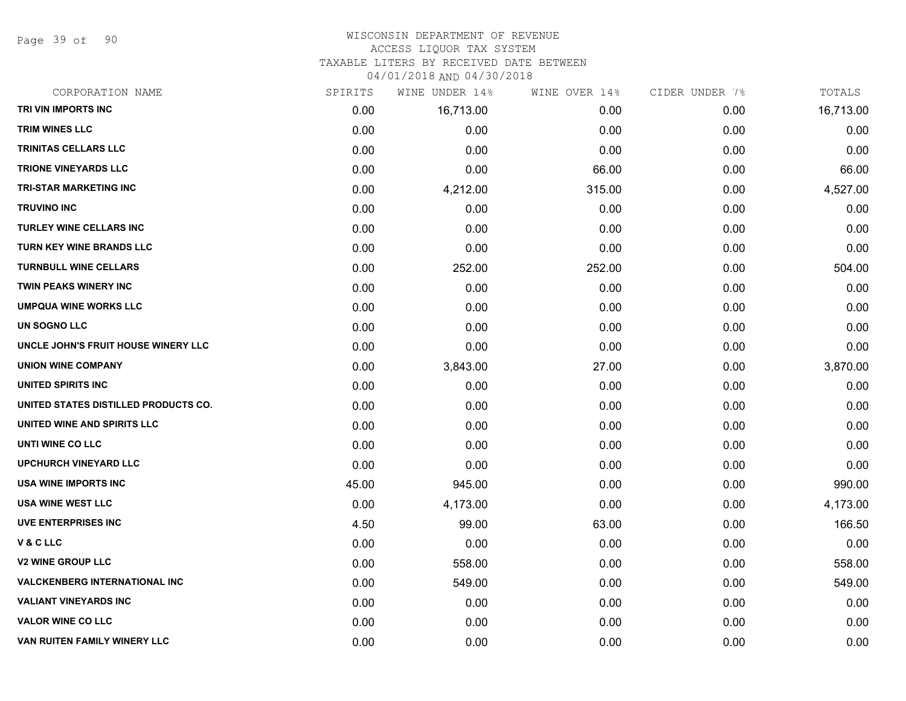# WISCONSIN DEPARTMENT OF REVENUE
ACCESS LIQUOR TAX SYSTEM
TAXABLE LITERS BY RECEIVED DATE BETWEEN
04/01/2018 AND 04/30/2018

| CORPORATION NAME | SPIRITS | WINE UNDER 14% | WINE OVER 14% | CIDER UNDER 7% | TOTALS |
|---|---|---|---|---|---|
| TRI VIN IMPORTS INC | 0.00 | 16,713.00 | 0.00 | 0.00 | 16,713.00 |
| TRIM WINES LLC | 0.00 | 0.00 | 0.00 | 0.00 | 0.00 |
| TRINITAS CELLARS LLC | 0.00 | 0.00 | 0.00 | 0.00 | 0.00 |
| TRIONE VINEYARDS LLC | 0.00 | 0.00 | 66.00 | 0.00 | 66.00 |
| TRI-STAR MARKETING INC | 0.00 | 4,212.00 | 315.00 | 0.00 | 4,527.00 |
| TRUVINO INC | 0.00 | 0.00 | 0.00 | 0.00 | 0.00 |
| TURLEY WINE CELLARS INC | 0.00 | 0.00 | 0.00 | 0.00 | 0.00 |
| TURN KEY WINE BRANDS LLC | 0.00 | 0.00 | 0.00 | 0.00 | 0.00 |
| TURNBULL WINE CELLARS | 0.00 | 252.00 | 252.00 | 0.00 | 504.00 |
| TWIN PEAKS WINERY INC | 0.00 | 0.00 | 0.00 | 0.00 | 0.00 |
| UMPQUA WINE WORKS LLC | 0.00 | 0.00 | 0.00 | 0.00 | 0.00 |
| UN SOGNO LLC | 0.00 | 0.00 | 0.00 | 0.00 | 0.00 |
| UNCLE JOHN'S FRUIT HOUSE WINERY LLC | 0.00 | 0.00 | 0.00 | 0.00 | 0.00 |
| UNION WINE COMPANY | 0.00 | 3,843.00 | 27.00 | 0.00 | 3,870.00 |
| UNITED SPIRITS INC | 0.00 | 0.00 | 0.00 | 0.00 | 0.00 |
| UNITED STATES DISTILLED PRODUCTS CO. | 0.00 | 0.00 | 0.00 | 0.00 | 0.00 |
| UNITED WINE AND SPIRITS LLC | 0.00 | 0.00 | 0.00 | 0.00 | 0.00 |
| UNTI WINE CO LLC | 0.00 | 0.00 | 0.00 | 0.00 | 0.00 |
| UPCHURCH VINEYARD LLC | 0.00 | 0.00 | 0.00 | 0.00 | 0.00 |
| USA WINE IMPORTS INC | 45.00 | 945.00 | 0.00 | 0.00 | 990.00 |
| USA WINE WEST LLC | 0.00 | 4,173.00 | 0.00 | 0.00 | 4,173.00 |
| UVE ENTERPRISES INC | 4.50 | 99.00 | 63.00 | 0.00 | 166.50 |
| V & C LLC | 0.00 | 0.00 | 0.00 | 0.00 | 0.00 |
| V2 WINE GROUP LLC | 0.00 | 558.00 | 0.00 | 0.00 | 558.00 |
| VALCKENBERG INTERNATIONAL INC | 0.00 | 549.00 | 0.00 | 0.00 | 549.00 |
| VALIANT VINEYARDS INC | 0.00 | 0.00 | 0.00 | 0.00 | 0.00 |
| VALOR WINE CO LLC | 0.00 | 0.00 | 0.00 | 0.00 | 0.00 |
| VAN RUITEN FAMILY WINERY LLC | 0.00 | 0.00 | 0.00 | 0.00 | 0.00 |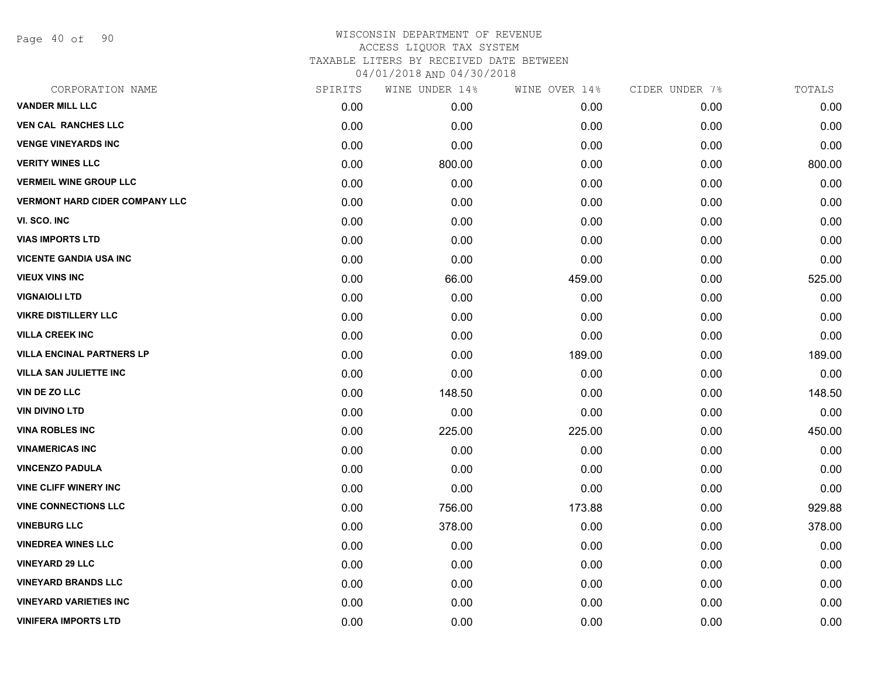WISCONSIN DEPARTMENT OF REVENUE
ACCESS LIQUOR TAX SYSTEM
TAXABLE LITERS BY RECEIVED DATE BETWEEN
04/01/2018 AND 04/30/2018

| CORPORATION NAME | SPIRITS | WINE UNDER 14% | WINE OVER 14% | CIDER UNDER 7% | TOTALS |
|---|---|---|---|---|---|
| VANDER MILL LLC | 0.00 | 0.00 | 0.00 | 0.00 | 0.00 |
| VEN CAL RANCHES LLC | 0.00 | 0.00 | 0.00 | 0.00 | 0.00 |
| VENGE VINEYARDS INC | 0.00 | 0.00 | 0.00 | 0.00 | 0.00 |
| VERITY WINES LLC | 0.00 | 800.00 | 0.00 | 0.00 | 800.00 |
| VERMEIL WINE GROUP LLC | 0.00 | 0.00 | 0.00 | 0.00 | 0.00 |
| VERMONT HARD CIDER COMPANY LLC | 0.00 | 0.00 | 0.00 | 0.00 | 0.00 |
| VI. SCO. INC | 0.00 | 0.00 | 0.00 | 0.00 | 0.00 |
| VIAS IMPORTS LTD | 0.00 | 0.00 | 0.00 | 0.00 | 0.00 |
| VICENTE GANDIA USA INC | 0.00 | 0.00 | 0.00 | 0.00 | 0.00 |
| VIEUX VINS INC | 0.00 | 66.00 | 459.00 | 0.00 | 525.00 |
| VIGNAIOLI LTD | 0.00 | 0.00 | 0.00 | 0.00 | 0.00 |
| VIKRE DISTILLERY LLC | 0.00 | 0.00 | 0.00 | 0.00 | 0.00 |
| VILLA CREEK INC | 0.00 | 0.00 | 0.00 | 0.00 | 0.00 |
| VILLA ENCINAL PARTNERS LP | 0.00 | 0.00 | 189.00 | 0.00 | 189.00 |
| VILLA SAN JULIETTE INC | 0.00 | 0.00 | 0.00 | 0.00 | 0.00 |
| VIN DE ZO LLC | 0.00 | 148.50 | 0.00 | 0.00 | 148.50 |
| VIN DIVINO LTD | 0.00 | 0.00 | 0.00 | 0.00 | 0.00 |
| VINA ROBLES INC | 0.00 | 225.00 | 225.00 | 0.00 | 450.00 |
| VINAMERICAS INC | 0.00 | 0.00 | 0.00 | 0.00 | 0.00 |
| VINCENZO PADULA | 0.00 | 0.00 | 0.00 | 0.00 | 0.00 |
| VINE CLIFF WINERY INC | 0.00 | 0.00 | 0.00 | 0.00 | 0.00 |
| VINE CONNECTIONS LLC | 0.00 | 756.00 | 173.88 | 0.00 | 929.88 |
| VINEBURG LLC | 0.00 | 378.00 | 0.00 | 0.00 | 378.00 |
| VINEDREA WINES LLC | 0.00 | 0.00 | 0.00 | 0.00 | 0.00 |
| VINEYARD 29 LLC | 0.00 | 0.00 | 0.00 | 0.00 | 0.00 |
| VINEYARD BRANDS LLC | 0.00 | 0.00 | 0.00 | 0.00 | 0.00 |
| VINEYARD VARIETIES INC | 0.00 | 0.00 | 0.00 | 0.00 | 0.00 |
| VINIFERA IMPORTS LTD | 0.00 | 0.00 | 0.00 | 0.00 | 0.00 |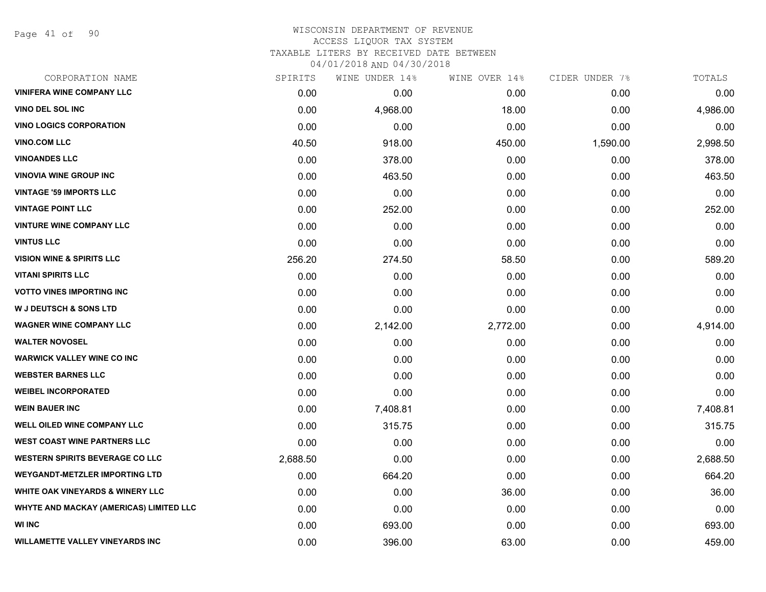WISCONSIN DEPARTMENT OF REVENUE
ACCESS LIQUOR TAX SYSTEM
TAXABLE LITERS BY RECEIVED DATE BETWEEN
04/01/2018 AND 04/30/2018

| CORPORATION NAME | SPIRITS | WINE UNDER 14% | WINE OVER 14% | CIDER UNDER 7% | TOTALS |
|---|---|---|---|---|---|
| VINIFERA WINE COMPANY LLC | 0.00 | 0.00 | 0.00 | 0.00 | 0.00 |
| VINO DEL SOL INC | 0.00 | 4,968.00 | 18.00 | 0.00 | 4,986.00 |
| VINO LOGICS CORPORATION | 0.00 | 0.00 | 0.00 | 0.00 | 0.00 |
| VINO.COM LLC | 40.50 | 918.00 | 450.00 | 1,590.00 | 2,998.50 |
| VINOANDES LLC | 0.00 | 378.00 | 0.00 | 0.00 | 378.00 |
| VINOVIA WINE GROUP INC | 0.00 | 463.50 | 0.00 | 0.00 | 463.50 |
| VINTAGE '59 IMPORTS LLC | 0.00 | 0.00 | 0.00 | 0.00 | 0.00 |
| VINTAGE POINT LLC | 0.00 | 252.00 | 0.00 | 0.00 | 252.00 |
| VINTURE WINE COMPANY LLC | 0.00 | 0.00 | 0.00 | 0.00 | 0.00 |
| VINTUS LLC | 0.00 | 0.00 | 0.00 | 0.00 | 0.00 |
| VISION WINE & SPIRITS LLC | 256.20 | 274.50 | 58.50 | 0.00 | 589.20 |
| VITANI SPIRITS LLC | 0.00 | 0.00 | 0.00 | 0.00 | 0.00 |
| VOTTO VINES IMPORTING INC | 0.00 | 0.00 | 0.00 | 0.00 | 0.00 |
| W J DEUTSCH & SONS LTD | 0.00 | 0.00 | 0.00 | 0.00 | 0.00 |
| WAGNER WINE COMPANY LLC | 0.00 | 2,142.00 | 2,772.00 | 0.00 | 4,914.00 |
| WALTER NOVOSEL | 0.00 | 0.00 | 0.00 | 0.00 | 0.00 |
| WARWICK VALLEY WINE CO INC | 0.00 | 0.00 | 0.00 | 0.00 | 0.00 |
| WEBSTER BARNES LLC | 0.00 | 0.00 | 0.00 | 0.00 | 0.00 |
| WEIBEL INCORPORATED | 0.00 | 0.00 | 0.00 | 0.00 | 0.00 |
| WEIN BAUER INC | 0.00 | 7,408.81 | 0.00 | 0.00 | 7,408.81 |
| WELL OILED WINE COMPANY LLC | 0.00 | 315.75 | 0.00 | 0.00 | 315.75 |
| WEST COAST WINE PARTNERS LLC | 0.00 | 0.00 | 0.00 | 0.00 | 0.00 |
| WESTERN SPIRITS BEVERAGE CO LLC | 2,688.50 | 0.00 | 0.00 | 0.00 | 2,688.50 |
| WEYGANDT-METZLER IMPORTING LTD | 0.00 | 664.20 | 0.00 | 0.00 | 664.20 |
| WHITE OAK VINEYARDS & WINERY LLC | 0.00 | 0.00 | 36.00 | 0.00 | 36.00 |
| WHYTE AND MACKAY (AMERICAS) LIMITED LLC | 0.00 | 0.00 | 0.00 | 0.00 | 0.00 |
| WI INC | 0.00 | 693.00 | 0.00 | 0.00 | 693.00 |
| WILLAMETTE VALLEY VINEYARDS INC | 0.00 | 396.00 | 63.00 | 0.00 | 459.00 |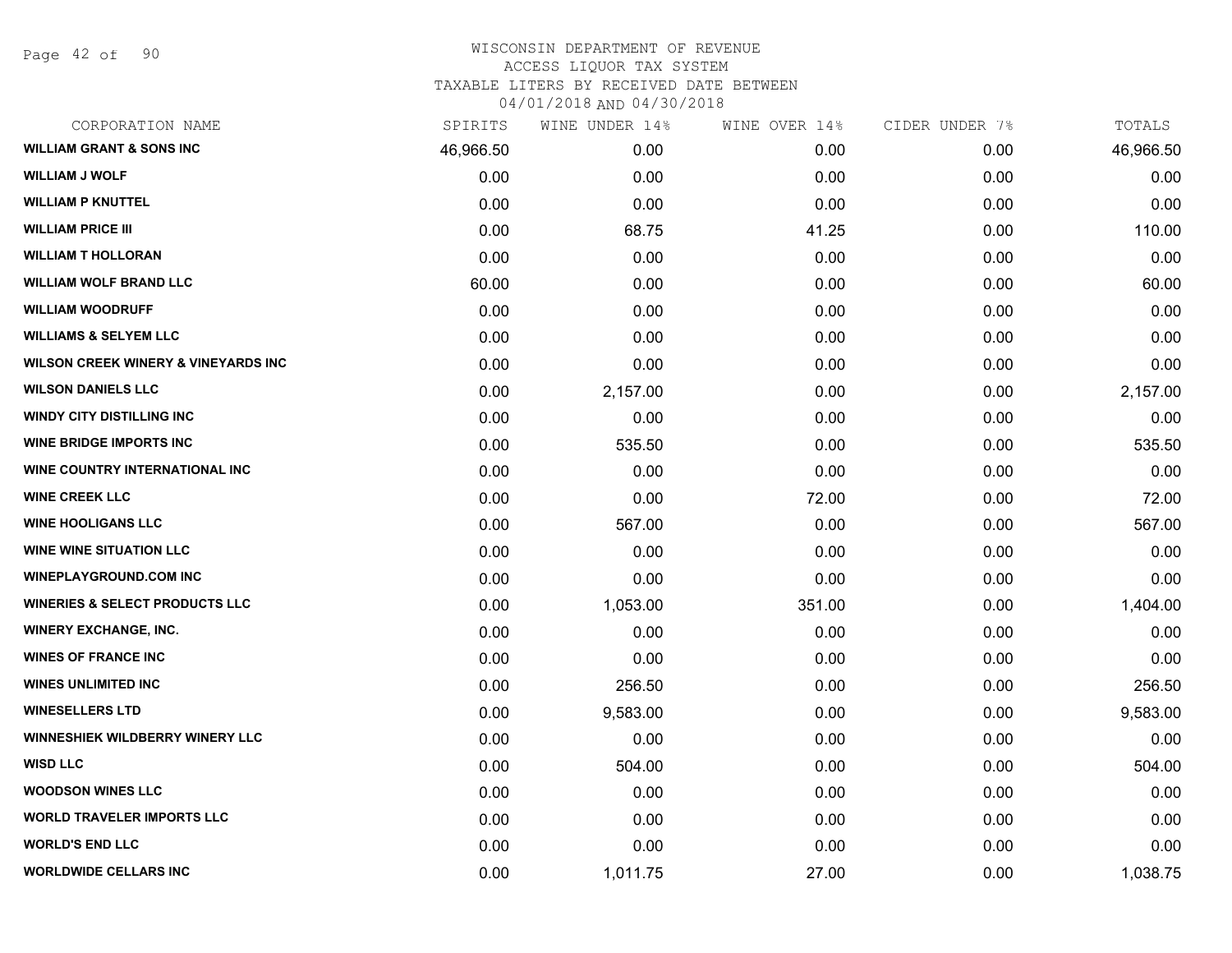# WISCONSIN DEPARTMENT OF REVENUE
## ACCESS LIQUOR TAX SYSTEM
### TAXABLE LITERS BY RECEIVED DATE BETWEEN 04/01/2018 AND 04/30/2018

| CORPORATION NAME | SPIRITS | WINE UNDER 14% | WINE OVER 14% | CIDER UNDER 7% | TOTALS |
|---|---|---|---|---|---|
| WILLIAM GRANT & SONS INC | 46,966.50 | 0.00 | 0.00 | 0.00 | 46,966.50 |
| WILLIAM J WOLF | 0.00 | 0.00 | 0.00 | 0.00 | 0.00 |
| WILLIAM P KNUTTEL | 0.00 | 0.00 | 0.00 | 0.00 | 0.00 |
| WILLIAM PRICE III | 0.00 | 68.75 | 41.25 | 0.00 | 110.00 |
| WILLIAM T HOLLORAN | 0.00 | 0.00 | 0.00 | 0.00 | 0.00 |
| WILLIAM WOLF BRAND LLC | 60.00 | 0.00 | 0.00 | 0.00 | 60.00 |
| WILLIAM WOODRUFF | 0.00 | 0.00 | 0.00 | 0.00 | 0.00 |
| WILLIAMS & SELYEM LLC | 0.00 | 0.00 | 0.00 | 0.00 | 0.00 |
| WILSON CREEK WINERY & VINEYARDS INC | 0.00 | 0.00 | 0.00 | 0.00 | 0.00 |
| WILSON DANIELS LLC | 0.00 | 2,157.00 | 0.00 | 0.00 | 2,157.00 |
| WINDY CITY DISTILLING INC | 0.00 | 0.00 | 0.00 | 0.00 | 0.00 |
| WINE BRIDGE IMPORTS INC | 0.00 | 535.50 | 0.00 | 0.00 | 535.50 |
| WINE COUNTRY INTERNATIONAL INC | 0.00 | 0.00 | 0.00 | 0.00 | 0.00 |
| WINE CREEK LLC | 0.00 | 0.00 | 72.00 | 0.00 | 72.00 |
| WINE HOOLIGANS LLC | 0.00 | 567.00 | 0.00 | 0.00 | 567.00 |
| WINE WINE SITUATION LLC | 0.00 | 0.00 | 0.00 | 0.00 | 0.00 |
| WINEPLAYGROUND.COM INC | 0.00 | 0.00 | 0.00 | 0.00 | 0.00 |
| WINERIES & SELECT PRODUCTS LLC | 0.00 | 1,053.00 | 351.00 | 0.00 | 1,404.00 |
| WINERY EXCHANGE, INC. | 0.00 | 0.00 | 0.00 | 0.00 | 0.00 |
| WINES OF FRANCE INC | 0.00 | 0.00 | 0.00 | 0.00 | 0.00 |
| WINES UNLIMITED INC | 0.00 | 256.50 | 0.00 | 0.00 | 256.50 |
| WINESELLERS LTD | 0.00 | 9,583.00 | 0.00 | 0.00 | 9,583.00 |
| WINNESHIEK WILDBERRY WINERY LLC | 0.00 | 0.00 | 0.00 | 0.00 | 0.00 |
| WISD LLC | 0.00 | 504.00 | 0.00 | 0.00 | 504.00 |
| WOODSON WINES LLC | 0.00 | 0.00 | 0.00 | 0.00 | 0.00 |
| WORLD TRAVELER IMPORTS LLC | 0.00 | 0.00 | 0.00 | 0.00 | 0.00 |
| WORLD'S END LLC | 0.00 | 0.00 | 0.00 | 0.00 | 0.00 |
| WORLDWIDE CELLARS INC | 0.00 | 1,011.75 | 27.00 | 0.00 | 1,038.75 |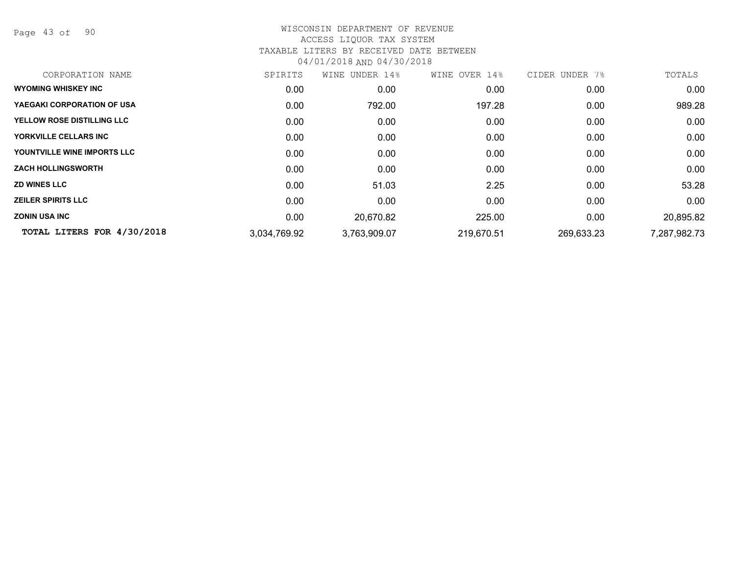# WISCONSIN DEPARTMENT OF REVENUE
## ACCESS LIQUOR TAX SYSTEM
### TAXABLE LITERS BY RECEIVED DATE BETWEEN 04/01/2018 AND 04/30/2018

| CORPORATION NAME | SPIRITS | WINE UNDER 14% | WINE OVER 14% | CIDER UNDER 7% | TOTALS |
|---|---|---|---|---|---|
| **WYOMING WHISKEY INC** | 0.00 | 0.00 | 0.00 | 0.00 | 0.00 |
| **YAEGAKI CORPORATION OF USA** | 0.00 | 792.00 | 197.28 | 0.00 | 989.28 |
| **YELLOW ROSE DISTILLING LLC** | 0.00 | 0.00 | 0.00 | 0.00 | 0.00 |
| **YORKVILLE CELLARS INC** | 0.00 | 0.00 | 0.00 | 0.00 | 0.00 |
| **YOUNTVILLE WINE IMPORTS LLC** | 0.00 | 0.00 | 0.00 | 0.00 | 0.00 |
| **ZACH HOLLINGSWORTH** | 0.00 | 0.00 | 0.00 | 0.00 | 0.00 |
| **ZD WINES LLC** | 0.00 | 51.03 | 2.25 | 0.00 | 53.28 |
| **ZEILER SPIRITS LLC** | 0.00 | 0.00 | 0.00 | 0.00 | 0.00 |
| **ZONIN USA INC** | 0.00 | 20,670.82 | 225.00 | 0.00 | 20,895.82 |
| **TOTAL LITERS FOR 4/30/2018** | 3,034,769.92 | 3,763,909.07 | 219,670.51 | 269,633.23 | 7,287,982.73 |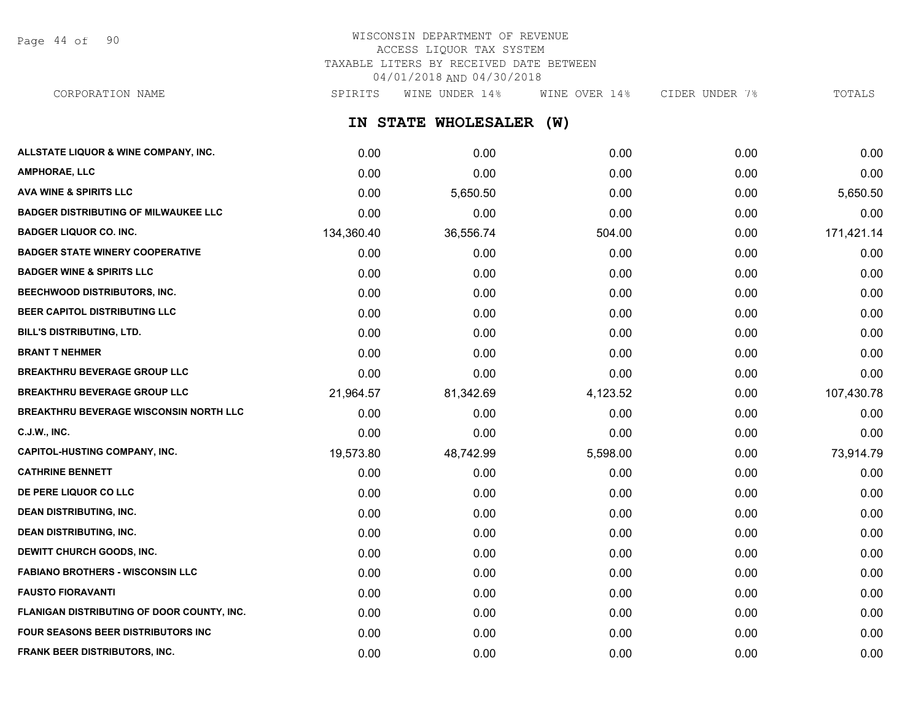WISCONSIN DEPARTMENT OF REVENUE
ACCESS LIQUOR TAX SYSTEM
TAXABLE LITERS BY RECEIVED DATE BETWEEN
04/01/2018 AND 04/30/2018

## IN STATE WHOLESALER (W)

| CORPORATION NAME | SPIRITS | WINE UNDER 14% | WINE OVER 14% | CIDER UNDER 7% | TOTALS |
|---|---|---|---|---|---|
| ALLSTATE LIQUOR & WINE COMPANY, INC. | 0.00 | 0.00 | 0.00 | 0.00 | 0.00 |
| AMPHORAE, LLC | 0.00 | 0.00 | 0.00 | 0.00 | 0.00 |
| AVA WINE & SPIRITS LLC | 0.00 | 5,650.50 | 0.00 | 0.00 | 5,650.50 |
| BADGER DISTRIBUTING OF MILWAUKEE LLC | 0.00 | 0.00 | 0.00 | 0.00 | 0.00 |
| BADGER LIQUOR CO. INC. | 134,360.40 | 36,556.74 | 504.00 | 0.00 | 171,421.14 |
| BADGER STATE WINERY COOPERATIVE | 0.00 | 0.00 | 0.00 | 0.00 | 0.00 |
| BADGER WINE & SPIRITS LLC | 0.00 | 0.00 | 0.00 | 0.00 | 0.00 |
| BEECHWOOD DISTRIBUTORS, INC. | 0.00 | 0.00 | 0.00 | 0.00 | 0.00 |
| BEER CAPITOL DISTRIBUTING LLC | 0.00 | 0.00 | 0.00 | 0.00 | 0.00 |
| BILL'S DISTRIBUTING, LTD. | 0.00 | 0.00 | 0.00 | 0.00 | 0.00 |
| BRANT T NEHMER | 0.00 | 0.00 | 0.00 | 0.00 | 0.00 |
| BREAKTHRU BEVERAGE GROUP LLC | 0.00 | 0.00 | 0.00 | 0.00 | 0.00 |
| BREAKTHRU BEVERAGE GROUP LLC | 21,964.57 | 81,342.69 | 4,123.52 | 0.00 | 107,430.78 |
| BREAKTHRU BEVERAGE WISCONSIN NORTH LLC | 0.00 | 0.00 | 0.00 | 0.00 | 0.00 |
| C.J.W., INC. | 0.00 | 0.00 | 0.00 | 0.00 | 0.00 |
| CAPITOL-HUSTING COMPANY, INC. | 19,573.80 | 48,742.99 | 5,598.00 | 0.00 | 73,914.79 |
| CATHRINE BENNETT | 0.00 | 0.00 | 0.00 | 0.00 | 0.00 |
| DE PERE LIQUOR CO LLC | 0.00 | 0.00 | 0.00 | 0.00 | 0.00 |
| DEAN DISTRIBUTING, INC. | 0.00 | 0.00 | 0.00 | 0.00 | 0.00 |
| DEAN DISTRIBUTING, INC. | 0.00 | 0.00 | 0.00 | 0.00 | 0.00 |
| DEWITT CHURCH GOODS, INC. | 0.00 | 0.00 | 0.00 | 0.00 | 0.00 |
| FABIANO BROTHERS - WISCONSIN LLC | 0.00 | 0.00 | 0.00 | 0.00 | 0.00 |
| FAUSTO FIORAVANTI | 0.00 | 0.00 | 0.00 | 0.00 | 0.00 |
| FLANIGAN DISTRIBUTING OF DOOR COUNTY, INC. | 0.00 | 0.00 | 0.00 | 0.00 | 0.00 |
| FOUR SEASONS BEER DISTRIBUTORS INC | 0.00 | 0.00 | 0.00 | 0.00 | 0.00 |
| FRANK BEER DISTRIBUTORS, INC. | 0.00 | 0.00 | 0.00 | 0.00 | 0.00 |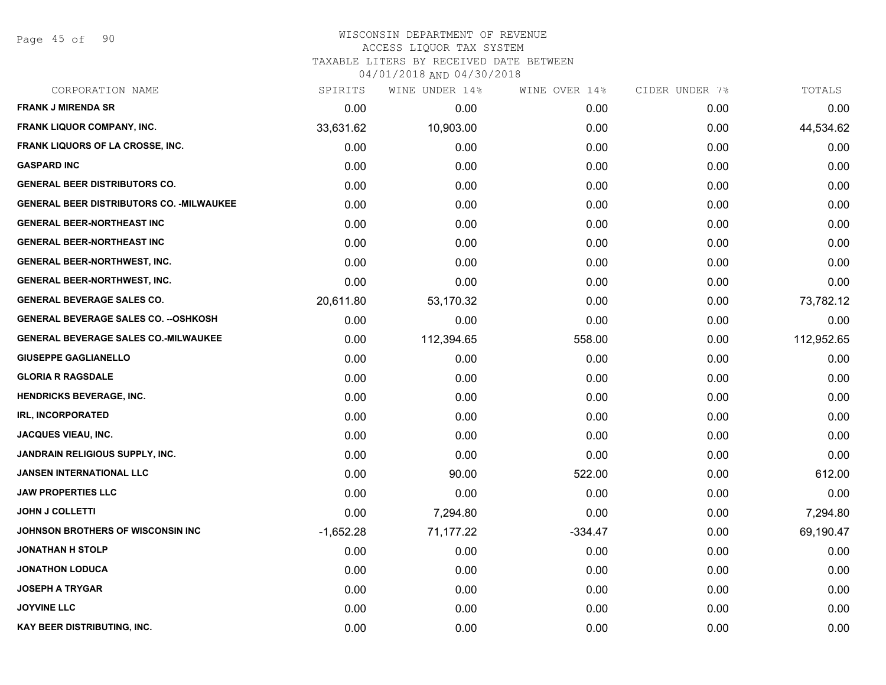# WISCONSIN DEPARTMENT OF REVENUE
ACCESS LIQUOR TAX SYSTEM
TAXABLE LITERS BY RECEIVED DATE BETWEEN
04/01/2018 AND 04/30/2018

| CORPORATION NAME | SPIRITS | WINE UNDER 14% | WINE OVER 14% | CIDER UNDER 7% | TOTALS |
|---|---|---|---|---|---|
| FRANK J MIRENDA SR | 0.00 | 0.00 | 0.00 | 0.00 | 0.00 |
| FRANK LIQUOR COMPANY, INC. | 33,631.62 | 10,903.00 | 0.00 | 0.00 | 44,534.62 |
| FRANK LIQUORS OF LA CROSSE, INC. | 0.00 | 0.00 | 0.00 | 0.00 | 0.00 |
| GASPARD INC | 0.00 | 0.00 | 0.00 | 0.00 | 0.00 |
| GENERAL BEER DISTRIBUTORS CO. | 0.00 | 0.00 | 0.00 | 0.00 | 0.00 |
| GENERAL BEER DISTRIBUTORS CO. -MILWAUKEE | 0.00 | 0.00 | 0.00 | 0.00 | 0.00 |
| GENERAL BEER-NORTHEAST INC | 0.00 | 0.00 | 0.00 | 0.00 | 0.00 |
| GENERAL BEER-NORTHEAST INC | 0.00 | 0.00 | 0.00 | 0.00 | 0.00 |
| GENERAL BEER-NORTHWEST, INC. | 0.00 | 0.00 | 0.00 | 0.00 | 0.00 |
| GENERAL BEER-NORTHWEST, INC. | 0.00 | 0.00 | 0.00 | 0.00 | 0.00 |
| GENERAL BEVERAGE SALES CO. | 20,611.80 | 53,170.32 | 0.00 | 0.00 | 73,782.12 |
| GENERAL BEVERAGE SALES CO. --OSHKOSH | 0.00 | 0.00 | 0.00 | 0.00 | 0.00 |
| GENERAL BEVERAGE SALES CO.-MILWAUKEE | 0.00 | 112,394.65 | 558.00 | 0.00 | 112,952.65 |
| GIUSEPPE GAGLIANELLO | 0.00 | 0.00 | 0.00 | 0.00 | 0.00 |
| GLORIA R RAGSDALE | 0.00 | 0.00 | 0.00 | 0.00 | 0.00 |
| HENDRICKS BEVERAGE, INC. | 0.00 | 0.00 | 0.00 | 0.00 | 0.00 |
| IRL, INCORPORATED | 0.00 | 0.00 | 0.00 | 0.00 | 0.00 |
| JACQUES VIEAU, INC. | 0.00 | 0.00 | 0.00 | 0.00 | 0.00 |
| JANDRAIN RELIGIOUS SUPPLY, INC. | 0.00 | 0.00 | 0.00 | 0.00 | 0.00 |
| JANSEN INTERNATIONAL LLC | 0.00 | 90.00 | 522.00 | 0.00 | 612.00 |
| JAW PROPERTIES LLC | 0.00 | 0.00 | 0.00 | 0.00 | 0.00 |
| JOHN J COLLETTI | 0.00 | 7,294.80 | 0.00 | 0.00 | 7,294.80 |
| JOHNSON BROTHERS OF WISCONSIN INC | -1,652.28 | 71,177.22 | -334.47 | 0.00 | 69,190.47 |
| JONATHAN H STOLP | 0.00 | 0.00 | 0.00 | 0.00 | 0.00 |
| JONATHON LODUCA | 0.00 | 0.00 | 0.00 | 0.00 | 0.00 |
| JOSEPH A TRYGAR | 0.00 | 0.00 | 0.00 | 0.00 | 0.00 |
| JOYVINE LLC | 0.00 | 0.00 | 0.00 | 0.00 | 0.00 |
| KAY BEER DISTRIBUTING, INC. | 0.00 | 0.00 | 0.00 | 0.00 | 0.00 |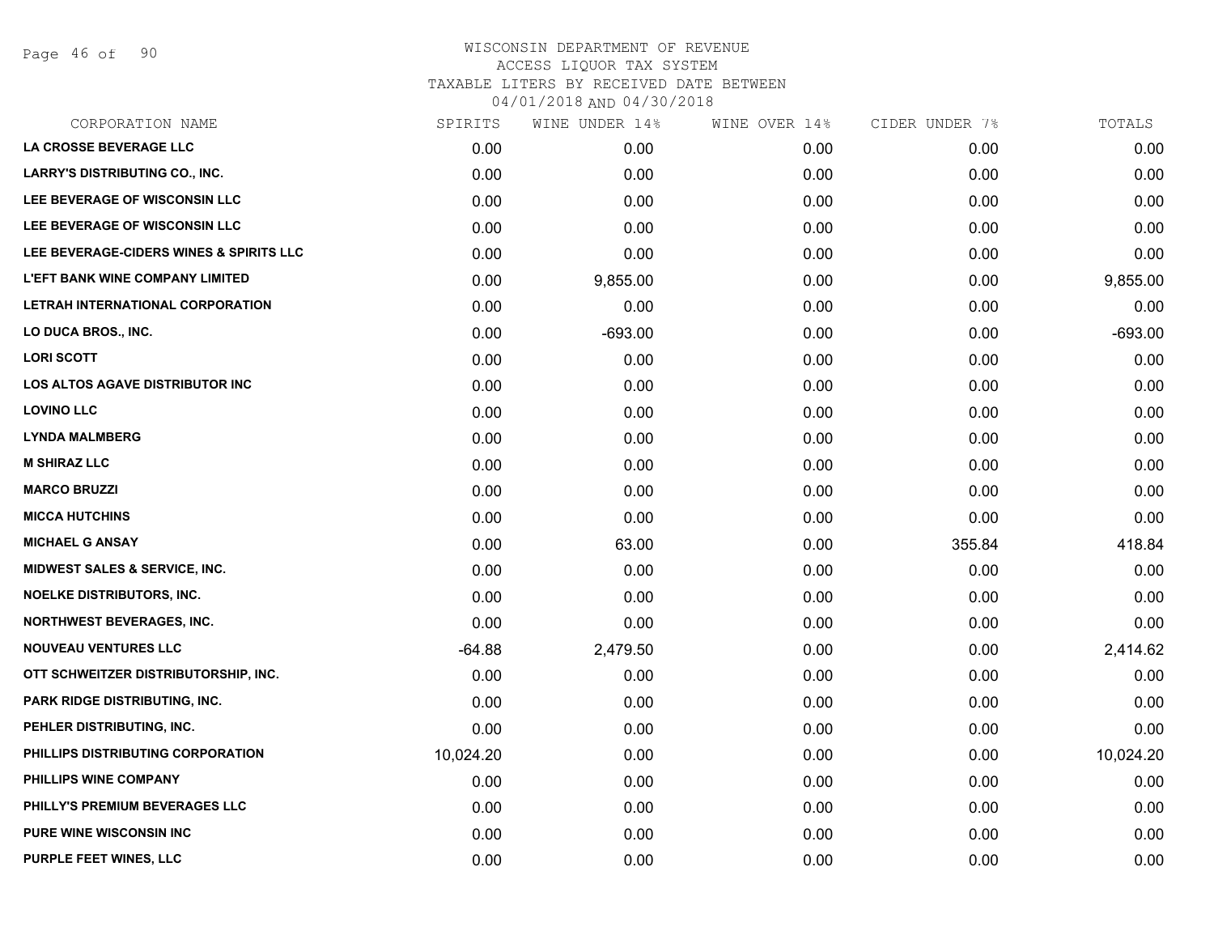# WISCONSIN DEPARTMENT OF REVENUE
## ACCESS LIQUOR TAX SYSTEM
### TAXABLE LITERS BY RECEIVED DATE BETWEEN 04/01/2018 AND 04/30/2018

| CORPORATION NAME | SPIRITS | WINE UNDER 14% | WINE OVER 14% | CIDER UNDER 7% | TOTALS |
|---|---|---|---|---|---|
| LA CROSSE BEVERAGE LLC | 0.00 | 0.00 | 0.00 | 0.00 | 0.00 |
| LARRY'S DISTRIBUTING CO., INC. | 0.00 | 0.00 | 0.00 | 0.00 | 0.00 |
| LEE BEVERAGE OF WISCONSIN LLC | 0.00 | 0.00 | 0.00 | 0.00 | 0.00 |
| LEE BEVERAGE OF WISCONSIN LLC | 0.00 | 0.00 | 0.00 | 0.00 | 0.00 |
| LEE BEVERAGE-CIDERS WINES & SPIRITS LLC | 0.00 | 0.00 | 0.00 | 0.00 | 0.00 |
| L'EFT BANK WINE COMPANY LIMITED | 0.00 | 9,855.00 | 0.00 | 0.00 | 9,855.00 |
| LETRAH INTERNATIONAL CORPORATION | 0.00 | 0.00 | 0.00 | 0.00 | 0.00 |
| LO DUCA BROS., INC. | 0.00 | -693.00 | 0.00 | 0.00 | -693.00 |
| LORI SCOTT | 0.00 | 0.00 | 0.00 | 0.00 | 0.00 |
| LOS ALTOS AGAVE DISTRIBUTOR INC | 0.00 | 0.00 | 0.00 | 0.00 | 0.00 |
| LOVINO LLC | 0.00 | 0.00 | 0.00 | 0.00 | 0.00 |
| LYNDA MALMBERG | 0.00 | 0.00 | 0.00 | 0.00 | 0.00 |
| M SHIRAZ LLC | 0.00 | 0.00 | 0.00 | 0.00 | 0.00 |
| MARCO BRUZZI | 0.00 | 0.00 | 0.00 | 0.00 | 0.00 |
| MICCA HUTCHINS | 0.00 | 0.00 | 0.00 | 0.00 | 0.00 |
| MICHAEL G ANSAY | 0.00 | 63.00 | 0.00 | 355.84 | 418.84 |
| MIDWEST SALES & SERVICE, INC. | 0.00 | 0.00 | 0.00 | 0.00 | 0.00 |
| NOELKE DISTRIBUTORS, INC. | 0.00 | 0.00 | 0.00 | 0.00 | 0.00 |
| NORTHWEST BEVERAGES, INC. | 0.00 | 0.00 | 0.00 | 0.00 | 0.00 |
| NOUVEAU VENTURES LLC | -64.88 | 2,479.50 | 0.00 | 0.00 | 2,414.62 |
| OTT SCHWEITZER DISTRIBUTORSHIP, INC. | 0.00 | 0.00 | 0.00 | 0.00 | 0.00 |
| PARK RIDGE DISTRIBUTING, INC. | 0.00 | 0.00 | 0.00 | 0.00 | 0.00 |
| PEHLER DISTRIBUTING, INC. | 0.00 | 0.00 | 0.00 | 0.00 | 0.00 |
| PHILLIPS DISTRIBUTING CORPORATION | 10,024.20 | 0.00 | 0.00 | 0.00 | 10,024.20 |
| PHILLIPS WINE COMPANY | 0.00 | 0.00 | 0.00 | 0.00 | 0.00 |
| PHILLY'S PREMIUM BEVERAGES LLC | 0.00 | 0.00 | 0.00 | 0.00 | 0.00 |
| PURE WINE WISCONSIN INC | 0.00 | 0.00 | 0.00 | 0.00 | 0.00 |
| PURPLE FEET WINES, LLC | 0.00 | 0.00 | 0.00 | 0.00 | 0.00 |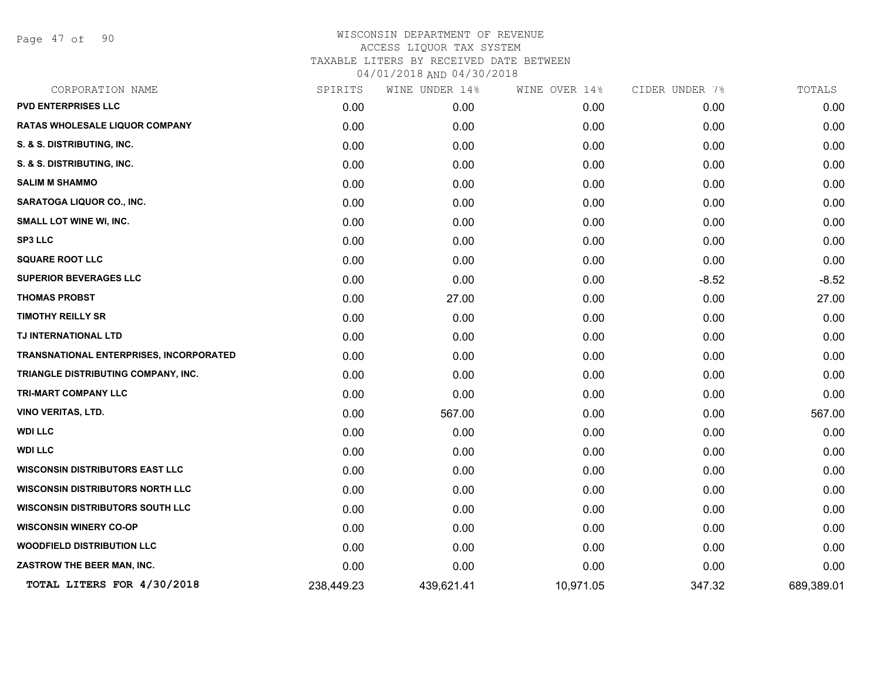# WISCONSIN DEPARTMENT OF REVENUE
## ACCESS LIQUOR TAX SYSTEM
### TAXABLE LITERS BY RECEIVED DATE BETWEEN 04/01/2018 AND 04/30/2018

| CORPORATION NAME | SPIRITS | WINE UNDER 14% | WINE OVER 14% | CIDER UNDER 7% | TOTALS |
|---|---|---|---|---|---|
| PVD ENTERPRISES LLC | 0.00 | 0.00 | 0.00 | 0.00 | 0.00 |
| RATAS WHOLESALE LIQUOR COMPANY | 0.00 | 0.00 | 0.00 | 0.00 | 0.00 |
| S. & S. DISTRIBUTING, INC. | 0.00 | 0.00 | 0.00 | 0.00 | 0.00 |
| S. & S. DISTRIBUTING, INC. | 0.00 | 0.00 | 0.00 | 0.00 | 0.00 |
| SALIM M SHAMMO | 0.00 | 0.00 | 0.00 | 0.00 | 0.00 |
| SARATOGA LIQUOR CO., INC. | 0.00 | 0.00 | 0.00 | 0.00 | 0.00 |
| SMALL LOT WINE WI, INC. | 0.00 | 0.00 | 0.00 | 0.00 | 0.00 |
| SP3 LLC | 0.00 | 0.00 | 0.00 | 0.00 | 0.00 |
| SQUARE ROOT LLC | 0.00 | 0.00 | 0.00 | 0.00 | 0.00 |
| SUPERIOR BEVERAGES LLC | 0.00 | 0.00 | 0.00 | -8.52 | -8.52 |
| THOMAS PROBST | 0.00 | 27.00 | 0.00 | 0.00 | 27.00 |
| TIMOTHY REILLY SR | 0.00 | 0.00 | 0.00 | 0.00 | 0.00 |
| TJ INTERNATIONAL LTD | 0.00 | 0.00 | 0.00 | 0.00 | 0.00 |
| TRANSNATIONAL ENTERPRISES, INCORPORATED | 0.00 | 0.00 | 0.00 | 0.00 | 0.00 |
| TRIANGLE DISTRIBUTING COMPANY, INC. | 0.00 | 0.00 | 0.00 | 0.00 | 0.00 |
| TRI-MART COMPANY LLC | 0.00 | 0.00 | 0.00 | 0.00 | 0.00 |
| VINO VERITAS, LTD. | 0.00 | 567.00 | 0.00 | 0.00 | 567.00 |
| WDI LLC | 0.00 | 0.00 | 0.00 | 0.00 | 0.00 |
| WDI LLC | 0.00 | 0.00 | 0.00 | 0.00 | 0.00 |
| WISCONSIN DISTRIBUTORS EAST LLC | 0.00 | 0.00 | 0.00 | 0.00 | 0.00 |
| WISCONSIN DISTRIBUTORS NORTH LLC | 0.00 | 0.00 | 0.00 | 0.00 | 0.00 |
| WISCONSIN DISTRIBUTORS SOUTH LLC | 0.00 | 0.00 | 0.00 | 0.00 | 0.00 |
| WISCONSIN WINERY CO-OP | 0.00 | 0.00 | 0.00 | 0.00 | 0.00 |
| WOODFIELD DISTRIBUTION LLC | 0.00 | 0.00 | 0.00 | 0.00 | 0.00 |
| ZASTROW THE BEER MAN, INC. | 0.00 | 0.00 | 0.00 | 0.00 | 0.00 |
| **TOTAL LITERS FOR 4/30/2018** | 238,449.23 | 439,621.41 | 10,971.05 | 347.32 | 689,389.01 |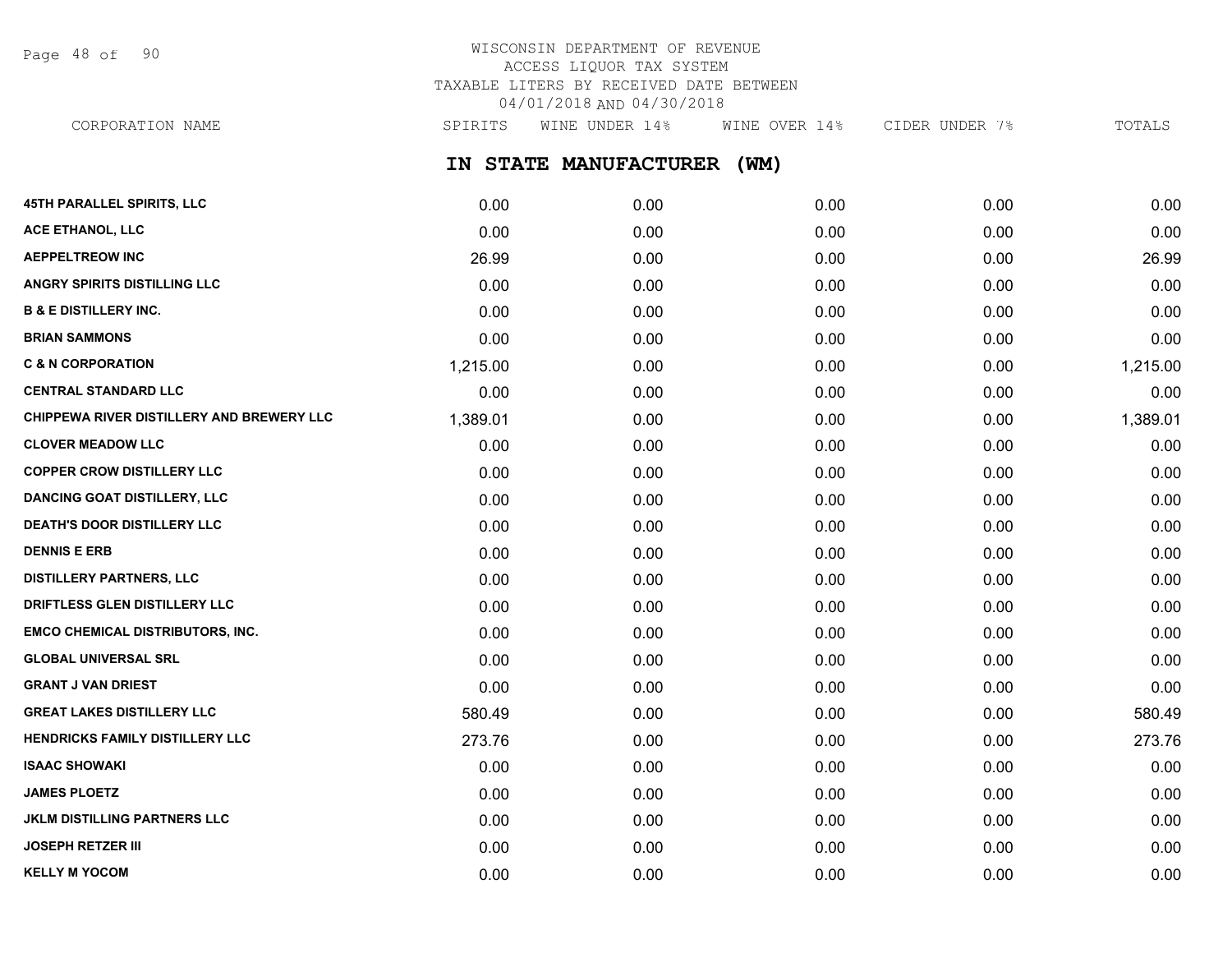# WISCONSIN DEPARTMENT OF REVENUE
## ACCESS LIQUOR TAX SYSTEM
## TAXABLE LITERS BY RECEIVED DATE BETWEEN 04/01/2018 AND 04/30/2018

## IN STATE MANUFACTURER (WM)

| CORPORATION NAME | SPIRITS | WINE UNDER 14% | WINE OVER 14% | CIDER UNDER 7% | TOTALS |
|---|---|---|---|---|---|
| 45TH PARALLEL SPIRITS, LLC | 0.00 | 0.00 | 0.00 | 0.00 | 0.00 |
| ACE ETHANOL, LLC | 0.00 | 0.00 | 0.00 | 0.00 | 0.00 |
| AEPPELTREOW INC | 26.99 | 0.00 | 0.00 | 0.00 | 26.99 |
| ANGRY SPIRITS DISTILLING LLC | 0.00 | 0.00 | 0.00 | 0.00 | 0.00 |
| B & E DISTILLERY INC. | 0.00 | 0.00 | 0.00 | 0.00 | 0.00 |
| BRIAN SAMMONS | 0.00 | 0.00 | 0.00 | 0.00 | 0.00 |
| C & N CORPORATION | 1,215.00 | 0.00 | 0.00 | 0.00 | 1,215.00 |
| CENTRAL STANDARD LLC | 0.00 | 0.00 | 0.00 | 0.00 | 0.00 |
| CHIPPEWA RIVER DISTILLERY AND BREWERY LLC | 1,389.01 | 0.00 | 0.00 | 0.00 | 1,389.01 |
| CLOVER MEADOW LLC | 0.00 | 0.00 | 0.00 | 0.00 | 0.00 |
| COPPER CROW DISTILLERY LLC | 0.00 | 0.00 | 0.00 | 0.00 | 0.00 |
| DANCING GOAT DISTILLERY, LLC | 0.00 | 0.00 | 0.00 | 0.00 | 0.00 |
| DEATH'S DOOR DISTILLERY LLC | 0.00 | 0.00 | 0.00 | 0.00 | 0.00 |
| DENNIS E ERB | 0.00 | 0.00 | 0.00 | 0.00 | 0.00 |
| DISTILLERY PARTNERS, LLC | 0.00 | 0.00 | 0.00 | 0.00 | 0.00 |
| DRIFTLESS GLEN DISTILLERY LLC | 0.00 | 0.00 | 0.00 | 0.00 | 0.00 |
| EMCO CHEMICAL DISTRIBUTORS, INC. | 0.00 | 0.00 | 0.00 | 0.00 | 0.00 |
| GLOBAL UNIVERSAL SRL | 0.00 | 0.00 | 0.00 | 0.00 | 0.00 |
| GRANT J VAN DRIEST | 0.00 | 0.00 | 0.00 | 0.00 | 0.00 |
| GREAT LAKES DISTILLERY LLC | 580.49 | 0.00 | 0.00 | 0.00 | 580.49 |
| HENDRICKS FAMILY DISTILLERY LLC | 273.76 | 0.00 | 0.00 | 0.00 | 273.76 |
| ISAAC SHOWAKI | 0.00 | 0.00 | 0.00 | 0.00 | 0.00 |
| JAMES PLOETZ | 0.00 | 0.00 | 0.00 | 0.00 | 0.00 |
| JKLM DISTILLING PARTNERS LLC | 0.00 | 0.00 | 0.00 | 0.00 | 0.00 |
| JOSEPH RETZER III | 0.00 | 0.00 | 0.00 | 0.00 | 0.00 |
| KELLY M YOCOM | 0.00 | 0.00 | 0.00 | 0.00 | 0.00 |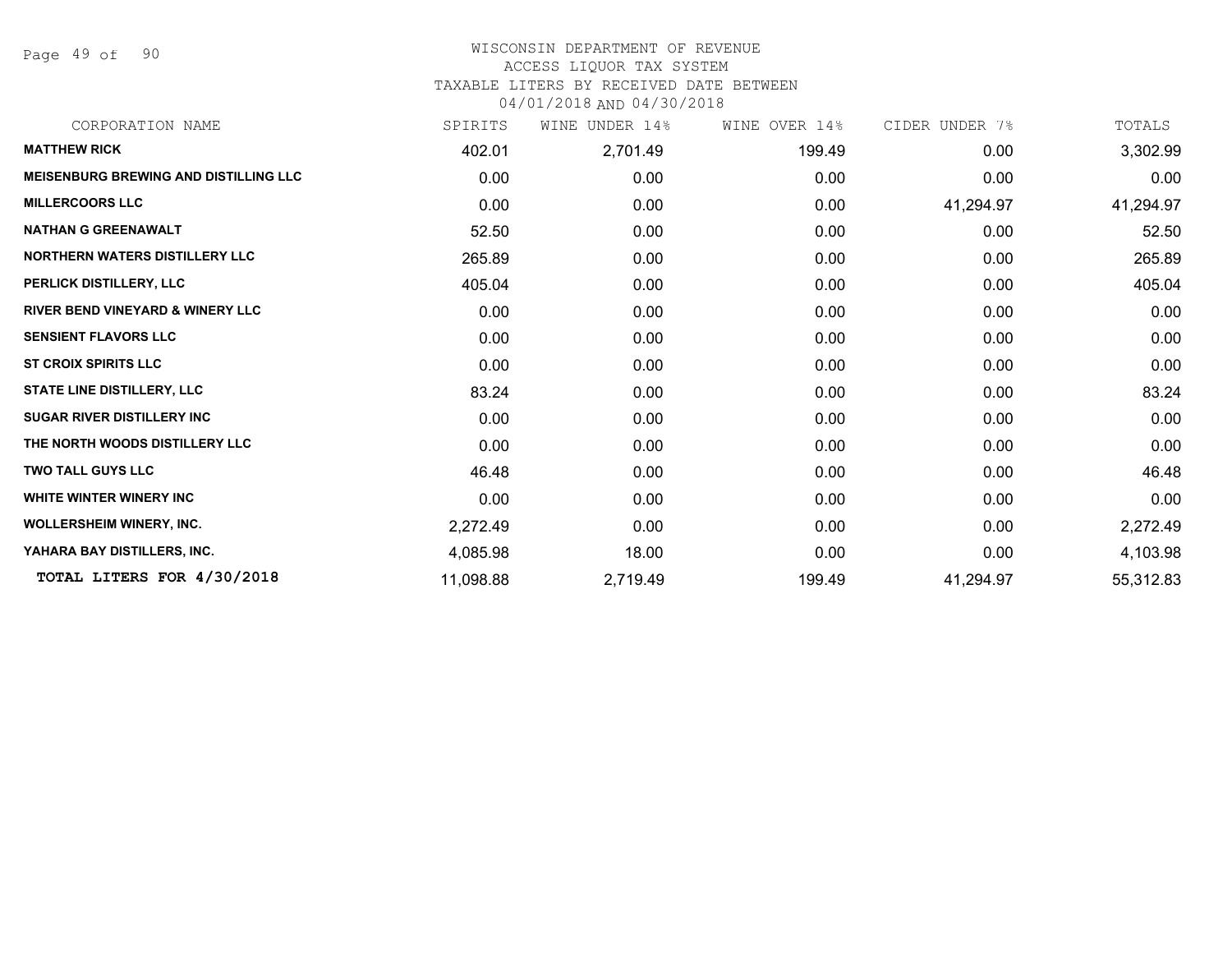# WISCONSIN DEPARTMENT OF REVENUE
## ACCESS LIQUOR TAX SYSTEM
### TAXABLE LITERS BY RECEIVED DATE BETWEEN 04/01/2018 AND 04/30/2018

| CORPORATION NAME | SPIRITS | WINE UNDER 14% | WINE OVER 14% | CIDER UNDER 7% | TOTALS |
|---|---|---|---|---|---|
| **MATTHEW RICK** | 402.01 | 2,701.49 | 199.49 | 0.00 | 3,302.99 |
| **MEISENBURG BREWING AND DISTILLING LLC** | 0.00 | 0.00 | 0.00 | 0.00 | 0.00 |
| **MILLERCOORS LLC** | 0.00 | 0.00 | 0.00 | 41,294.97 | 41,294.97 |
| **NATHAN G GREENAWALT** | 52.50 | 0.00 | 0.00 | 0.00 | 52.50 |
| **NORTHERN WATERS DISTILLERY LLC** | 265.89 | 0.00 | 0.00 | 0.00 | 265.89 |
| **PERLICK DISTILLERY, LLC** | 405.04 | 0.00 | 0.00 | 0.00 | 405.04 |
| **RIVER BEND VINEYARD & WINERY LLC** | 0.00 | 0.00 | 0.00 | 0.00 | 0.00 |
| **SENSIENT FLAVORS LLC** | 0.00 | 0.00 | 0.00 | 0.00 | 0.00 |
| **ST CROIX SPIRITS LLC** | 0.00 | 0.00 | 0.00 | 0.00 | 0.00 |
| **STATE LINE DISTILLERY, LLC** | 83.24 | 0.00 | 0.00 | 0.00 | 83.24 |
| **SUGAR RIVER DISTILLERY INC** | 0.00 | 0.00 | 0.00 | 0.00 | 0.00 |
| **THE NORTH WOODS DISTILLERY LLC** | 0.00 | 0.00 | 0.00 | 0.00 | 0.00 |
| **TWO TALL GUYS LLC** | 46.48 | 0.00 | 0.00 | 0.00 | 46.48 |
| **WHITE WINTER WINERY INC** | 0.00 | 0.00 | 0.00 | 0.00 | 0.00 |
| **WOLLERSHEIM WINERY, INC.** | 2,272.49 | 0.00 | 0.00 | 0.00 | 2,272.49 |
| **YAHARA BAY DISTILLERS, INC.** | 4,085.98 | 18.00 | 0.00 | 0.00 | 4,103.98 |
| **TOTAL LITERS FOR 4/30/2018** | 11,098.88 | 2,719.49 | 199.49 | 41,294.97 | 55,312.83 |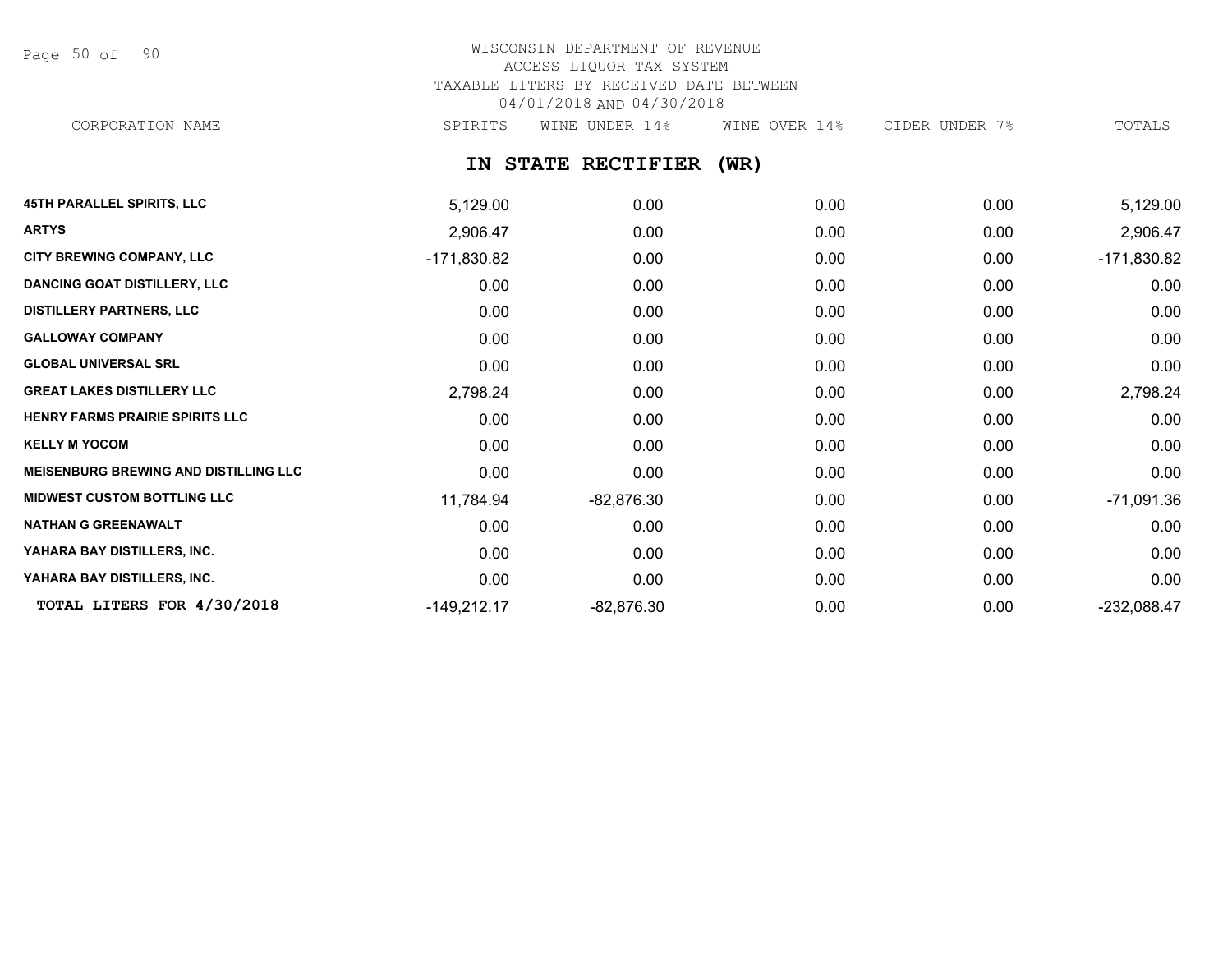# WISCONSIN DEPARTMENT OF REVENUE
## ACCESS LIQUOR TAX SYSTEM
## TAXABLE LITERS BY RECEIVED DATE BETWEEN 04/01/2018 AND 04/30/2018

## IN STATE RECTIFIER (WR)

| CORPORATION NAME | SPIRITS | WINE UNDER 14% | WINE OVER 14% | CIDER UNDER 7% | TOTALS |
|---|---|---|---|---|---|
| 45TH PARALLEL SPIRITS, LLC | 5,129.00 | 0.00 | 0.00 | 0.00 | 5,129.00 |
| ARTYS | 2,906.47 | 0.00 | 0.00 | 0.00 | 2,906.47 |
| CITY BREWING COMPANY, LLC | -171,830.82 | 0.00 | 0.00 | 0.00 | -171,830.82 |
| DANCING GOAT DISTILLERY, LLC | 0.00 | 0.00 | 0.00 | 0.00 | 0.00 |
| DISTILLERY PARTNERS, LLC | 0.00 | 0.00 | 0.00 | 0.00 | 0.00 |
| GALLOWAY COMPANY | 0.00 | 0.00 | 0.00 | 0.00 | 0.00 |
| GLOBAL UNIVERSAL SRL | 0.00 | 0.00 | 0.00 | 0.00 | 0.00 |
| GREAT LAKES DISTILLERY LLC | 2,798.24 | 0.00 | 0.00 | 0.00 | 2,798.24 |
| HENRY FARMS PRAIRIE SPIRITS LLC | 0.00 | 0.00 | 0.00 | 0.00 | 0.00 |
| KELLY M YOCOM | 0.00 | 0.00 | 0.00 | 0.00 | 0.00 |
| MEISENBURG BREWING AND DISTILLING LLC | 0.00 | 0.00 | 0.00 | 0.00 | 0.00 |
| MIDWEST CUSTOM BOTTLING LLC | 11,784.94 | -82,876.30 | 0.00 | 0.00 | -71,091.36 |
| NATHAN G GREENAWALT | 0.00 | 0.00 | 0.00 | 0.00 | 0.00 |
| YAHARA BAY DISTILLERS, INC. | 0.00 | 0.00 | 0.00 | 0.00 | 0.00 |
| YAHARA BAY DISTILLERS, INC. | 0.00 | 0.00 | 0.00 | 0.00 | 0.00 |
| TOTAL LITERS FOR 4/30/2018 | -149,212.17 | -82,876.30 | 0.00 | 0.00 | -232,088.47 |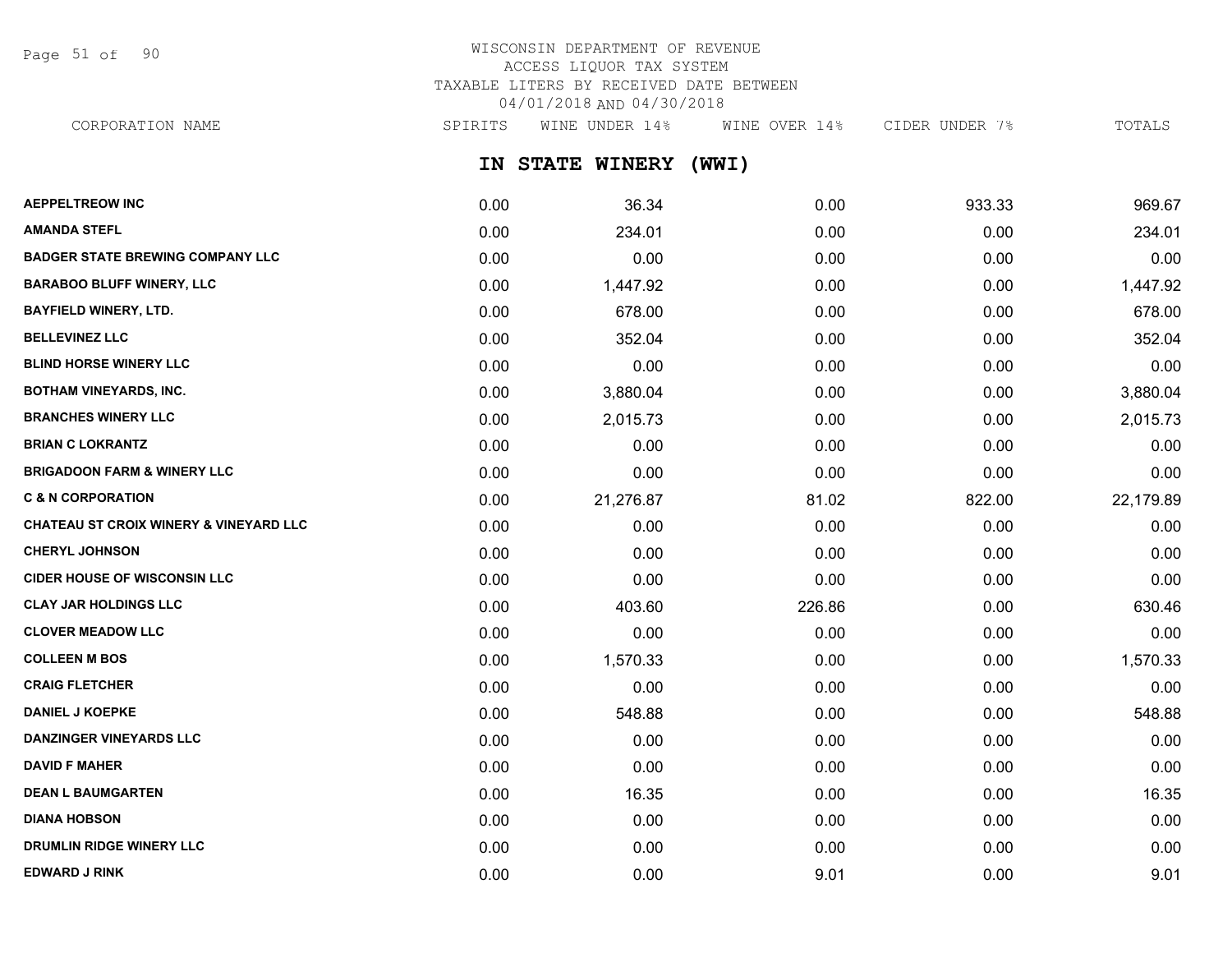WISCONSIN DEPARTMENT OF REVENUE
ACCESS LIQUOR TAX SYSTEM
TAXABLE LITERS BY RECEIVED DATE BETWEEN
04/01/2018 AND 04/30/2018

## IN STATE WINERY (WWI)

| CORPORATION NAME | SPIRITS | WINE UNDER 14% | WINE OVER 14% | CIDER UNDER 7% | TOTALS |
|---|---|---|---|---|---|
| AEPPELTREOW INC | 0.00 | 36.34 | 0.00 | 933.33 | 969.67 |
| AMANDA STEFL | 0.00 | 234.01 | 0.00 | 0.00 | 234.01 |
| BADGER STATE BREWING COMPANY LLC | 0.00 | 0.00 | 0.00 | 0.00 | 0.00 |
| BARABOO BLUFF WINERY, LLC | 0.00 | 1,447.92 | 0.00 | 0.00 | 1,447.92 |
| BAYFIELD WINERY, LTD. | 0.00 | 678.00 | 0.00 | 0.00 | 678.00 |
| BELLEVINEZ LLC | 0.00 | 352.04 | 0.00 | 0.00 | 352.04 |
| BLIND HORSE WINERY LLC | 0.00 | 0.00 | 0.00 | 0.00 | 0.00 |
| BOTHAM VINEYARDS, INC. | 0.00 | 3,880.04 | 0.00 | 0.00 | 3,880.04 |
| BRANCHES WINERY LLC | 0.00 | 2,015.73 | 0.00 | 0.00 | 2,015.73 |
| BRIAN C LOKRANTZ | 0.00 | 0.00 | 0.00 | 0.00 | 0.00 |
| BRIGADOON FARM & WINERY LLC | 0.00 | 0.00 | 0.00 | 0.00 | 0.00 |
| C & N CORPORATION | 0.00 | 21,276.87 | 81.02 | 822.00 | 22,179.89 |
| CHATEAU ST CROIX WINERY & VINEYARD LLC | 0.00 | 0.00 | 0.00 | 0.00 | 0.00 |
| CHERYL JOHNSON | 0.00 | 0.00 | 0.00 | 0.00 | 0.00 |
| CIDER HOUSE OF WISCONSIN LLC | 0.00 | 0.00 | 0.00 | 0.00 | 0.00 |
| CLAY JAR HOLDINGS LLC | 0.00 | 403.60 | 226.86 | 0.00 | 630.46 |
| CLOVER MEADOW LLC | 0.00 | 0.00 | 0.00 | 0.00 | 0.00 |
| COLLEEN M BOS | 0.00 | 1,570.33 | 0.00 | 0.00 | 1,570.33 |
| CRAIG FLETCHER | 0.00 | 0.00 | 0.00 | 0.00 | 0.00 |
| DANIEL J KOEPKE | 0.00 | 548.88 | 0.00 | 0.00 | 548.88 |
| DANZINGER VINEYARDS LLC | 0.00 | 0.00 | 0.00 | 0.00 | 0.00 |
| DAVID F MAHER | 0.00 | 0.00 | 0.00 | 0.00 | 0.00 |
| DEAN L BAUMGARTEN | 0.00 | 16.35 | 0.00 | 0.00 | 16.35 |
| DIANA HOBSON | 0.00 | 0.00 | 0.00 | 0.00 | 0.00 |
| DRUMLIN RIDGE WINERY LLC | 0.00 | 0.00 | 0.00 | 0.00 | 0.00 |
| EDWARD J RINK | 0.00 | 0.00 | 9.01 | 0.00 | 9.01 |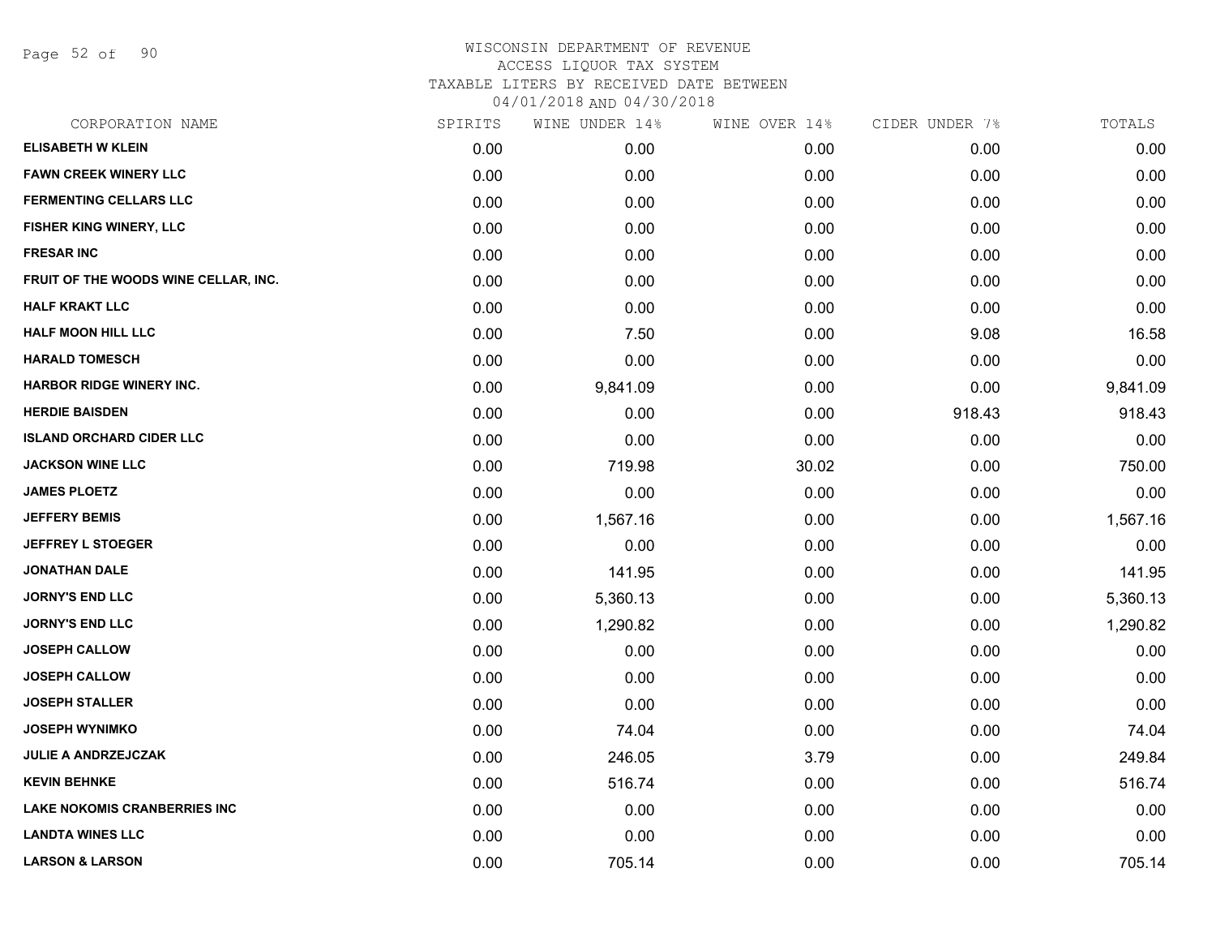WISCONSIN DEPARTMENT OF REVENUE
ACCESS LIQUOR TAX SYSTEM
TAXABLE LITERS BY RECEIVED DATE BETWEEN
04/01/2018 AND 04/30/2018

| CORPORATION NAME | SPIRITS | WINE UNDER 14% | WINE OVER 14% | CIDER UNDER 7% | TOTALS |
|---|---|---|---|---|---|
| ELISABETH W KLEIN | 0.00 | 0.00 | 0.00 | 0.00 | 0.00 |
| FAWN CREEK WINERY LLC | 0.00 | 0.00 | 0.00 | 0.00 | 0.00 |
| FERMENTING CELLARS LLC | 0.00 | 0.00 | 0.00 | 0.00 | 0.00 |
| FISHER KING WINERY, LLC | 0.00 | 0.00 | 0.00 | 0.00 | 0.00 |
| FRESAR INC | 0.00 | 0.00 | 0.00 | 0.00 | 0.00 |
| FRUIT OF THE WOODS WINE CELLAR, INC. | 0.00 | 0.00 | 0.00 | 0.00 | 0.00 |
| HALF KRAKT LLC | 0.00 | 0.00 | 0.00 | 0.00 | 0.00 |
| HALF MOON HILL LLC | 0.00 | 7.50 | 0.00 | 9.08 | 16.58 |
| HARALD TOMESCH | 0.00 | 0.00 | 0.00 | 0.00 | 0.00 |
| HARBOR RIDGE WINERY INC. | 0.00 | 9,841.09 | 0.00 | 0.00 | 9,841.09 |
| HERDIE BAISDEN | 0.00 | 0.00 | 0.00 | 918.43 | 918.43 |
| ISLAND ORCHARD CIDER LLC | 0.00 | 0.00 | 0.00 | 0.00 | 0.00 |
| JACKSON WINE LLC | 0.00 | 719.98 | 30.02 | 0.00 | 750.00 |
| JAMES PLOETZ | 0.00 | 0.00 | 0.00 | 0.00 | 0.00 |
| JEFFERY BEMIS | 0.00 | 1,567.16 | 0.00 | 0.00 | 1,567.16 |
| JEFFREY L STOEGER | 0.00 | 0.00 | 0.00 | 0.00 | 0.00 |
| JONATHAN DALE | 0.00 | 141.95 | 0.00 | 0.00 | 141.95 |
| JORNY'S END LLC | 0.00 | 5,360.13 | 0.00 | 0.00 | 5,360.13 |
| JORNY'S END LLC | 0.00 | 1,290.82 | 0.00 | 0.00 | 1,290.82 |
| JOSEPH CALLOW | 0.00 | 0.00 | 0.00 | 0.00 | 0.00 |
| JOSEPH CALLOW | 0.00 | 0.00 | 0.00 | 0.00 | 0.00 |
| JOSEPH STALLER | 0.00 | 0.00 | 0.00 | 0.00 | 0.00 |
| JOSEPH WYNIMKO | 0.00 | 74.04 | 0.00 | 0.00 | 74.04 |
| JULIE A ANDRZEJCZAK | 0.00 | 246.05 | 3.79 | 0.00 | 249.84 |
| KEVIN BEHNKE | 0.00 | 516.74 | 0.00 | 0.00 | 516.74 |
| LAKE NOKOMIS CRANBERRIES INC | 0.00 | 0.00 | 0.00 | 0.00 | 0.00 |
| LANDTA WINES LLC | 0.00 | 0.00 | 0.00 | 0.00 | 0.00 |
| LARSON & LARSON | 0.00 | 705.14 | 0.00 | 0.00 | 705.14 |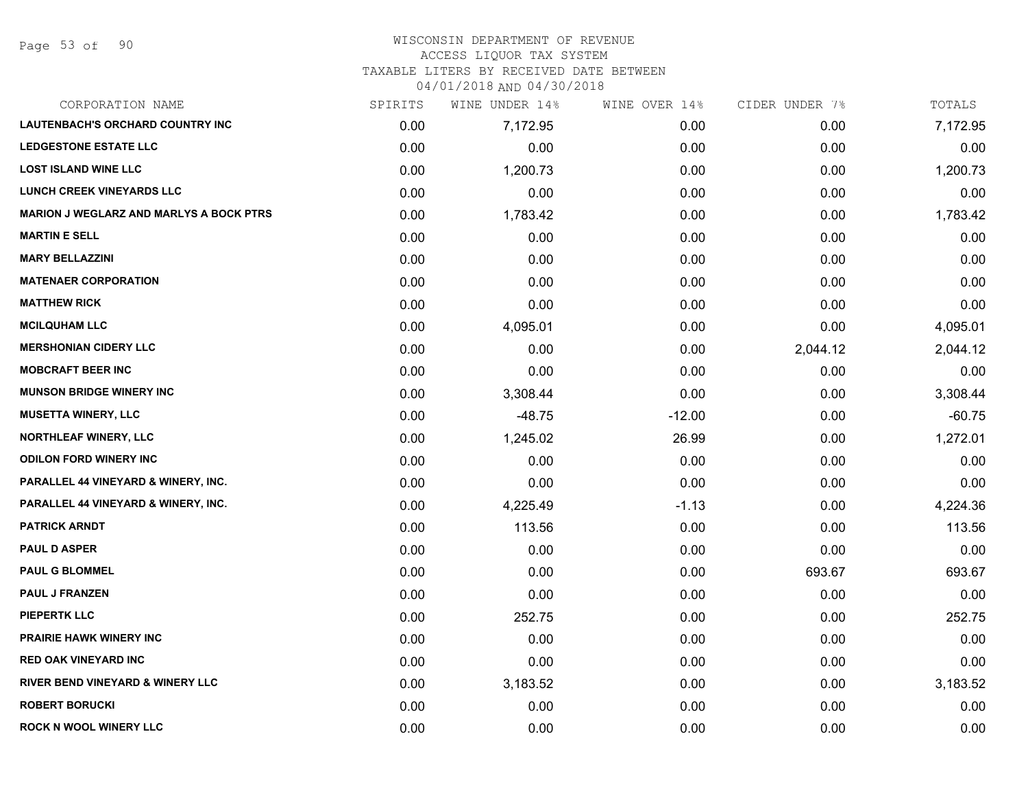# WISCONSIN DEPARTMENT OF REVENUE
## ACCESS LIQUOR TAX SYSTEM
### TAXABLE LITERS BY RECEIVED DATE BETWEEN 04/01/2018 AND 04/30/2018

| CORPORATION NAME | SPIRITS | WINE UNDER 14% | WINE OVER 14% | CIDER UNDER 7% | TOTALS |
|---|---|---|---|---|---|
| LAUTENBACH'S ORCHARD COUNTRY INC | 0.00 | 7,172.95 | 0.00 | 0.00 | 7,172.95 |
| LEDGESTONE ESTATE LLC | 0.00 | 0.00 | 0.00 | 0.00 | 0.00 |
| LOST ISLAND WINE LLC | 0.00 | 1,200.73 | 0.00 | 0.00 | 1,200.73 |
| LUNCH CREEK VINEYARDS LLC | 0.00 | 0.00 | 0.00 | 0.00 | 0.00 |
| MARION J WEGLARZ AND MARLYS A BOCK PTRS | 0.00 | 1,783.42 | 0.00 | 0.00 | 1,783.42 |
| MARTIN E SELL | 0.00 | 0.00 | 0.00 | 0.00 | 0.00 |
| MARY BELLAZZINI | 0.00 | 0.00 | 0.00 | 0.00 | 0.00 |
| MATENAER CORPORATION | 0.00 | 0.00 | 0.00 | 0.00 | 0.00 |
| MATTHEW RICK | 0.00 | 0.00 | 0.00 | 0.00 | 0.00 |
| MCILQUHAM LLC | 0.00 | 4,095.01 | 0.00 | 0.00 | 4,095.01 |
| MERSHONIAN CIDERY LLC | 0.00 | 0.00 | 0.00 | 2,044.12 | 2,044.12 |
| MOBCRAFT BEER INC | 0.00 | 0.00 | 0.00 | 0.00 | 0.00 |
| MUNSON BRIDGE WINERY INC | 0.00 | 3,308.44 | 0.00 | 0.00 | 3,308.44 |
| MUSETTA WINERY, LLC | 0.00 | -48.75 | -12.00 | 0.00 | -60.75 |
| NORTHLEAF WINERY, LLC | 0.00 | 1,245.02 | 26.99 | 0.00 | 1,272.01 |
| ODILON FORD WINERY INC | 0.00 | 0.00 | 0.00 | 0.00 | 0.00 |
| PARALLEL 44 VINEYARD & WINERY, INC. | 0.00 | 0.00 | 0.00 | 0.00 | 0.00 |
| PARALLEL 44 VINEYARD & WINERY, INC. | 0.00 | 4,225.49 | -1.13 | 0.00 | 4,224.36 |
| PATRICK ARNDT | 0.00 | 113.56 | 0.00 | 0.00 | 113.56 |
| PAUL D ASPER | 0.00 | 0.00 | 0.00 | 0.00 | 0.00 |
| PAUL G BLOMMEL | 0.00 | 0.00 | 0.00 | 693.67 | 693.67 |
| PAUL J FRANZEN | 0.00 | 0.00 | 0.00 | 0.00 | 0.00 |
| PIEPERTK LLC | 0.00 | 252.75 | 0.00 | 0.00 | 252.75 |
| PRAIRIE HAWK WINERY INC | 0.00 | 0.00 | 0.00 | 0.00 | 0.00 |
| RED OAK VINEYARD INC | 0.00 | 0.00 | 0.00 | 0.00 | 0.00 |
| RIVER BEND VINEYARD & WINERY LLC | 0.00 | 3,183.52 | 0.00 | 0.00 | 3,183.52 |
| ROBERT BORUCKI | 0.00 | 0.00 | 0.00 | 0.00 | 0.00 |
| ROCK N WOOL WINERY LLC | 0.00 | 0.00 | 0.00 | 0.00 | 0.00 |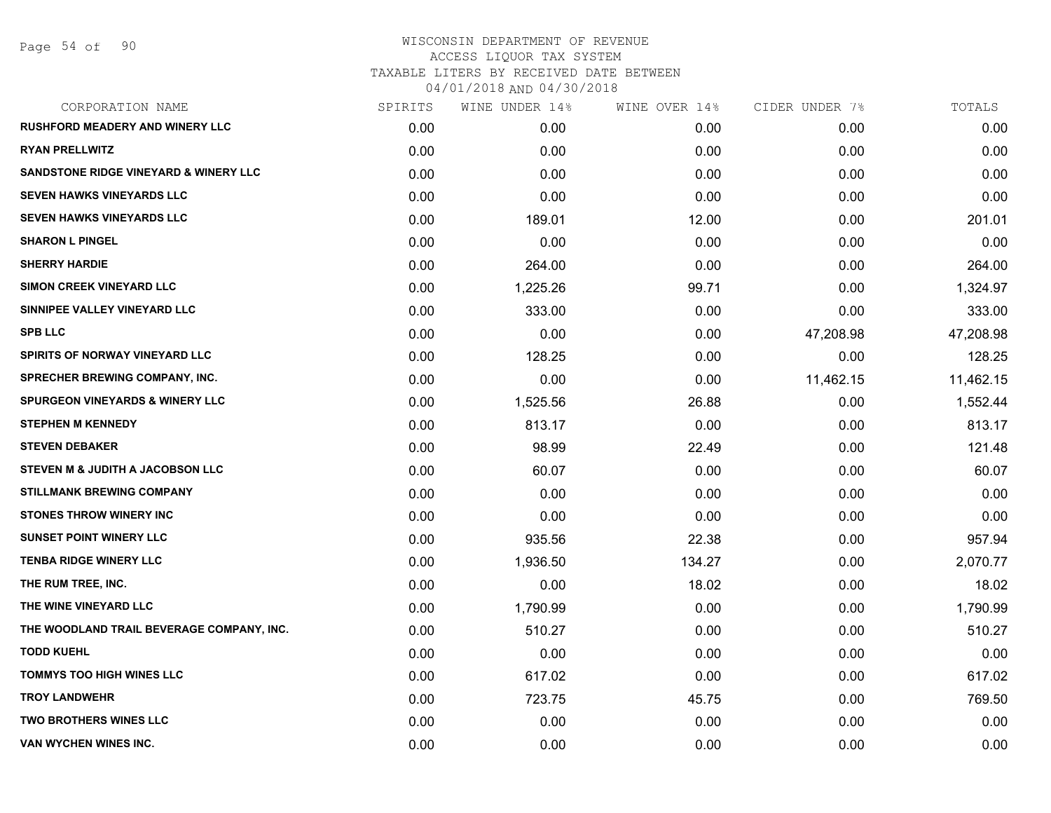# WISCONSIN DEPARTMENT OF REVENUE
## ACCESS LIQUOR TAX SYSTEM
### TAXABLE LITERS BY RECEIVED DATE BETWEEN 04/01/2018 AND 04/30/2018

| CORPORATION NAME | SPIRITS | WINE UNDER 14% | WINE OVER 14% | CIDER UNDER 7% | TOTALS |
|---|---|---|---|---|---|
| RUSHFORD MEADERY AND WINERY LLC | 0.00 | 0.00 | 0.00 | 0.00 | 0.00 |
| RYAN PRELLWITZ | 0.00 | 0.00 | 0.00 | 0.00 | 0.00 |
| SANDSTONE RIDGE VINEYARD & WINERY LLC | 0.00 | 0.00 | 0.00 | 0.00 | 0.00 |
| SEVEN HAWKS VINEYARDS LLC | 0.00 | 0.00 | 0.00 | 0.00 | 0.00 |
| SEVEN HAWKS VINEYARDS LLC | 0.00 | 189.01 | 12.00 | 0.00 | 201.01 |
| SHARON L PINGEL | 0.00 | 0.00 | 0.00 | 0.00 | 0.00 |
| SHERRY HARDIE | 0.00 | 264.00 | 0.00 | 0.00 | 264.00 |
| SIMON CREEK VINEYARD LLC | 0.00 | 1,225.26 | 99.71 | 0.00 | 1,324.97 |
| SINNIPEE VALLEY VINEYARD LLC | 0.00 | 333.00 | 0.00 | 0.00 | 333.00 |
| SPB LLC | 0.00 | 0.00 | 0.00 | 47,208.98 | 47,208.98 |
| SPIRITS OF NORWAY VINEYARD LLC | 0.00 | 128.25 | 0.00 | 0.00 | 128.25 |
| SPRECHER BREWING COMPANY, INC. | 0.00 | 0.00 | 0.00 | 11,462.15 | 11,462.15 |
| SPURGEON VINEYARDS & WINERY LLC | 0.00 | 1,525.56 | 26.88 | 0.00 | 1,552.44 |
| STEPHEN M KENNEDY | 0.00 | 813.17 | 0.00 | 0.00 | 813.17 |
| STEVEN DEBAKER | 0.00 | 98.99 | 22.49 | 0.00 | 121.48 |
| STEVEN M & JUDITH A JACOBSON LLC | 0.00 | 60.07 | 0.00 | 0.00 | 60.07 |
| STILLMANK BREWING COMPANY | 0.00 | 0.00 | 0.00 | 0.00 | 0.00 |
| STONES THROW WINERY INC | 0.00 | 0.00 | 0.00 | 0.00 | 0.00 |
| SUNSET POINT WINERY LLC | 0.00 | 935.56 | 22.38 | 0.00 | 957.94 |
| TENBA RIDGE WINERY LLC | 0.00 | 1,936.50 | 134.27 | 0.00 | 2,070.77 |
| THE RUM TREE, INC. | 0.00 | 0.00 | 18.02 | 0.00 | 18.02 |
| THE WINE VINEYARD LLC | 0.00 | 1,790.99 | 0.00 | 0.00 | 1,790.99 |
| THE WOODLAND TRAIL BEVERAGE COMPANY, INC. | 0.00 | 510.27 | 0.00 | 0.00 | 510.27 |
| TODD KUEHL | 0.00 | 0.00 | 0.00 | 0.00 | 0.00 |
| TOMMYS TOO HIGH WINES LLC | 0.00 | 617.02 | 0.00 | 0.00 | 617.02 |
| TROY LANDWEHR | 0.00 | 723.75 | 45.75 | 0.00 | 769.50 |
| TWO BROTHERS WINES LLC | 0.00 | 0.00 | 0.00 | 0.00 | 0.00 |
| VAN WYCHEN WINES INC. | 0.00 | 0.00 | 0.00 | 0.00 | 0.00 |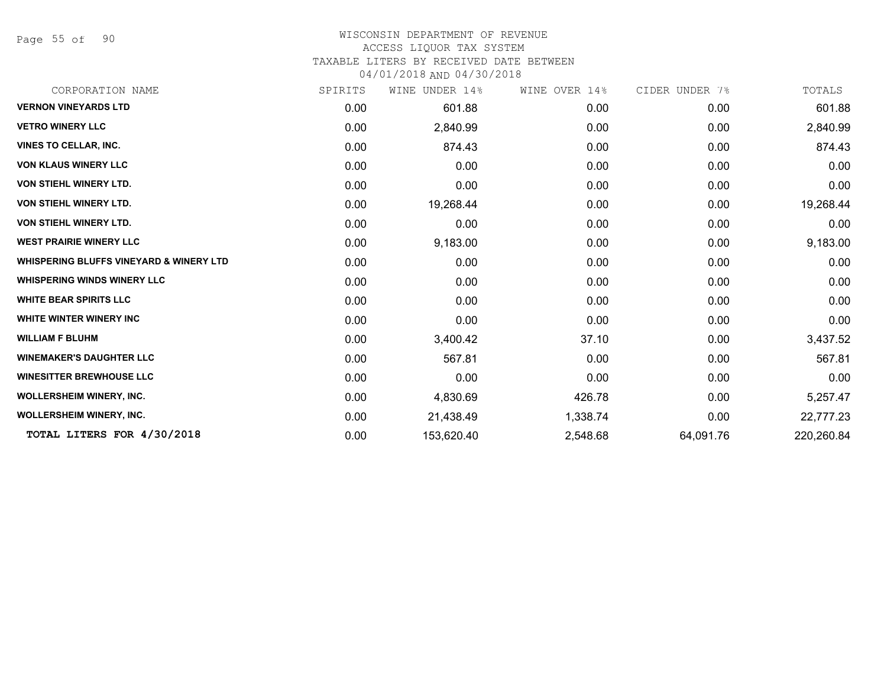# WISCONSIN DEPARTMENT OF REVENUE
ACCESS LIQUOR TAX SYSTEM
TAXABLE LITERS BY RECEIVED DATE BETWEEN
04/01/2018 AND 04/30/2018

| CORPORATION NAME | SPIRITS | WINE UNDER 14% | WINE OVER 14% | CIDER UNDER 7% | TOTALS |
|---|---|---|---|---|---|
| **VERNON VINEYARDS LTD** | 0.00 | 601.88 | 0.00 | 0.00 | 601.88 |
| **VETRO WINERY LLC** | 0.00 | 2,840.99 | 0.00 | 0.00 | 2,840.99 |
| **VINES TO CELLAR, INC.** | 0.00 | 874.43 | 0.00 | 0.00 | 874.43 |
| **VON KLAUS WINERY LLC** | 0.00 | 0.00 | 0.00 | 0.00 | 0.00 |
| **VON STIEHL WINERY LTD.** | 0.00 | 0.00 | 0.00 | 0.00 | 0.00 |
| **VON STIEHL WINERY LTD.** | 0.00 | 19,268.44 | 0.00 | 0.00 | 19,268.44 |
| **VON STIEHL WINERY LTD.** | 0.00 | 0.00 | 0.00 | 0.00 | 0.00 |
| **WEST PRAIRIE WINERY LLC** | 0.00 | 9,183.00 | 0.00 | 0.00 | 9,183.00 |
| **WHISPERING BLUFFS VINEYARD & WINERY LTD** | 0.00 | 0.00 | 0.00 | 0.00 | 0.00 |
| **WHISPERING WINDS WINERY LLC** | 0.00 | 0.00 | 0.00 | 0.00 | 0.00 |
| **WHITE BEAR SPIRITS LLC** | 0.00 | 0.00 | 0.00 | 0.00 | 0.00 |
| **WHITE WINTER WINERY INC** | 0.00 | 0.00 | 0.00 | 0.00 | 0.00 |
| **WILLIAM F BLUHM** | 0.00 | 3,400.42 | 37.10 | 0.00 | 3,437.52 |
| **WINEMAKER'S DAUGHTER LLC** | 0.00 | 567.81 | 0.00 | 0.00 | 567.81 |
| **WINESITTER BREWHOUSE LLC** | 0.00 | 0.00 | 0.00 | 0.00 | 0.00 |
| **WOLLERSHEIM WINERY, INC.** | 0.00 | 4,830.69 | 426.78 | 0.00 | 5,257.47 |
| **WOLLERSHEIM WINERY, INC.** | 0.00 | 21,438.49 | 1,338.74 | 0.00 | 22,777.23 |
| **TOTAL LITERS FOR 4/30/2018** | 0.00 | 153,620.40 | 2,548.68 | 64,091.76 | 220,260.84 |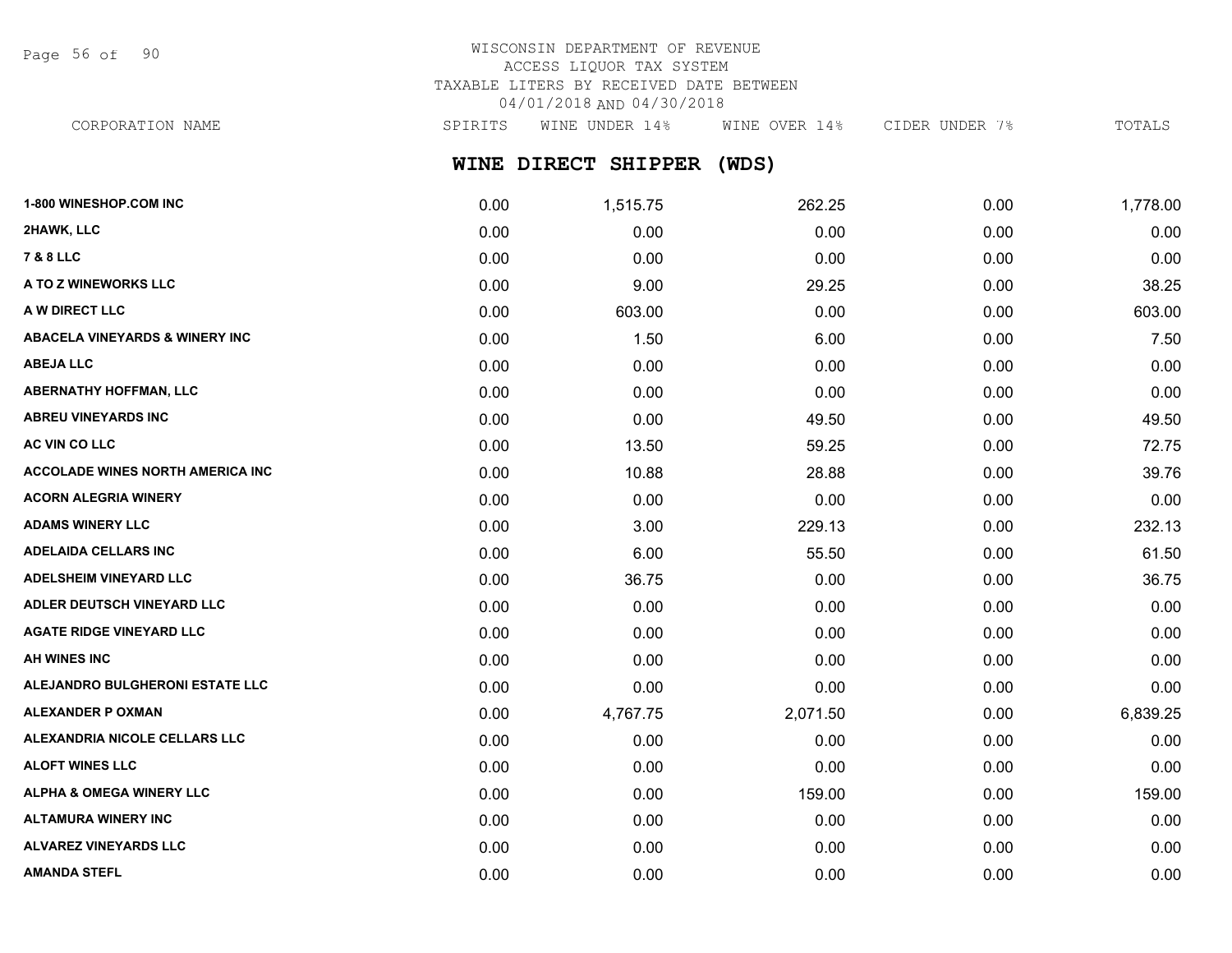WISCONSIN DEPARTMENT OF REVENUE
ACCESS LIQUOR TAX SYSTEM
TAXABLE LITERS BY RECEIVED DATE BETWEEN
04/01/2018 AND 04/30/2018

## WINE DIRECT SHIPPER (WDS)

| CORPORATION NAME | SPIRITS | WINE UNDER 14% | WINE OVER 14% | CIDER UNDER 7% | TOTALS |
|---|---|---|---|---|---|
| 1-800 WINESHOP.COM INC | 0.00 | 1,515.75 | 262.25 | 0.00 | 1,778.00 |
| 2HAWK, LLC | 0.00 | 0.00 | 0.00 | 0.00 | 0.00 |
| 7 & 8 LLC | 0.00 | 0.00 | 0.00 | 0.00 | 0.00 |
| A TO Z WINEWORKS LLC | 0.00 | 9.00 | 29.25 | 0.00 | 38.25 |
| A W DIRECT LLC | 0.00 | 603.00 | 0.00 | 0.00 | 603.00 |
| ABACELA VINEYARDS & WINERY INC | 0.00 | 1.50 | 6.00 | 0.00 | 7.50 |
| ABEJA LLC | 0.00 | 0.00 | 0.00 | 0.00 | 0.00 |
| ABERNATHY HOFFMAN, LLC | 0.00 | 0.00 | 0.00 | 0.00 | 0.00 |
| ABREU VINEYARDS INC | 0.00 | 0.00 | 49.50 | 0.00 | 49.50 |
| AC VIN CO LLC | 0.00 | 13.50 | 59.25 | 0.00 | 72.75 |
| ACCOLADE WINES NORTH AMERICA INC | 0.00 | 10.88 | 28.88 | 0.00 | 39.76 |
| ACORN ALEGRIA WINERY | 0.00 | 0.00 | 0.00 | 0.00 | 0.00 |
| ADAMS WINERY LLC | 0.00 | 3.00 | 229.13 | 0.00 | 232.13 |
| ADELAIDA CELLARS INC | 0.00 | 6.00 | 55.50 | 0.00 | 61.50 |
| ADELSHEIM VINEYARD LLC | 0.00 | 36.75 | 0.00 | 0.00 | 36.75 |
| ADLER DEUTSCH VINEYARD LLC | 0.00 | 0.00 | 0.00 | 0.00 | 0.00 |
| AGATE RIDGE VINEYARD LLC | 0.00 | 0.00 | 0.00 | 0.00 | 0.00 |
| AH WINES INC | 0.00 | 0.00 | 0.00 | 0.00 | 0.00 |
| ALEJANDRO BULGHERONI ESTATE LLC | 0.00 | 0.00 | 0.00 | 0.00 | 0.00 |
| ALEXANDER P OXMAN | 0.00 | 4,767.75 | 2,071.50 | 0.00 | 6,839.25 |
| ALEXANDRIA NICOLE CELLARS LLC | 0.00 | 0.00 | 0.00 | 0.00 | 0.00 |
| ALOFT WINES LLC | 0.00 | 0.00 | 0.00 | 0.00 | 0.00 |
| ALPHA & OMEGA WINERY LLC | 0.00 | 0.00 | 159.00 | 0.00 | 159.00 |
| ALTAMURA WINERY INC | 0.00 | 0.00 | 0.00 | 0.00 | 0.00 |
| ALVAREZ VINEYARDS LLC | 0.00 | 0.00 | 0.00 | 0.00 | 0.00 |
| AMANDA STEFL | 0.00 | 0.00 | 0.00 | 0.00 | 0.00 |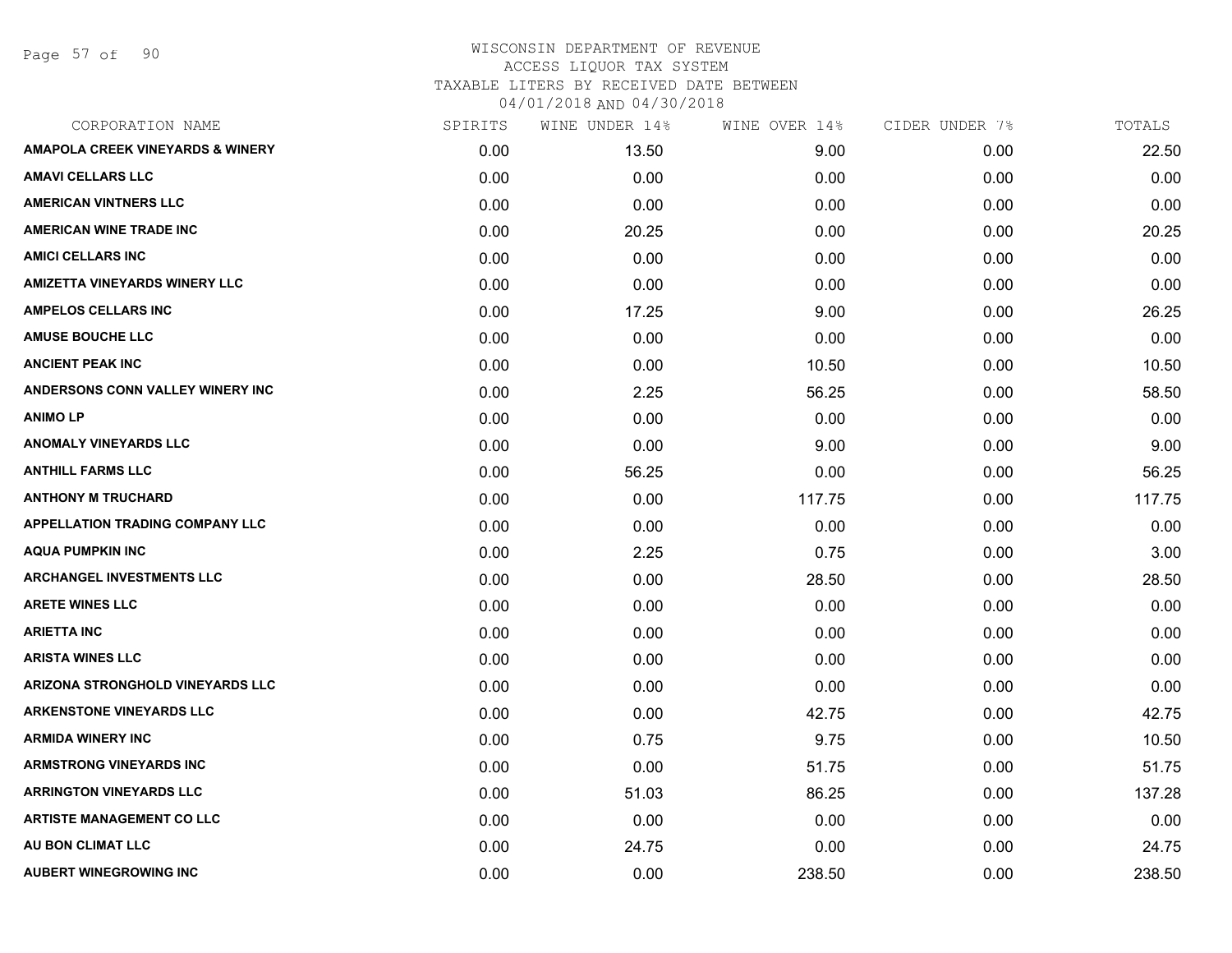WISCONSIN DEPARTMENT OF REVENUE
ACCESS LIQUOR TAX SYSTEM
TAXABLE LITERS BY RECEIVED DATE BETWEEN
04/01/2018 AND 04/30/2018

| CORPORATION NAME | SPIRITS | WINE UNDER 14% | WINE OVER 14% | CIDER UNDER 7% | TOTALS |
|---|---|---|---|---|---|
| AMAPOLA CREEK VINEYARDS & WINERY | 0.00 | 13.50 | 9.00 | 0.00 | 22.50 |
| AMAVI CELLARS LLC | 0.00 | 0.00 | 0.00 | 0.00 | 0.00 |
| AMERICAN VINTNERS LLC | 0.00 | 0.00 | 0.00 | 0.00 | 0.00 |
| AMERICAN WINE TRADE INC | 0.00 | 20.25 | 0.00 | 0.00 | 20.25 |
| AMICI CELLARS INC | 0.00 | 0.00 | 0.00 | 0.00 | 0.00 |
| AMIZETTA VINEYARDS WINERY LLC | 0.00 | 0.00 | 0.00 | 0.00 | 0.00 |
| AMPELOS CELLARS INC | 0.00 | 17.25 | 9.00 | 0.00 | 26.25 |
| AMUSE BOUCHE LLC | 0.00 | 0.00 | 0.00 | 0.00 | 0.00 |
| ANCIENT PEAK INC | 0.00 | 0.00 | 10.50 | 0.00 | 10.50 |
| ANDERSONS CONN VALLEY WINERY INC | 0.00 | 2.25 | 56.25 | 0.00 | 58.50 |
| ANIMO LP | 0.00 | 0.00 | 0.00 | 0.00 | 0.00 |
| ANOMALY VINEYARDS LLC | 0.00 | 0.00 | 9.00 | 0.00 | 9.00 |
| ANTHILL FARMS LLC | 0.00 | 56.25 | 0.00 | 0.00 | 56.25 |
| ANTHONY M TRUCHARD | 0.00 | 0.00 | 117.75 | 0.00 | 117.75 |
| APPELLATION TRADING COMPANY LLC | 0.00 | 0.00 | 0.00 | 0.00 | 0.00 |
| AQUA PUMPKIN INC | 0.00 | 2.25 | 0.75 | 0.00 | 3.00 |
| ARCHANGEL INVESTMENTS LLC | 0.00 | 0.00 | 28.50 | 0.00 | 28.50 |
| ARETE WINES LLC | 0.00 | 0.00 | 0.00 | 0.00 | 0.00 |
| ARIETTA INC | 0.00 | 0.00 | 0.00 | 0.00 | 0.00 |
| ARISTA WINES LLC | 0.00 | 0.00 | 0.00 | 0.00 | 0.00 |
| ARIZONA STRONGHOLD VINEYARDS LLC | 0.00 | 0.00 | 0.00 | 0.00 | 0.00 |
| ARKENSTONE VINEYARDS LLC | 0.00 | 0.00 | 42.75 | 0.00 | 42.75 |
| ARMIDA WINERY INC | 0.00 | 0.75 | 9.75 | 0.00 | 10.50 |
| ARMSTRONG VINEYARDS INC | 0.00 | 0.00 | 51.75 | 0.00 | 51.75 |
| ARRINGTON VINEYARDS LLC | 0.00 | 51.03 | 86.25 | 0.00 | 137.28 |
| ARTISTE MANAGEMENT CO LLC | 0.00 | 0.00 | 0.00 | 0.00 | 0.00 |
| AU BON CLIMAT LLC | 0.00 | 24.75 | 0.00 | 0.00 | 24.75 |
| AUBERT WINEGROWING INC | 0.00 | 0.00 | 238.50 | 0.00 | 238.50 |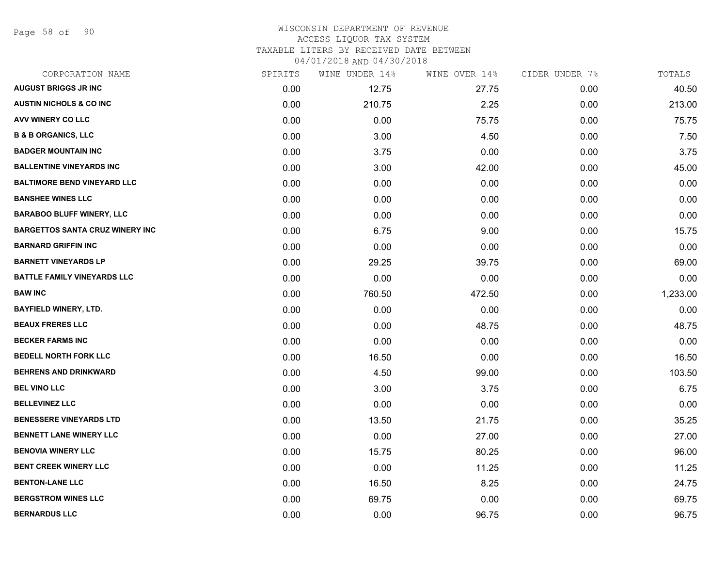WISCONSIN DEPARTMENT OF REVENUE
ACCESS LIQUOR TAX SYSTEM
TAXABLE LITERS BY RECEIVED DATE BETWEEN
04/01/2018 AND 04/30/2018

| CORPORATION NAME | SPIRITS | WINE UNDER 14% | WINE OVER 14% | CIDER UNDER 7% | TOTALS |
|---|---|---|---|---|---|
| AUGUST BRIGGS JR INC | 0.00 | 12.75 | 27.75 | 0.00 | 40.50 |
| AUSTIN NICHOLS & CO INC | 0.00 | 210.75 | 2.25 | 0.00 | 213.00 |
| AVV WINERY CO LLC | 0.00 | 0.00 | 75.75 | 0.00 | 75.75 |
| B & B ORGANICS, LLC | 0.00 | 3.00 | 4.50 | 0.00 | 7.50 |
| BADGER MOUNTAIN INC | 0.00 | 3.75 | 0.00 | 0.00 | 3.75 |
| BALLENTINE VINEYARDS INC | 0.00 | 3.00 | 42.00 | 0.00 | 45.00 |
| BALTIMORE BEND VINEYARD LLC | 0.00 | 0.00 | 0.00 | 0.00 | 0.00 |
| BANSHEE WINES LLC | 0.00 | 0.00 | 0.00 | 0.00 | 0.00 |
| BARABOO BLUFF WINERY, LLC | 0.00 | 0.00 | 0.00 | 0.00 | 0.00 |
| BARGETTOS SANTA CRUZ WINERY INC | 0.00 | 6.75 | 9.00 | 0.00 | 15.75 |
| BARNARD GRIFFIN INC | 0.00 | 0.00 | 0.00 | 0.00 | 0.00 |
| BARNETT VINEYARDS LP | 0.00 | 29.25 | 39.75 | 0.00 | 69.00 |
| BATTLE FAMILY VINEYARDS LLC | 0.00 | 0.00 | 0.00 | 0.00 | 0.00 |
| BAW INC | 0.00 | 760.50 | 472.50 | 0.00 | 1,233.00 |
| BAYFIELD WINERY, LTD. | 0.00 | 0.00 | 0.00 | 0.00 | 0.00 |
| BEAUX FRERES LLC | 0.00 | 0.00 | 48.75 | 0.00 | 48.75 |
| BECKER FARMS INC | 0.00 | 0.00 | 0.00 | 0.00 | 0.00 |
| BEDELL NORTH FORK LLC | 0.00 | 16.50 | 0.00 | 0.00 | 16.50 |
| BEHRENS AND DRINKWARD | 0.00 | 4.50 | 99.00 | 0.00 | 103.50 |
| BEL VINO LLC | 0.00 | 3.00 | 3.75 | 0.00 | 6.75 |
| BELLEVINEZ LLC | 0.00 | 0.00 | 0.00 | 0.00 | 0.00 |
| BENESSERE VINEYARDS LTD | 0.00 | 13.50 | 21.75 | 0.00 | 35.25 |
| BENNETT LANE WINERY LLC | 0.00 | 0.00 | 27.00 | 0.00 | 27.00 |
| BENOVIA WINERY LLC | 0.00 | 15.75 | 80.25 | 0.00 | 96.00 |
| BENT CREEK WINERY LLC | 0.00 | 0.00 | 11.25 | 0.00 | 11.25 |
| BENTON-LANE LLC | 0.00 | 16.50 | 8.25 | 0.00 | 24.75 |
| BERGSTROM WINES LLC | 0.00 | 69.75 | 0.00 | 0.00 | 69.75 |
| BERNARDUS LLC | 0.00 | 0.00 | 96.75 | 0.00 | 96.75 |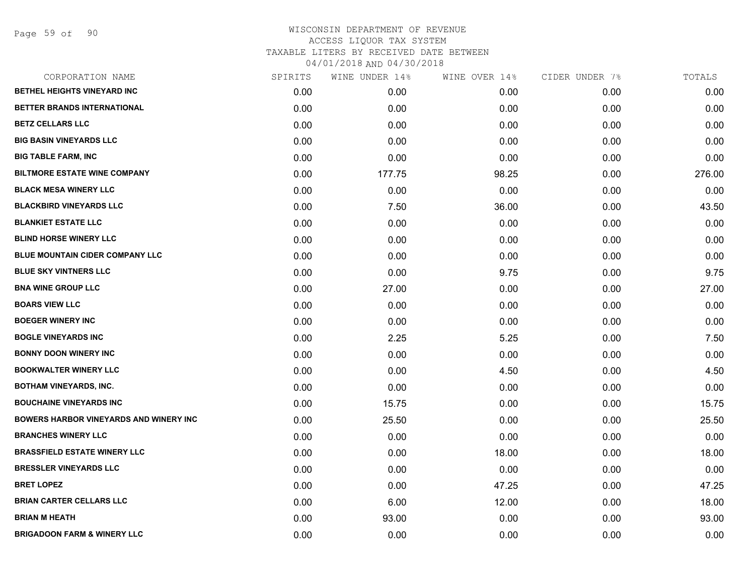WISCONSIN DEPARTMENT OF REVENUE
ACCESS LIQUOR TAX SYSTEM
TAXABLE LITERS BY RECEIVED DATE BETWEEN
04/01/2018 AND 04/30/2018

| CORPORATION NAME | SPIRITS | WINE UNDER 14% | WINE OVER 14% | CIDER UNDER 7% | TOTALS |
|---|---|---|---|---|---|
| BETHEL HEIGHTS VINEYARD INC | 0.00 | 0.00 | 0.00 | 0.00 | 0.00 |
| BETTER BRANDS INTERNATIONAL | 0.00 | 0.00 | 0.00 | 0.00 | 0.00 |
| BETZ CELLARS LLC | 0.00 | 0.00 | 0.00 | 0.00 | 0.00 |
| BIG BASIN VINEYARDS LLC | 0.00 | 0.00 | 0.00 | 0.00 | 0.00 |
| BIG TABLE FARM, INC | 0.00 | 0.00 | 0.00 | 0.00 | 0.00 |
| BILTMORE ESTATE WINE COMPANY | 0.00 | 177.75 | 98.25 | 0.00 | 276.00 |
| BLACK MESA WINERY LLC | 0.00 | 0.00 | 0.00 | 0.00 | 0.00 |
| BLACKBIRD VINEYARDS LLC | 0.00 | 7.50 | 36.00 | 0.00 | 43.50 |
| BLANKIET ESTATE LLC | 0.00 | 0.00 | 0.00 | 0.00 | 0.00 |
| BLIND HORSE WINERY LLC | 0.00 | 0.00 | 0.00 | 0.00 | 0.00 |
| BLUE MOUNTAIN CIDER COMPANY LLC | 0.00 | 0.00 | 0.00 | 0.00 | 0.00 |
| BLUE SKY VINTNERS LLC | 0.00 | 0.00 | 9.75 | 0.00 | 9.75 |
| BNA WINE GROUP LLC | 0.00 | 27.00 | 0.00 | 0.00 | 27.00 |
| BOARS VIEW LLC | 0.00 | 0.00 | 0.00 | 0.00 | 0.00 |
| BOEGER WINERY INC | 0.00 | 0.00 | 0.00 | 0.00 | 0.00 |
| BOGLE VINEYARDS INC | 0.00 | 2.25 | 5.25 | 0.00 | 7.50 |
| BONNY DOON WINERY INC | 0.00 | 0.00 | 0.00 | 0.00 | 0.00 |
| BOOKWALTER WINERY LLC | 0.00 | 0.00 | 4.50 | 0.00 | 4.50 |
| BOTHAM VINEYARDS, INC. | 0.00 | 0.00 | 0.00 | 0.00 | 0.00 |
| BOUCHAINE VINEYARDS INC | 0.00 | 15.75 | 0.00 | 0.00 | 15.75 |
| BOWERS HARBOR VINEYARDS AND WINERY INC | 0.00 | 25.50 | 0.00 | 0.00 | 25.50 |
| BRANCHES WINERY LLC | 0.00 | 0.00 | 0.00 | 0.00 | 0.00 |
| BRASSFIELD ESTATE WINERY LLC | 0.00 | 0.00 | 18.00 | 0.00 | 18.00 |
| BRESSLER VINEYARDS LLC | 0.00 | 0.00 | 0.00 | 0.00 | 0.00 |
| BRET LOPEZ | 0.00 | 0.00 | 47.25 | 0.00 | 47.25 |
| BRIAN CARTER CELLARS LLC | 0.00 | 6.00 | 12.00 | 0.00 | 18.00 |
| BRIAN M HEATH | 0.00 | 93.00 | 0.00 | 0.00 | 93.00 |
| BRIGADOON FARM & WINERY LLC | 0.00 | 0.00 | 0.00 | 0.00 | 0.00 |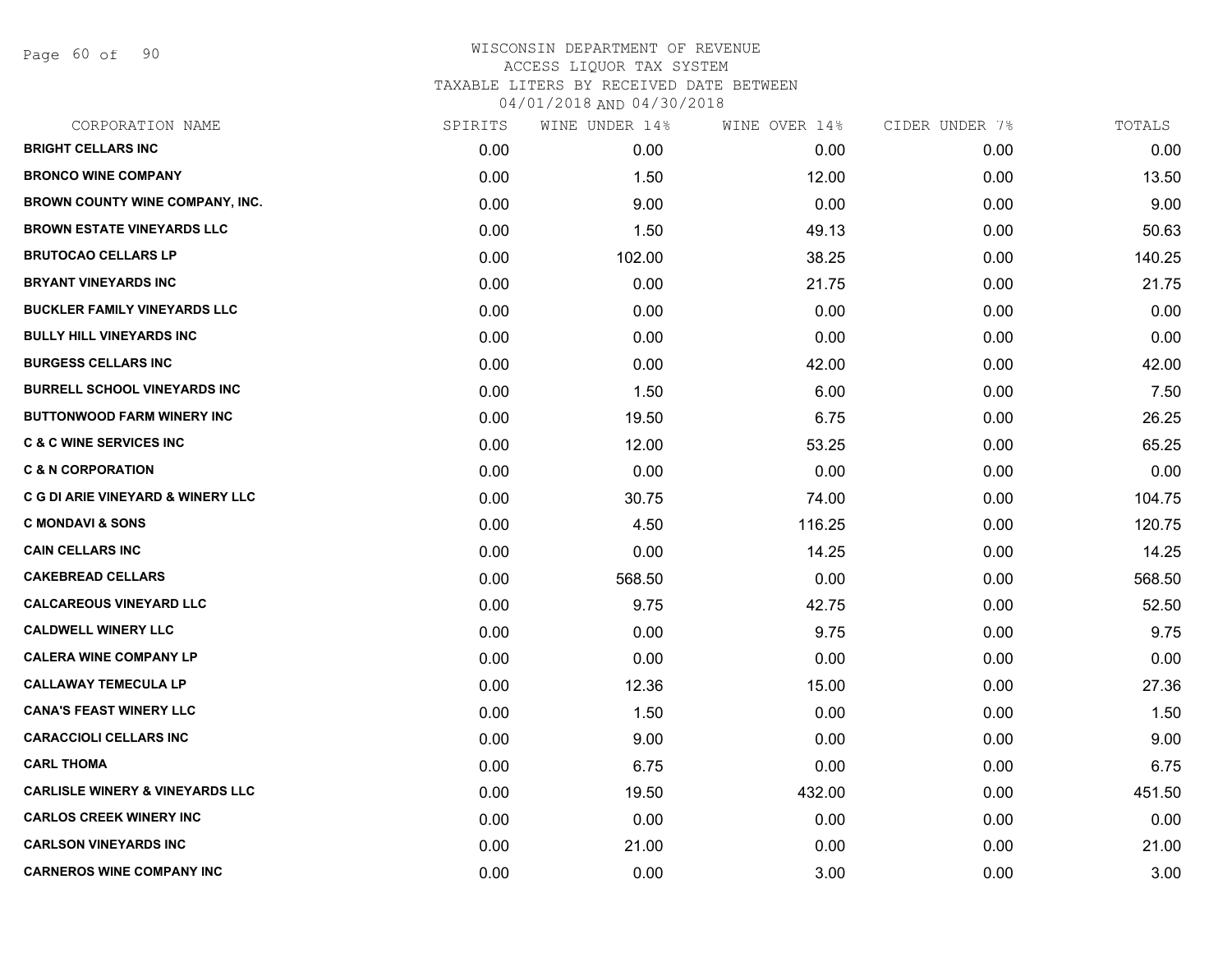# WISCONSIN DEPARTMENT OF REVENUE
ACCESS LIQUOR TAX SYSTEM
TAXABLE LITERS BY RECEIVED DATE BETWEEN
04/01/2018 AND 04/30/2018

| CORPORATION NAME | SPIRITS | WINE UNDER 14% | WINE OVER 14% | CIDER UNDER 7% | TOTALS |
|---|---|---|---|---|---|
| BRIGHT CELLARS INC | 0.00 | 0.00 | 0.00 | 0.00 | 0.00 |
| BRONCO WINE COMPANY | 0.00 | 1.50 | 12.00 | 0.00 | 13.50 |
| BROWN COUNTY WINE COMPANY, INC. | 0.00 | 9.00 | 0.00 | 0.00 | 9.00 |
| BROWN ESTATE VINEYARDS LLC | 0.00 | 1.50 | 49.13 | 0.00 | 50.63 |
| BRUTOCAO CELLARS LP | 0.00 | 102.00 | 38.25 | 0.00 | 140.25 |
| BRYANT VINEYARDS INC | 0.00 | 0.00 | 21.75 | 0.00 | 21.75 |
| BUCKLER FAMILY VINEYARDS LLC | 0.00 | 0.00 | 0.00 | 0.00 | 0.00 |
| BULLY HILL VINEYARDS INC | 0.00 | 0.00 | 0.00 | 0.00 | 0.00 |
| BURGESS CELLARS INC | 0.00 | 0.00 | 42.00 | 0.00 | 42.00 |
| BURRELL SCHOOL VINEYARDS INC | 0.00 | 1.50 | 6.00 | 0.00 | 7.50 |
| BUTTONWOOD FARM WINERY INC | 0.00 | 19.50 | 6.75 | 0.00 | 26.25 |
| C & C WINE SERVICES INC | 0.00 | 12.00 | 53.25 | 0.00 | 65.25 |
| C & N CORPORATION | 0.00 | 0.00 | 0.00 | 0.00 | 0.00 |
| C G DI ARIE VINEYARD & WINERY LLC | 0.00 | 30.75 | 74.00 | 0.00 | 104.75 |
| C MONDAVI & SONS | 0.00 | 4.50 | 116.25 | 0.00 | 120.75 |
| CAIN CELLARS INC | 0.00 | 0.00 | 14.25 | 0.00 | 14.25 |
| CAKEBREAD CELLARS | 0.00 | 568.50 | 0.00 | 0.00 | 568.50 |
| CALCAREOUS VINEYARD LLC | 0.00 | 9.75 | 42.75 | 0.00 | 52.50 |
| CALDWELL WINERY LLC | 0.00 | 0.00 | 9.75 | 0.00 | 9.75 |
| CALERA WINE COMPANY LP | 0.00 | 0.00 | 0.00 | 0.00 | 0.00 |
| CALLAWAY TEMECULA LP | 0.00 | 12.36 | 15.00 | 0.00 | 27.36 |
| CANA'S FEAST WINERY LLC | 0.00 | 1.50 | 0.00 | 0.00 | 1.50 |
| CARACCIOLI CELLARS INC | 0.00 | 9.00 | 0.00 | 0.00 | 9.00 |
| CARL THOMA | 0.00 | 6.75 | 0.00 | 0.00 | 6.75 |
| CARLISLE WINERY & VINEYARDS LLC | 0.00 | 19.50 | 432.00 | 0.00 | 451.50 |
| CARLOS CREEK WINERY INC | 0.00 | 0.00 | 0.00 | 0.00 | 0.00 |
| CARLSON VINEYARDS INC | 0.00 | 21.00 | 0.00 | 0.00 | 21.00 |
| CARNEROS WINE COMPANY INC | 0.00 | 0.00 | 3.00 | 0.00 | 3.00 |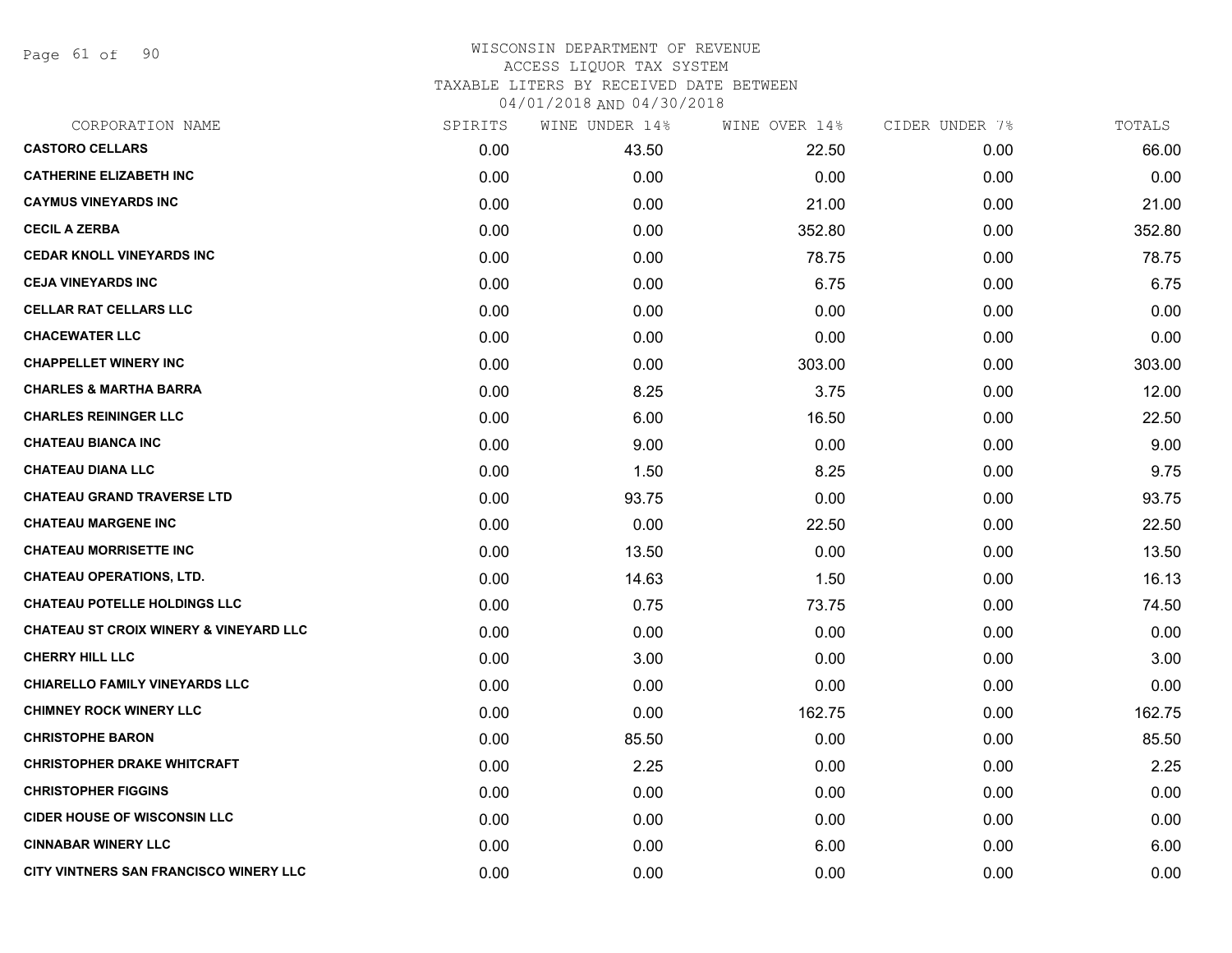WISCONSIN DEPARTMENT OF REVENUE
ACCESS LIQUOR TAX SYSTEM
TAXABLE LITERS BY RECEIVED DATE BETWEEN
04/01/2018 AND 04/30/2018

| CORPORATION NAME | SPIRITS | WINE UNDER 14% | WINE OVER 14% | CIDER UNDER 7% | TOTALS |
|---|---|---|---|---|---|
| **CASTORO CELLARS** | 0.00 | 43.50 | 22.50 | 0.00 | 66.00 |
| **CATHERINE ELIZABETH INC** | 0.00 | 0.00 | 0.00 | 0.00 | 0.00 |
| **CAYMUS VINEYARDS INC** | 0.00 | 0.00 | 21.00 | 0.00 | 21.00 |
| **CECIL A ZERBA** | 0.00 | 0.00 | 352.80 | 0.00 | 352.80 |
| **CEDAR KNOLL VINEYARDS INC** | 0.00 | 0.00 | 78.75 | 0.00 | 78.75 |
| **CEJA VINEYARDS INC** | 0.00 | 0.00 | 6.75 | 0.00 | 6.75 |
| **CELLAR RAT CELLARS LLC** | 0.00 | 0.00 | 0.00 | 0.00 | 0.00 |
| **CHACEWATER LLC** | 0.00 | 0.00 | 0.00 | 0.00 | 0.00 |
| **CHAPPELLET WINERY INC** | 0.00 | 0.00 | 303.00 | 0.00 | 303.00 |
| **CHARLES & MARTHA BARRA** | 0.00 | 8.25 | 3.75 | 0.00 | 12.00 |
| **CHARLES REININGER LLC** | 0.00 | 6.00 | 16.50 | 0.00 | 22.50 |
| **CHATEAU BIANCA INC** | 0.00 | 9.00 | 0.00 | 0.00 | 9.00 |
| **CHATEAU DIANA LLC** | 0.00 | 1.50 | 8.25 | 0.00 | 9.75 |
| **CHATEAU GRAND TRAVERSE LTD** | 0.00 | 93.75 | 0.00 | 0.00 | 93.75 |
| **CHATEAU MARGENE INC** | 0.00 | 0.00 | 22.50 | 0.00 | 22.50 |
| **CHATEAU MORRISETTE INC** | 0.00 | 13.50 | 0.00 | 0.00 | 13.50 |
| **CHATEAU OPERATIONS, LTD.** | 0.00 | 14.63 | 1.50 | 0.00 | 16.13 |
| **CHATEAU POTELLE HOLDINGS LLC** | 0.00 | 0.75 | 73.75 | 0.00 | 74.50 |
| **CHATEAU ST CROIX WINERY & VINEYARD LLC** | 0.00 | 0.00 | 0.00 | 0.00 | 0.00 |
| **CHERRY HILL LLC** | 0.00 | 3.00 | 0.00 | 0.00 | 3.00 |
| **CHIARELLO FAMILY VINEYARDS LLC** | 0.00 | 0.00 | 0.00 | 0.00 | 0.00 |
| **CHIMNEY ROCK WINERY LLC** | 0.00 | 0.00 | 162.75 | 0.00 | 162.75 |
| **CHRISTOPHE BARON** | 0.00 | 85.50 | 0.00 | 0.00 | 85.50 |
| **CHRISTOPHER DRAKE WHITCRAFT** | 0.00 | 2.25 | 0.00 | 0.00 | 2.25 |
| **CHRISTOPHER FIGGINS** | 0.00 | 0.00 | 0.00 | 0.00 | 0.00 |
| **CIDER HOUSE OF WISCONSIN LLC** | 0.00 | 0.00 | 0.00 | 0.00 | 0.00 |
| **CINNABAR WINERY LLC** | 0.00 | 0.00 | 6.00 | 0.00 | 6.00 |
| **CITY VINTNERS SAN FRANCISCO WINERY LLC** | 0.00 | 0.00 | 0.00 | 0.00 | 0.00 |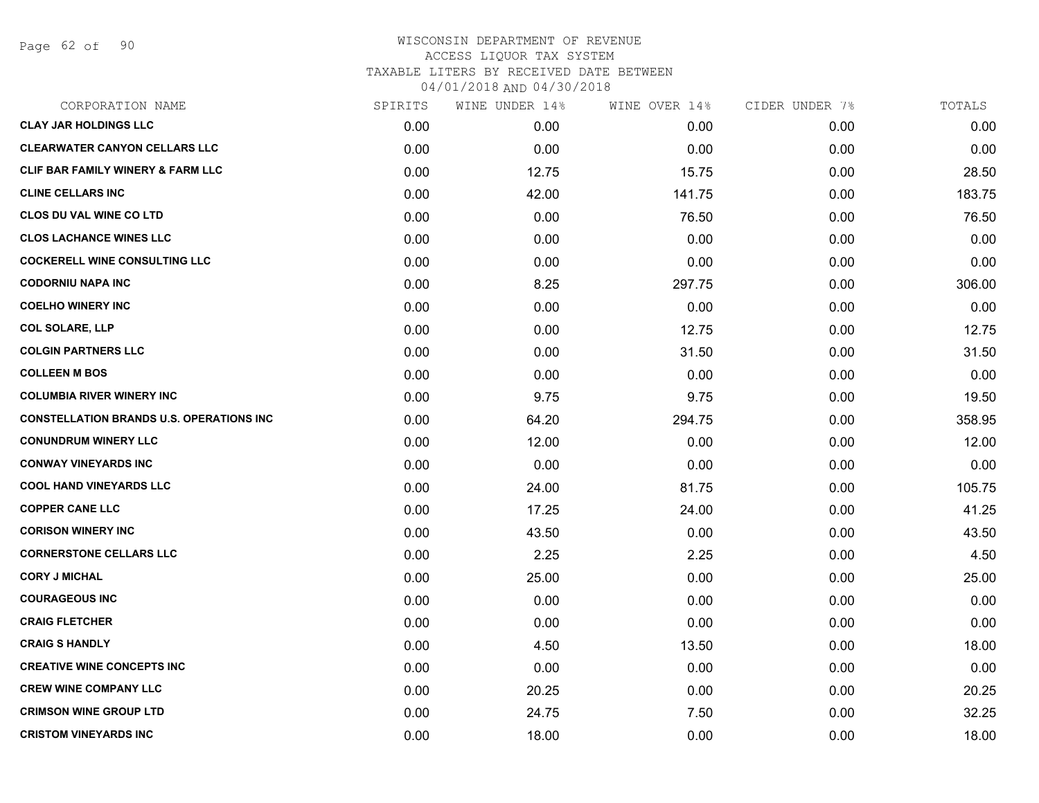WISCONSIN DEPARTMENT OF REVENUE
ACCESS LIQUOR TAX SYSTEM
TAXABLE LITERS BY RECEIVED DATE BETWEEN
04/01/2018 AND 04/30/2018

| CORPORATION NAME | SPIRITS | WINE UNDER 14% | WINE OVER 14% | CIDER UNDER 7% | TOTALS |
|---|---|---|---|---|---|
| CLAY JAR HOLDINGS LLC | 0.00 | 0.00 | 0.00 | 0.00 | 0.00 |
| CLEARWATER CANYON CELLARS LLC | 0.00 | 0.00 | 0.00 | 0.00 | 0.00 |
| CLIF BAR FAMILY WINERY & FARM LLC | 0.00 | 12.75 | 15.75 | 0.00 | 28.50 |
| CLINE CELLARS INC | 0.00 | 42.00 | 141.75 | 0.00 | 183.75 |
| CLOS DU VAL WINE CO LTD | 0.00 | 0.00 | 76.50 | 0.00 | 76.50 |
| CLOS LACHANCE WINES LLC | 0.00 | 0.00 | 0.00 | 0.00 | 0.00 |
| COCKERELL WINE CONSULTING LLC | 0.00 | 0.00 | 0.00 | 0.00 | 0.00 |
| CODORNIU NAPA INC | 0.00 | 8.25 | 297.75 | 0.00 | 306.00 |
| COELHO WINERY INC | 0.00 | 0.00 | 0.00 | 0.00 | 0.00 |
| COL SOLARE, LLP | 0.00 | 0.00 | 12.75 | 0.00 | 12.75 |
| COLGIN PARTNERS LLC | 0.00 | 0.00 | 31.50 | 0.00 | 31.50 |
| COLLEEN M BOS | 0.00 | 0.00 | 0.00 | 0.00 | 0.00 |
| COLUMBIA RIVER WINERY INC | 0.00 | 9.75 | 9.75 | 0.00 | 19.50 |
| CONSTELLATION BRANDS U.S. OPERATIONS INC | 0.00 | 64.20 | 294.75 | 0.00 | 358.95 |
| CONUNDRUM WINERY LLC | 0.00 | 12.00 | 0.00 | 0.00 | 12.00 |
| CONWAY VINEYARDS INC | 0.00 | 0.00 | 0.00 | 0.00 | 0.00 |
| COOL HAND VINEYARDS LLC | 0.00 | 24.00 | 81.75 | 0.00 | 105.75 |
| COPPER CANE LLC | 0.00 | 17.25 | 24.00 | 0.00 | 41.25 |
| CORISON WINERY INC | 0.00 | 43.50 | 0.00 | 0.00 | 43.50 |
| CORNERSTONE CELLARS LLC | 0.00 | 2.25 | 2.25 | 0.00 | 4.50 |
| CORY J MICHAL | 0.00 | 25.00 | 0.00 | 0.00 | 25.00 |
| COURAGEOUS INC | 0.00 | 0.00 | 0.00 | 0.00 | 0.00 |
| CRAIG FLETCHER | 0.00 | 0.00 | 0.00 | 0.00 | 0.00 |
| CRAIG S HANDLY | 0.00 | 4.50 | 13.50 | 0.00 | 18.00 |
| CREATIVE WINE CONCEPTS INC | 0.00 | 0.00 | 0.00 | 0.00 | 0.00 |
| CREW WINE COMPANY LLC | 0.00 | 20.25 | 0.00 | 0.00 | 20.25 |
| CRIMSON WINE GROUP LTD | 0.00 | 24.75 | 7.50 | 0.00 | 32.25 |
| CRISTOM VINEYARDS INC | 0.00 | 18.00 | 0.00 | 0.00 | 18.00 |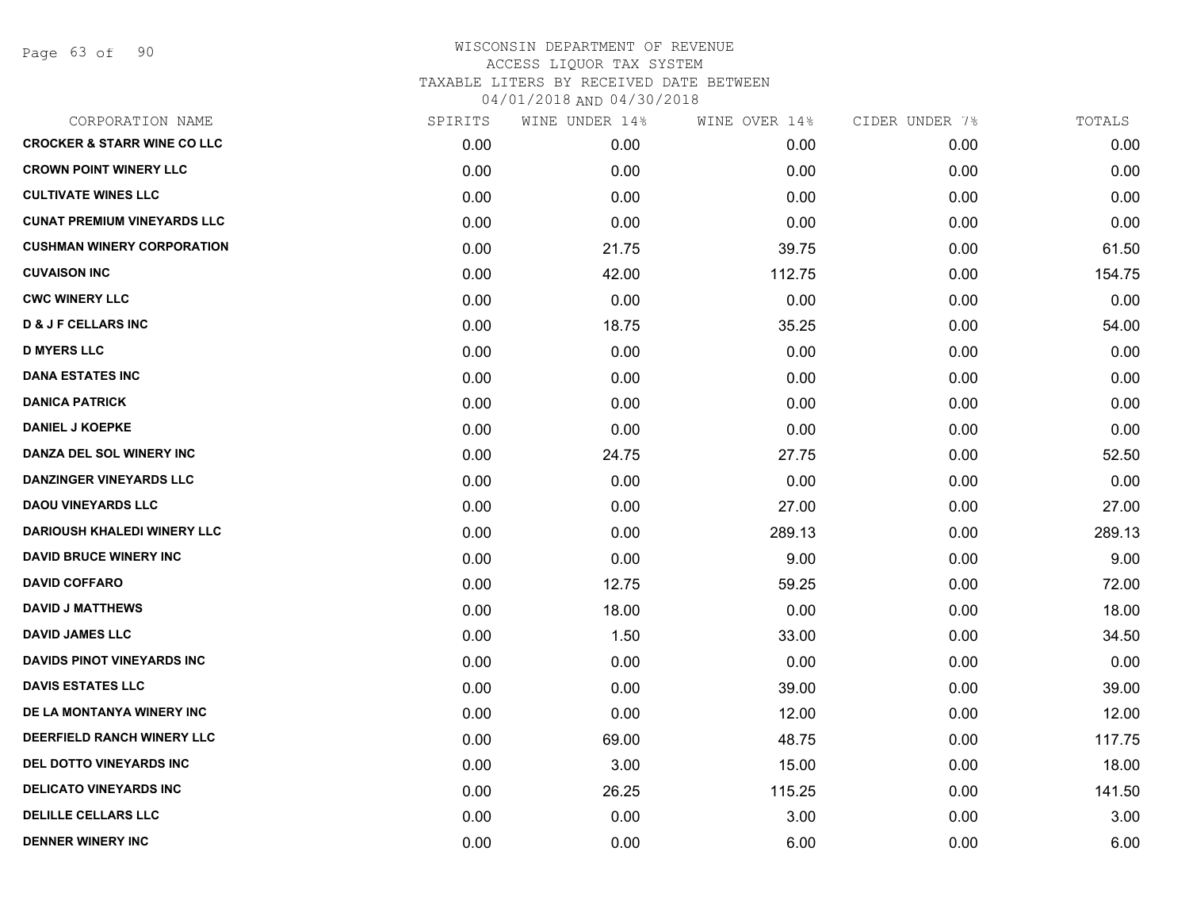WISCONSIN DEPARTMENT OF REVENUE
ACCESS LIQUOR TAX SYSTEM
TAXABLE LITERS BY RECEIVED DATE BETWEEN
04/01/2018 AND 04/30/2018

| CORPORATION NAME | SPIRITS | WINE UNDER 14% | WINE OVER 14% | CIDER UNDER 7% | TOTALS |
|---|---|---|---|---|---|
| CROCKER & STARR WINE CO LLC | 0.00 | 0.00 | 0.00 | 0.00 | 0.00 |
| CROWN POINT WINERY LLC | 0.00 | 0.00 | 0.00 | 0.00 | 0.00 |
| CULTIVATE WINES LLC | 0.00 | 0.00 | 0.00 | 0.00 | 0.00 |
| CUNAT PREMIUM VINEYARDS LLC | 0.00 | 0.00 | 0.00 | 0.00 | 0.00 |
| CUSHMAN WINERY CORPORATION | 0.00 | 21.75 | 39.75 | 0.00 | 61.50 |
| CUVAISON INC | 0.00 | 42.00 | 112.75 | 0.00 | 154.75 |
| CWC WINERY LLC | 0.00 | 0.00 | 0.00 | 0.00 | 0.00 |
| D & J F CELLARS INC | 0.00 | 18.75 | 35.25 | 0.00 | 54.00 |
| D MYERS LLC | 0.00 | 0.00 | 0.00 | 0.00 | 0.00 |
| DANA ESTATES INC | 0.00 | 0.00 | 0.00 | 0.00 | 0.00 |
| DANICA PATRICK | 0.00 | 0.00 | 0.00 | 0.00 | 0.00 |
| DANIEL J KOEPKE | 0.00 | 0.00 | 0.00 | 0.00 | 0.00 |
| DANZA DEL SOL WINERY INC | 0.00 | 24.75 | 27.75 | 0.00 | 52.50 |
| DANZINGER VINEYARDS LLC | 0.00 | 0.00 | 0.00 | 0.00 | 0.00 |
| DAOU VINEYARDS LLC | 0.00 | 0.00 | 27.00 | 0.00 | 27.00 |
| DARIOUSH KHALEDI WINERY LLC | 0.00 | 0.00 | 289.13 | 0.00 | 289.13 |
| DAVID BRUCE WINERY INC | 0.00 | 0.00 | 9.00 | 0.00 | 9.00 |
| DAVID COFFARO | 0.00 | 12.75 | 59.25 | 0.00 | 72.00 |
| DAVID J MATTHEWS | 0.00 | 18.00 | 0.00 | 0.00 | 18.00 |
| DAVID JAMES LLC | 0.00 | 1.50 | 33.00 | 0.00 | 34.50 |
| DAVIDS PINOT VINEYARDS INC | 0.00 | 0.00 | 0.00 | 0.00 | 0.00 |
| DAVIS ESTATES LLC | 0.00 | 0.00 | 39.00 | 0.00 | 39.00 |
| DE LA MONTANYA WINERY INC | 0.00 | 0.00 | 12.00 | 0.00 | 12.00 |
| DEERFIELD RANCH WINERY LLC | 0.00 | 69.00 | 48.75 | 0.00 | 117.75 |
| DEL DOTTO VINEYARDS INC | 0.00 | 3.00 | 15.00 | 0.00 | 18.00 |
| DELICATO VINEYARDS INC | 0.00 | 26.25 | 115.25 | 0.00 | 141.50 |
| DELILLE CELLARS LLC | 0.00 | 0.00 | 3.00 | 0.00 | 3.00 |
| DENNER WINERY INC | 0.00 | 0.00 | 6.00 | 0.00 | 6.00 |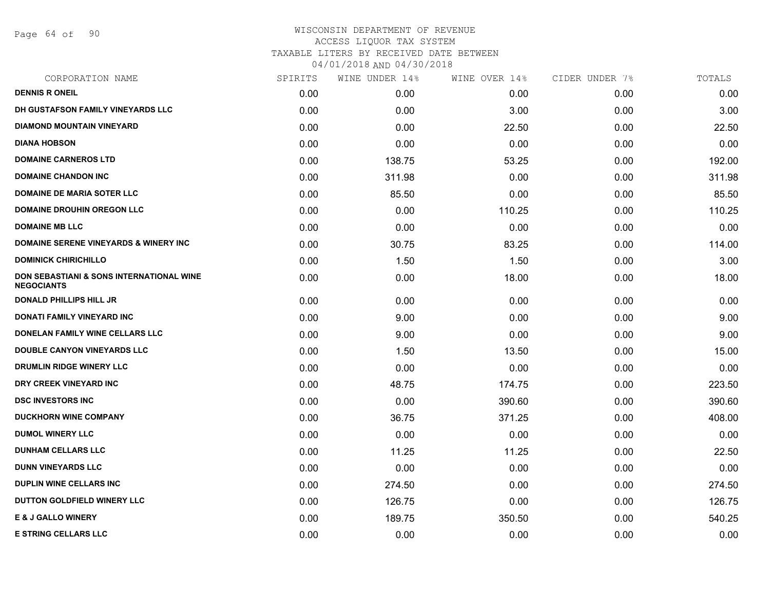# WISCONSIN DEPARTMENT OF REVENUE
ACCESS LIQUOR TAX SYSTEM
TAXABLE LITERS BY RECEIVED DATE BETWEEN
04/01/2018 AND 04/30/2018

| CORPORATION NAME | SPIRITS | WINE UNDER 14% | WINE OVER 14% | CIDER UNDER 7% | TOTALS |
|---|---|---|---|---|---|
| DENNIS R ONEIL | 0.00 | 0.00 | 0.00 | 0.00 | 0.00 |
| DH GUSTAFSON FAMILY VINEYARDS LLC | 0.00 | 0.00 | 3.00 | 0.00 | 3.00 |
| DIAMOND MOUNTAIN VINEYARD | 0.00 | 0.00 | 22.50 | 0.00 | 22.50 |
| DIANA HOBSON | 0.00 | 0.00 | 0.00 | 0.00 | 0.00 |
| DOMAINE CARNEROS LTD | 0.00 | 138.75 | 53.25 | 0.00 | 192.00 |
| DOMAINE CHANDON INC | 0.00 | 311.98 | 0.00 | 0.00 | 311.98 |
| DOMAINE DE MARIA SOTER LLC | 0.00 | 85.50 | 0.00 | 0.00 | 85.50 |
| DOMAINE DROUHIN OREGON LLC | 0.00 | 0.00 | 110.25 | 0.00 | 110.25 |
| DOMAINE MB LLC | 0.00 | 0.00 | 0.00 | 0.00 | 0.00 |
| DOMAINE SERENE VINEYARDS & WINERY INC | 0.00 | 30.75 | 83.25 | 0.00 | 114.00 |
| DOMINICK CHIRICHILLO | 0.00 | 1.50 | 1.50 | 0.00 | 3.00 |
| DON SEBASTIANI & SONS INTERNATIONAL WINE NEGOCIANTS | 0.00 | 0.00 | 18.00 | 0.00 | 18.00 |
| DONALD PHILLIPS HILL JR | 0.00 | 0.00 | 0.00 | 0.00 | 0.00 |
| DONATI FAMILY VINEYARD INC | 0.00 | 9.00 | 0.00 | 0.00 | 9.00 |
| DONELAN FAMILY WINE CELLARS LLC | 0.00 | 9.00 | 0.00 | 0.00 | 9.00 |
| DOUBLE CANYON VINEYARDS LLC | 0.00 | 1.50 | 13.50 | 0.00 | 15.00 |
| DRUMLIN RIDGE WINERY LLC | 0.00 | 0.00 | 0.00 | 0.00 | 0.00 |
| DRY CREEK VINEYARD INC | 0.00 | 48.75 | 174.75 | 0.00 | 223.50 |
| DSC INVESTORS INC | 0.00 | 0.00 | 390.60 | 0.00 | 390.60 |
| DUCKHORN WINE COMPANY | 0.00 | 36.75 | 371.25 | 0.00 | 408.00 |
| DUMOL WINERY LLC | 0.00 | 0.00 | 0.00 | 0.00 | 0.00 |
| DUNHAM CELLARS LLC | 0.00 | 11.25 | 11.25 | 0.00 | 22.50 |
| DUNN VINEYARDS LLC | 0.00 | 0.00 | 0.00 | 0.00 | 0.00 |
| DUPLIN WINE CELLARS INC | 0.00 | 274.50 | 0.00 | 0.00 | 274.50 |
| DUTTON GOLDFIELD WINERY LLC | 0.00 | 126.75 | 0.00 | 0.00 | 126.75 |
| E & J GALLO WINERY | 0.00 | 189.75 | 350.50 | 0.00 | 540.25 |
| E STRING CELLARS LLC | 0.00 | 0.00 | 0.00 | 0.00 | 0.00 |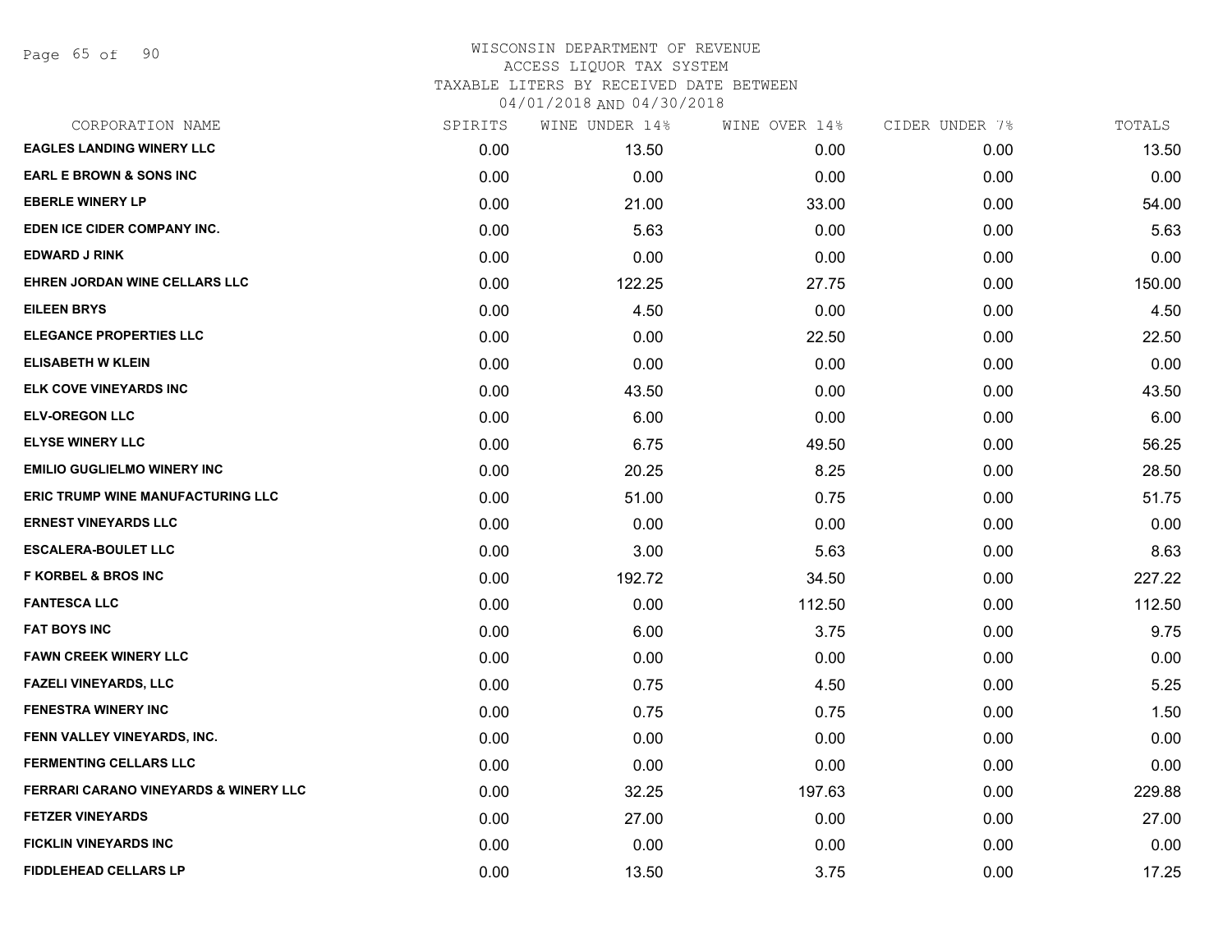# WISCONSIN DEPARTMENT OF REVENUE
ACCESS LIQUOR TAX SYSTEM
TAXABLE LITERS BY RECEIVED DATE BETWEEN
04/01/2018 AND 04/30/2018

| CORPORATION NAME | SPIRITS | WINE UNDER 14% | WINE OVER 14% | CIDER UNDER 7% | TOTALS |
|---|---|---|---|---|---|
| EAGLES LANDING WINERY LLC | 0.00 | 13.50 | 0.00 | 0.00 | 13.50 |
| EARL E BROWN & SONS INC | 0.00 | 0.00 | 0.00 | 0.00 | 0.00 |
| EBERLE WINERY LP | 0.00 | 21.00 | 33.00 | 0.00 | 54.00 |
| EDEN ICE CIDER COMPANY INC. | 0.00 | 5.63 | 0.00 | 0.00 | 5.63 |
| EDWARD J RINK | 0.00 | 0.00 | 0.00 | 0.00 | 0.00 |
| EHREN JORDAN WINE CELLARS LLC | 0.00 | 122.25 | 27.75 | 0.00 | 150.00 |
| EILEEN BRYS | 0.00 | 4.50 | 0.00 | 0.00 | 4.50 |
| ELEGANCE PROPERTIES LLC | 0.00 | 0.00 | 22.50 | 0.00 | 22.50 |
| ELISABETH W KLEIN | 0.00 | 0.00 | 0.00 | 0.00 | 0.00 |
| ELK COVE VINEYARDS INC | 0.00 | 43.50 | 0.00 | 0.00 | 43.50 |
| ELV-OREGON LLC | 0.00 | 6.00 | 0.00 | 0.00 | 6.00 |
| ELYSE WINERY LLC | 0.00 | 6.75 | 49.50 | 0.00 | 56.25 |
| EMILIO GUGLIELMO WINERY INC | 0.00 | 20.25 | 8.25 | 0.00 | 28.50 |
| ERIC TRUMP WINE MANUFACTURING LLC | 0.00 | 51.00 | 0.75 | 0.00 | 51.75 |
| ERNEST VINEYARDS LLC | 0.00 | 0.00 | 0.00 | 0.00 | 0.00 |
| ESCALERA-BOULET LLC | 0.00 | 3.00 | 5.63 | 0.00 | 8.63 |
| F KORBEL & BROS INC | 0.00 | 192.72 | 34.50 | 0.00 | 227.22 |
| FANTESCA LLC | 0.00 | 0.00 | 112.50 | 0.00 | 112.50 |
| FAT BOYS INC | 0.00 | 6.00 | 3.75 | 0.00 | 9.75 |
| FAWN CREEK WINERY LLC | 0.00 | 0.00 | 0.00 | 0.00 | 0.00 |
| FAZELI VINEYARDS, LLC | 0.00 | 0.75 | 4.50 | 0.00 | 5.25 |
| FENESTRA WINERY INC | 0.00 | 0.75 | 0.75 | 0.00 | 1.50 |
| FENN VALLEY VINEYARDS, INC. | 0.00 | 0.00 | 0.00 | 0.00 | 0.00 |
| FERMENTING CELLARS LLC | 0.00 | 0.00 | 0.00 | 0.00 | 0.00 |
| FERRARI CARANO VINEYARDS & WINERY LLC | 0.00 | 32.25 | 197.63 | 0.00 | 229.88 |
| FETZER VINEYARDS | 0.00 | 27.00 | 0.00 | 0.00 | 27.00 |
| FICKLIN VINEYARDS INC | 0.00 | 0.00 | 0.00 | 0.00 | 0.00 |
| FIDDLEHEAD CELLARS LP | 0.00 | 13.50 | 3.75 | 0.00 | 17.25 |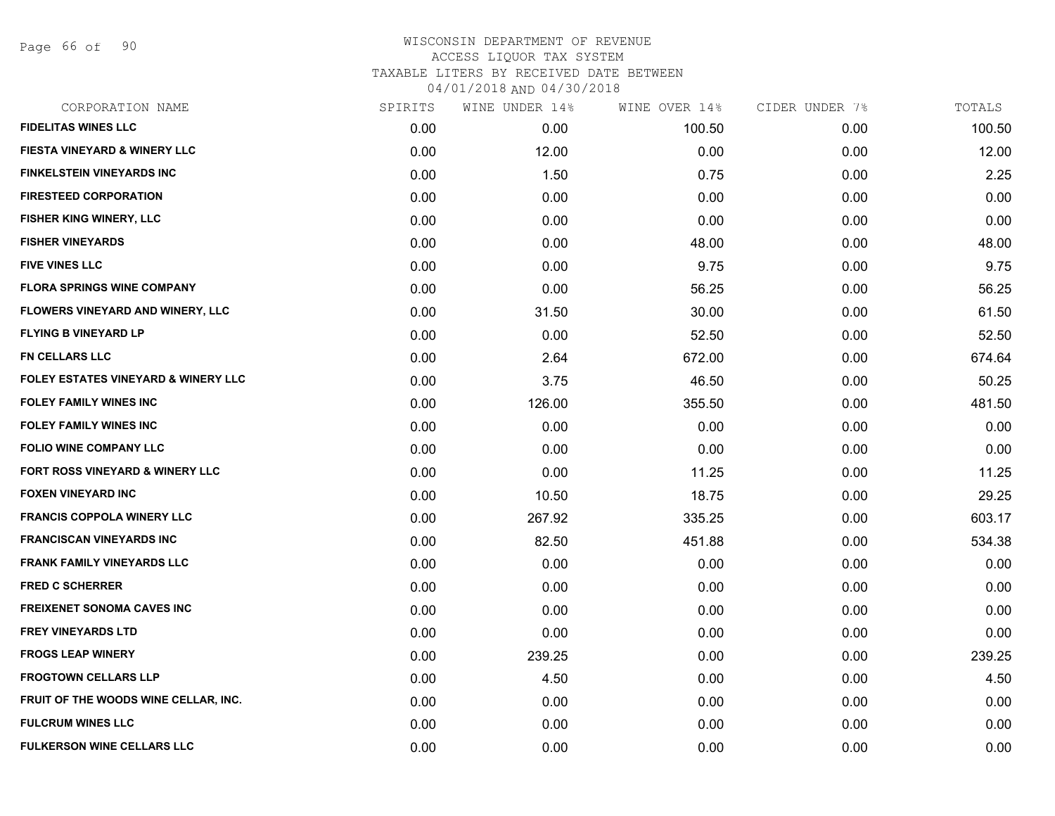# WISCONSIN DEPARTMENT OF REVENUE
ACCESS LIQUOR TAX SYSTEM
TAXABLE LITERS BY RECEIVED DATE BETWEEN
04/01/2018 AND 04/30/2018

| CORPORATION NAME | SPIRITS | WINE UNDER 14% | WINE OVER 14% | CIDER UNDER 7% | TOTALS |
|---|---|---|---|---|---|
| FIDELITAS WINES LLC | 0.00 | 0.00 | 100.50 | 0.00 | 100.50 |
| FIESTA VINEYARD & WINERY LLC | 0.00 | 12.00 | 0.00 | 0.00 | 12.00 |
| FINKELSTEIN VINEYARDS INC | 0.00 | 1.50 | 0.75 | 0.00 | 2.25 |
| FIRESTEED CORPORATION | 0.00 | 0.00 | 0.00 | 0.00 | 0.00 |
| FISHER KING WINERY, LLC | 0.00 | 0.00 | 0.00 | 0.00 | 0.00 |
| FISHER VINEYARDS | 0.00 | 0.00 | 48.00 | 0.00 | 48.00 |
| FIVE VINES LLC | 0.00 | 0.00 | 9.75 | 0.00 | 9.75 |
| FLORA SPRINGS WINE COMPANY | 0.00 | 0.00 | 56.25 | 0.00 | 56.25 |
| FLOWERS VINEYARD AND WINERY, LLC | 0.00 | 31.50 | 30.00 | 0.00 | 61.50 |
| FLYING B VINEYARD LP | 0.00 | 0.00 | 52.50 | 0.00 | 52.50 |
| FN CELLARS LLC | 0.00 | 2.64 | 672.00 | 0.00 | 674.64 |
| FOLEY ESTATES VINEYARD & WINERY LLC | 0.00 | 3.75 | 46.50 | 0.00 | 50.25 |
| FOLEY FAMILY WINES INC | 0.00 | 126.00 | 355.50 | 0.00 | 481.50 |
| FOLEY FAMILY WINES INC | 0.00 | 0.00 | 0.00 | 0.00 | 0.00 |
| FOLIO WINE COMPANY LLC | 0.00 | 0.00 | 0.00 | 0.00 | 0.00 |
| FORT ROSS VINEYARD & WINERY LLC | 0.00 | 0.00 | 11.25 | 0.00 | 11.25 |
| FOXEN VINEYARD INC | 0.00 | 10.50 | 18.75 | 0.00 | 29.25 |
| FRANCIS COPPOLA WINERY LLC | 0.00 | 267.92 | 335.25 | 0.00 | 603.17 |
| FRANCISCAN VINEYARDS INC | 0.00 | 82.50 | 451.88 | 0.00 | 534.38 |
| FRANK FAMILY VINEYARDS LLC | 0.00 | 0.00 | 0.00 | 0.00 | 0.00 |
| FRED C SCHERRER | 0.00 | 0.00 | 0.00 | 0.00 | 0.00 |
| FREIXENET SONOMA CAVES INC | 0.00 | 0.00 | 0.00 | 0.00 | 0.00 |
| FREY VINEYARDS LTD | 0.00 | 0.00 | 0.00 | 0.00 | 0.00 |
| FROGS LEAP WINERY | 0.00 | 239.25 | 0.00 | 0.00 | 239.25 |
| FROGTOWN CELLARS LLP | 0.00 | 4.50 | 0.00 | 0.00 | 4.50 |
| FRUIT OF THE WOODS WINE CELLAR, INC. | 0.00 | 0.00 | 0.00 | 0.00 | 0.00 |
| FULCRUM WINES LLC | 0.00 | 0.00 | 0.00 | 0.00 | 0.00 |
| FULKERSON WINE CELLARS LLC | 0.00 | 0.00 | 0.00 | 0.00 | 0.00 |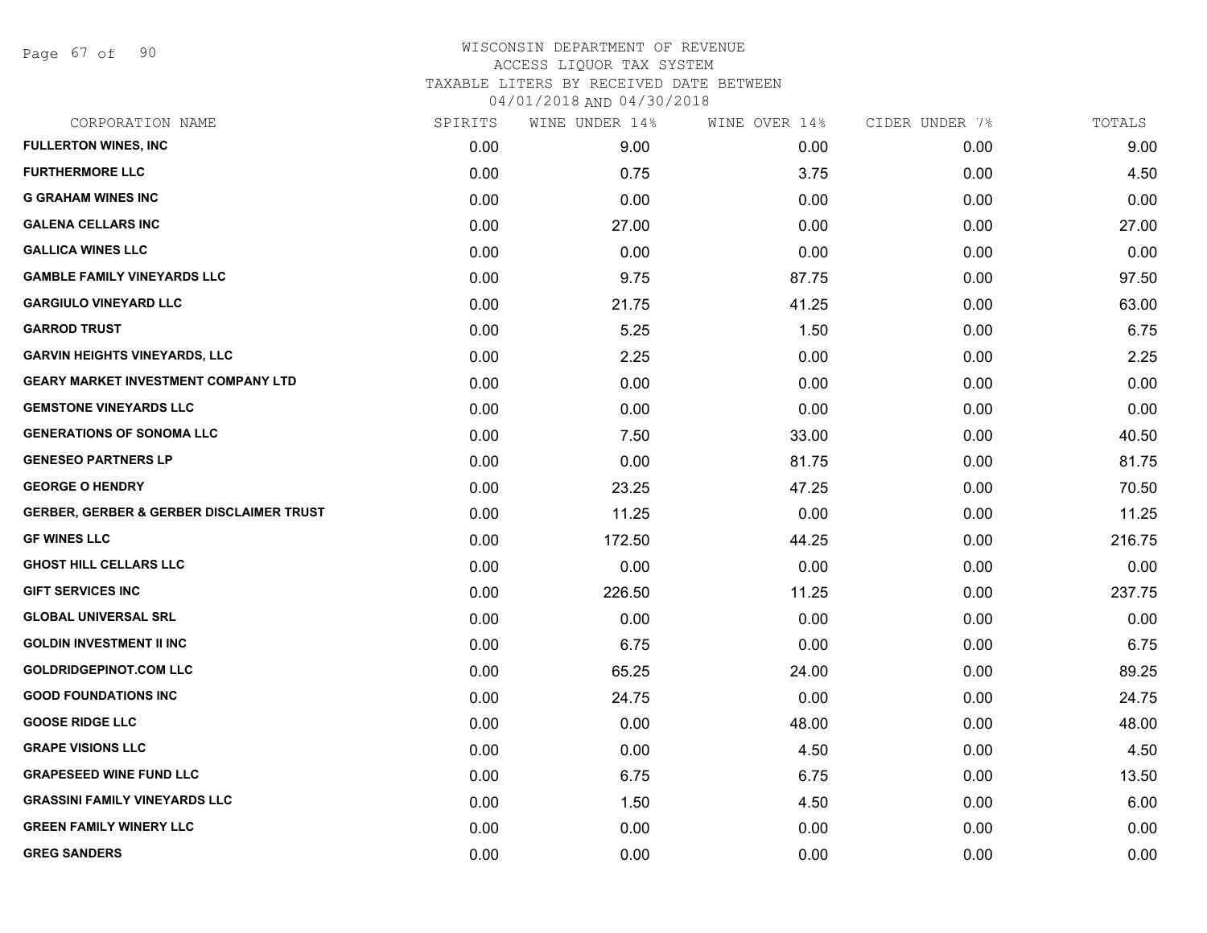# WISCONSIN DEPARTMENT OF REVENUE
ACCESS LIQUOR TAX SYSTEM
TAXABLE LITERS BY RECEIVED DATE BETWEEN
04/01/2018 AND 04/30/2018

| CORPORATION NAME | SPIRITS | WINE UNDER 14% | WINE OVER 14% | CIDER UNDER 7% | TOTALS |
|---|---|---|---|---|---|
| FULLERTON WINES, INC | 0.00 | 9.00 | 0.00 | 0.00 | 9.00 |
| FURTHERMORE LLC | 0.00 | 0.75 | 3.75 | 0.00 | 4.50 |
| G GRAHAM WINES INC | 0.00 | 0.00 | 0.00 | 0.00 | 0.00 |
| GALENA CELLARS INC | 0.00 | 27.00 | 0.00 | 0.00 | 27.00 |
| GALLICA WINES LLC | 0.00 | 0.00 | 0.00 | 0.00 | 0.00 |
| GAMBLE FAMILY VINEYARDS LLC | 0.00 | 9.75 | 87.75 | 0.00 | 97.50 |
| GARGIULO VINEYARD LLC | 0.00 | 21.75 | 41.25 | 0.00 | 63.00 |
| GARROD TRUST | 0.00 | 5.25 | 1.50 | 0.00 | 6.75 |
| GARVIN HEIGHTS VINEYARDS, LLC | 0.00 | 2.25 | 0.00 | 0.00 | 2.25 |
| GEARY MARKET INVESTMENT COMPANY LTD | 0.00 | 0.00 | 0.00 | 0.00 | 0.00 |
| GEMSTONE VINEYARDS LLC | 0.00 | 0.00 | 0.00 | 0.00 | 0.00 |
| GENERATIONS OF SONOMA LLC | 0.00 | 7.50 | 33.00 | 0.00 | 40.50 |
| GENESEO PARTNERS LP | 0.00 | 0.00 | 81.75 | 0.00 | 81.75 |
| GEORGE O HENDRY | 0.00 | 23.25 | 47.25 | 0.00 | 70.50 |
| GERBER, GERBER & GERBER DISCLAIMER TRUST | 0.00 | 11.25 | 0.00 | 0.00 | 11.25 |
| GF WINES LLC | 0.00 | 172.50 | 44.25 | 0.00 | 216.75 |
| GHOST HILL CELLARS LLC | 0.00 | 0.00 | 0.00 | 0.00 | 0.00 |
| GIFT SERVICES INC | 0.00 | 226.50 | 11.25 | 0.00 | 237.75 |
| GLOBAL UNIVERSAL SRL | 0.00 | 0.00 | 0.00 | 0.00 | 0.00 |
| GOLDIN INVESTMENT II INC | 0.00 | 6.75 | 0.00 | 0.00 | 6.75 |
| GOLDRIDGEPINOT.COM LLC | 0.00 | 65.25 | 24.00 | 0.00 | 89.25 |
| GOOD FOUNDATIONS INC | 0.00 | 24.75 | 0.00 | 0.00 | 24.75 |
| GOOSE RIDGE LLC | 0.00 | 0.00 | 48.00 | 0.00 | 48.00 |
| GRAPE VISIONS LLC | 0.00 | 0.00 | 4.50 | 0.00 | 4.50 |
| GRAPESEED WINE FUND LLC | 0.00 | 6.75 | 6.75 | 0.00 | 13.50 |
| GRASSINI FAMILY VINEYARDS LLC | 0.00 | 1.50 | 4.50 | 0.00 | 6.00 |
| GREEN FAMILY WINERY LLC | 0.00 | 0.00 | 0.00 | 0.00 | 0.00 |
| GREG SANDERS | 0.00 | 0.00 | 0.00 | 0.00 | 0.00 |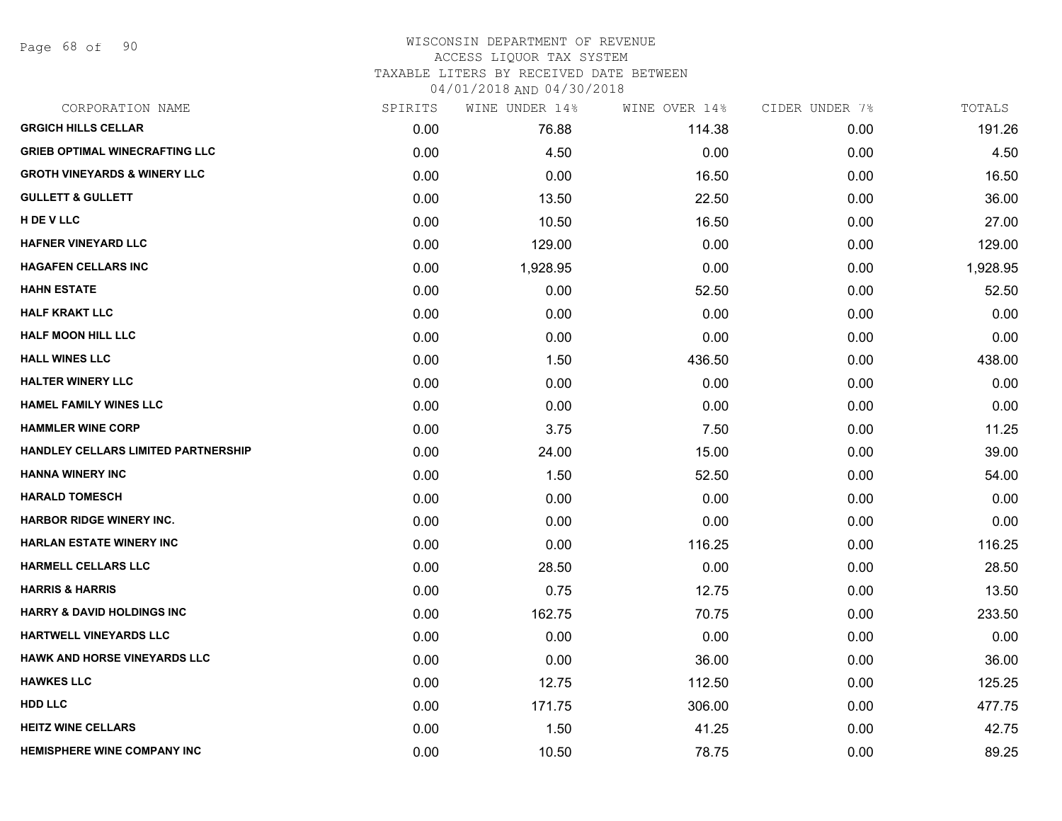WISCONSIN DEPARTMENT OF REVENUE
ACCESS LIQUOR TAX SYSTEM
TAXABLE LITERS BY RECEIVED DATE BETWEEN
04/01/2018 AND 04/30/2018

| CORPORATION NAME | SPIRITS | WINE UNDER 14% | WINE OVER 14% | CIDER UNDER 7% | TOTALS |
|---|---|---|---|---|---|
| GRGICH HILLS CELLAR | 0.00 | 76.88 | 114.38 | 0.00 | 191.26 |
| GRIEB OPTIMAL WINECRAFTING LLC | 0.00 | 4.50 | 0.00 | 0.00 | 4.50 |
| GROTH VINEYARDS & WINERY LLC | 0.00 | 0.00 | 16.50 | 0.00 | 16.50 |
| GULLETT & GULLETT | 0.00 | 13.50 | 22.50 | 0.00 | 36.00 |
| H DE V LLC | 0.00 | 10.50 | 16.50 | 0.00 | 27.00 |
| HAFNER VINEYARD LLC | 0.00 | 129.00 | 0.00 | 0.00 | 129.00 |
| HAGAFEN CELLARS INC | 0.00 | 1,928.95 | 0.00 | 0.00 | 1,928.95 |
| HAHN ESTATE | 0.00 | 0.00 | 52.50 | 0.00 | 52.50 |
| HALF KRAKT LLC | 0.00 | 0.00 | 0.00 | 0.00 | 0.00 |
| HALF MOON HILL LLC | 0.00 | 0.00 | 0.00 | 0.00 | 0.00 |
| HALL WINES LLC | 0.00 | 1.50 | 436.50 | 0.00 | 438.00 |
| HALTER WINERY LLC | 0.00 | 0.00 | 0.00 | 0.00 | 0.00 |
| HAMEL FAMILY WINES LLC | 0.00 | 0.00 | 0.00 | 0.00 | 0.00 |
| HAMMLER WINE CORP | 0.00 | 3.75 | 7.50 | 0.00 | 11.25 |
| HANDLEY CELLARS LIMITED PARTNERSHIP | 0.00 | 24.00 | 15.00 | 0.00 | 39.00 |
| HANNA WINERY INC | 0.00 | 1.50 | 52.50 | 0.00 | 54.00 |
| HARALD TOMESCH | 0.00 | 0.00 | 0.00 | 0.00 | 0.00 |
| HARBOR RIDGE WINERY INC. | 0.00 | 0.00 | 0.00 | 0.00 | 0.00 |
| HARLAN ESTATE WINERY INC | 0.00 | 0.00 | 116.25 | 0.00 | 116.25 |
| HARMELL CELLARS LLC | 0.00 | 28.50 | 0.00 | 0.00 | 28.50 |
| HARRIS & HARRIS | 0.00 | 0.75 | 12.75 | 0.00 | 13.50 |
| HARRY & DAVID HOLDINGS INC | 0.00 | 162.75 | 70.75 | 0.00 | 233.50 |
| HARTWELL VINEYARDS LLC | 0.00 | 0.00 | 0.00 | 0.00 | 0.00 |
| HAWK AND HORSE VINEYARDS LLC | 0.00 | 0.00 | 36.00 | 0.00 | 36.00 |
| HAWKES LLC | 0.00 | 12.75 | 112.50 | 0.00 | 125.25 |
| HDD LLC | 0.00 | 171.75 | 306.00 | 0.00 | 477.75 |
| HEITZ WINE CELLARS | 0.00 | 1.50 | 41.25 | 0.00 | 42.75 |
| HEMISPHERE WINE COMPANY INC | 0.00 | 10.50 | 78.75 | 0.00 | 89.25 |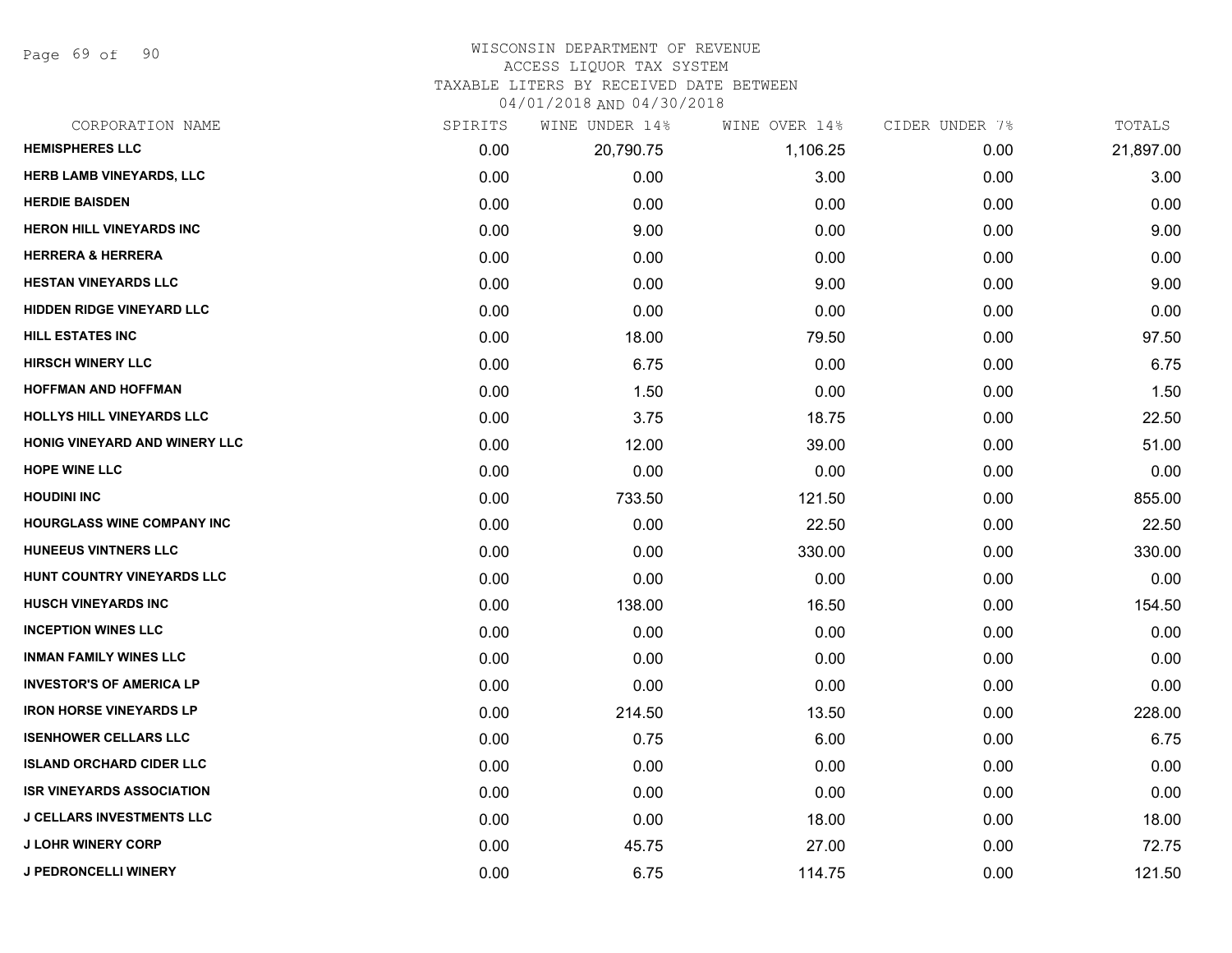# WISCONSIN DEPARTMENT OF REVENUE
## ACCESS LIQUOR TAX SYSTEM
## TAXABLE LITERS BY RECEIVED DATE BETWEEN
## 04/01/2018 AND 04/30/2018

| CORPORATION NAME | SPIRITS | WINE UNDER 14% | WINE OVER 14% | CIDER UNDER 7% | TOTALS |
|---|---|---|---|---|---|
| HEMISPHERES LLC | 0.00 | 20,790.75 | 1,106.25 | 0.00 | 21,897.00 |
| HERB LAMB VINEYARDS, LLC | 0.00 | 0.00 | 3.00 | 0.00 | 3.00 |
| HERDIE BAISDEN | 0.00 | 0.00 | 0.00 | 0.00 | 0.00 |
| HERON HILL VINEYARDS INC | 0.00 | 9.00 | 0.00 | 0.00 | 9.00 |
| HERRERA & HERRERA | 0.00 | 0.00 | 0.00 | 0.00 | 0.00 |
| HESTAN VINEYARDS LLC | 0.00 | 0.00 | 9.00 | 0.00 | 9.00 |
| HIDDEN RIDGE VINEYARD LLC | 0.00 | 0.00 | 0.00 | 0.00 | 0.00 |
| HILL ESTATES INC | 0.00 | 18.00 | 79.50 | 0.00 | 97.50 |
| HIRSCH WINERY LLC | 0.00 | 6.75 | 0.00 | 0.00 | 6.75 |
| HOFFMAN AND HOFFMAN | 0.00 | 1.50 | 0.00 | 0.00 | 1.50 |
| HOLLYS HILL VINEYARDS LLC | 0.00 | 3.75 | 18.75 | 0.00 | 22.50 |
| HONIG VINEYARD AND WINERY LLC | 0.00 | 12.00 | 39.00 | 0.00 | 51.00 |
| HOPE WINE LLC | 0.00 | 0.00 | 0.00 | 0.00 | 0.00 |
| HOUDINI INC | 0.00 | 733.50 | 121.50 | 0.00 | 855.00 |
| HOURGLASS WINE COMPANY INC | 0.00 | 0.00 | 22.50 | 0.00 | 22.50 |
| HUNEEUS VINTNERS LLC | 0.00 | 0.00 | 330.00 | 0.00 | 330.00 |
| HUNT COUNTRY VINEYARDS LLC | 0.00 | 0.00 | 0.00 | 0.00 | 0.00 |
| HUSCH VINEYARDS INC | 0.00 | 138.00 | 16.50 | 0.00 | 154.50 |
| INCEPTION WINES LLC | 0.00 | 0.00 | 0.00 | 0.00 | 0.00 |
| INMAN FAMILY WINES LLC | 0.00 | 0.00 | 0.00 | 0.00 | 0.00 |
| INVESTOR'S OF AMERICA LP | 0.00 | 0.00 | 0.00 | 0.00 | 0.00 |
| IRON HORSE VINEYARDS LP | 0.00 | 214.50 | 13.50 | 0.00 | 228.00 |
| ISENHOWER CELLARS LLC | 0.00 | 0.75 | 6.00 | 0.00 | 6.75 |
| ISLAND ORCHARD CIDER LLC | 0.00 | 0.00 | 0.00 | 0.00 | 0.00 |
| ISR VINEYARDS ASSOCIATION | 0.00 | 0.00 | 0.00 | 0.00 | 0.00 |
| J CELLARS INVESTMENTS LLC | 0.00 | 0.00 | 18.00 | 0.00 | 18.00 |
| J LOHR WINERY CORP | 0.00 | 45.75 | 27.00 | 0.00 | 72.75 |
| J PEDRONCELLI WINERY | 0.00 | 6.75 | 114.75 | 0.00 | 121.50 |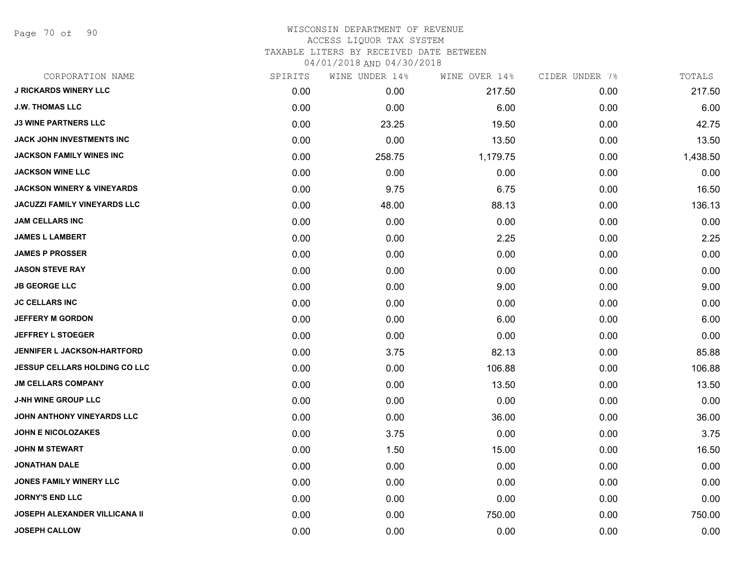# WISCONSIN DEPARTMENT OF REVENUE

ACCESS LIQUOR TAX SYSTEM

TAXABLE LITERS BY RECEIVED DATE BETWEEN

04/01/2018 AND 04/30/2018

| CORPORATION NAME | SPIRITS | WINE UNDER 14% | WINE OVER 14% | CIDER UNDER 7% | TOTALS |
|---|---|---|---|---|---|
| J RICKARDS WINERY LLC | 0.00 | 0.00 | 217.50 | 0.00 | 217.50 |
| J.W. THOMAS LLC | 0.00 | 0.00 | 6.00 | 0.00 | 6.00 |
| J3 WINE PARTNERS LLC | 0.00 | 23.25 | 19.50 | 0.00 | 42.75 |
| JACK JOHN INVESTMENTS INC | 0.00 | 0.00 | 13.50 | 0.00 | 13.50 |
| JACKSON FAMILY WINES INC | 0.00 | 258.75 | 1,179.75 | 0.00 | 1,438.50 |
| JACKSON WINE LLC | 0.00 | 0.00 | 0.00 | 0.00 | 0.00 |
| JACKSON WINERY & VINEYARDS | 0.00 | 9.75 | 6.75 | 0.00 | 16.50 |
| JACUZZI FAMILY VINEYARDS LLC | 0.00 | 48.00 | 88.13 | 0.00 | 136.13 |
| JAM CELLARS INC | 0.00 | 0.00 | 0.00 | 0.00 | 0.00 |
| JAMES L LAMBERT | 0.00 | 0.00 | 2.25 | 0.00 | 2.25 |
| JAMES P PROSSER | 0.00 | 0.00 | 0.00 | 0.00 | 0.00 |
| JASON STEVE RAY | 0.00 | 0.00 | 0.00 | 0.00 | 0.00 |
| JB GEORGE LLC | 0.00 | 0.00 | 9.00 | 0.00 | 9.00 |
| JC CELLARS INC | 0.00 | 0.00 | 0.00 | 0.00 | 0.00 |
| JEFFERY M GORDON | 0.00 | 0.00 | 6.00 | 0.00 | 6.00 |
| JEFFREY L STOEGER | 0.00 | 0.00 | 0.00 | 0.00 | 0.00 |
| JENNIFER L JACKSON-HARTFORD | 0.00 | 3.75 | 82.13 | 0.00 | 85.88 |
| JESSUP CELLARS HOLDING CO LLC | 0.00 | 0.00 | 106.88 | 0.00 | 106.88 |
| JM CELLARS COMPANY | 0.00 | 0.00 | 13.50 | 0.00 | 13.50 |
| J-NH WINE GROUP LLC | 0.00 | 0.00 | 0.00 | 0.00 | 0.00 |
| JOHN ANTHONY VINEYARDS LLC | 0.00 | 0.00 | 36.00 | 0.00 | 36.00 |
| JOHN E NICOLOZAKES | 0.00 | 3.75 | 0.00 | 0.00 | 3.75 |
| JOHN M STEWART | 0.00 | 1.50 | 15.00 | 0.00 | 16.50 |
| JONATHAN DALE | 0.00 | 0.00 | 0.00 | 0.00 | 0.00 |
| JONES FAMILY WINERY LLC | 0.00 | 0.00 | 0.00 | 0.00 | 0.00 |
| JORNY'S END LLC | 0.00 | 0.00 | 0.00 | 0.00 | 0.00 |
| JOSEPH ALEXANDER VILLICANA II | 0.00 | 0.00 | 750.00 | 0.00 | 750.00 |
| JOSEPH CALLOW | 0.00 | 0.00 | 0.00 | 0.00 | 0.00 |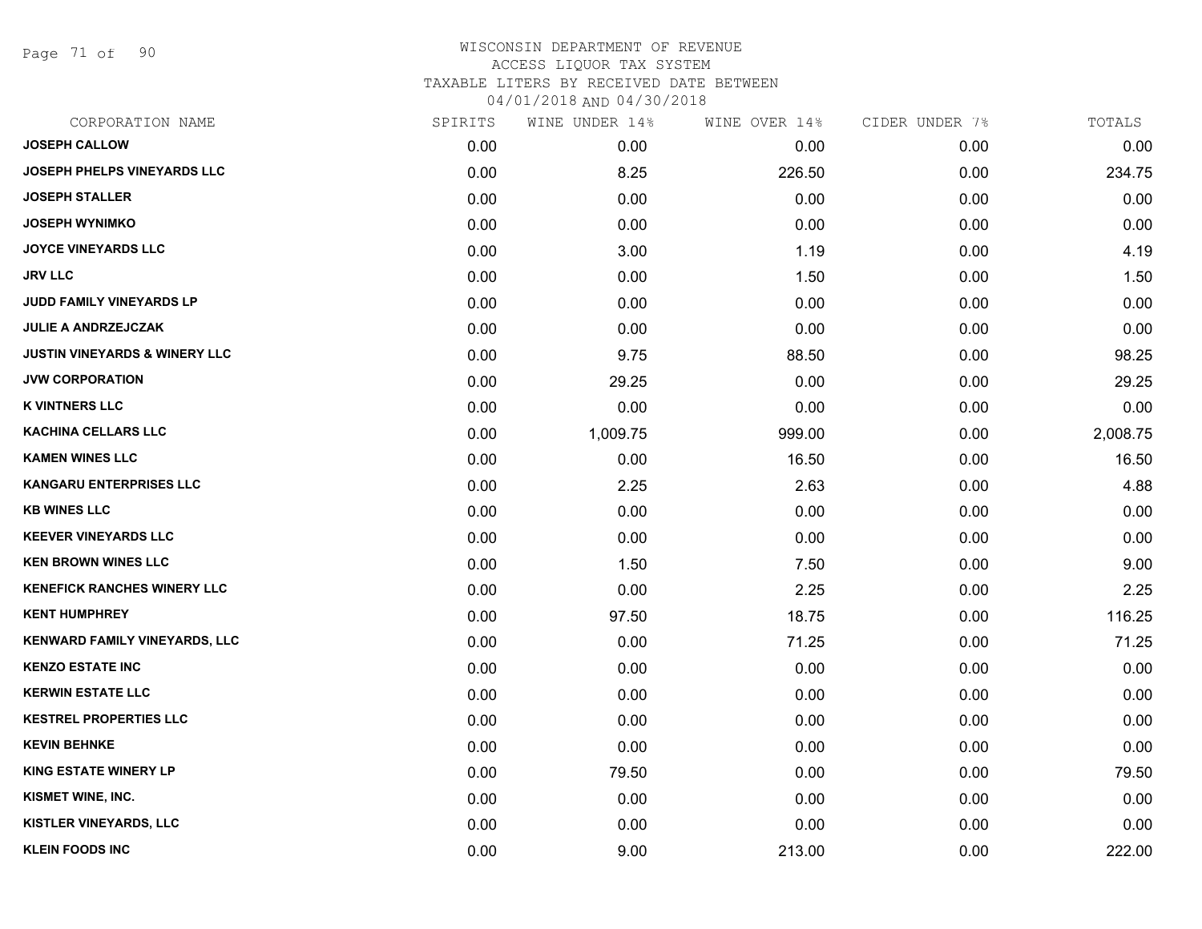WISCONSIN DEPARTMENT OF REVENUE
ACCESS LIQUOR TAX SYSTEM
TAXABLE LITERS BY RECEIVED DATE BETWEEN
04/01/2018 AND 04/30/2018

| CORPORATION NAME | SPIRITS | WINE UNDER 14% | WINE OVER 14% | CIDER UNDER 7% | TOTALS |
|---|---|---|---|---|---|
| **JOSEPH CALLOW** | 0.00 | 0.00 | 0.00 | 0.00 | 0.00 |
| **JOSEPH PHELPS VINEYARDS LLC** | 0.00 | 8.25 | 226.50 | 0.00 | 234.75 |
| **JOSEPH STALLER** | 0.00 | 0.00 | 0.00 | 0.00 | 0.00 |
| **JOSEPH WYNIMKO** | 0.00 | 0.00 | 0.00 | 0.00 | 0.00 |
| **JOYCE VINEYARDS LLC** | 0.00 | 3.00 | 1.19 | 0.00 | 4.19 |
| **JRV LLC** | 0.00 | 0.00 | 1.50 | 0.00 | 1.50 |
| **JUDD FAMILY VINEYARDS LP** | 0.00 | 0.00 | 0.00 | 0.00 | 0.00 |
| **JULIE A ANDRZEJCZAK** | 0.00 | 0.00 | 0.00 | 0.00 | 0.00 |
| **JUSTIN VINEYARDS & WINERY LLC** | 0.00 | 9.75 | 88.50 | 0.00 | 98.25 |
| **JVW CORPORATION** | 0.00 | 29.25 | 0.00 | 0.00 | 29.25 |
| **K VINTNERS LLC** | 0.00 | 0.00 | 0.00 | 0.00 | 0.00 |
| **KACHINA CELLARS LLC** | 0.00 | 1,009.75 | 999.00 | 0.00 | 2,008.75 |
| **KAMEN WINES LLC** | 0.00 | 0.00 | 16.50 | 0.00 | 16.50 |
| **KANGARU ENTERPRISES LLC** | 0.00 | 2.25 | 2.63 | 0.00 | 4.88 |
| **KB WINES LLC** | 0.00 | 0.00 | 0.00 | 0.00 | 0.00 |
| **KEEVER VINEYARDS LLC** | 0.00 | 0.00 | 0.00 | 0.00 | 0.00 |
| **KEN BROWN WINES LLC** | 0.00 | 1.50 | 7.50 | 0.00 | 9.00 |
| **KENEFICK RANCHES WINERY LLC** | 0.00 | 0.00 | 2.25 | 0.00 | 2.25 |
| **KENT HUMPHREY** | 0.00 | 97.50 | 18.75 | 0.00 | 116.25 |
| **KENWARD FAMILY VINEYARDS, LLC** | 0.00 | 0.00 | 71.25 | 0.00 | 71.25 |
| **KENZO ESTATE INC** | 0.00 | 0.00 | 0.00 | 0.00 | 0.00 |
| **KERWIN ESTATE LLC** | 0.00 | 0.00 | 0.00 | 0.00 | 0.00 |
| **KESTREL PROPERTIES LLC** | 0.00 | 0.00 | 0.00 | 0.00 | 0.00 |
| **KEVIN BEHNKE** | 0.00 | 0.00 | 0.00 | 0.00 | 0.00 |
| **KING ESTATE WINERY LP** | 0.00 | 79.50 | 0.00 | 0.00 | 79.50 |
| **KISMET WINE, INC.** | 0.00 | 0.00 | 0.00 | 0.00 | 0.00 |
| **KISTLER VINEYARDS, LLC** | 0.00 | 0.00 | 0.00 | 0.00 | 0.00 |
| **KLEIN FOODS INC** | 0.00 | 9.00 | 213.00 | 0.00 | 222.00 |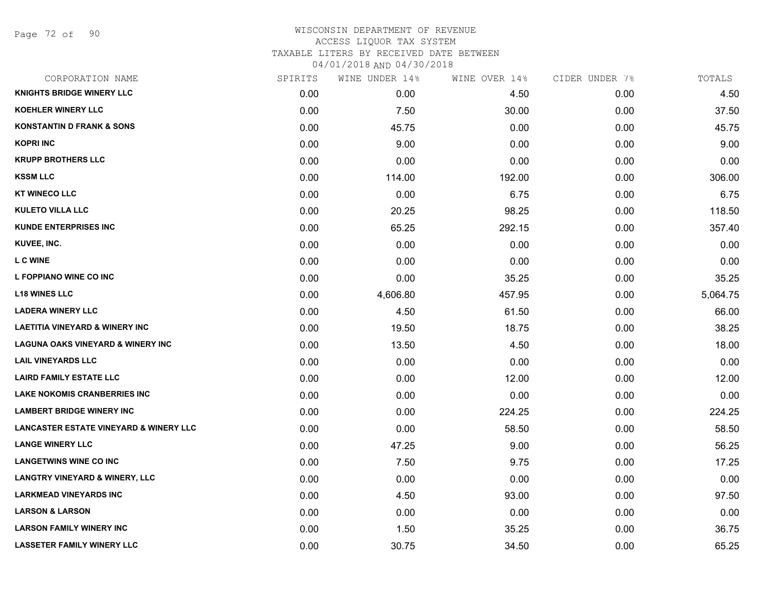WISCONSIN DEPARTMENT OF REVENUE
ACCESS LIQUOR TAX SYSTEM
TAXABLE LITERS BY RECEIVED DATE BETWEEN
04/01/2018 AND 04/30/2018

| CORPORATION NAME | SPIRITS | WINE UNDER 14% | WINE OVER 14% | CIDER UNDER 7% | TOTALS |
|---|---|---|---|---|---|
| KNIGHTS BRIDGE WINERY LLC | 0.00 | 0.00 | 4.50 | 0.00 | 4.50 |
| KOEHLER WINERY LLC | 0.00 | 7.50 | 30.00 | 0.00 | 37.50 |
| KONSTANTIN D FRANK & SONS | 0.00 | 45.75 | 0.00 | 0.00 | 45.75 |
| KOPRI INC | 0.00 | 9.00 | 0.00 | 0.00 | 9.00 |
| KRUPP BROTHERS LLC | 0.00 | 0.00 | 0.00 | 0.00 | 0.00 |
| KSSM LLC | 0.00 | 114.00 | 192.00 | 0.00 | 306.00 |
| KT WINECO LLC | 0.00 | 0.00 | 6.75 | 0.00 | 6.75 |
| KULETO VILLA LLC | 0.00 | 20.25 | 98.25 | 0.00 | 118.50 |
| KUNDE ENTERPRISES INC | 0.00 | 65.25 | 292.15 | 0.00 | 357.40 |
| KUVEE, INC. | 0.00 | 0.00 | 0.00 | 0.00 | 0.00 |
| L C WINE | 0.00 | 0.00 | 0.00 | 0.00 | 0.00 |
| L FOPPIANO WINE CO INC | 0.00 | 0.00 | 35.25 | 0.00 | 35.25 |
| L18 WINES LLC | 0.00 | 4,606.80 | 457.95 | 0.00 | 5,064.75 |
| LADERA WINERY LLC | 0.00 | 4.50 | 61.50 | 0.00 | 66.00 |
| LAETITIA VINEYARD & WINERY INC | 0.00 | 19.50 | 18.75 | 0.00 | 38.25 |
| LAGUNA OAKS VINEYARD & WINERY INC | 0.00 | 13.50 | 4.50 | 0.00 | 18.00 |
| LAIL VINEYARDS LLC | 0.00 | 0.00 | 0.00 | 0.00 | 0.00 |
| LAIRD FAMILY ESTATE LLC | 0.00 | 0.00 | 12.00 | 0.00 | 12.00 |
| LAKE NOKOMIS CRANBERRIES INC | 0.00 | 0.00 | 0.00 | 0.00 | 0.00 |
| LAMBERT BRIDGE WINERY INC | 0.00 | 0.00 | 224.25 | 0.00 | 224.25 |
| LANCASTER ESTATE VINEYARD & WINERY LLC | 0.00 | 0.00 | 58.50 | 0.00 | 58.50 |
| LANGE WINERY LLC | 0.00 | 47.25 | 9.00 | 0.00 | 56.25 |
| LANGETWINS WINE CO INC | 0.00 | 7.50 | 9.75 | 0.00 | 17.25 |
| LANGTRY VINEYARD & WINERY, LLC | 0.00 | 0.00 | 0.00 | 0.00 | 0.00 |
| LARKMEAD VINEYARDS INC | 0.00 | 4.50 | 93.00 | 0.00 | 97.50 |
| LARSON & LARSON | 0.00 | 0.00 | 0.00 | 0.00 | 0.00 |
| LARSON FAMILY WINERY INC | 0.00 | 1.50 | 35.25 | 0.00 | 36.75 |
| LASSETER FAMILY WINERY LLC | 0.00 | 30.75 | 34.50 | 0.00 | 65.25 |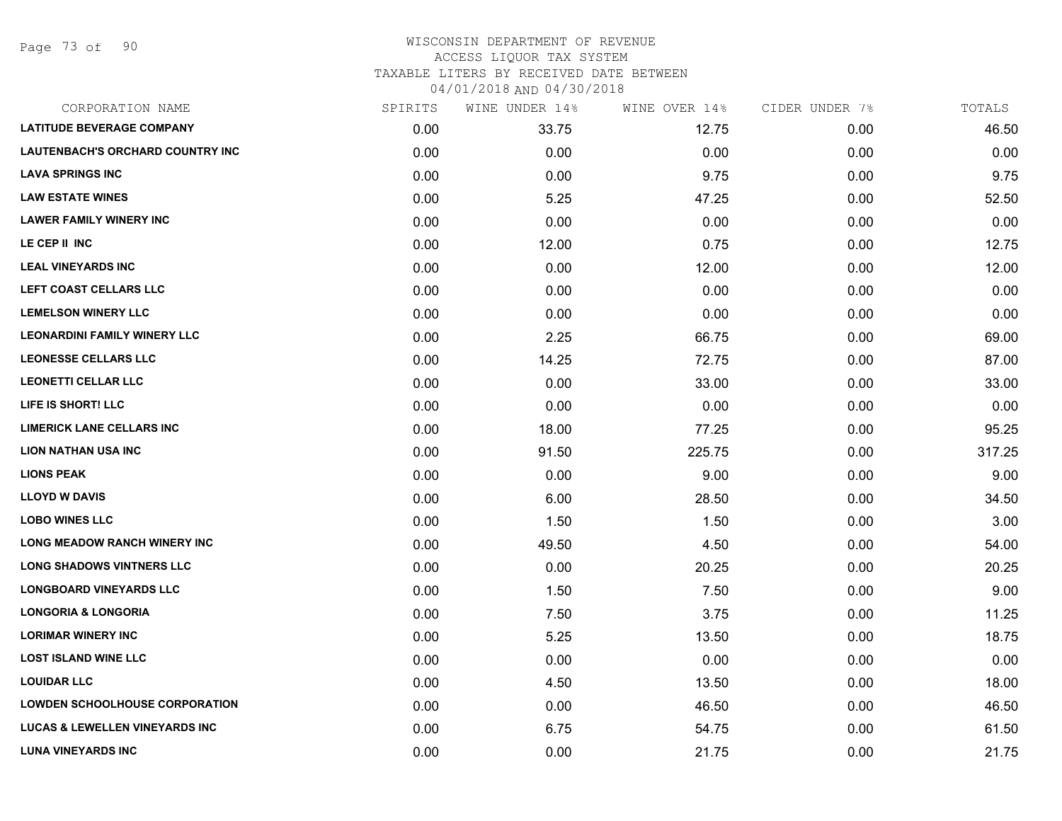WISCONSIN DEPARTMENT OF REVENUE
ACCESS LIQUOR TAX SYSTEM
TAXABLE LITERS BY RECEIVED DATE BETWEEN
04/01/2018 AND 04/30/2018

| CORPORATION NAME | SPIRITS | WINE UNDER 14% | WINE OVER 14% | CIDER UNDER 7% | TOTALS |
|---|---|---|---|---|---|
| LATITUDE BEVERAGE COMPANY | 0.00 | 33.75 | 12.75 | 0.00 | 46.50 |
| LAUTENBACH'S ORCHARD COUNTRY INC | 0.00 | 0.00 | 0.00 | 0.00 | 0.00 |
| LAVA SPRINGS INC | 0.00 | 0.00 | 9.75 | 0.00 | 9.75 |
| LAW ESTATE WINES | 0.00 | 5.25 | 47.25 | 0.00 | 52.50 |
| LAWER FAMILY WINERY INC | 0.00 | 0.00 | 0.00 | 0.00 | 0.00 |
| LE CEP II INC | 0.00 | 12.00 | 0.75 | 0.00 | 12.75 |
| LEAL VINEYARDS INC | 0.00 | 0.00 | 12.00 | 0.00 | 12.00 |
| LEFT COAST CELLARS LLC | 0.00 | 0.00 | 0.00 | 0.00 | 0.00 |
| LEMELSON WINERY LLC | 0.00 | 0.00 | 0.00 | 0.00 | 0.00 |
| LEONARDINI FAMILY WINERY LLC | 0.00 | 2.25 | 66.75 | 0.00 | 69.00 |
| LEONESSE CELLARS LLC | 0.00 | 14.25 | 72.75 | 0.00 | 87.00 |
| LEONETTI CELLAR LLC | 0.00 | 0.00 | 33.00 | 0.00 | 33.00 |
| LIFE IS SHORT! LLC | 0.00 | 0.00 | 0.00 | 0.00 | 0.00 |
| LIMERICK LANE CELLARS INC | 0.00 | 18.00 | 77.25 | 0.00 | 95.25 |
| LION NATHAN USA INC | 0.00 | 91.50 | 225.75 | 0.00 | 317.25 |
| LIONS PEAK | 0.00 | 0.00 | 9.00 | 0.00 | 9.00 |
| LLOYD W DAVIS | 0.00 | 6.00 | 28.50 | 0.00 | 34.50 |
| LOBO WINES LLC | 0.00 | 1.50 | 1.50 | 0.00 | 3.00 |
| LONG MEADOW RANCH WINERY INC | 0.00 | 49.50 | 4.50 | 0.00 | 54.00 |
| LONG SHADOWS VINTNERS LLC | 0.00 | 0.00 | 20.25 | 0.00 | 20.25 |
| LONGBOARD VINEYARDS LLC | 0.00 | 1.50 | 7.50 | 0.00 | 9.00 |
| LONGORIA & LONGORIA | 0.00 | 7.50 | 3.75 | 0.00 | 11.25 |
| LORIMAR WINERY INC | 0.00 | 5.25 | 13.50 | 0.00 | 18.75 |
| LOST ISLAND WINE LLC | 0.00 | 0.00 | 0.00 | 0.00 | 0.00 |
| LOUIDAR LLC | 0.00 | 4.50 | 13.50 | 0.00 | 18.00 |
| LOWDEN SCHOOLHOUSE CORPORATION | 0.00 | 0.00 | 46.50 | 0.00 | 46.50 |
| LUCAS & LEWELLEN VINEYARDS INC | 0.00 | 6.75 | 54.75 | 0.00 | 61.50 |
| LUNA VINEYARDS INC | 0.00 | 0.00 | 21.75 | 0.00 | 21.75 |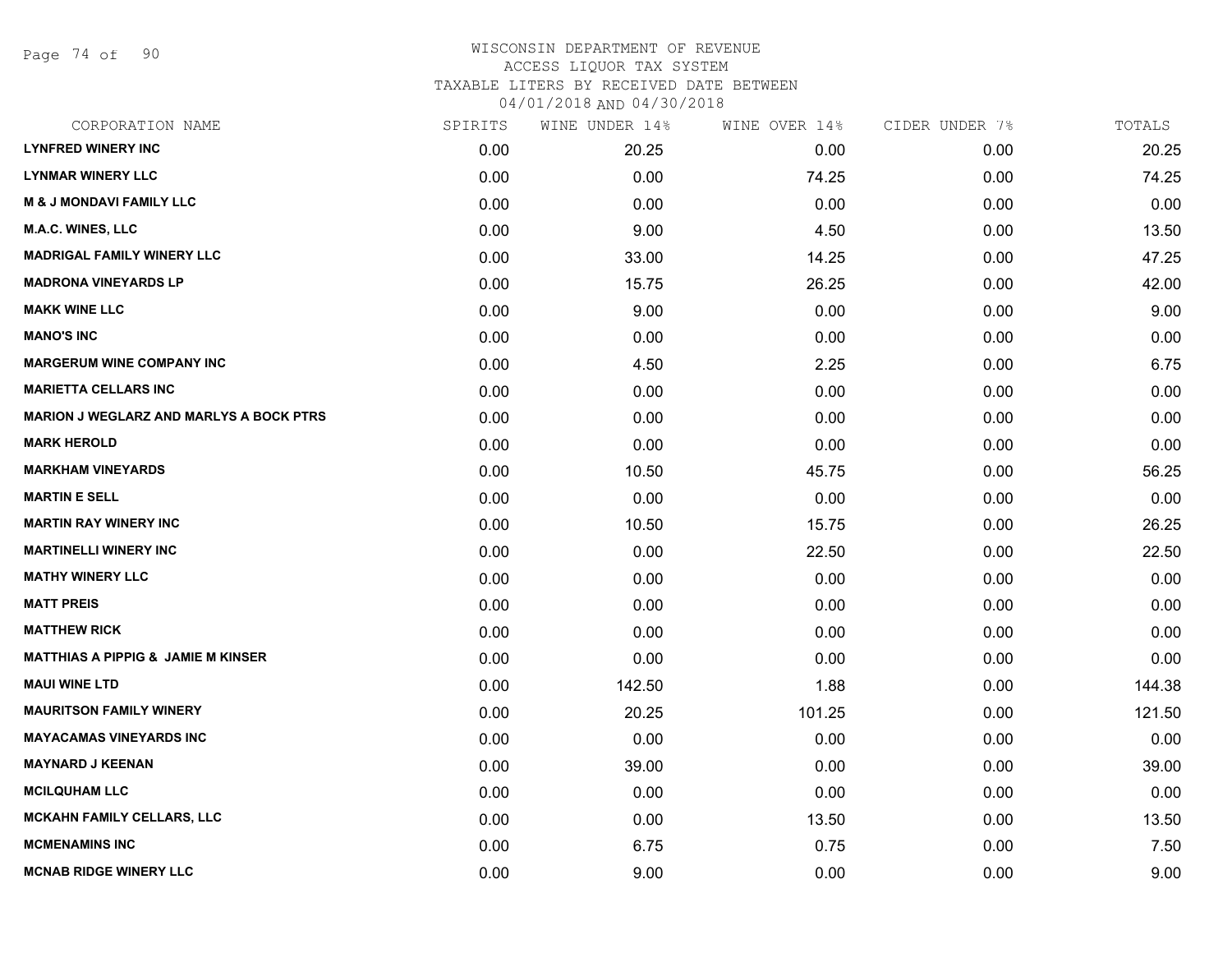# WISCONSIN DEPARTMENT OF REVENUE
## ACCESS LIQUOR TAX SYSTEM
### TAXABLE LITERS BY RECEIVED DATE BETWEEN 04/01/2018 AND 04/30/2018

| CORPORATION NAME | SPIRITS | WINE UNDER 14% | WINE OVER 14% | CIDER UNDER 7% | TOTALS |
|---|---|---|---|---|---|
| LYNFRED WINERY INC | 0.00 | 20.25 | 0.00 | 0.00 | 20.25 |
| LYNMAR WINERY LLC | 0.00 | 0.00 | 74.25 | 0.00 | 74.25 |
| M & J MONDAVI FAMILY LLC | 0.00 | 0.00 | 0.00 | 0.00 | 0.00 |
| M.A.C. WINES, LLC | 0.00 | 9.00 | 4.50 | 0.00 | 13.50 |
| MADRIGAL FAMILY WINERY LLC | 0.00 | 33.00 | 14.25 | 0.00 | 47.25 |
| MADRONA VINEYARDS LP | 0.00 | 15.75 | 26.25 | 0.00 | 42.00 |
| MAKK WINE LLC | 0.00 | 9.00 | 0.00 | 0.00 | 9.00 |
| MANO'S INC | 0.00 | 0.00 | 0.00 | 0.00 | 0.00 |
| MARGERUM WINE COMPANY INC | 0.00 | 4.50 | 2.25 | 0.00 | 6.75 |
| MARIETTA CELLARS INC | 0.00 | 0.00 | 0.00 | 0.00 | 0.00 |
| MARION J WEGLARZ AND MARLYS A BOCK PTRS | 0.00 | 0.00 | 0.00 | 0.00 | 0.00 |
| MARK HEROLD | 0.00 | 0.00 | 0.00 | 0.00 | 0.00 |
| MARKHAM VINEYARDS | 0.00 | 10.50 | 45.75 | 0.00 | 56.25 |
| MARTIN E SELL | 0.00 | 0.00 | 0.00 | 0.00 | 0.00 |
| MARTIN RAY WINERY INC | 0.00 | 10.50 | 15.75 | 0.00 | 26.25 |
| MARTINELLI WINERY INC | 0.00 | 0.00 | 22.50 | 0.00 | 22.50 |
| MATHY WINERY LLC | 0.00 | 0.00 | 0.00 | 0.00 | 0.00 |
| MATT PREIS | 0.00 | 0.00 | 0.00 | 0.00 | 0.00 |
| MATTHEW RICK | 0.00 | 0.00 | 0.00 | 0.00 | 0.00 |
| MATTHIAS A PIPPIG & JAMIE M KINSER | 0.00 | 0.00 | 0.00 | 0.00 | 0.00 |
| MAUI WINE LTD | 0.00 | 142.50 | 1.88 | 0.00 | 144.38 |
| MAURITSON FAMILY WINERY | 0.00 | 20.25 | 101.25 | 0.00 | 121.50 |
| MAYACAMAS VINEYARDS INC | 0.00 | 0.00 | 0.00 | 0.00 | 0.00 |
| MAYNARD J KEENAN | 0.00 | 39.00 | 0.00 | 0.00 | 39.00 |
| MCILQUHAM LLC | 0.00 | 0.00 | 0.00 | 0.00 | 0.00 |
| MCKAHN FAMILY CELLARS, LLC | 0.00 | 0.00 | 13.50 | 0.00 | 13.50 |
| MCMENAMINS INC | 0.00 | 6.75 | 0.75 | 0.00 | 7.50 |
| MCNAB RIDGE WINERY LLC | 0.00 | 9.00 | 0.00 | 0.00 | 9.00 |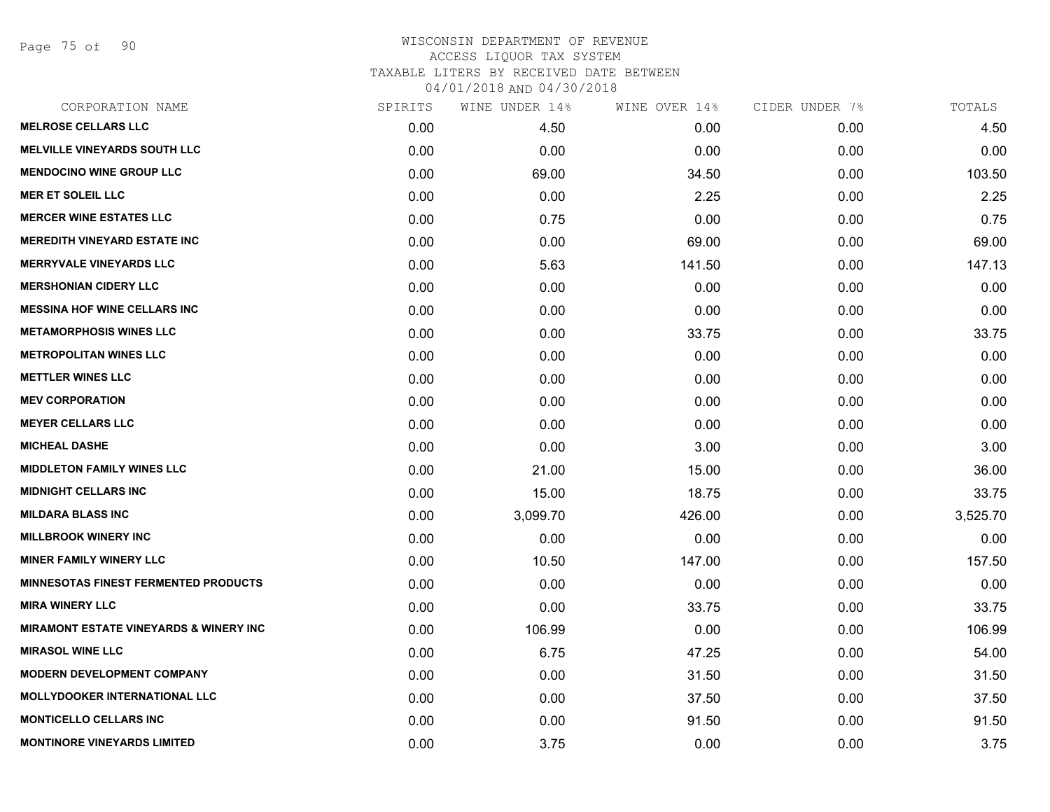WISCONSIN DEPARTMENT OF REVENUE
ACCESS LIQUOR TAX SYSTEM
TAXABLE LITERS BY RECEIVED DATE BETWEEN
04/01/2018 AND 04/30/2018

| CORPORATION NAME | SPIRITS | WINE UNDER 14% | WINE OVER 14% | CIDER UNDER 7% | TOTALS |
|---|---|---|---|---|---|
| **MELROSE CELLARS LLC** | 0.00 | 4.50 | 0.00 | 0.00 | 4.50 |
| **MELVILLE VINEYARDS SOUTH LLC** | 0.00 | 0.00 | 0.00 | 0.00 | 0.00 |
| **MENDOCINO WINE GROUP LLC** | 0.00 | 69.00 | 34.50 | 0.00 | 103.50 |
| **MER ET SOLEIL LLC** | 0.00 | 0.00 | 2.25 | 0.00 | 2.25 |
| **MERCER WINE ESTATES LLC** | 0.00 | 0.75 | 0.00 | 0.00 | 0.75 |
| **MEREDITH VINEYARD ESTATE INC** | 0.00 | 0.00 | 69.00 | 0.00 | 69.00 |
| **MERRYVALE VINEYARDS LLC** | 0.00 | 5.63 | 141.50 | 0.00 | 147.13 |
| **MERSHONIAN CIDERY LLC** | 0.00 | 0.00 | 0.00 | 0.00 | 0.00 |
| **MESSINA HOF WINE CELLARS INC** | 0.00 | 0.00 | 0.00 | 0.00 | 0.00 |
| **METAMORPHOSIS WINES LLC** | 0.00 | 0.00 | 33.75 | 0.00 | 33.75 |
| **METROPOLITAN WINES LLC** | 0.00 | 0.00 | 0.00 | 0.00 | 0.00 |
| **METTLER WINES LLC** | 0.00 | 0.00 | 0.00 | 0.00 | 0.00 |
| **MEV CORPORATION** | 0.00 | 0.00 | 0.00 | 0.00 | 0.00 |
| **MEYER CELLARS LLC** | 0.00 | 0.00 | 0.00 | 0.00 | 0.00 |
| **MICHEAL DASHE** | 0.00 | 0.00 | 3.00 | 0.00 | 3.00 |
| **MIDDLETON FAMILY WINES LLC** | 0.00 | 21.00 | 15.00 | 0.00 | 36.00 |
| **MIDNIGHT CELLARS INC** | 0.00 | 15.00 | 18.75 | 0.00 | 33.75 |
| **MILDARA BLASS INC** | 0.00 | 3,099.70 | 426.00 | 0.00 | 3,525.70 |
| **MILLBROOK WINERY INC** | 0.00 | 0.00 | 0.00 | 0.00 | 0.00 |
| **MINER FAMILY WINERY LLC** | 0.00 | 10.50 | 147.00 | 0.00 | 157.50 |
| **MINNESOTAS FINEST FERMENTED PRODUCTS** | 0.00 | 0.00 | 0.00 | 0.00 | 0.00 |
| **MIRA WINERY LLC** | 0.00 | 0.00 | 33.75 | 0.00 | 33.75 |
| **MIRAMONT ESTATE VINEYARDS & WINERY INC** | 0.00 | 106.99 | 0.00 | 0.00 | 106.99 |
| **MIRASOL WINE LLC** | 0.00 | 6.75 | 47.25 | 0.00 | 54.00 |
| **MODERN DEVELOPMENT COMPANY** | 0.00 | 0.00 | 31.50 | 0.00 | 31.50 |
| **MOLLYDOOKER INTERNATIONAL LLC** | 0.00 | 0.00 | 37.50 | 0.00 | 37.50 |
| **MONTICELLO CELLARS INC** | 0.00 | 0.00 | 91.50 | 0.00 | 91.50 |
| **MONTINORE VINEYARDS LIMITED** | 0.00 | 3.75 | 0.00 | 0.00 | 3.75 |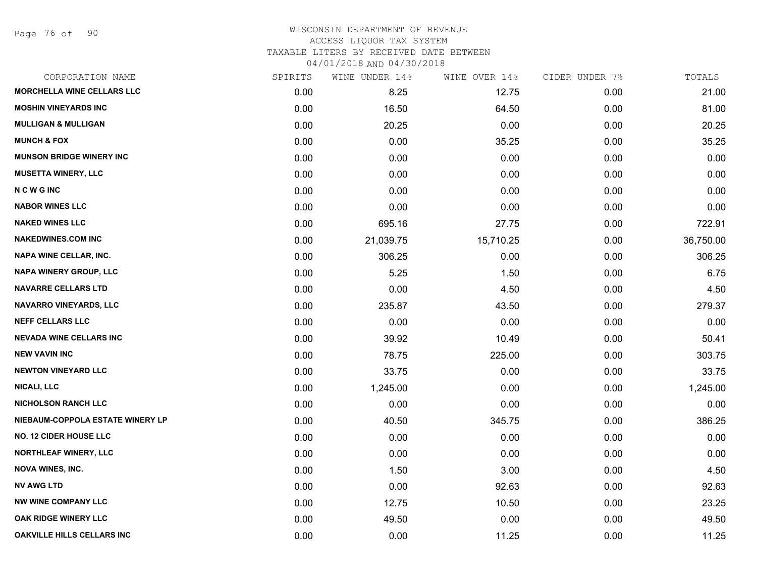WISCONSIN DEPARTMENT OF REVENUE
ACCESS LIQUOR TAX SYSTEM
TAXABLE LITERS BY RECEIVED DATE BETWEEN
04/01/2018 AND 04/30/2018

| CORPORATION NAME | SPIRITS | WINE UNDER 14% | WINE OVER 14% | CIDER UNDER 7% | TOTALS |
|---|---|---|---|---|---|
| MORCHELLA WINE CELLARS LLC | 0.00 | 8.25 | 12.75 | 0.00 | 21.00 |
| MOSHIN VINEYARDS INC | 0.00 | 16.50 | 64.50 | 0.00 | 81.00 |
| MULLIGAN & MULLIGAN | 0.00 | 20.25 | 0.00 | 0.00 | 20.25 |
| MUNCH & FOX | 0.00 | 0.00 | 35.25 | 0.00 | 35.25 |
| MUNSON BRIDGE WINERY INC | 0.00 | 0.00 | 0.00 | 0.00 | 0.00 |
| MUSETTA WINERY, LLC | 0.00 | 0.00 | 0.00 | 0.00 | 0.00 |
| N C W G INC | 0.00 | 0.00 | 0.00 | 0.00 | 0.00 |
| NABOR WINES LLC | 0.00 | 0.00 | 0.00 | 0.00 | 0.00 |
| NAKED WINES LLC | 0.00 | 695.16 | 27.75 | 0.00 | 722.91 |
| NAKEDWINES.COM INC | 0.00 | 21,039.75 | 15,710.25 | 0.00 | 36,750.00 |
| NAPA WINE CELLAR, INC. | 0.00 | 306.25 | 0.00 | 0.00 | 306.25 |
| NAPA WINERY GROUP, LLC | 0.00 | 5.25 | 1.50 | 0.00 | 6.75 |
| NAVARRE CELLARS LTD | 0.00 | 0.00 | 4.50 | 0.00 | 4.50 |
| NAVARRO VINEYARDS, LLC | 0.00 | 235.87 | 43.50 | 0.00 | 279.37 |
| NEFF CELLARS LLC | 0.00 | 0.00 | 0.00 | 0.00 | 0.00 |
| NEVADA WINE CELLARS INC | 0.00 | 39.92 | 10.49 | 0.00 | 50.41 |
| NEW VAVIN INC | 0.00 | 78.75 | 225.00 | 0.00 | 303.75 |
| NEWTON VINEYARD LLC | 0.00 | 33.75 | 0.00 | 0.00 | 33.75 |
| NICALI, LLC | 0.00 | 1,245.00 | 0.00 | 0.00 | 1,245.00 |
| NICHOLSON RANCH LLC | 0.00 | 0.00 | 0.00 | 0.00 | 0.00 |
| NIEBAUM-COPPOLA ESTATE WINERY LP | 0.00 | 40.50 | 345.75 | 0.00 | 386.25 |
| NO. 12 CIDER HOUSE LLC | 0.00 | 0.00 | 0.00 | 0.00 | 0.00 |
| NORTHLEAF WINERY, LLC | 0.00 | 0.00 | 0.00 | 0.00 | 0.00 |
| NOVA WINES, INC. | 0.00 | 1.50 | 3.00 | 0.00 | 4.50 |
| NV AWG LTD | 0.00 | 0.00 | 92.63 | 0.00 | 92.63 |
| NW WINE COMPANY LLC | 0.00 | 12.75 | 10.50 | 0.00 | 23.25 |
| OAK RIDGE WINERY LLC | 0.00 | 49.50 | 0.00 | 0.00 | 49.50 |
| OAKVILLE HILLS CELLARS INC | 0.00 | 0.00 | 11.25 | 0.00 | 11.25 |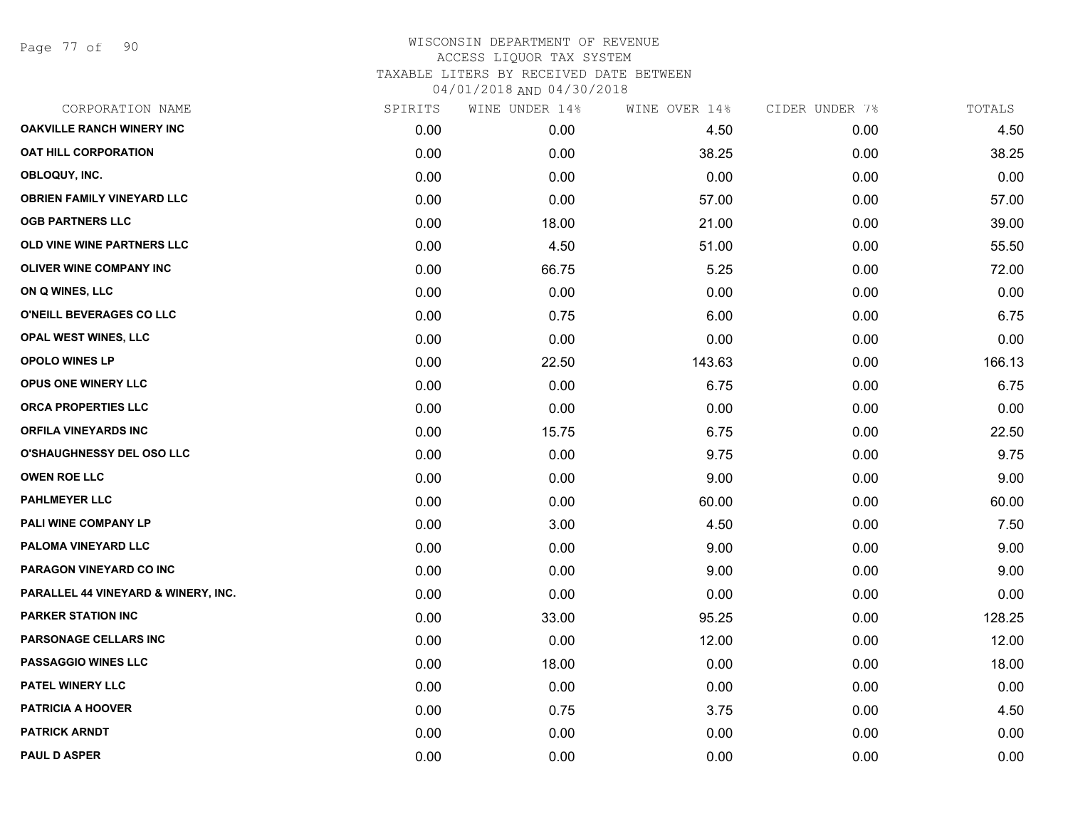# WISCONSIN DEPARTMENT OF REVENUE
## ACCESS LIQUOR TAX SYSTEM
### TAXABLE LITERS BY RECEIVED DATE BETWEEN 04/01/2018 AND 04/30/2018

| CORPORATION NAME | SPIRITS | WINE UNDER 14% | WINE OVER 14% | CIDER UNDER 7% | TOTALS |
|---|---|---|---|---|---|
| OAKVILLE RANCH WINERY INC | 0.00 | 0.00 | 4.50 | 0.00 | 4.50 |
| OAT HILL CORPORATION | 0.00 | 0.00 | 38.25 | 0.00 | 38.25 |
| OBLOQUY, INC. | 0.00 | 0.00 | 0.00 | 0.00 | 0.00 |
| OBRIEN FAMILY VINEYARD LLC | 0.00 | 0.00 | 57.00 | 0.00 | 57.00 |
| OGB PARTNERS LLC | 0.00 | 18.00 | 21.00 | 0.00 | 39.00 |
| OLD VINE WINE PARTNERS LLC | 0.00 | 4.50 | 51.00 | 0.00 | 55.50 |
| OLIVER WINE COMPANY INC | 0.00 | 66.75 | 5.25 | 0.00 | 72.00 |
| ON Q WINES, LLC | 0.00 | 0.00 | 0.00 | 0.00 | 0.00 |
| O'NEILL BEVERAGES CO LLC | 0.00 | 0.75 | 6.00 | 0.00 | 6.75 |
| OPAL WEST WINES, LLC | 0.00 | 0.00 | 0.00 | 0.00 | 0.00 |
| OPOLO WINES LP | 0.00 | 22.50 | 143.63 | 0.00 | 166.13 |
| OPUS ONE WINERY LLC | 0.00 | 0.00 | 6.75 | 0.00 | 6.75 |
| ORCA PROPERTIES LLC | 0.00 | 0.00 | 0.00 | 0.00 | 0.00 |
| ORFILA VINEYARDS INC | 0.00 | 15.75 | 6.75 | 0.00 | 22.50 |
| O'SHAUGHNESSY DEL OSO LLC | 0.00 | 0.00 | 9.75 | 0.00 | 9.75 |
| OWEN ROE LLC | 0.00 | 0.00 | 9.00 | 0.00 | 9.00 |
| PAHLMEYER LLC | 0.00 | 0.00 | 60.00 | 0.00 | 60.00 |
| PALI WINE COMPANY LP | 0.00 | 3.00 | 4.50 | 0.00 | 7.50 |
| PALOMA VINEYARD LLC | 0.00 | 0.00 | 9.00 | 0.00 | 9.00 |
| PARAGON VINEYARD CO INC | 0.00 | 0.00 | 9.00 | 0.00 | 9.00 |
| PARALLEL 44 VINEYARD & WINERY, INC. | 0.00 | 0.00 | 0.00 | 0.00 | 0.00 |
| PARKER STATION INC | 0.00 | 33.00 | 95.25 | 0.00 | 128.25 |
| PARSONAGE CELLARS INC | 0.00 | 0.00 | 12.00 | 0.00 | 12.00 |
| PASSAGGIO WINES LLC | 0.00 | 18.00 | 0.00 | 0.00 | 18.00 |
| PATEL WINERY LLC | 0.00 | 0.00 | 0.00 | 0.00 | 0.00 |
| PATRICIA A HOOVER | 0.00 | 0.75 | 3.75 | 0.00 | 4.50 |
| PATRICK ARNDT | 0.00 | 0.00 | 0.00 | 0.00 | 0.00 |
| PAUL D ASPER | 0.00 | 0.00 | 0.00 | 0.00 | 0.00 |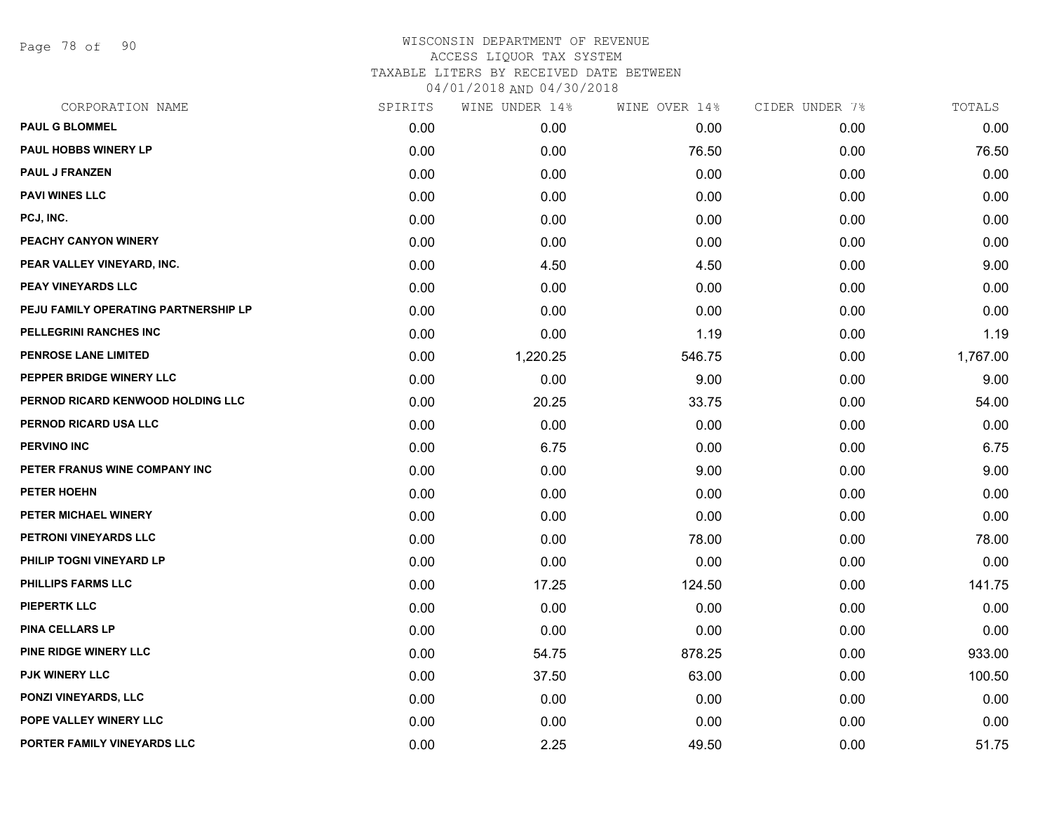WISCONSIN DEPARTMENT OF REVENUE
ACCESS LIQUOR TAX SYSTEM
TAXABLE LITERS BY RECEIVED DATE BETWEEN
04/01/2018 AND 04/30/2018

| CORPORATION NAME | SPIRITS | WINE UNDER 14% | WINE OVER 14% | CIDER UNDER 7% | TOTALS |
|---|---|---|---|---|---|
| PAUL G BLOMMEL | 0.00 | 0.00 | 0.00 | 0.00 | 0.00 |
| PAUL HOBBS WINERY LP | 0.00 | 0.00 | 76.50 | 0.00 | 76.50 |
| PAUL J FRANZEN | 0.00 | 0.00 | 0.00 | 0.00 | 0.00 |
| PAVI WINES LLC | 0.00 | 0.00 | 0.00 | 0.00 | 0.00 |
| PCJ, INC. | 0.00 | 0.00 | 0.00 | 0.00 | 0.00 |
| PEACHY CANYON WINERY | 0.00 | 0.00 | 0.00 | 0.00 | 0.00 |
| PEAR VALLEY VINEYARD, INC. | 0.00 | 4.50 | 4.50 | 0.00 | 9.00 |
| PEAY VINEYARDS LLC | 0.00 | 0.00 | 0.00 | 0.00 | 0.00 |
| PEJU FAMILY OPERATING PARTNERSHIP LP | 0.00 | 0.00 | 0.00 | 0.00 | 0.00 |
| PELLEGRINI RANCHES INC | 0.00 | 0.00 | 1.19 | 0.00 | 1.19 |
| PENROSE LANE LIMITED | 0.00 | 1,220.25 | 546.75 | 0.00 | 1,767.00 |
| PEPPER BRIDGE WINERY LLC | 0.00 | 0.00 | 9.00 | 0.00 | 9.00 |
| PERNOD RICARD KENWOOD HOLDING LLC | 0.00 | 20.25 | 33.75 | 0.00 | 54.00 |
| PERNOD RICARD USA LLC | 0.00 | 0.00 | 0.00 | 0.00 | 0.00 |
| PERVINO INC | 0.00 | 6.75 | 0.00 | 0.00 | 6.75 |
| PETER FRANUS WINE COMPANY INC | 0.00 | 0.00 | 9.00 | 0.00 | 9.00 |
| PETER HOEHN | 0.00 | 0.00 | 0.00 | 0.00 | 0.00 |
| PETER MICHAEL WINERY | 0.00 | 0.00 | 0.00 | 0.00 | 0.00 |
| PETRONI VINEYARDS LLC | 0.00 | 0.00 | 78.00 | 0.00 | 78.00 |
| PHILIP TOGNI VINEYARD LP | 0.00 | 0.00 | 0.00 | 0.00 | 0.00 |
| PHILLIPS FARMS LLC | 0.00 | 17.25 | 124.50 | 0.00 | 141.75 |
| PIEPERTK LLC | 0.00 | 0.00 | 0.00 | 0.00 | 0.00 |
| PINA CELLARS LP | 0.00 | 0.00 | 0.00 | 0.00 | 0.00 |
| PINE RIDGE WINERY LLC | 0.00 | 54.75 | 878.25 | 0.00 | 933.00 |
| PJK WINERY LLC | 0.00 | 37.50 | 63.00 | 0.00 | 100.50 |
| PONZI VINEYARDS, LLC | 0.00 | 0.00 | 0.00 | 0.00 | 0.00 |
| POPE VALLEY WINERY LLC | 0.00 | 0.00 | 0.00 | 0.00 | 0.00 |
| PORTER FAMILY VINEYARDS LLC | 0.00 | 2.25 | 49.50 | 0.00 | 51.75 |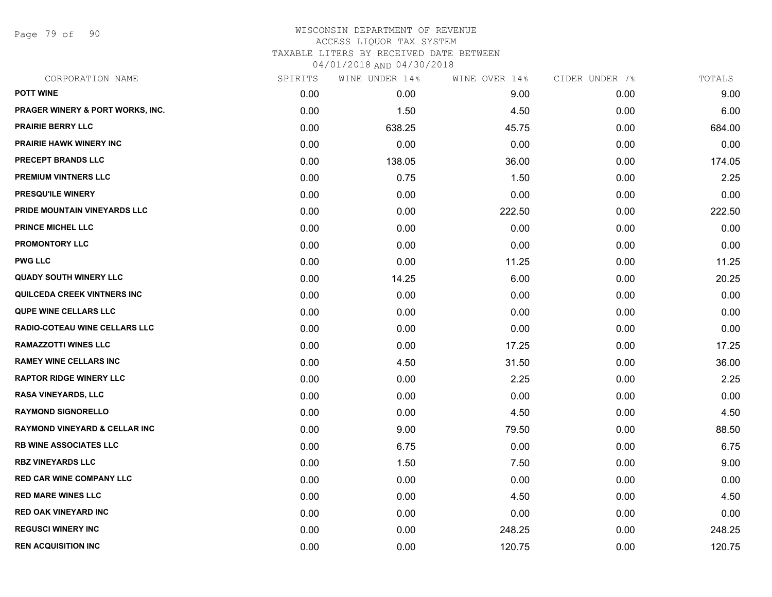WISCONSIN DEPARTMENT OF REVENUE
ACCESS LIQUOR TAX SYSTEM
TAXABLE LITERS BY RECEIVED DATE BETWEEN
04/01/2018 AND 04/30/2018

| CORPORATION NAME | SPIRITS | WINE UNDER 14% | WINE OVER 14% | CIDER UNDER 7% | TOTALS |
|---|---|---|---|---|---|
| POTT WINE | 0.00 | 0.00 | 9.00 | 0.00 | 9.00 |
| PRAGER WINERY & PORT WORKS, INC. | 0.00 | 1.50 | 4.50 | 0.00 | 6.00 |
| PRAIRIE BERRY LLC | 0.00 | 638.25 | 45.75 | 0.00 | 684.00 |
| PRAIRIE HAWK WINERY INC | 0.00 | 0.00 | 0.00 | 0.00 | 0.00 |
| PRECEPT BRANDS LLC | 0.00 | 138.05 | 36.00 | 0.00 | 174.05 |
| PREMIUM VINTNERS LLC | 0.00 | 0.75 | 1.50 | 0.00 | 2.25 |
| PRESQU'ILE WINERY | 0.00 | 0.00 | 0.00 | 0.00 | 0.00 |
| PRIDE MOUNTAIN VINEYARDS LLC | 0.00 | 0.00 | 222.50 | 0.00 | 222.50 |
| PRINCE MICHEL LLC | 0.00 | 0.00 | 0.00 | 0.00 | 0.00 |
| PROMONTORY LLC | 0.00 | 0.00 | 0.00 | 0.00 | 0.00 |
| PWG LLC | 0.00 | 0.00 | 11.25 | 0.00 | 11.25 |
| QUADY SOUTH WINERY LLC | 0.00 | 14.25 | 6.00 | 0.00 | 20.25 |
| QUILCEDA CREEK VINTNERS INC | 0.00 | 0.00 | 0.00 | 0.00 | 0.00 |
| QUPE WINE CELLARS LLC | 0.00 | 0.00 | 0.00 | 0.00 | 0.00 |
| RADIO-COTEAU WINE CELLARS LLC | 0.00 | 0.00 | 0.00 | 0.00 | 0.00 |
| RAMAZZOTTI WINES LLC | 0.00 | 0.00 | 17.25 | 0.00 | 17.25 |
| RAMEY WINE CELLARS INC | 0.00 | 4.50 | 31.50 | 0.00 | 36.00 |
| RAPTOR RIDGE WINERY LLC | 0.00 | 0.00 | 2.25 | 0.00 | 2.25 |
| RASA VINEYARDS, LLC | 0.00 | 0.00 | 0.00 | 0.00 | 0.00 |
| RAYMOND SIGNORELLO | 0.00 | 0.00 | 4.50 | 0.00 | 4.50 |
| RAYMOND VINEYARD & CELLAR INC | 0.00 | 9.00 | 79.50 | 0.00 | 88.50 |
| RB WINE ASSOCIATES LLC | 0.00 | 6.75 | 0.00 | 0.00 | 6.75 |
| RBZ VINEYARDS LLC | 0.00 | 1.50 | 7.50 | 0.00 | 9.00 |
| RED CAR WINE COMPANY LLC | 0.00 | 0.00 | 0.00 | 0.00 | 0.00 |
| RED MARE WINES LLC | 0.00 | 0.00 | 4.50 | 0.00 | 4.50 |
| RED OAK VINEYARD INC | 0.00 | 0.00 | 0.00 | 0.00 | 0.00 |
| REGUSCI WINERY INC | 0.00 | 0.00 | 248.25 | 0.00 | 248.25 |
| REN ACQUISITION INC | 0.00 | 0.00 | 120.75 | 0.00 | 120.75 |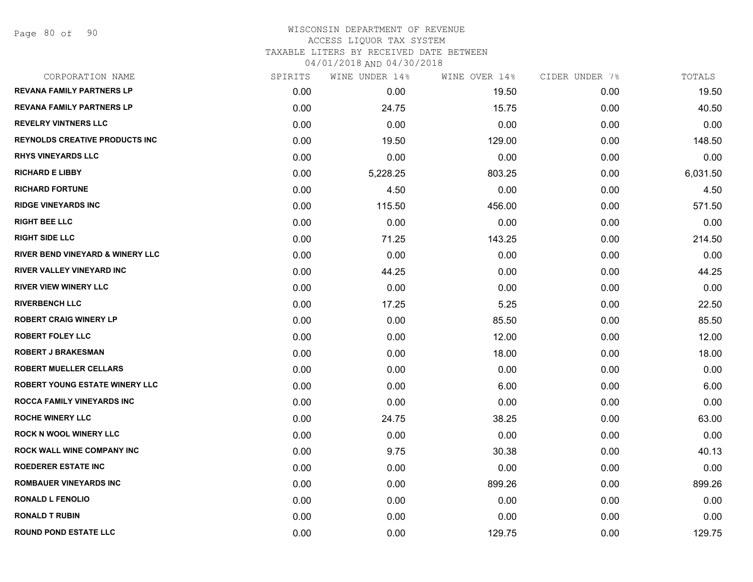# WISCONSIN DEPARTMENT OF REVENUE
## ACCESS LIQUOR TAX SYSTEM
### TAXABLE LITERS BY RECEIVED DATE BETWEEN 04/01/2018 AND 04/30/2018

| CORPORATION NAME | SPIRITS | WINE UNDER 14% | WINE OVER 14% | CIDER UNDER 7% | TOTALS |
|---|---|---|---|---|---|
| REVANA FAMILY PARTNERS LP | 0.00 | 0.00 | 19.50 | 0.00 | 19.50 |
| REVANA FAMILY PARTNERS LP | 0.00 | 24.75 | 15.75 | 0.00 | 40.50 |
| REVELRY VINTNERS LLC | 0.00 | 0.00 | 0.00 | 0.00 | 0.00 |
| REYNOLDS CREATIVE PRODUCTS INC | 0.00 | 19.50 | 129.00 | 0.00 | 148.50 |
| RHYS VINEYARDS LLC | 0.00 | 0.00 | 0.00 | 0.00 | 0.00 |
| RICHARD E LIBBY | 0.00 | 5,228.25 | 803.25 | 0.00 | 6,031.50 |
| RICHARD FORTUNE | 0.00 | 4.50 | 0.00 | 0.00 | 4.50 |
| RIDGE VINEYARDS INC | 0.00 | 115.50 | 456.00 | 0.00 | 571.50 |
| RIGHT BEE LLC | 0.00 | 0.00 | 0.00 | 0.00 | 0.00 |
| RIGHT SIDE LLC | 0.00 | 71.25 | 143.25 | 0.00 | 214.50 |
| RIVER BEND VINEYARD & WINERY LLC | 0.00 | 0.00 | 0.00 | 0.00 | 0.00 |
| RIVER VALLEY VINEYARD INC | 0.00 | 44.25 | 0.00 | 0.00 | 44.25 |
| RIVER VIEW WINERY LLC | 0.00 | 0.00 | 0.00 | 0.00 | 0.00 |
| RIVERBENCH LLC | 0.00 | 17.25 | 5.25 | 0.00 | 22.50 |
| ROBERT CRAIG WINERY LP | 0.00 | 0.00 | 85.50 | 0.00 | 85.50 |
| ROBERT FOLEY LLC | 0.00 | 0.00 | 12.00 | 0.00 | 12.00 |
| ROBERT J BRAKESMAN | 0.00 | 0.00 | 18.00 | 0.00 | 18.00 |
| ROBERT MUELLER CELLARS | 0.00 | 0.00 | 0.00 | 0.00 | 0.00 |
| ROBERT YOUNG ESTATE WINERY LLC | 0.00 | 0.00 | 6.00 | 0.00 | 6.00 |
| ROCCA FAMILY VINEYARDS INC | 0.00 | 0.00 | 0.00 | 0.00 | 0.00 |
| ROCHE WINERY LLC | 0.00 | 24.75 | 38.25 | 0.00 | 63.00 |
| ROCK N WOOL WINERY LLC | 0.00 | 0.00 | 0.00 | 0.00 | 0.00 |
| ROCK WALL WINE COMPANY INC | 0.00 | 9.75 | 30.38 | 0.00 | 40.13 |
| ROEDERER ESTATE INC | 0.00 | 0.00 | 0.00 | 0.00 | 0.00 |
| ROMBAUER VINEYARDS INC | 0.00 | 0.00 | 899.26 | 0.00 | 899.26 |
| RONALD L FENOLIO | 0.00 | 0.00 | 0.00 | 0.00 | 0.00 |
| RONALD T RUBIN | 0.00 | 0.00 | 0.00 | 0.00 | 0.00 |
| ROUND POND ESTATE LLC | 0.00 | 0.00 | 129.75 | 0.00 | 129.75 |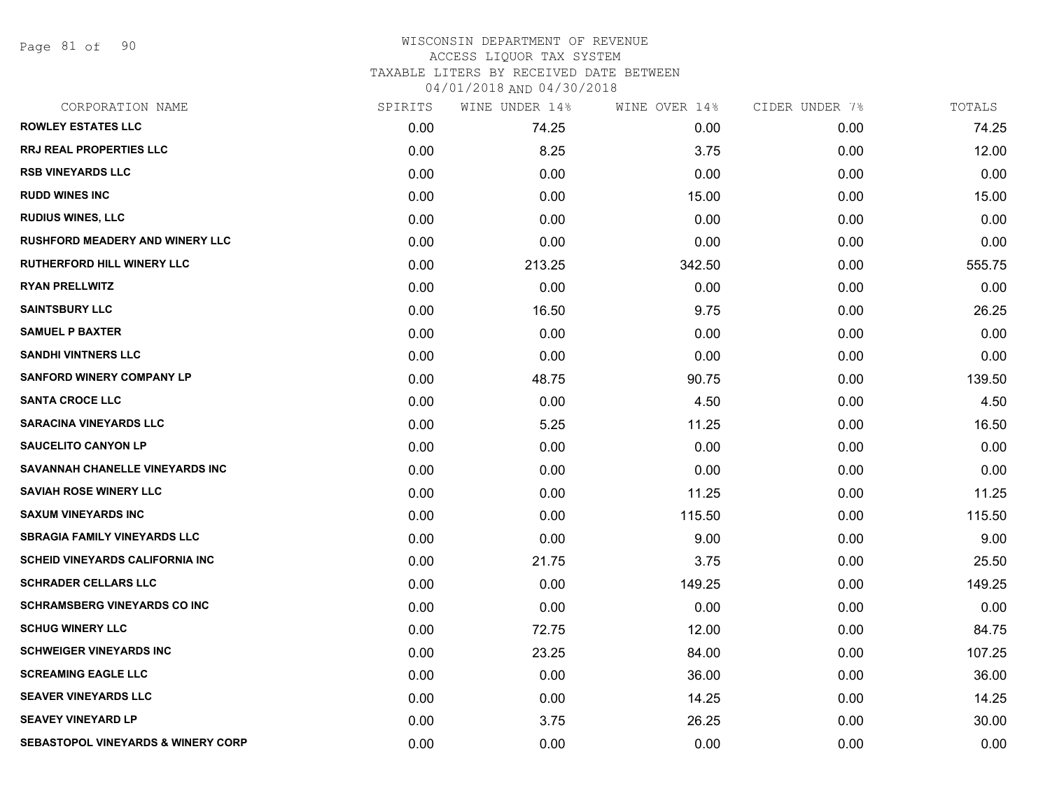WISCONSIN DEPARTMENT OF REVENUE
ACCESS LIQUOR TAX SYSTEM
TAXABLE LITERS BY RECEIVED DATE BETWEEN
04/01/2018 AND 04/30/2018

| CORPORATION NAME | SPIRITS | WINE UNDER 14% | WINE OVER 14% | CIDER UNDER 7% | TOTALS |
|---|---|---|---|---|---|
| ROWLEY ESTATES LLC | 0.00 | 74.25 | 0.00 | 0.00 | 74.25 |
| RRJ REAL PROPERTIES LLC | 0.00 | 8.25 | 3.75 | 0.00 | 12.00 |
| RSB VINEYARDS LLC | 0.00 | 0.00 | 0.00 | 0.00 | 0.00 |
| RUDD WINES INC | 0.00 | 0.00 | 15.00 | 0.00 | 15.00 |
| RUDIUS WINES, LLC | 0.00 | 0.00 | 0.00 | 0.00 | 0.00 |
| RUSHFORD MEADERY AND WINERY LLC | 0.00 | 0.00 | 0.00 | 0.00 | 0.00 |
| RUTHERFORD HILL WINERY LLC | 0.00 | 213.25 | 342.50 | 0.00 | 555.75 |
| RYAN PRELLWITZ | 0.00 | 0.00 | 0.00 | 0.00 | 0.00 |
| SAINTSBURY LLC | 0.00 | 16.50 | 9.75 | 0.00 | 26.25 |
| SAMUEL P BAXTER | 0.00 | 0.00 | 0.00 | 0.00 | 0.00 |
| SANDHI VINTNERS LLC | 0.00 | 0.00 | 0.00 | 0.00 | 0.00 |
| SANFORD WINERY COMPANY LP | 0.00 | 48.75 | 90.75 | 0.00 | 139.50 |
| SANTA CROCE LLC | 0.00 | 0.00 | 4.50 | 0.00 | 4.50 |
| SARACINA VINEYARDS LLC | 0.00 | 5.25 | 11.25 | 0.00 | 16.50 |
| SAUCELITO CANYON LP | 0.00 | 0.00 | 0.00 | 0.00 | 0.00 |
| SAVANNAH CHANELLE VINEYARDS INC | 0.00 | 0.00 | 0.00 | 0.00 | 0.00 |
| SAVIAH ROSE WINERY LLC | 0.00 | 0.00 | 11.25 | 0.00 | 11.25 |
| SAXUM VINEYARDS INC | 0.00 | 0.00 | 115.50 | 0.00 | 115.50 |
| SBRAGIA FAMILY VINEYARDS LLC | 0.00 | 0.00 | 9.00 | 0.00 | 9.00 |
| SCHEID VINEYARDS CALIFORNIA INC | 0.00 | 21.75 | 3.75 | 0.00 | 25.50 |
| SCHRADER CELLARS LLC | 0.00 | 0.00 | 149.25 | 0.00 | 149.25 |
| SCHRAMSBERG VINEYARDS CO INC | 0.00 | 0.00 | 0.00 | 0.00 | 0.00 |
| SCHUG WINERY LLC | 0.00 | 72.75 | 12.00 | 0.00 | 84.75 |
| SCHWEIGER VINEYARDS INC | 0.00 | 23.25 | 84.00 | 0.00 | 107.25 |
| SCREAMING EAGLE LLC | 0.00 | 0.00 | 36.00 | 0.00 | 36.00 |
| SEAVER VINEYARDS LLC | 0.00 | 0.00 | 14.25 | 0.00 | 14.25 |
| SEAVEY VINEYARD LP | 0.00 | 3.75 | 26.25 | 0.00 | 30.00 |
| SEBASTOPOL VINEYARDS & WINERY CORP | 0.00 | 0.00 | 0.00 | 0.00 | 0.00 |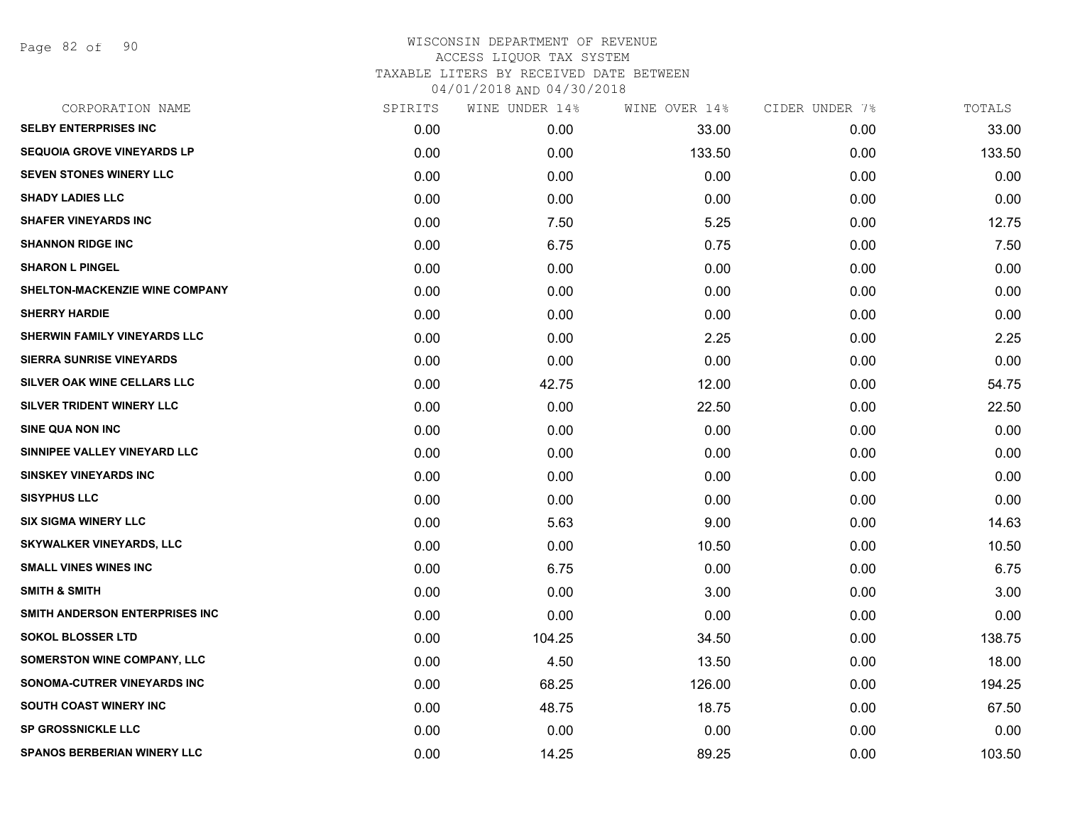# WISCONSIN DEPARTMENT OF REVENUE
## ACCESS LIQUOR TAX SYSTEM
## TAXABLE LITERS BY RECEIVED DATE BETWEEN 04/01/2018 AND 04/30/2018

| CORPORATION NAME | SPIRITS | WINE UNDER 14% | WINE OVER 14% | CIDER UNDER 7% | TOTALS |
|---|---|---|---|---|---|
| SELBY ENTERPRISES INC | 0.00 | 0.00 | 33.00 | 0.00 | 33.00 |
| SEQUOIA GROVE VINEYARDS LP | 0.00 | 0.00 | 133.50 | 0.00 | 133.50 |
| SEVEN STONES WINERY LLC | 0.00 | 0.00 | 0.00 | 0.00 | 0.00 |
| SHADY LADIES LLC | 0.00 | 0.00 | 0.00 | 0.00 | 0.00 |
| SHAFER VINEYARDS INC | 0.00 | 7.50 | 5.25 | 0.00 | 12.75 |
| SHANNON RIDGE INC | 0.00 | 6.75 | 0.75 | 0.00 | 7.50 |
| SHARON L PINGEL | 0.00 | 0.00 | 0.00 | 0.00 | 0.00 |
| SHELTON-MACKENZIE WINE COMPANY | 0.00 | 0.00 | 0.00 | 0.00 | 0.00 |
| SHERRY HARDIE | 0.00 | 0.00 | 0.00 | 0.00 | 0.00 |
| SHERWIN FAMILY VINEYARDS LLC | 0.00 | 0.00 | 2.25 | 0.00 | 2.25 |
| SIERRA SUNRISE VINEYARDS | 0.00 | 0.00 | 0.00 | 0.00 | 0.00 |
| SILVER OAK WINE CELLARS LLC | 0.00 | 42.75 | 12.00 | 0.00 | 54.75 |
| SILVER TRIDENT WINERY LLC | 0.00 | 0.00 | 22.50 | 0.00 | 22.50 |
| SINE QUA NON INC | 0.00 | 0.00 | 0.00 | 0.00 | 0.00 |
| SINNIPEE VALLEY VINEYARD LLC | 0.00 | 0.00 | 0.00 | 0.00 | 0.00 |
| SINSKEY VINEYARDS INC | 0.00 | 0.00 | 0.00 | 0.00 | 0.00 |
| SISYPHUS LLC | 0.00 | 0.00 | 0.00 | 0.00 | 0.00 |
| SIX SIGMA WINERY LLC | 0.00 | 5.63 | 9.00 | 0.00 | 14.63 |
| SKYWALKER VINEYARDS, LLC | 0.00 | 0.00 | 10.50 | 0.00 | 10.50 |
| SMALL VINES WINES INC | 0.00 | 6.75 | 0.00 | 0.00 | 6.75 |
| SMITH & SMITH | 0.00 | 0.00 | 3.00 | 0.00 | 3.00 |
| SMITH ANDERSON ENTERPRISES INC | 0.00 | 0.00 | 0.00 | 0.00 | 0.00 |
| SOKOL BLOSSER LTD | 0.00 | 104.25 | 34.50 | 0.00 | 138.75 |
| SOMERSTON WINE COMPANY, LLC | 0.00 | 4.50 | 13.50 | 0.00 | 18.00 |
| SONOMA-CUTRER VINEYARDS INC | 0.00 | 68.25 | 126.00 | 0.00 | 194.25 |
| SOUTH COAST WINERY INC | 0.00 | 48.75 | 18.75 | 0.00 | 67.50 |
| SP GROSSNICKLE LLC | 0.00 | 0.00 | 0.00 | 0.00 | 0.00 |
| SPANOS BERBERIAN WINERY LLC | 0.00 | 14.25 | 89.25 | 0.00 | 103.50 |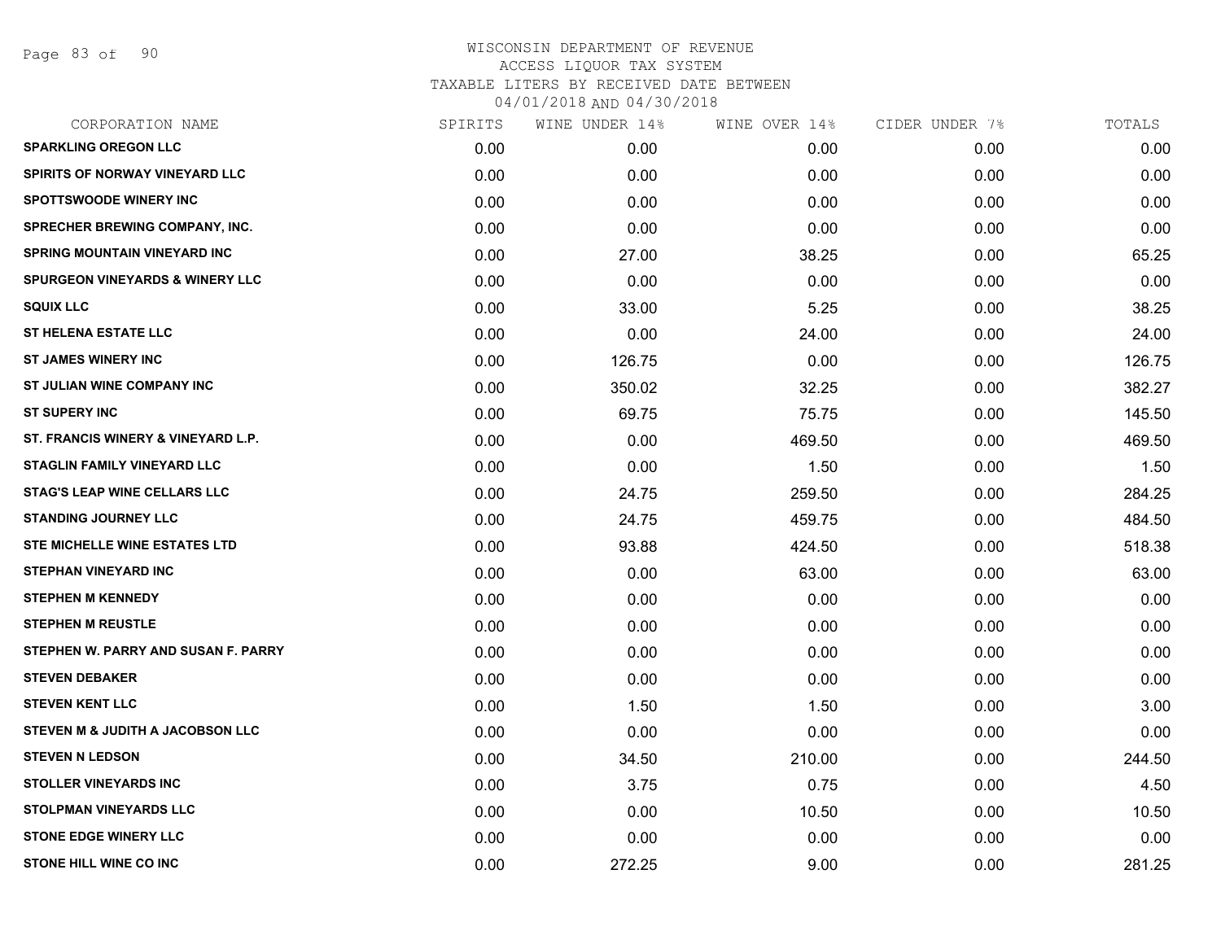# WISCONSIN DEPARTMENT OF REVENUE
## ACCESS LIQUOR TAX SYSTEM
## TAXABLE LITERS BY RECEIVED DATE BETWEEN 04/01/2018 AND 04/30/2018

| CORPORATION NAME | SPIRITS | WINE UNDER 14% | WINE OVER 14% | CIDER UNDER 7% | TOTALS |
|---|---|---|---|---|---|
| SPARKLING OREGON LLC | 0.00 | 0.00 | 0.00 | 0.00 | 0.00 |
| SPIRITS OF NORWAY VINEYARD LLC | 0.00 | 0.00 | 0.00 | 0.00 | 0.00 |
| SPOTTSWOODE WINERY INC | 0.00 | 0.00 | 0.00 | 0.00 | 0.00 |
| SPRECHER BREWING COMPANY, INC. | 0.00 | 0.00 | 0.00 | 0.00 | 0.00 |
| SPRING MOUNTAIN VINEYARD INC | 0.00 | 27.00 | 38.25 | 0.00 | 65.25 |
| SPURGEON VINEYARDS & WINERY LLC | 0.00 | 0.00 | 0.00 | 0.00 | 0.00 |
| SQUIX LLC | 0.00 | 33.00 | 5.25 | 0.00 | 38.25 |
| ST HELENA ESTATE LLC | 0.00 | 0.00 | 24.00 | 0.00 | 24.00 |
| ST JAMES WINERY INC | 0.00 | 126.75 | 0.00 | 0.00 | 126.75 |
| ST JULIAN WINE COMPANY INC | 0.00 | 350.02 | 32.25 | 0.00 | 382.27 |
| ST SUPERY INC | 0.00 | 69.75 | 75.75 | 0.00 | 145.50 |
| ST. FRANCIS WINERY & VINEYARD L.P. | 0.00 | 0.00 | 469.50 | 0.00 | 469.50 |
| STAGLIN FAMILY VINEYARD LLC | 0.00 | 0.00 | 1.50 | 0.00 | 1.50 |
| STAG'S LEAP WINE CELLARS LLC | 0.00 | 24.75 | 259.50 | 0.00 | 284.25 |
| STANDING JOURNEY LLC | 0.00 | 24.75 | 459.75 | 0.00 | 484.50 |
| STE MICHELLE WINE ESTATES LTD | 0.00 | 93.88 | 424.50 | 0.00 | 518.38 |
| STEPHAN VINEYARD INC | 0.00 | 0.00 | 63.00 | 0.00 | 63.00 |
| STEPHEN M KENNEDY | 0.00 | 0.00 | 0.00 | 0.00 | 0.00 |
| STEPHEN M REUSTLE | 0.00 | 0.00 | 0.00 | 0.00 | 0.00 |
| STEPHEN W. PARRY AND SUSAN F. PARRY | 0.00 | 0.00 | 0.00 | 0.00 | 0.00 |
| STEVEN DEBAKER | 0.00 | 0.00 | 0.00 | 0.00 | 0.00 |
| STEVEN KENT LLC | 0.00 | 1.50 | 1.50 | 0.00 | 3.00 |
| STEVEN M & JUDITH A JACOBSON LLC | 0.00 | 0.00 | 0.00 | 0.00 | 0.00 |
| STEVEN N LEDSON | 0.00 | 34.50 | 210.00 | 0.00 | 244.50 |
| STOLLER VINEYARDS INC | 0.00 | 3.75 | 0.75 | 0.00 | 4.50 |
| STOLPMAN VINEYARDS LLC | 0.00 | 0.00 | 10.50 | 0.00 | 10.50 |
| STONE EDGE WINERY LLC | 0.00 | 0.00 | 0.00 | 0.00 | 0.00 |
| STONE HILL WINE CO INC | 0.00 | 272.25 | 9.00 | 0.00 | 281.25 |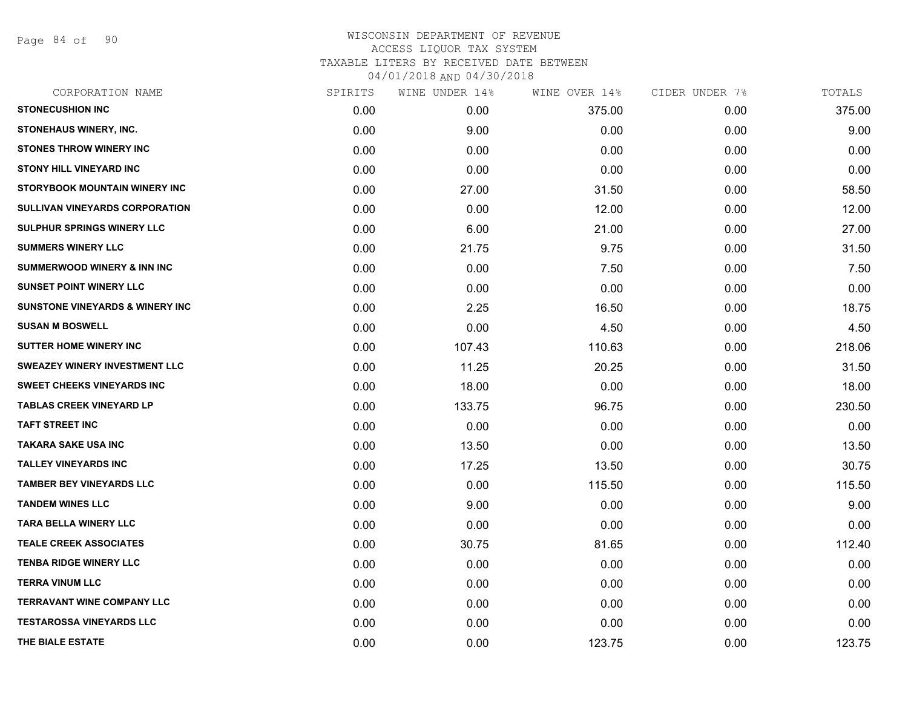WISCONSIN DEPARTMENT OF REVENUE
ACCESS LIQUOR TAX SYSTEM
TAXABLE LITERS BY RECEIVED DATE BETWEEN
04/01/2018 AND 04/30/2018

| CORPORATION NAME | SPIRITS | WINE UNDER 14% | WINE OVER 14% | CIDER UNDER 7% | TOTALS |
|---|---|---|---|---|---|
| STONECUSHION INC | 0.00 | 0.00 | 375.00 | 0.00 | 375.00 |
| STONEHAUS WINERY, INC. | 0.00 | 9.00 | 0.00 | 0.00 | 9.00 |
| STONES THROW WINERY INC | 0.00 | 0.00 | 0.00 | 0.00 | 0.00 |
| STONY HILL VINEYARD INC | 0.00 | 0.00 | 0.00 | 0.00 | 0.00 |
| STORYBOOK MOUNTAIN WINERY INC | 0.00 | 27.00 | 31.50 | 0.00 | 58.50 |
| SULLIVAN VINEYARDS CORPORATION | 0.00 | 0.00 | 12.00 | 0.00 | 12.00 |
| SULPHUR SPRINGS WINERY LLC | 0.00 | 6.00 | 21.00 | 0.00 | 27.00 |
| SUMMERS WINERY LLC | 0.00 | 21.75 | 9.75 | 0.00 | 31.50 |
| SUMMERWOOD WINERY & INN INC | 0.00 | 0.00 | 7.50 | 0.00 | 7.50 |
| SUNSET POINT WINERY LLC | 0.00 | 0.00 | 0.00 | 0.00 | 0.00 |
| SUNSTONE VINEYARDS & WINERY INC | 0.00 | 2.25 | 16.50 | 0.00 | 18.75 |
| SUSAN M BOSWELL | 0.00 | 0.00 | 4.50 | 0.00 | 4.50 |
| SUTTER HOME WINERY INC | 0.00 | 107.43 | 110.63 | 0.00 | 218.06 |
| SWEAZEY WINERY INVESTMENT LLC | 0.00 | 11.25 | 20.25 | 0.00 | 31.50 |
| SWEET CHEEKS VINEYARDS INC | 0.00 | 18.00 | 0.00 | 0.00 | 18.00 |
| TABLAS CREEK VINEYARD LP | 0.00 | 133.75 | 96.75 | 0.00 | 230.50 |
| TAFT STREET INC | 0.00 | 0.00 | 0.00 | 0.00 | 0.00 |
| TAKARA SAKE USA INC | 0.00 | 13.50 | 0.00 | 0.00 | 13.50 |
| TALLEY VINEYARDS INC | 0.00 | 17.25 | 13.50 | 0.00 | 30.75 |
| TAMBER BEY VINEYARDS LLC | 0.00 | 0.00 | 115.50 | 0.00 | 115.50 |
| TANDEM WINES LLC | 0.00 | 9.00 | 0.00 | 0.00 | 9.00 |
| TARA BELLA WINERY LLC | 0.00 | 0.00 | 0.00 | 0.00 | 0.00 |
| TEALE CREEK ASSOCIATES | 0.00 | 30.75 | 81.65 | 0.00 | 112.40 |
| TENBA RIDGE WINERY LLC | 0.00 | 0.00 | 0.00 | 0.00 | 0.00 |
| TERRA VINUM LLC | 0.00 | 0.00 | 0.00 | 0.00 | 0.00 |
| TERRAVANT WINE COMPANY LLC | 0.00 | 0.00 | 0.00 | 0.00 | 0.00 |
| TESTAROSSA VINEYARDS LLC | 0.00 | 0.00 | 0.00 | 0.00 | 0.00 |
| THE BIALE ESTATE | 0.00 | 0.00 | 123.75 | 0.00 | 123.75 |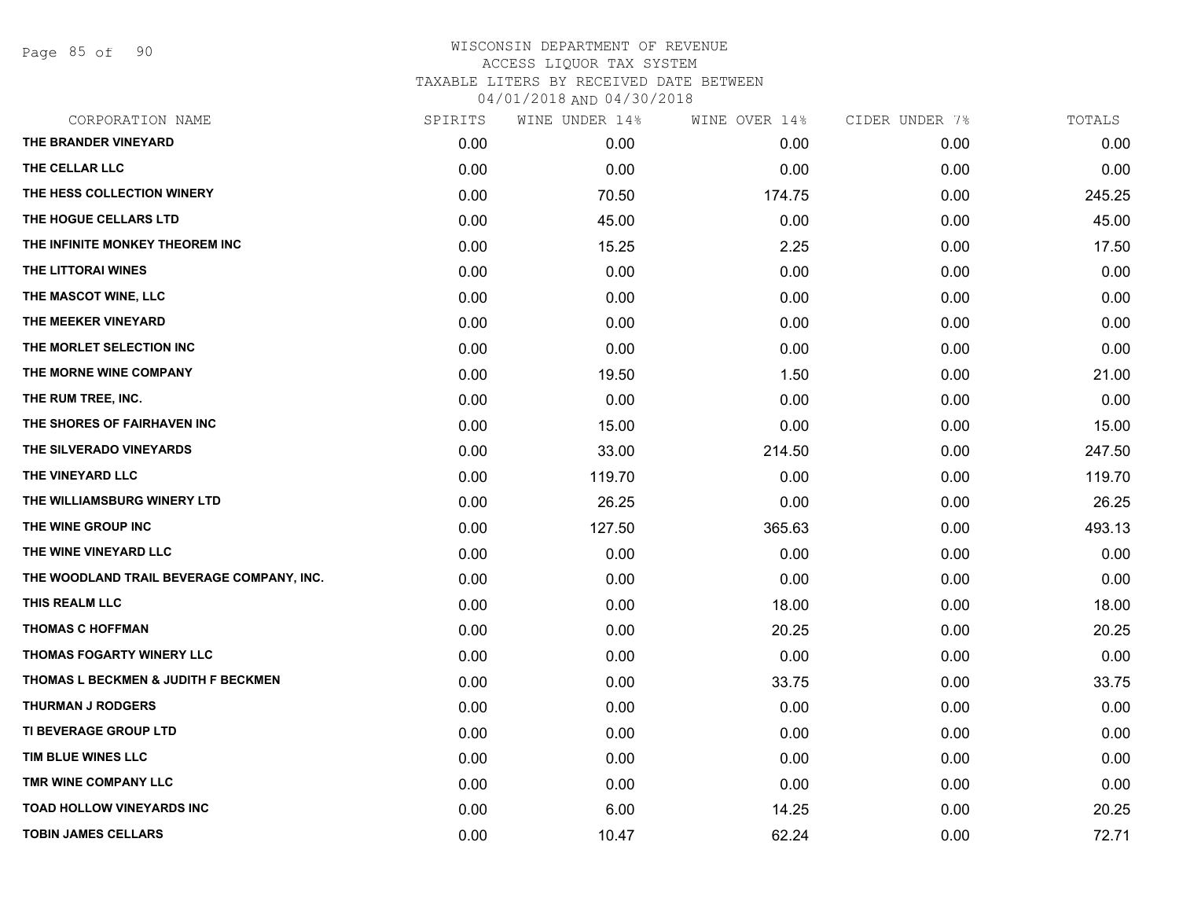# WISCONSIN DEPARTMENT OF REVENUE
ACCESS LIQUOR TAX SYSTEM
TAXABLE LITERS BY RECEIVED DATE BETWEEN
04/01/2018 AND 04/30/2018

| CORPORATION NAME | SPIRITS | WINE UNDER 14% | WINE OVER 14% | CIDER UNDER 7% | TOTALS |
|---|---|---|---|---|---|
| THE BRANDER VINEYARD | 0.00 | 0.00 | 0.00 | 0.00 | 0.00 |
| THE CELLAR LLC | 0.00 | 0.00 | 0.00 | 0.00 | 0.00 |
| THE HESS COLLECTION WINERY | 0.00 | 70.50 | 174.75 | 0.00 | 245.25 |
| THE HOGUE CELLARS LTD | 0.00 | 45.00 | 0.00 | 0.00 | 45.00 |
| THE INFINITE MONKEY THEOREM INC | 0.00 | 15.25 | 2.25 | 0.00 | 17.50 |
| THE LITTORAI WINES | 0.00 | 0.00 | 0.00 | 0.00 | 0.00 |
| THE MASCOT WINE, LLC | 0.00 | 0.00 | 0.00 | 0.00 | 0.00 |
| THE MEEKER VINEYARD | 0.00 | 0.00 | 0.00 | 0.00 | 0.00 |
| THE MORLET SELECTION INC | 0.00 | 0.00 | 0.00 | 0.00 | 0.00 |
| THE MORNE WINE COMPANY | 0.00 | 19.50 | 1.50 | 0.00 | 21.00 |
| THE RUM TREE, INC. | 0.00 | 0.00 | 0.00 | 0.00 | 0.00 |
| THE SHORES OF FAIRHAVEN INC | 0.00 | 15.00 | 0.00 | 0.00 | 15.00 |
| THE SILVERADO VINEYARDS | 0.00 | 33.00 | 214.50 | 0.00 | 247.50 |
| THE VINEYARD LLC | 0.00 | 119.70 | 0.00 | 0.00 | 119.70 |
| THE WILLIAMSBURG WINERY LTD | 0.00 | 26.25 | 0.00 | 0.00 | 26.25 |
| THE WINE GROUP INC | 0.00 | 127.50 | 365.63 | 0.00 | 493.13 |
| THE WINE VINEYARD LLC | 0.00 | 0.00 | 0.00 | 0.00 | 0.00 |
| THE WOODLAND TRAIL BEVERAGE COMPANY, INC. | 0.00 | 0.00 | 0.00 | 0.00 | 0.00 |
| THIS REALM LLC | 0.00 | 0.00 | 18.00 | 0.00 | 18.00 |
| THOMAS C HOFFMAN | 0.00 | 0.00 | 20.25 | 0.00 | 20.25 |
| THOMAS FOGARTY WINERY LLC | 0.00 | 0.00 | 0.00 | 0.00 | 0.00 |
| THOMAS L BECKMEN & JUDITH F BECKMEN | 0.00 | 0.00 | 33.75 | 0.00 | 33.75 |
| THURMAN J RODGERS | 0.00 | 0.00 | 0.00 | 0.00 | 0.00 |
| TI BEVERAGE GROUP LTD | 0.00 | 0.00 | 0.00 | 0.00 | 0.00 |
| TIM BLUE WINES LLC | 0.00 | 0.00 | 0.00 | 0.00 | 0.00 |
| TMR WINE COMPANY LLC | 0.00 | 0.00 | 0.00 | 0.00 | 0.00 |
| TOAD HOLLOW VINEYARDS INC | 0.00 | 6.00 | 14.25 | 0.00 | 20.25 |
| TOBIN JAMES CELLARS | 0.00 | 10.47 | 62.24 | 0.00 | 72.71 |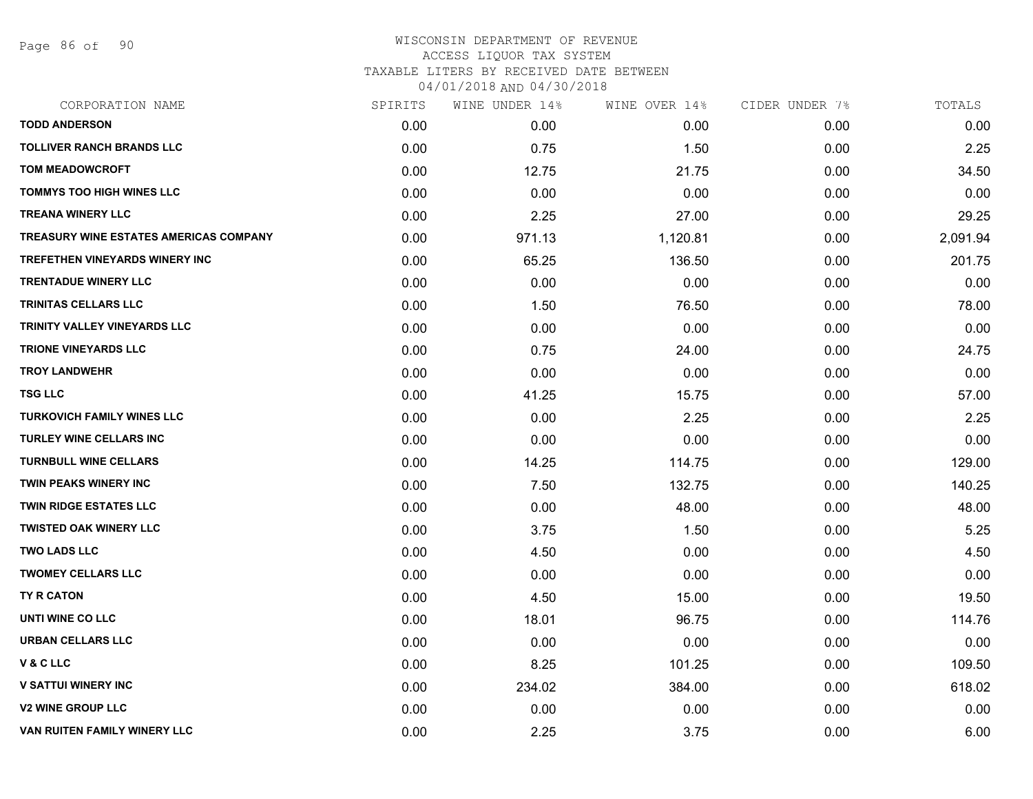# WISCONSIN DEPARTMENT OF REVENUE
ACCESS LIQUOR TAX SYSTEM
TAXABLE LITERS BY RECEIVED DATE BETWEEN
04/01/2018 AND 04/30/2018

| CORPORATION NAME | SPIRITS | WINE UNDER 14% | WINE OVER 14% | CIDER UNDER 7% | TOTALS |
|---|---|---|---|---|---|
| **TODD ANDERSON** | 0.00 | 0.00 | 0.00 | 0.00 | 0.00 |
| **TOLLIVER RANCH BRANDS LLC** | 0.00 | 0.75 | 1.50 | 0.00 | 2.25 |
| **TOM MEADOWCROFT** | 0.00 | 12.75 | 21.75 | 0.00 | 34.50 |
| **TOMMYS TOO HIGH WINES LLC** | 0.00 | 0.00 | 0.00 | 0.00 | 0.00 |
| **TREANA WINERY LLC** | 0.00 | 2.25 | 27.00 | 0.00 | 29.25 |
| **TREASURY WINE ESTATES AMERICAS COMPANY** | 0.00 | 971.13 | 1,120.81 | 0.00 | 2,091.94 |
| **TREFETHEN VINEYARDS WINERY INC** | 0.00 | 65.25 | 136.50 | 0.00 | 201.75 |
| **TRENTADUE WINERY LLC** | 0.00 | 0.00 | 0.00 | 0.00 | 0.00 |
| **TRINITAS CELLARS LLC** | 0.00 | 1.50 | 76.50 | 0.00 | 78.00 |
| **TRINITY VALLEY VINEYARDS LLC** | 0.00 | 0.00 | 0.00 | 0.00 | 0.00 |
| **TRIONE VINEYARDS LLC** | 0.00 | 0.75 | 24.00 | 0.00 | 24.75 |
| **TROY LANDWEHR** | 0.00 | 0.00 | 0.00 | 0.00 | 0.00 |
| **TSG LLC** | 0.00 | 41.25 | 15.75 | 0.00 | 57.00 |
| **TURKOVICH FAMILY WINES LLC** | 0.00 | 0.00 | 2.25 | 0.00 | 2.25 |
| **TURLEY WINE CELLARS INC** | 0.00 | 0.00 | 0.00 | 0.00 | 0.00 |
| **TURNBULL WINE CELLARS** | 0.00 | 14.25 | 114.75 | 0.00 | 129.00 |
| **TWIN PEAKS WINERY INC** | 0.00 | 7.50 | 132.75 | 0.00 | 140.25 |
| **TWIN RIDGE ESTATES LLC** | 0.00 | 0.00 | 48.00 | 0.00 | 48.00 |
| **TWISTED OAK WINERY LLC** | 0.00 | 3.75 | 1.50 | 0.00 | 5.25 |
| **TWO LADS LLC** | 0.00 | 4.50 | 0.00 | 0.00 | 4.50 |
| **TWOMEY CELLARS LLC** | 0.00 | 0.00 | 0.00 | 0.00 | 0.00 |
| **TY R CATON** | 0.00 | 4.50 | 15.00 | 0.00 | 19.50 |
| **UNTI WINE CO LLC** | 0.00 | 18.01 | 96.75 | 0.00 | 114.76 |
| **URBAN CELLARS LLC** | 0.00 | 0.00 | 0.00 | 0.00 | 0.00 |
| **V & C LLC** | 0.00 | 8.25 | 101.25 | 0.00 | 109.50 |
| **V SATTUI WINERY INC** | 0.00 | 234.02 | 384.00 | 0.00 | 618.02 |
| **V2 WINE GROUP LLC** | 0.00 | 0.00 | 0.00 | 0.00 | 0.00 |
| **VAN RUITEN FAMILY WINERY LLC** | 0.00 | 2.25 | 3.75 | 0.00 | 6.00 |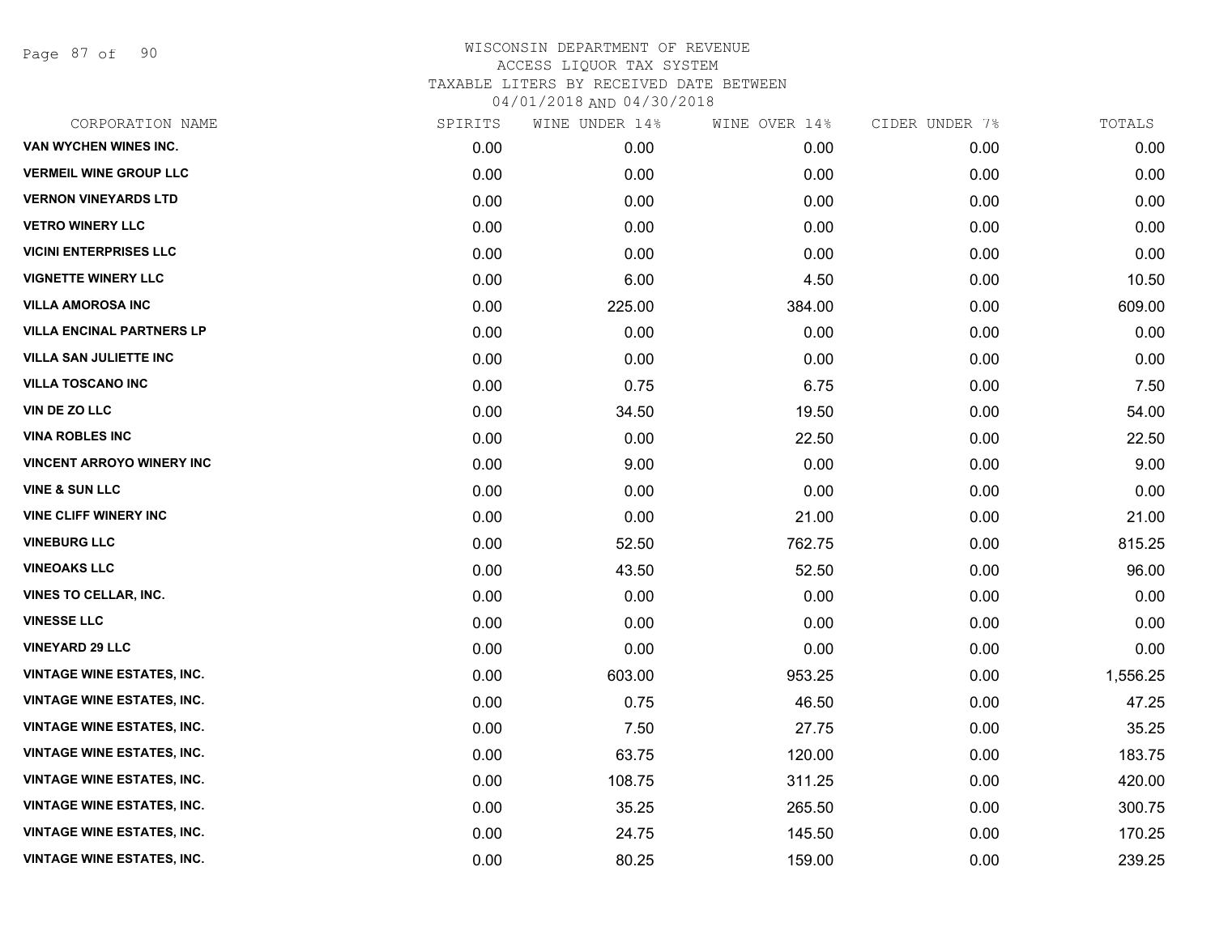# WISCONSIN DEPARTMENT OF REVENUE
## ACCESS LIQUOR TAX SYSTEM
### TAXABLE LITERS BY RECEIVED DATE BETWEEN 04/01/2018 AND 04/30/2018

| CORPORATION NAME | SPIRITS | WINE UNDER 14% | WINE OVER 14% | CIDER UNDER 7% | TOTALS |
|---|---|---|---|---|---|
| VAN WYCHEN WINES INC. | 0.00 | 0.00 | 0.00 | 0.00 | 0.00 |
| VERMEIL WINE GROUP LLC | 0.00 | 0.00 | 0.00 | 0.00 | 0.00 |
| VERNON VINEYARDS LTD | 0.00 | 0.00 | 0.00 | 0.00 | 0.00 |
| VETRO WINERY LLC | 0.00 | 0.00 | 0.00 | 0.00 | 0.00 |
| VICINI ENTERPRISES LLC | 0.00 | 0.00 | 0.00 | 0.00 | 0.00 |
| VIGNETTE WINERY LLC | 0.00 | 6.00 | 4.50 | 0.00 | 10.50 |
| VILLA AMOROSA INC | 0.00 | 225.00 | 384.00 | 0.00 | 609.00 |
| VILLA ENCINAL PARTNERS LP | 0.00 | 0.00 | 0.00 | 0.00 | 0.00 |
| VILLA SAN JULIETTE INC | 0.00 | 0.00 | 0.00 | 0.00 | 0.00 |
| VILLA TOSCANO INC | 0.00 | 0.75 | 6.75 | 0.00 | 7.50 |
| VIN DE ZO LLC | 0.00 | 34.50 | 19.50 | 0.00 | 54.00 |
| VINA ROBLES INC | 0.00 | 0.00 | 22.50 | 0.00 | 22.50 |
| VINCENT ARROYO WINERY INC | 0.00 | 9.00 | 0.00 | 0.00 | 9.00 |
| VINE & SUN LLC | 0.00 | 0.00 | 0.00 | 0.00 | 0.00 |
| VINE CLIFF WINERY INC | 0.00 | 0.00 | 21.00 | 0.00 | 21.00 |
| VINEBURG LLC | 0.00 | 52.50 | 762.75 | 0.00 | 815.25 |
| VINEOAKS LLC | 0.00 | 43.50 | 52.50 | 0.00 | 96.00 |
| VINES TO CELLAR, INC. | 0.00 | 0.00 | 0.00 | 0.00 | 0.00 |
| VINESSE LLC | 0.00 | 0.00 | 0.00 | 0.00 | 0.00 |
| VINEYARD 29 LLC | 0.00 | 0.00 | 0.00 | 0.00 | 0.00 |
| VINTAGE WINE ESTATES, INC. | 0.00 | 603.00 | 953.25 | 0.00 | 1,556.25 |
| VINTAGE WINE ESTATES, INC. | 0.00 | 0.75 | 46.50 | 0.00 | 47.25 |
| VINTAGE WINE ESTATES, INC. | 0.00 | 7.50 | 27.75 | 0.00 | 35.25 |
| VINTAGE WINE ESTATES, INC. | 0.00 | 63.75 | 120.00 | 0.00 | 183.75 |
| VINTAGE WINE ESTATES, INC. | 0.00 | 108.75 | 311.25 | 0.00 | 420.00 |
| VINTAGE WINE ESTATES, INC. | 0.00 | 35.25 | 265.50 | 0.00 | 300.75 |
| VINTAGE WINE ESTATES, INC. | 0.00 | 24.75 | 145.50 | 0.00 | 170.25 |
| VINTAGE WINE ESTATES, INC. | 0.00 | 80.25 | 159.00 | 0.00 | 239.25 |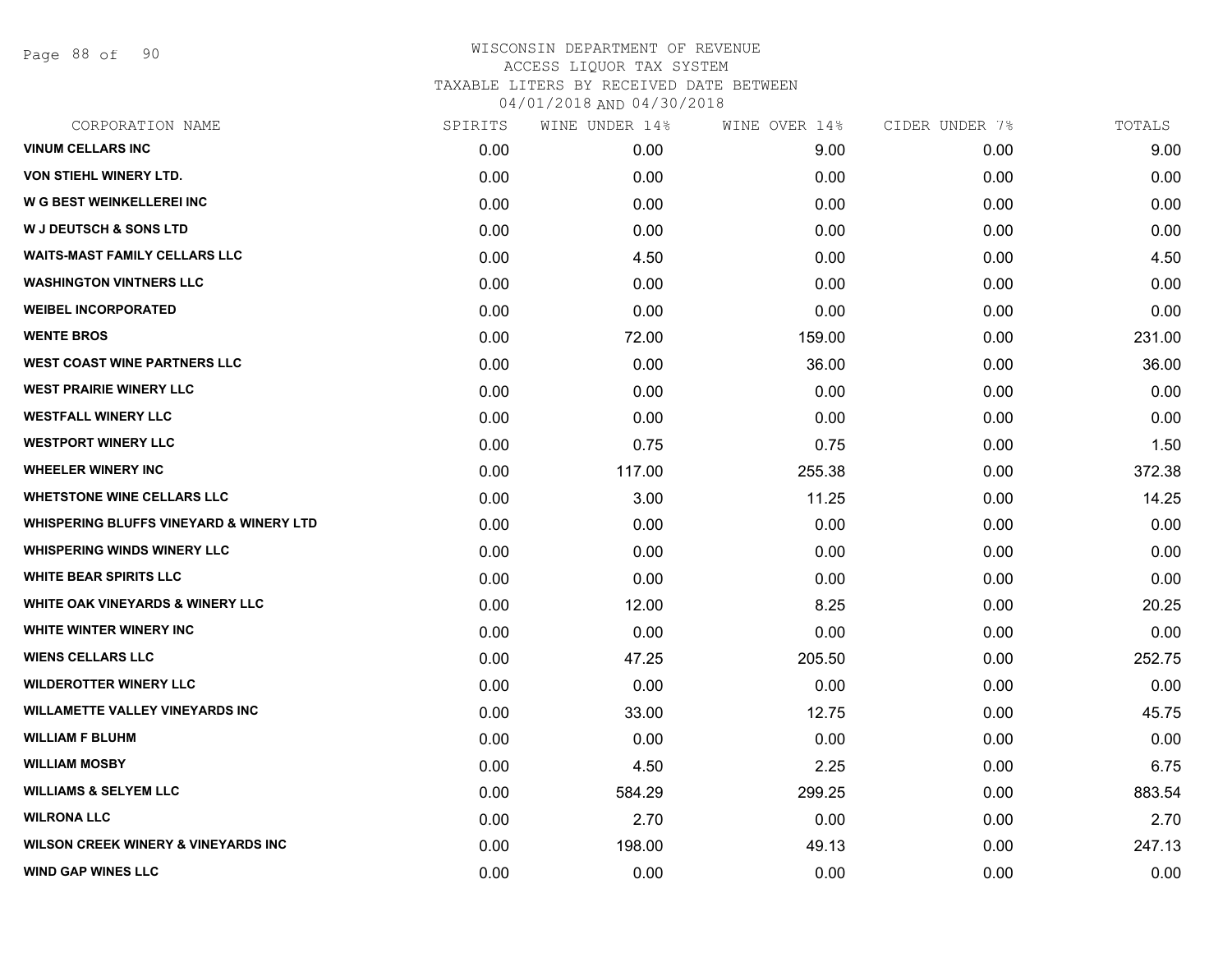WISCONSIN DEPARTMENT OF REVENUE
ACCESS LIQUOR TAX SYSTEM
TAXABLE LITERS BY RECEIVED DATE BETWEEN
04/01/2018 AND 04/30/2018

| CORPORATION NAME | SPIRITS | WINE UNDER 14% | WINE OVER 14% | CIDER UNDER 7% | TOTALS |
|---|---|---|---|---|---|
| **VINUM CELLARS INC** | 0.00 | 0.00 | 9.00 | 0.00 | 9.00 |
| **VON STIEHL WINERY LTD.** | 0.00 | 0.00 | 0.00 | 0.00 | 0.00 |
| **W G BEST WEINKELLEREI INC** | 0.00 | 0.00 | 0.00 | 0.00 | 0.00 |
| **W J DEUTSCH & SONS LTD** | 0.00 | 0.00 | 0.00 | 0.00 | 0.00 |
| **WAITS-MAST FAMILY CELLARS LLC** | 0.00 | 4.50 | 0.00 | 0.00 | 4.50 |
| **WASHINGTON VINTNERS LLC** | 0.00 | 0.00 | 0.00 | 0.00 | 0.00 |
| **WEIBEL INCORPORATED** | 0.00 | 0.00 | 0.00 | 0.00 | 0.00 |
| **WENTE BROS** | 0.00 | 72.00 | 159.00 | 0.00 | 231.00 |
| **WEST COAST WINE PARTNERS LLC** | 0.00 | 0.00 | 36.00 | 0.00 | 36.00 |
| **WEST PRAIRIE WINERY LLC** | 0.00 | 0.00 | 0.00 | 0.00 | 0.00 |
| **WESTFALL WINERY LLC** | 0.00 | 0.00 | 0.00 | 0.00 | 0.00 |
| **WESTPORT WINERY LLC** | 0.00 | 0.75 | 0.75 | 0.00 | 1.50 |
| **WHEELER WINERY INC** | 0.00 | 117.00 | 255.38 | 0.00 | 372.38 |
| **WHETSTONE WINE CELLARS LLC** | 0.00 | 3.00 | 11.25 | 0.00 | 14.25 |
| **WHISPERING BLUFFS VINEYARD & WINERY LTD** | 0.00 | 0.00 | 0.00 | 0.00 | 0.00 |
| **WHISPERING WINDS WINERY LLC** | 0.00 | 0.00 | 0.00 | 0.00 | 0.00 |
| **WHITE BEAR SPIRITS LLC** | 0.00 | 0.00 | 0.00 | 0.00 | 0.00 |
| **WHITE OAK VINEYARDS & WINERY LLC** | 0.00 | 12.00 | 8.25 | 0.00 | 20.25 |
| **WHITE WINTER WINERY INC** | 0.00 | 0.00 | 0.00 | 0.00 | 0.00 |
| **WIENS CELLARS LLC** | 0.00 | 47.25 | 205.50 | 0.00 | 252.75 |
| **WILDEROTTER WINERY LLC** | 0.00 | 0.00 | 0.00 | 0.00 | 0.00 |
| **WILLAMETTE VALLEY VINEYARDS INC** | 0.00 | 33.00 | 12.75 | 0.00 | 45.75 |
| **WILLIAM F BLUHM** | 0.00 | 0.00 | 0.00 | 0.00 | 0.00 |
| **WILLIAM MOSBY** | 0.00 | 4.50 | 2.25 | 0.00 | 6.75 |
| **WILLIAMS & SELYEM LLC** | 0.00 | 584.29 | 299.25 | 0.00 | 883.54 |
| **WILRONA LLC** | 0.00 | 2.70 | 0.00 | 0.00 | 2.70 |
| **WILSON CREEK WINERY & VINEYARDS INC** | 0.00 | 198.00 | 49.13 | 0.00 | 247.13 |
| **WIND GAP WINES LLC** | 0.00 | 0.00 | 0.00 | 0.00 | 0.00 |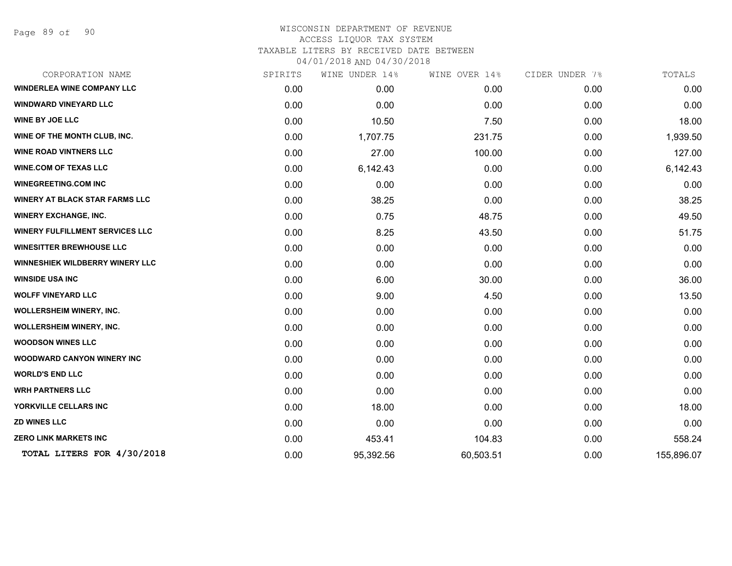WISCONSIN DEPARTMENT OF REVENUE
ACCESS LIQUOR TAX SYSTEM
TAXABLE LITERS BY RECEIVED DATE BETWEEN
04/01/2018 AND 04/30/2018

| CORPORATION NAME | SPIRITS | WINE UNDER 14% | WINE OVER 14% | CIDER UNDER 7% | TOTALS |
|---|---|---|---|---|---|
| WINDERLEA WINE COMPANY LLC | 0.00 | 0.00 | 0.00 | 0.00 | 0.00 |
| WINDWARD VINEYARD LLC | 0.00 | 0.00 | 0.00 | 0.00 | 0.00 |
| WINE BY JOE LLC | 0.00 | 10.50 | 7.50 | 0.00 | 18.00 |
| WINE OF THE MONTH CLUB, INC. | 0.00 | 1,707.75 | 231.75 | 0.00 | 1,939.50 |
| WINE ROAD VINTNERS LLC | 0.00 | 27.00 | 100.00 | 0.00 | 127.00 |
| WINE.COM OF TEXAS LLC | 0.00 | 6,142.43 | 0.00 | 0.00 | 6,142.43 |
| WINEGREETING.COM INC | 0.00 | 0.00 | 0.00 | 0.00 | 0.00 |
| WINERY AT BLACK STAR FARMS LLC | 0.00 | 38.25 | 0.00 | 0.00 | 38.25 |
| WINERY EXCHANGE, INC. | 0.00 | 0.75 | 48.75 | 0.00 | 49.50 |
| WINERY FULFILLMENT SERVICES LLC | 0.00 | 8.25 | 43.50 | 0.00 | 51.75 |
| WINESITTER BREWHOUSE LLC | 0.00 | 0.00 | 0.00 | 0.00 | 0.00 |
| WINNESHIEK WILDBERRY WINERY LLC | 0.00 | 0.00 | 0.00 | 0.00 | 0.00 |
| WINSIDE USA INC | 0.00 | 6.00 | 30.00 | 0.00 | 36.00 |
| WOLFF VINEYARD LLC | 0.00 | 9.00 | 4.50 | 0.00 | 13.50 |
| WOLLERSHEIM WINERY, INC. | 0.00 | 0.00 | 0.00 | 0.00 | 0.00 |
| WOLLERSHEIM WINERY, INC. | 0.00 | 0.00 | 0.00 | 0.00 | 0.00 |
| WOODSON WINES LLC | 0.00 | 0.00 | 0.00 | 0.00 | 0.00 |
| WOODWARD CANYON WINERY INC | 0.00 | 0.00 | 0.00 | 0.00 | 0.00 |
| WORLD'S END LLC | 0.00 | 0.00 | 0.00 | 0.00 | 0.00 |
| WRH PARTNERS LLC | 0.00 | 0.00 | 0.00 | 0.00 | 0.00 |
| YORKVILLE CELLARS INC | 0.00 | 18.00 | 0.00 | 0.00 | 18.00 |
| ZD WINES LLC | 0.00 | 0.00 | 0.00 | 0.00 | 0.00 |
| ZERO LINK MARKETS INC | 0.00 | 453.41 | 104.83 | 0.00 | 558.24 |
| TOTAL LITERS FOR 4/30/2018 | 0.00 | 95,392.56 | 60,503.51 | 0.00 | 155,896.07 |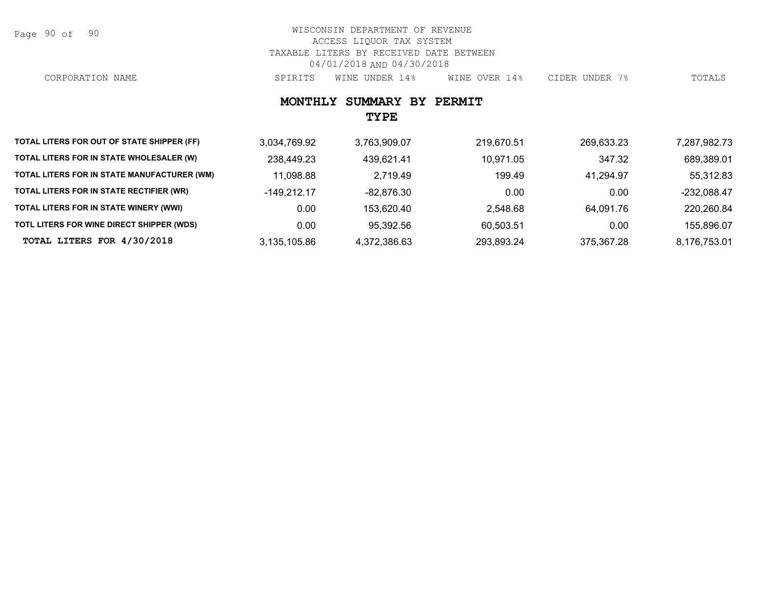WISCONSIN DEPARTMENT OF REVENUE
ACCESS LIQUOR TAX SYSTEM
TAXABLE LITERS BY RECEIVED DATE BETWEEN
04/01/2018 AND 04/30/2018

## MONTHLY SUMMARY BY PERMIT TYPE

| CORPORATION NAME | SPIRITS | WINE UNDER 14% | WINE OVER 14% | CIDER UNDER 7% | TOTALS |
|---|---|---|---|---|---|
| TOTAL LITERS FOR OUT OF STATE SHIPPER (FF) | 3,034,769.92 | 3,763,909.07 | 219,670.51 | 269,633.23 | 7,287,982.73 |
| TOTAL LITERS FOR IN STATE WHOLESALER (W) | 238,449.23 | 439,621.41 | 10,971.05 | 347.32 | 689,389.01 |
| TOTAL LITERS FOR IN STATE MANUFACTURER (WM) | 11,098.88 | 2,719.49 | 199.49 | 41,294.97 | 55,312.83 |
| TOTAL LITERS FOR IN STATE RECTIFIER (WR) | -149,212.17 | -82,876.30 | 0.00 | 0.00 | -232,088.47 |
| TOTAL LITERS FOR IN STATE WINERY (WWI) | 0.00 | 153,620.40 | 2,548.68 | 64,091.76 | 220,260.84 |
| TOTL LITERS FOR WINE DIRECT SHIPPER (WDS) | 0.00 | 95,392.56 | 60,503.51 | 0.00 | 155,896.07 |
| **TOTAL LITERS FOR 4/30/2018** | 3,135,105.86 | 4,372,386.63 | 293,893.24 | 375,367.28 | 8,176,753.01 |